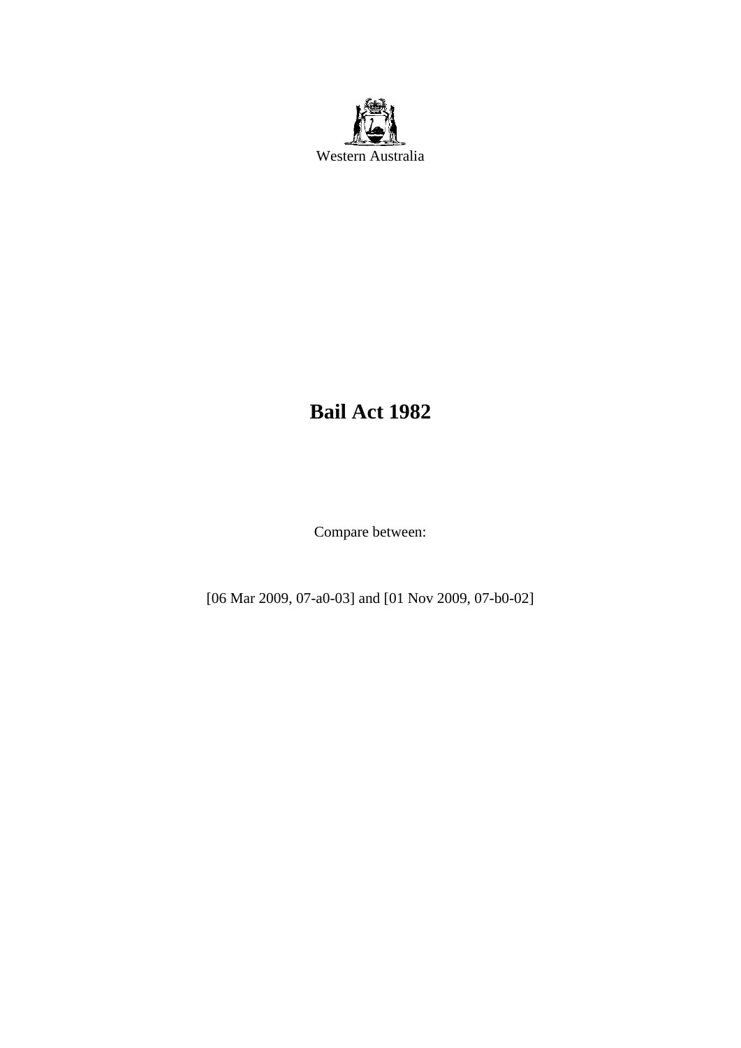Western Australia

# Bail Act 1982

Compare between:

[06 Mar 2009, 07-a0-03] and [01 Nov 2009, 07-b0-02]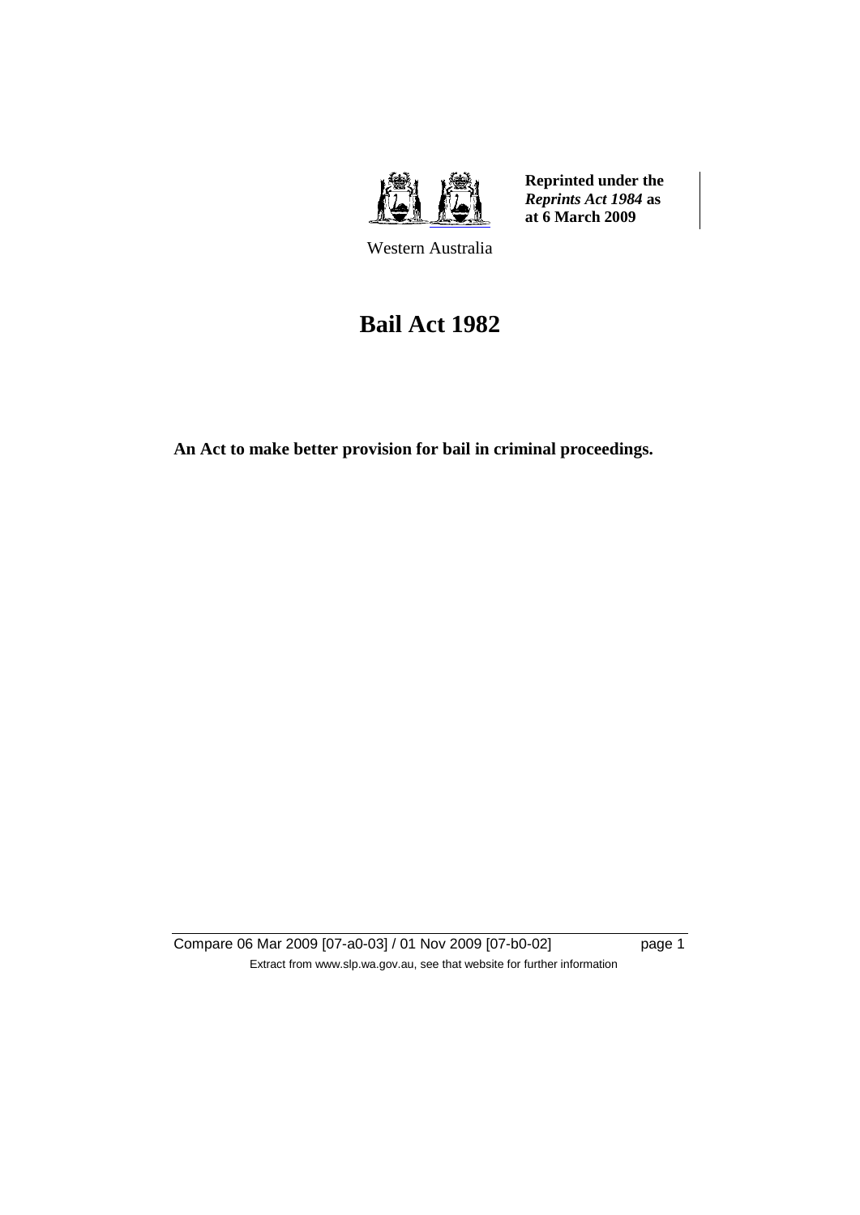**Reprinted under the *Reprints Act 1984* as at 6 March 2009**

Western Australia

# Bail Act 1982

**An Act to make better provision for bail in criminal proceedings.**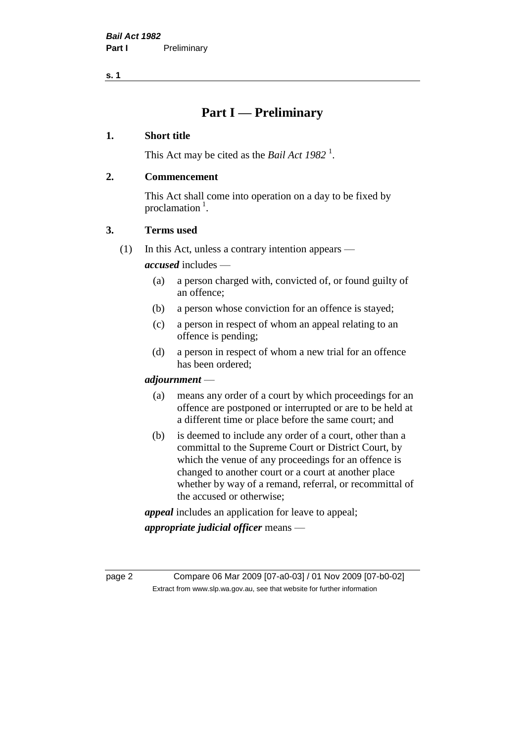# Part I — Preliminary

## 1. Short title

This Act may be cited as the *Bail Act 1982* [1].

## 2. Commencement

This Act shall come into operation on a day to be fixed by proclamation [1].

## 3. Terms used

(1) In this Act, unless a contrary intention appears —

***accused*** includes —

- (a) a person charged with, convicted of, or found guilty of an offence;
- (b) a person whose conviction for an offence is stayed;
- (c) a person in respect of whom an appeal relating to an offence is pending;
- (d) a person in respect of whom a new trial for an offence has been ordered;

***adjournment*** —

- (a) means any order of a court by which proceedings for an offence are postponed or interrupted or are to be held at a different time or place before the same court; and
- (b) is deemed to include any order of a court, other than a committal to the Supreme Court or District Court, by which the venue of any proceedings for an offence is changed to another court or a court at another place whether by way of a remand, referral, or recommittal of the accused or otherwise;

***appeal*** includes an application for leave to appeal;

***appropriate judicial officer*** means —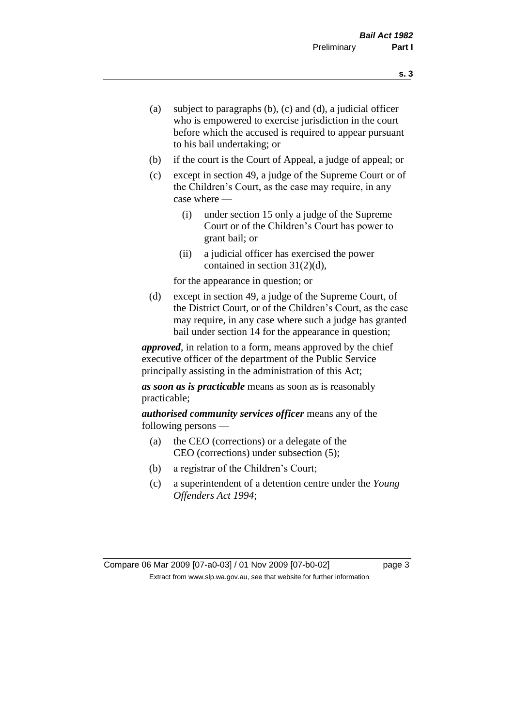(a) subject to paragraphs (b), (c) and (d), a judicial officer who is empowered to exercise jurisdiction in the court before which the accused is required to appear pursuant to his bail undertaking; or

(b) if the court is the Court of Appeal, a judge of appeal; or

(c) except in section 49, a judge of the Supreme Court or of the Children's Court, as the case may require, in any case where —

  (i) under section 15 only a judge of the Supreme Court or of the Children's Court has power to grant bail; or

  (ii) a judicial officer has exercised the power contained in section 31(2)(d),

for the appearance in question; or

(d) except in section 49, a judge of the Supreme Court, of the District Court, or of the Children's Court, as the case may require, in any case where such a judge has granted bail under section 14 for the appearance in question;

***approved***, in relation to a form, means approved by the chief executive officer of the department of the Public Service principally assisting in the administration of this Act;

***as soon as is practicable*** means as soon as is reasonably practicable;

***authorised community services officer*** means any of the following persons —

(a) the CEO (corrections) or a delegate of the CEO (corrections) under subsection (5);

(b) a registrar of the Children's Court;

(c) a superintendent of a detention centre under the *Young Offenders Act 1994*;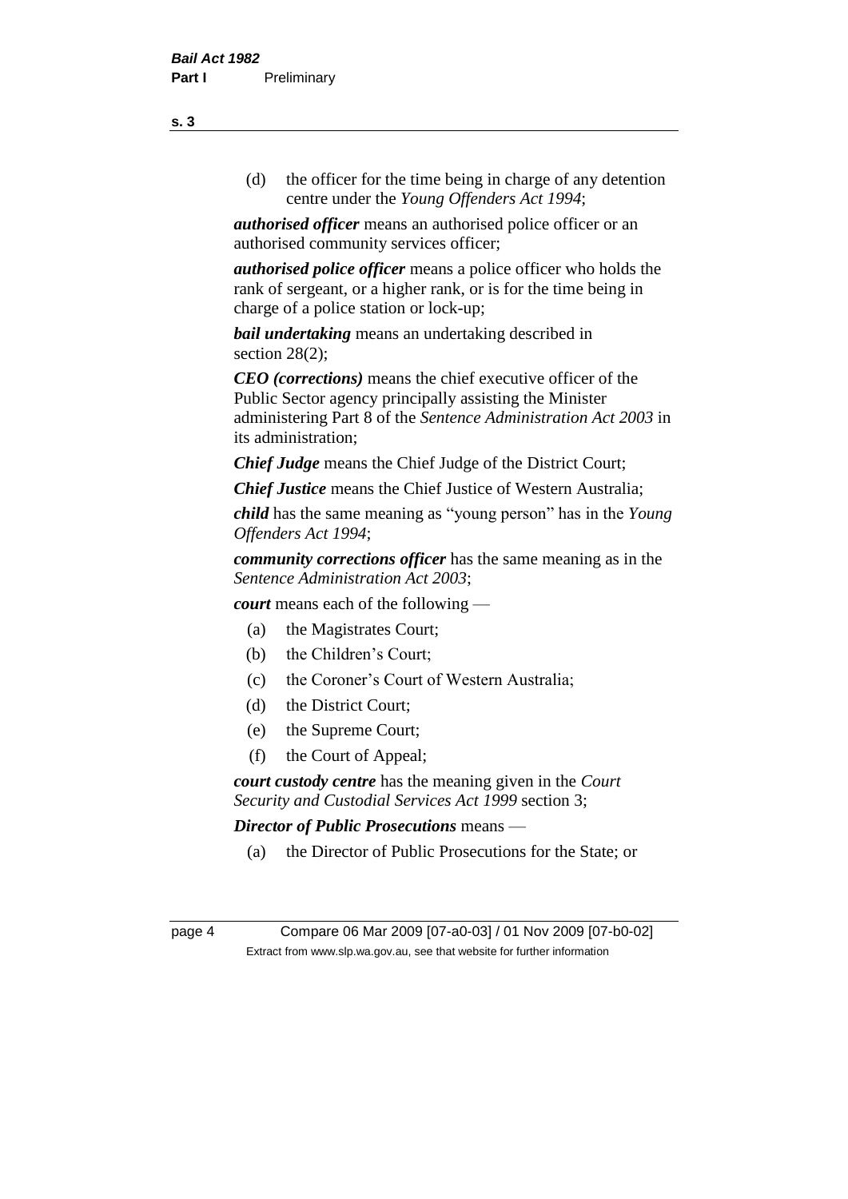(d) the officer for the time being in charge of any detention centre under the *Young Offenders Act 1994*;

***authorised officer*** means an authorised police officer or an authorised community services officer;

***authorised police officer*** means a police officer who holds the rank of sergeant, or a higher rank, or is for the time being in charge of a police station or lock-up;

***bail undertaking*** means an undertaking described in section 28(2);

***CEO (corrections)*** means the chief executive officer of the Public Sector agency principally assisting the Minister administering Part 8 of the *Sentence Administration Act 2003* in its administration;

***Chief Judge*** means the Chief Judge of the District Court;

***Chief Justice*** means the Chief Justice of Western Australia;

***child*** has the same meaning as "young person" has in the *Young Offenders Act 1994*;

***community corrections officer*** has the same meaning as in the *Sentence Administration Act 2003*;

***court*** means each of the following —

(a) the Magistrates Court;

(b) the Children's Court;

(c) the Coroner's Court of Western Australia;

(d) the District Court;

(e) the Supreme Court;

(f) the Court of Appeal;

***court custody centre*** has the meaning given in the *Court Security and Custodial Services Act 1999* section 3;

***Director of Public Prosecutions*** means —

(a) the Director of Public Prosecutions for the State; or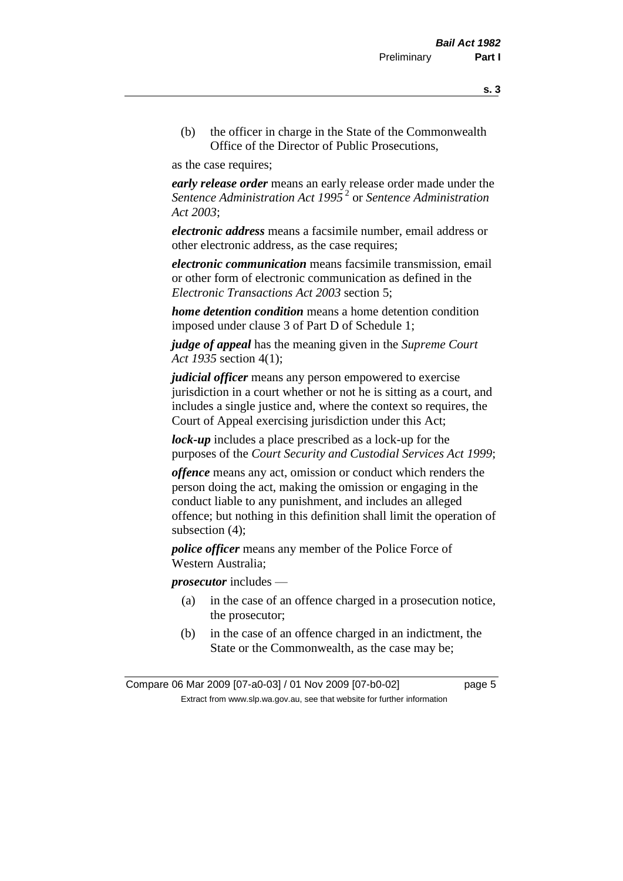(b) the officer in charge in the State of the Commonwealth Office of the Director of Public Prosecutions,

as the case requires;

***early release order*** means an early release order made under the *Sentence Administration Act 1995* [2] or *Sentence Administration Act 2003*;

***electronic address*** means a facsimile number, email address or other electronic address, as the case requires;

***electronic communication*** means facsimile transmission, email or other form of electronic communication as defined in the *Electronic Transactions Act 2003* section 5;

***home detention condition*** means a home detention condition imposed under clause 3 of Part D of Schedule 1;

***judge of appeal*** has the meaning given in the *Supreme Court Act 1935* section 4(1);

***judicial officer*** means any person empowered to exercise jurisdiction in a court whether or not he is sitting as a court, and includes a single justice and, where the context so requires, the Court of Appeal exercising jurisdiction under this Act;

***lock-up*** includes a place prescribed as a lock-up for the purposes of the *Court Security and Custodial Services Act 1999*;

***offence*** means any act, omission or conduct which renders the person doing the act, making the omission or engaging in the conduct liable to any punishment, and includes an alleged offence; but nothing in this definition shall limit the operation of subsection (4);

***police officer*** means any member of the Police Force of Western Australia;

***prosecutor*** includes —

(a) in the case of an offence charged in a prosecution notice, the prosecutor;

(b) in the case of an offence charged in an indictment, the State or the Commonwealth, as the case may be;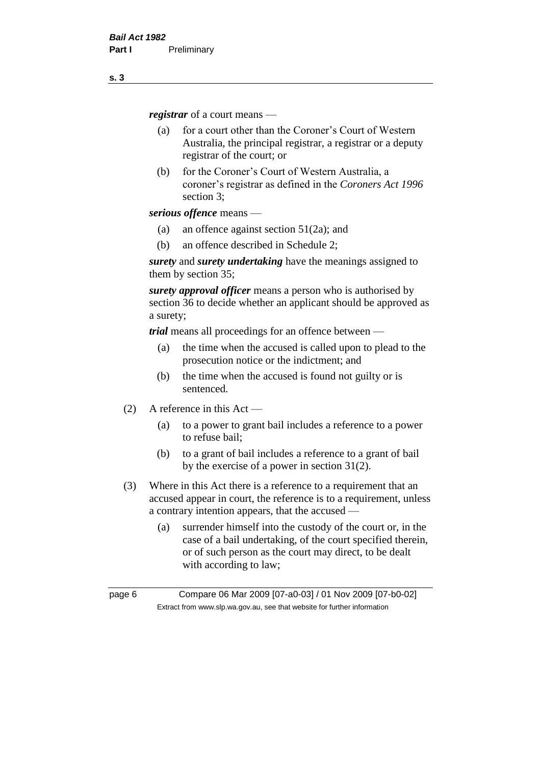***registrar*** of a court means —

(a) for a court other than the Coroner's Court of Western Australia, the principal registrar, a registrar or a deputy registrar of the court; or

(b) for the Coroner's Court of Western Australia, a coroner's registrar as defined in the *Coroners Act 1996* section 3;

***serious offence*** means —

(a) an offence against section 51(2a); and

(b) an offence described in Schedule 2;

***surety*** and ***surety undertaking*** have the meanings assigned to them by section 35;

***surety approval officer*** means a person who is authorised by section 36 to decide whether an applicant should be approved as a surety;

***trial*** means all proceedings for an offence between —

(a) the time when the accused is called upon to plead to the prosecution notice or the indictment; and

(b) the time when the accused is found not guilty or is sentenced.

(2) A reference in this Act —

(a) to a power to grant bail includes a reference to a power to refuse bail;

(b) to a grant of bail includes a reference to a grant of bail by the exercise of a power in section 31(2).

(3) Where in this Act there is a reference to a requirement that an accused appear in court, the reference is to a requirement, unless a contrary intention appears, that the accused —

(a) surrender himself into the custody of the court or, in the case of a bail undertaking, of the court specified therein, or of such person as the court may direct, to be dealt with according to law;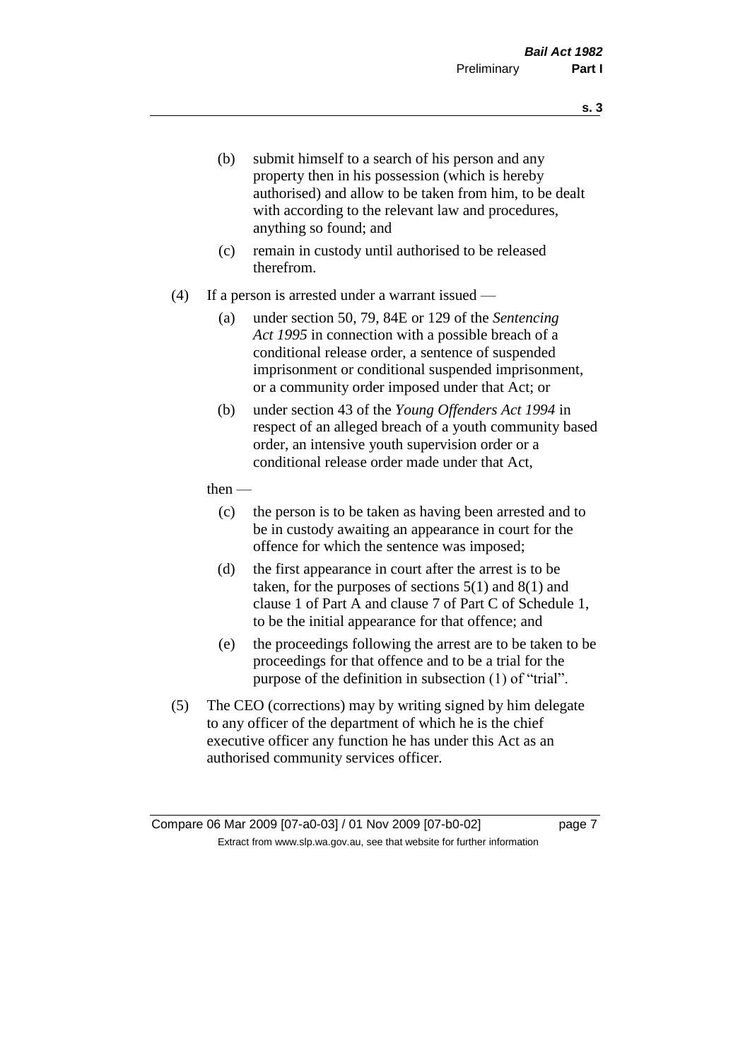(b) submit himself to a search of his person and any property then in his possession (which is hereby authorised) and allow to be taken from him, to be dealt with according to the relevant law and procedures, anything so found; and

(c) remain in custody until authorised to be released therefrom.

(4) If a person is arrested under a warrant issued —

(a) under section 50, 79, 84E or 129 of the *Sentencing Act 1995* in connection with a possible breach of a conditional release order, a sentence of suspended imprisonment or conditional suspended imprisonment, or a community order imposed under that Act; or

(b) under section 43 of the *Young Offenders Act 1994* in respect of an alleged breach of a youth community based order, an intensive youth supervision order or a conditional release order made under that Act,

then —

(c) the person is to be taken as having been arrested and to be in custody awaiting an appearance in court for the offence for which the sentence was imposed;

(d) the first appearance in court after the arrest is to be taken, for the purposes of sections 5(1) and 8(1) and clause 1 of Part A and clause 7 of Part C of Schedule 1, to be the initial appearance for that offence; and

(e) the proceedings following the arrest are to be taken to be proceedings for that offence and to be a trial for the purpose of the definition in subsection (1) of "trial".

(5) The CEO (corrections) may by writing signed by him delegate to any officer of the department of which he is the chief executive officer any function he has under this Act as an authorised community services officer.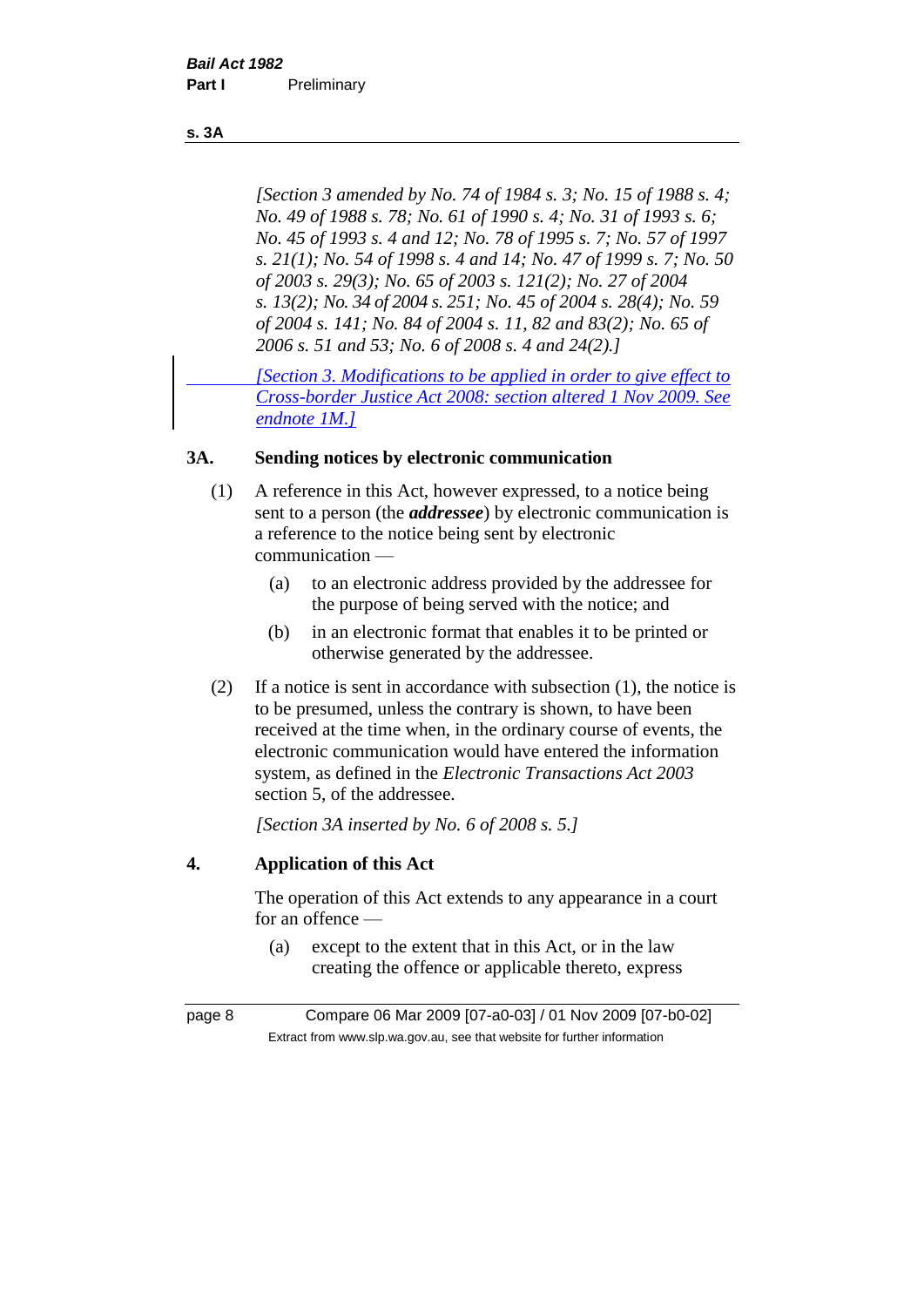*[Section 3 amended by No. 74 of 1984 s. 3; No. 15 of 1988 s. 4; No. 49 of 1988 s. 78; No. 61 of 1990 s. 4; No. 31 of 1993 s. 6; No. 45 of 1993 s. 4 and 12; No. 78 of 1995 s. 7; No. 57 of 1997 s. 21(1); No. 54 of 1998 s. 4 and 14; No. 47 of 1999 s. 7; No. 50 of 2003 s. 29(3); No. 65 of 2003 s. 121(2); No. 27 of 2004 s. 13(2); No. 34 of 2004 s. 251; No. 45 of 2004 s. 28(4); No. 59 of 2004 s. 141; No. 84 of 2004 s. 11, 82 and 83(2); No. 65 of 2006 s. 51 and 53; No. 6 of 2008 s. 4 and 24(2).]*

*[Section 3. Modifications to be applied in order to give effect to Cross-border Justice Act 2008: section altered 1 Nov 2009. See endnote 1M.]*

## 3A. Sending notices by electronic communication

(1) A reference in this Act, however expressed, to a notice being sent to a person (the ***addressee***) by electronic communication is a reference to the notice being sent by electronic communication —

- (a) to an electronic address provided by the addressee for the purpose of being served with the notice; and
- (b) in an electronic format that enables it to be printed or otherwise generated by the addressee.

(2) If a notice is sent in accordance with subsection (1), the notice is to be presumed, unless the contrary is shown, to have been received at the time when, in the ordinary course of events, the electronic communication would have entered the information system, as defined in the *Electronic Transactions Act 2003* section 5, of the addressee.

*[Section 3A inserted by No. 6 of 2008 s. 5.]*

## 4. Application of this Act

The operation of this Act extends to any appearance in a court for an offence —

- (a) except to the extent that in this Act, or in the law creating the offence or applicable thereto, express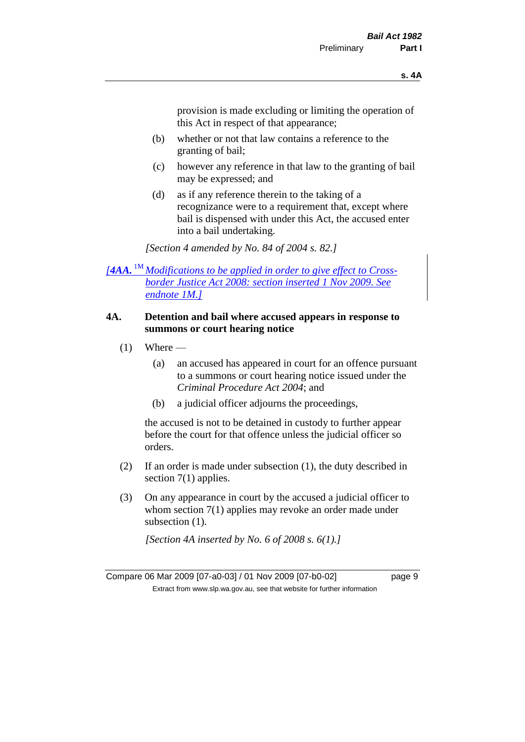provision is made excluding or limiting the operation of this Act in respect of that appearance;

(b) whether or not that law contains a reference to the granting of bail;

(c) however any reference in that law to the granting of bail may be expressed; and

(d) as if any reference therein to the taking of a recognizance were to a requirement that, except where bail is dispensed with under this Act, the accused enter into a bail undertaking.

*[Section 4 amended by No. 84 of 2004 s. 82.]*

*[**4AA.** [1M] Modifications to be applied in order to give effect to Cross-border Justice Act 2008: section inserted 1 Nov 2009. See endnote 1M.]*

**4A. Detention and bail where accused appears in response to summons or court hearing notice**

(1) Where —

(a) an accused has appeared in court for an offence pursuant to a summons or court hearing notice issued under the *Criminal Procedure Act 2004*; and

(b) a judicial officer adjourns the proceedings,

the accused is not to be detained in custody to further appear before the court for that offence unless the judicial officer so orders.

(2) If an order is made under subsection (1), the duty described in section 7(1) applies.

(3) On any appearance in court by the accused a judicial officer to whom section 7(1) applies may revoke an order made under subsection (1).

*[Section 4A inserted by No. 6 of 2008 s. 6(1).]*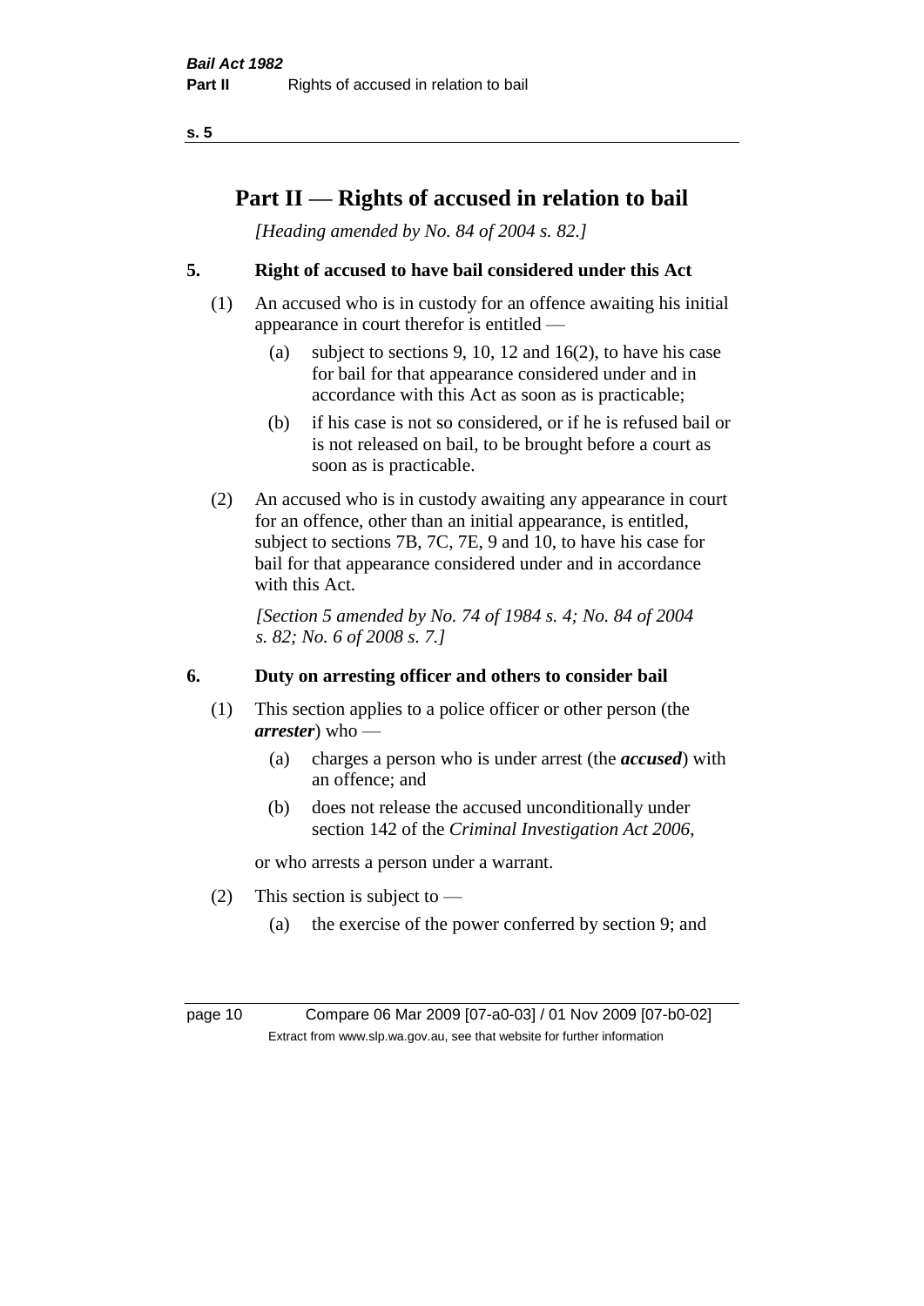# Part II — Rights of accused in relation to bail

*[Heading amended by No. 84 of 2004 s. 82.]*

## 5. Right of accused to have bail considered under this Act

(1) An accused who is in custody for an offence awaiting his initial appearance in court therefor is entitled —

  (a) subject to sections 9, 10, 12 and 16(2), to have his case for bail for that appearance considered under and in accordance with this Act as soon as is practicable;

  (b) if his case is not so considered, or if he is refused bail or is not released on bail, to be brought before a court as soon as is practicable.

(2) An accused who is in custody awaiting any appearance in court for an offence, other than an initial appearance, is entitled, subject to sections 7B, 7C, 7E, 9 and 10, to have his case for bail for that appearance considered under and in accordance with this Act.

*[Section 5 amended by No. 74 of 1984 s. 4; No. 84 of 2004 s. 82; No. 6 of 2008 s. 7.]*

## 6. Duty on arresting officer and others to consider bail

(1) This section applies to a police officer or other person (the ***arrester***) who —

  (a) charges a person who is under arrest (the ***accused***) with an offence; and

  (b) does not release the accused unconditionally under section 142 of the *Criminal Investigation Act 2006*,

or who arrests a person under a warrant.

(2) This section is subject to —

  (a) the exercise of the power conferred by section 9; and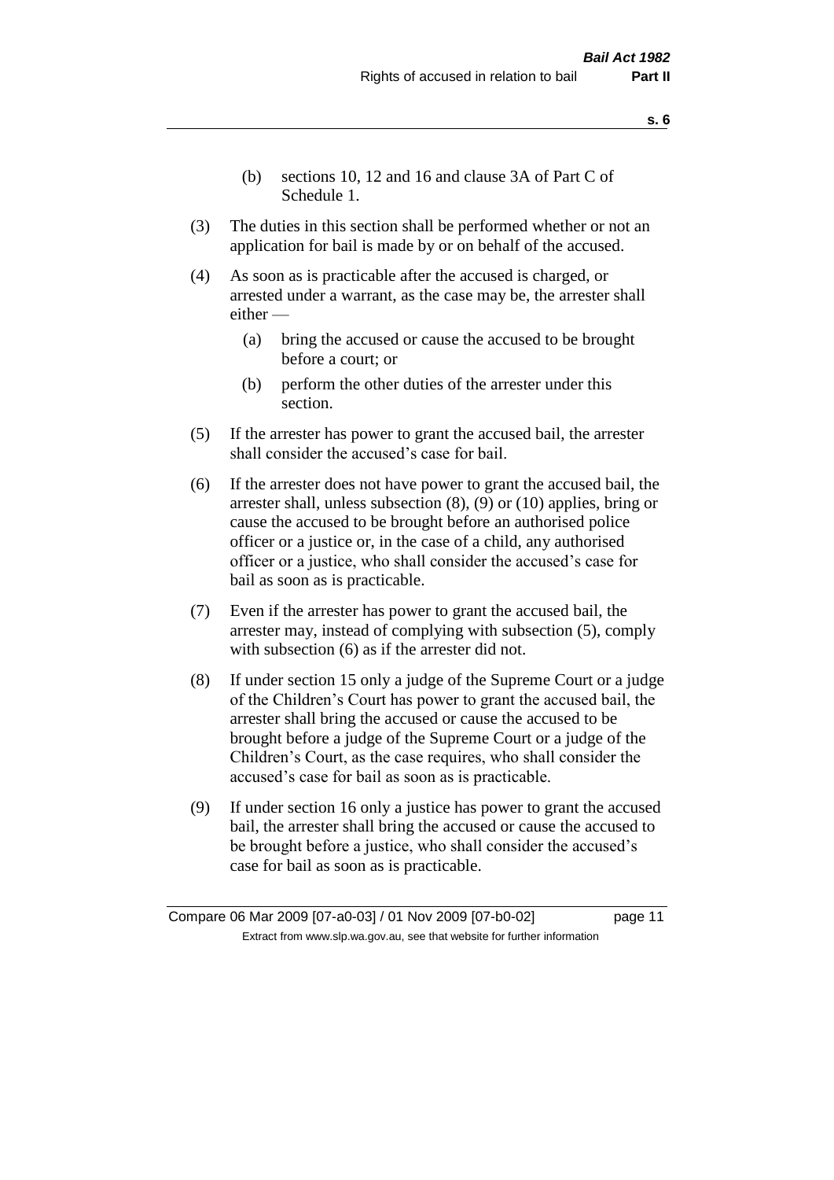(b) sections 10, 12 and 16 and clause 3A of Part C of Schedule 1.

(3) The duties in this section shall be performed whether or not an application for bail is made by or on behalf of the accused.

(4) As soon as is practicable after the accused is charged, or arrested under a warrant, as the case may be, the arrester shall either —

(a) bring the accused or cause the accused to be brought before a court; or

(b) perform the other duties of the arrester under this section.

(5) If the arrester has power to grant the accused bail, the arrester shall consider the accused's case for bail.

(6) If the arrester does not have power to grant the accused bail, the arrester shall, unless subsection (8), (9) or (10) applies, bring or cause the accused to be brought before an authorised police officer or a justice or, in the case of a child, any authorised officer or a justice, who shall consider the accused's case for bail as soon as is practicable.

(7) Even if the arrester has power to grant the accused bail, the arrester may, instead of complying with subsection (5), comply with subsection (6) as if the arrester did not.

(8) If under section 15 only a judge of the Supreme Court or a judge of the Children's Court has power to grant the accused bail, the arrester shall bring the accused or cause the accused to be brought before a judge of the Supreme Court or a judge of the Children's Court, as the case requires, who shall consider the accused's case for bail as soon as is practicable.

(9) If under section 16 only a justice has power to grant the accused bail, the arrester shall bring the accused or cause the accused to be brought before a justice, who shall consider the accused's case for bail as soon as is practicable.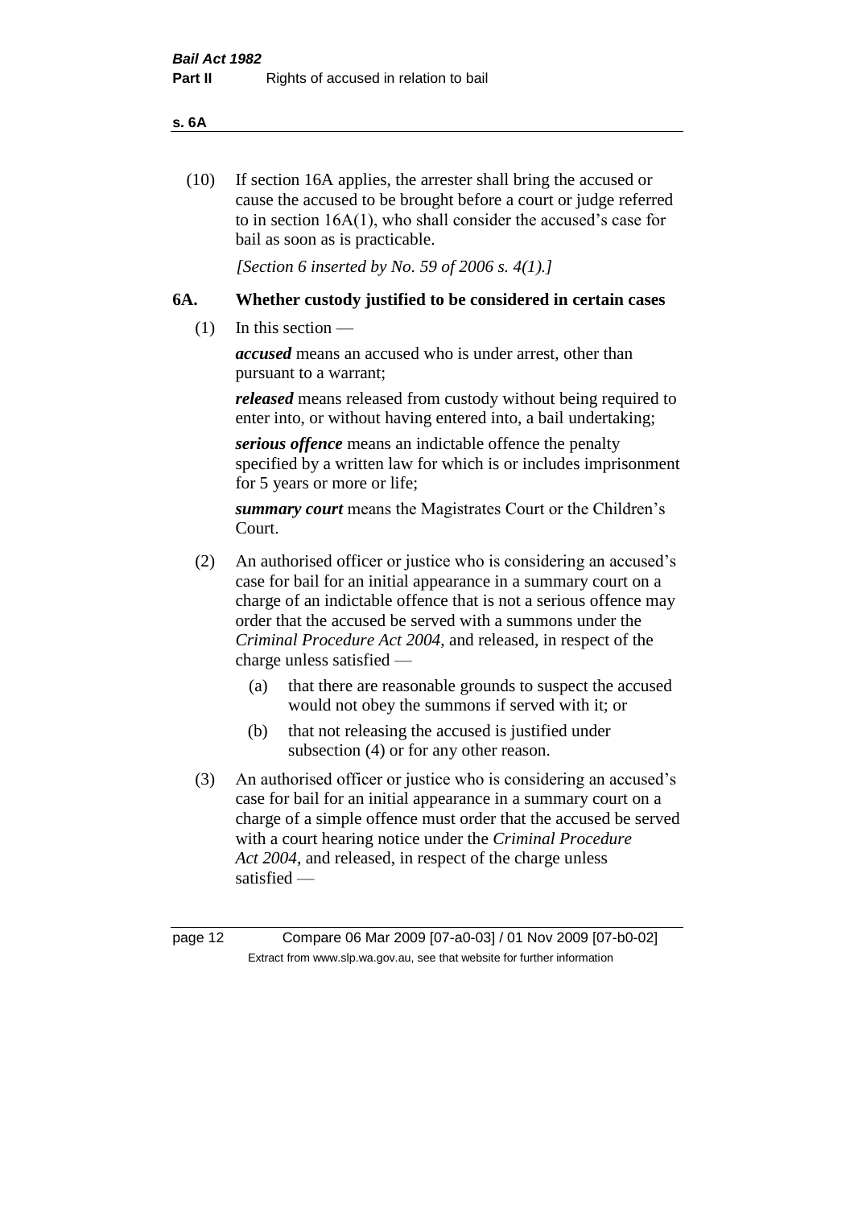(10) If section 16A applies, the arrester shall bring the accused or cause the accused to be brought before a court or judge referred to in section 16A(1), who shall consider the accused's case for bail as soon as is practicable.

*[Section 6 inserted by No. 59 of 2006 s. 4(1).]*

## 6A. Whether custody justified to be considered in certain cases

(1) In this section —

***accused*** means an accused who is under arrest, other than pursuant to a warrant;

***released*** means released from custody without being required to enter into, or without having entered into, a bail undertaking;

***serious offence*** means an indictable offence the penalty specified by a written law for which is or includes imprisonment for 5 years or more or life;

***summary court*** means the Magistrates Court or the Children's Court.

(2) An authorised officer or justice who is considering an accused's case for bail for an initial appearance in a summary court on a charge of an indictable offence that is not a serious offence may order that the accused be served with a summons under the *Criminal Procedure Act 2004*, and released, in respect of the charge unless satisfied —

  (a) that there are reasonable grounds to suspect the accused would not obey the summons if served with it; or

  (b) that not releasing the accused is justified under subsection (4) or for any other reason.

(3) An authorised officer or justice who is considering an accused's case for bail for an initial appearance in a summary court on a charge of a simple offence must order that the accused be served with a court hearing notice under the *Criminal Procedure Act 2004*, and released, in respect of the charge unless satisfied —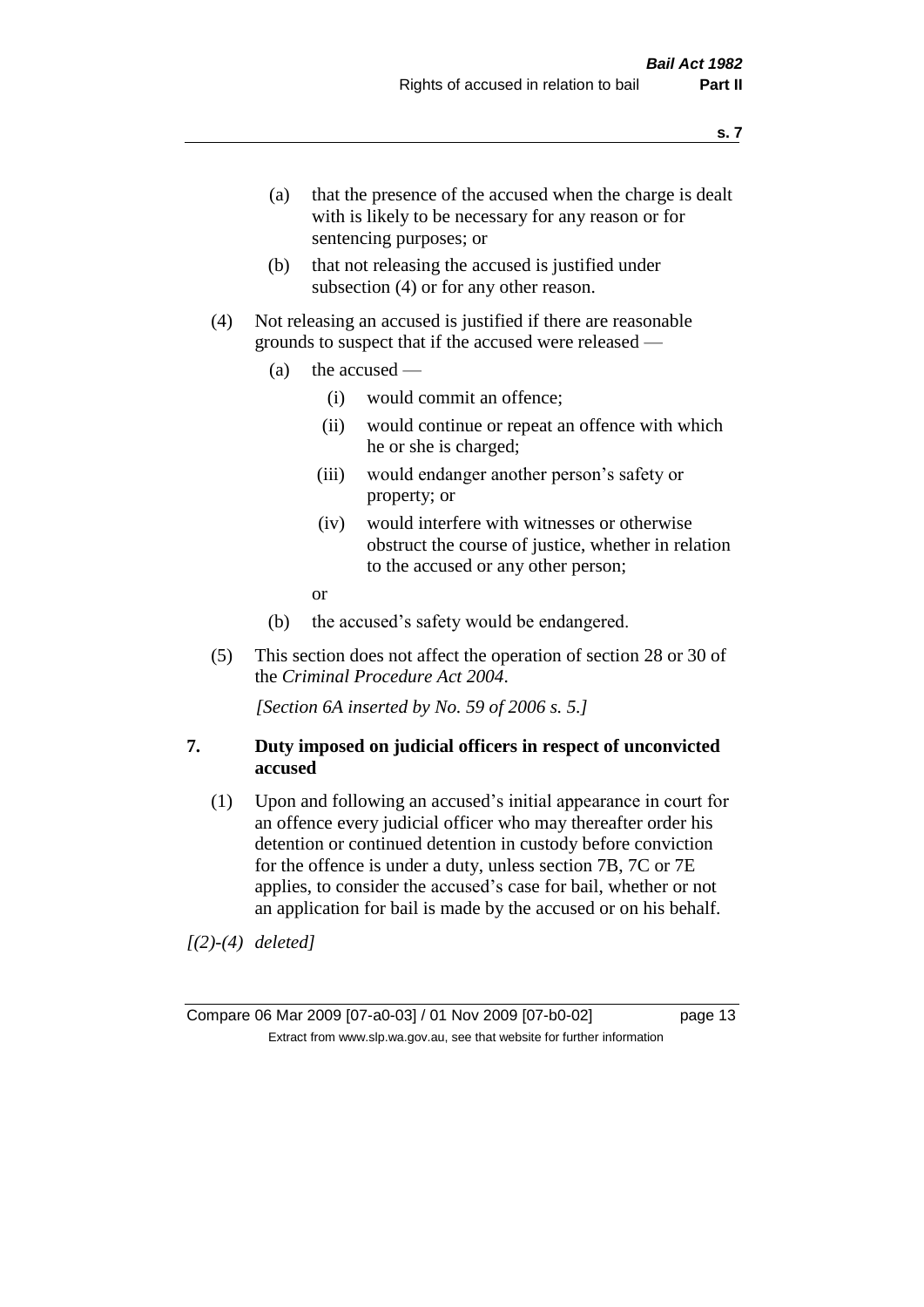(a) that the presence of the accused when the charge is dealt with is likely to be necessary for any reason or for sentencing purposes; or

(b) that not releasing the accused is justified under subsection (4) or for any other reason.

(4) Not releasing an accused is justified if there are reasonable grounds to suspect that if the accused were released —

(a) the accused —

(i) would commit an offence;

(ii) would continue or repeat an offence with which he or she is charged;

(iii) would endanger another person's safety or property; or

(iv) would interfere with witnesses or otherwise obstruct the course of justice, whether in relation to the accused or any other person;

or

(b) the accused's safety would be endangered.

(5) This section does not affect the operation of section 28 or 30 of the *Criminal Procedure Act 2004*.

*[Section 6A inserted by No. 59 of 2006 s. 5.]*

## 7. Duty imposed on judicial officers in respect of unconvicted accused

(1) Upon and following an accused's initial appearance in court for an offence every judicial officer who may thereafter order his detention or continued detention in custody before conviction for the offence is under a duty, unless section 7B, 7C or 7E applies, to consider the accused's case for bail, whether or not an application for bail is made by the accused or on his behalf.

*[(2)-(4) deleted]*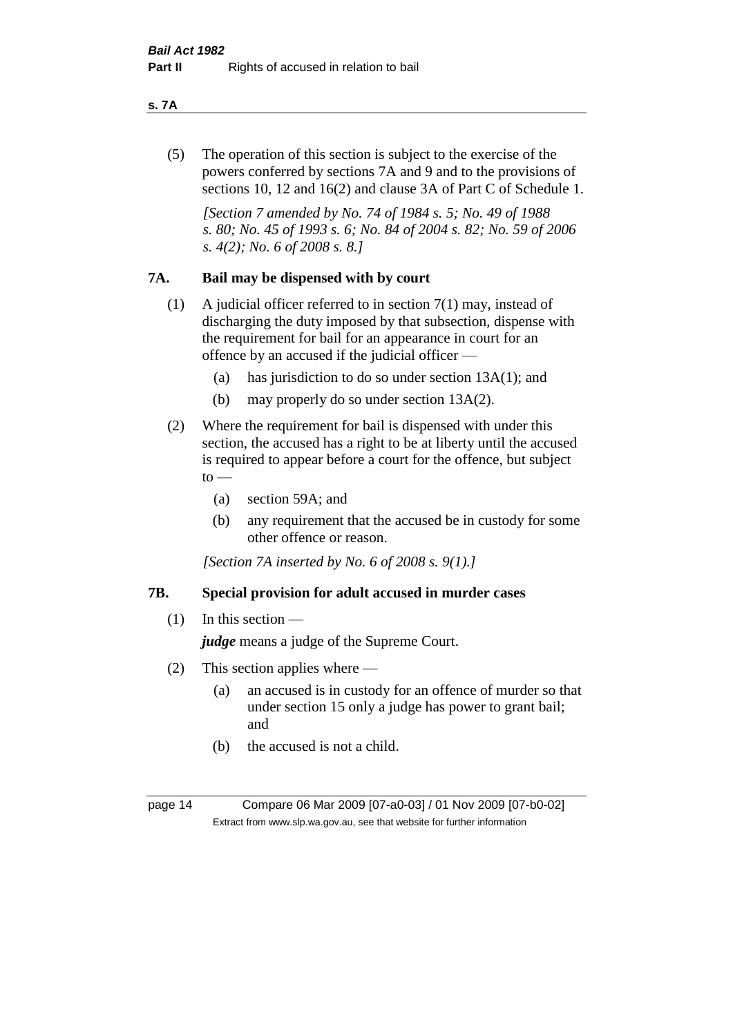(5) The operation of this section is subject to the exercise of the powers conferred by sections 7A and 9 and to the provisions of sections 10, 12 and 16(2) and clause 3A of Part C of Schedule 1.

*[Section 7 amended by No. 74 of 1984 s. 5; No. 49 of 1988 s. 80; No. 45 of 1993 s. 6; No. 84 of 2004 s. 82; No. 59 of 2006 s. 4(2); No. 6 of 2008 s. 8.]*

## 7A. Bail may be dispensed with by court

(1) A judicial officer referred to in section 7(1) may, instead of discharging the duty imposed by that subsection, dispense with the requirement for bail for an appearance in court for an offence by an accused if the judicial officer —

- (a) has jurisdiction to do so under section 13A(1); and
- (b) may properly do so under section 13A(2).

(2) Where the requirement for bail is dispensed with under this section, the accused has a right to be at liberty until the accused is required to appear before a court for the offence, but subject to —

- (a) section 59A; and
- (b) any requirement that the accused be in custody for some other offence or reason.

*[Section 7A inserted by No. 6 of 2008 s. 9(1).]*

## 7B. Special provision for adult accused in murder cases

(1) In this section —

***judge*** means a judge of the Supreme Court.

(2) This section applies where —

- (a) an accused is in custody for an offence of murder so that under section 15 only a judge has power to grant bail; and
- (b) the accused is not a child.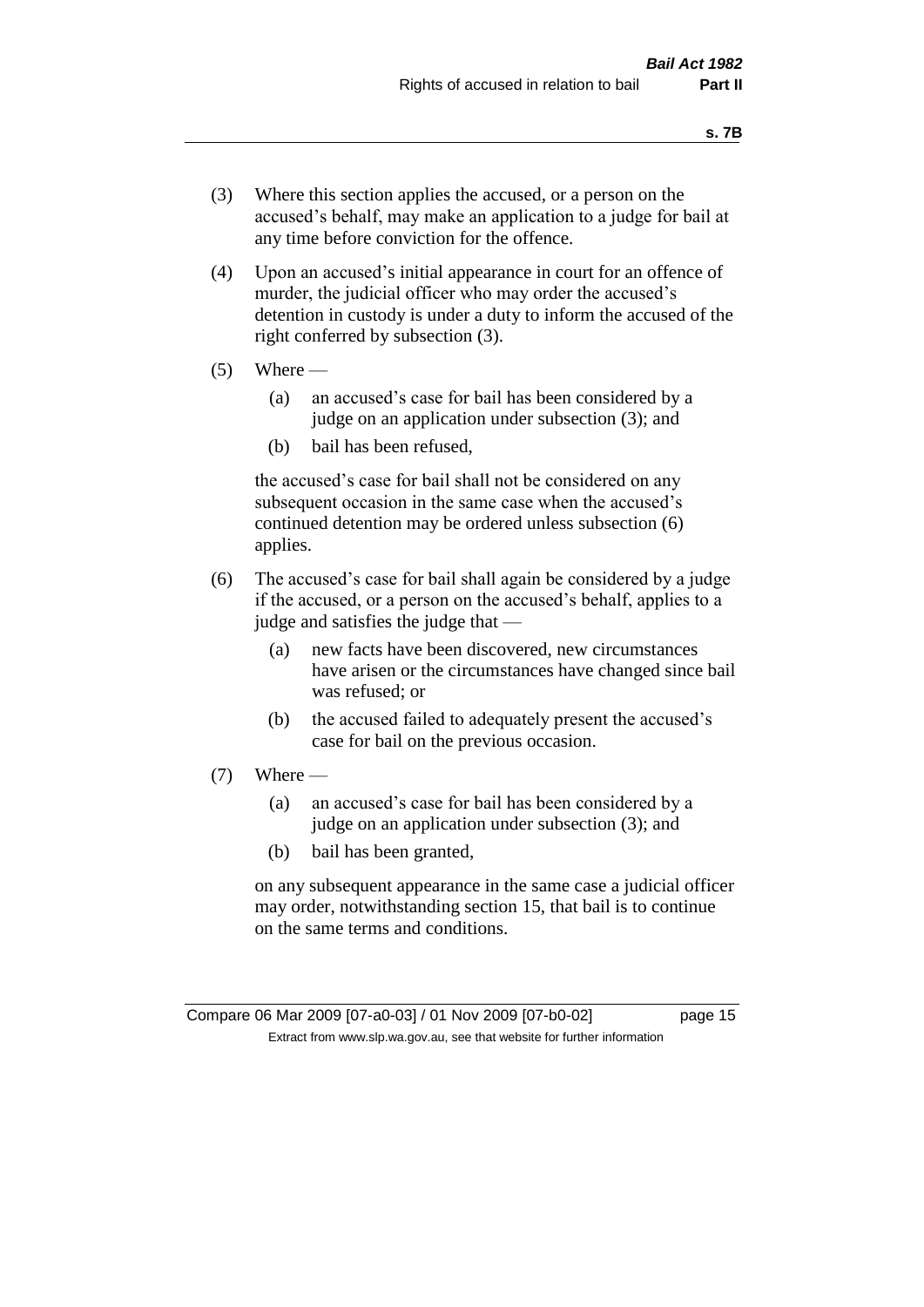(3) Where this section applies the accused, or a person on the accused's behalf, may make an application to a judge for bail at any time before conviction for the offence.

(4) Upon an accused's initial appearance in court for an offence of murder, the judicial officer who may order the accused's detention in custody is under a duty to inform the accused of the right conferred by subsection (3).

(5) Where —

(a) an accused's case for bail has been considered by a judge on an application under subsection (3); and

(b) bail has been refused,

the accused's case for bail shall not be considered on any subsequent occasion in the same case when the accused's continued detention may be ordered unless subsection (6) applies.

(6) The accused's case for bail shall again be considered by a judge if the accused, or a person on the accused's behalf, applies to a judge and satisfies the judge that —

(a) new facts have been discovered, new circumstances have arisen or the circumstances have changed since bail was refused; or

(b) the accused failed to adequately present the accused's case for bail on the previous occasion.

(7) Where —

(a) an accused's case for bail has been considered by a judge on an application under subsection (3); and

(b) bail has been granted,

on any subsequent appearance in the same case a judicial officer may order, notwithstanding section 15, that bail is to continue on the same terms and conditions.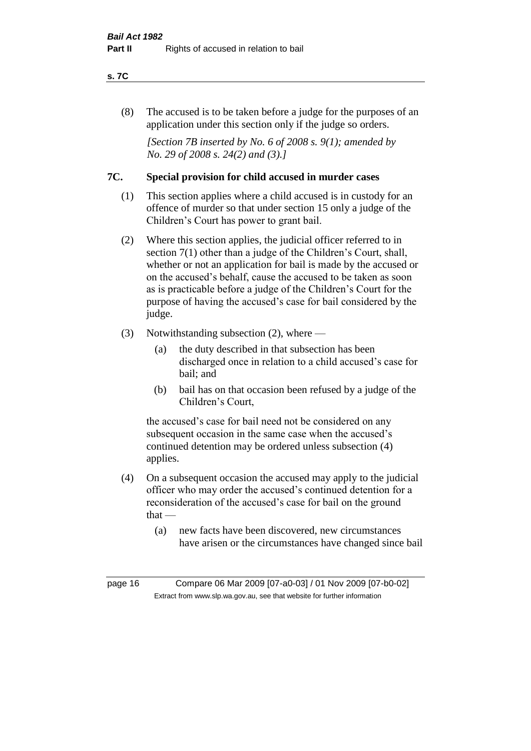(8) The accused is to be taken before a judge for the purposes of an application under this section only if the judge so orders.

*[Section 7B inserted by No. 6 of 2008 s. 9(1); amended by No. 29 of 2008 s. 24(2) and (3).]*

## 7C. Special provision for child accused in murder cases

(1) This section applies where a child accused is in custody for an offence of murder so that under section 15 only a judge of the Children's Court has power to grant bail.

(2) Where this section applies, the judicial officer referred to in section 7(1) other than a judge of the Children's Court, shall, whether or not an application for bail is made by the accused or on the accused's behalf, cause the accused to be taken as soon as is practicable before a judge of the Children's Court for the purpose of having the accused's case for bail considered by the judge.

(3) Notwithstanding subsection (2), where —

(a) the duty described in that subsection has been discharged once in relation to a child accused's case for bail; and

(b) bail has on that occasion been refused by a judge of the Children's Court,

the accused's case for bail need not be considered on any subsequent occasion in the same case when the accused's continued detention may be ordered unless subsection (4) applies.

(4) On a subsequent occasion the accused may apply to the judicial officer who may order the accused's continued detention for a reconsideration of the accused's case for bail on the ground that —

(a) new facts have been discovered, new circumstances have arisen or the circumstances have changed since bail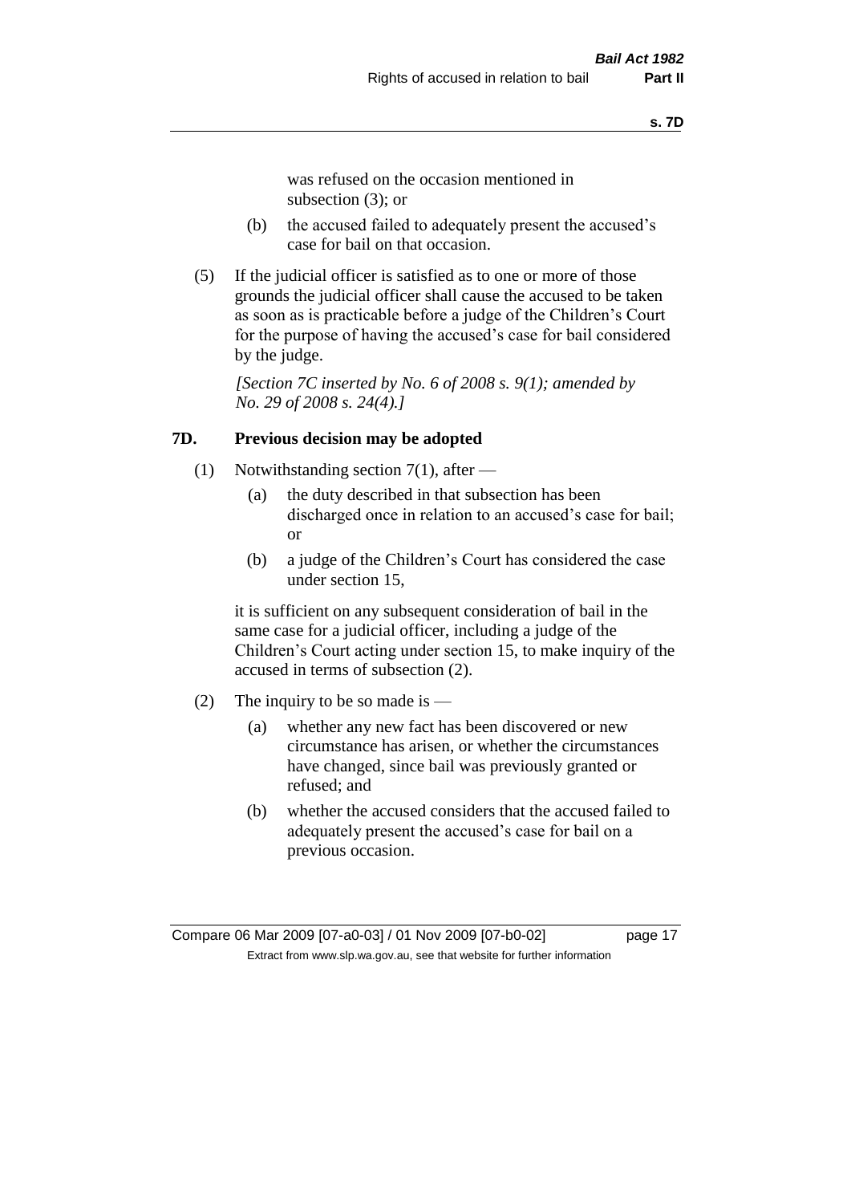was refused on the occasion mentioned in subsection (3); or

(b) the accused failed to adequately present the accused's case for bail on that occasion.

(5) If the judicial officer is satisfied as to one or more of those grounds the judicial officer shall cause the accused to be taken as soon as is practicable before a judge of the Children's Court for the purpose of having the accused's case for bail considered by the judge.

*[Section 7C inserted by No. 6 of 2008 s. 9(1); amended by No. 29 of 2008 s. 24(4).]*

## 7D. Previous decision may be adopted

(1) Notwithstanding section 7(1), after —

(a) the duty described in that subsection has been discharged once in relation to an accused's case for bail; or

(b) a judge of the Children's Court has considered the case under section 15,

it is sufficient on any subsequent consideration of bail in the same case for a judicial officer, including a judge of the Children's Court acting under section 15, to make inquiry of the accused in terms of subsection (2).

(2) The inquiry to be so made is —

(a) whether any new fact has been discovered or new circumstance has arisen, or whether the circumstances have changed, since bail was previously granted or refused; and

(b) whether the accused considers that the accused failed to adequately present the accused's case for bail on a previous occasion.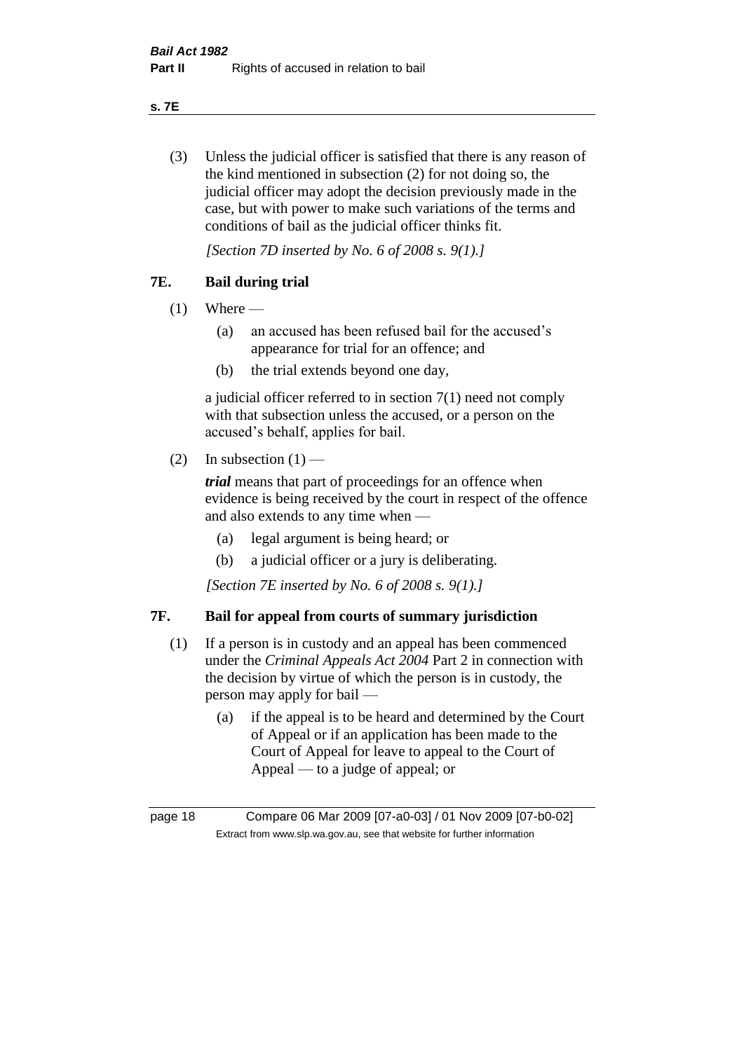(3) Unless the judicial officer is satisfied that there is any reason of the kind mentioned in subsection (2) for not doing so, the judicial officer may adopt the decision previously made in the case, but with power to make such variations of the terms and conditions of bail as the judicial officer thinks fit.

*[Section 7D inserted by No. 6 of 2008 s. 9(1).]*

## 7E. Bail during trial

(1) Where —

(a) an accused has been refused bail for the accused's appearance for trial for an offence; and

(b) the trial extends beyond one day,

a judicial officer referred to in section 7(1) need not comply with that subsection unless the accused, or a person on the accused's behalf, applies for bail.

(2) In subsection (1) —

***trial*** means that part of proceedings for an offence when evidence is being received by the court in respect of the offence and also extends to any time when —

(a) legal argument is being heard; or

(b) a judicial officer or a jury is deliberating.

*[Section 7E inserted by No. 6 of 2008 s. 9(1).]*

## 7F. Bail for appeal from courts of summary jurisdiction

(1) If a person is in custody and an appeal has been commenced under the *Criminal Appeals Act 2004* Part 2 in connection with the decision by virtue of which the person is in custody, the person may apply for bail —

(a) if the appeal is to be heard and determined by the Court of Appeal or if an application has been made to the Court of Appeal for leave to appeal to the Court of Appeal — to a judge of appeal; or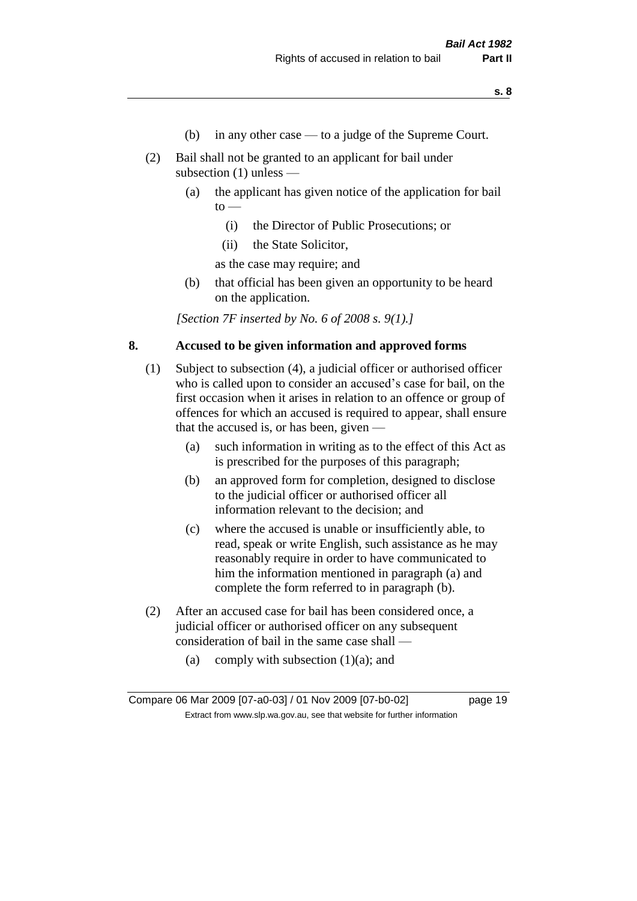(b) in any other case — to a judge of the Supreme Court.

(2) Bail shall not be granted to an applicant for bail under subsection (1) unless —

(a) the applicant has given notice of the application for bail to —

(i) the Director of Public Prosecutions; or

(ii) the State Solicitor,

as the case may require; and

(b) that official has been given an opportunity to be heard on the application.

*[Section 7F inserted by No. 6 of 2008 s. 9(1).]*

## 8. Accused to be given information and approved forms

(1) Subject to subsection (4), a judicial officer or authorised officer who is called upon to consider an accused's case for bail, on the first occasion when it arises in relation to an offence or group of offences for which an accused is required to appear, shall ensure that the accused is, or has been, given —

(a) such information in writing as to the effect of this Act as is prescribed for the purposes of this paragraph;

(b) an approved form for completion, designed to disclose to the judicial officer or authorised officer all information relevant to the decision; and

(c) where the accused is unable or insufficiently able, to read, speak or write English, such assistance as he may reasonably require in order to have communicated to him the information mentioned in paragraph (a) and complete the form referred to in paragraph (b).

(2) After an accused case for bail has been considered once, a judicial officer or authorised officer on any subsequent consideration of bail in the same case shall —

(a) comply with subsection (1)(a); and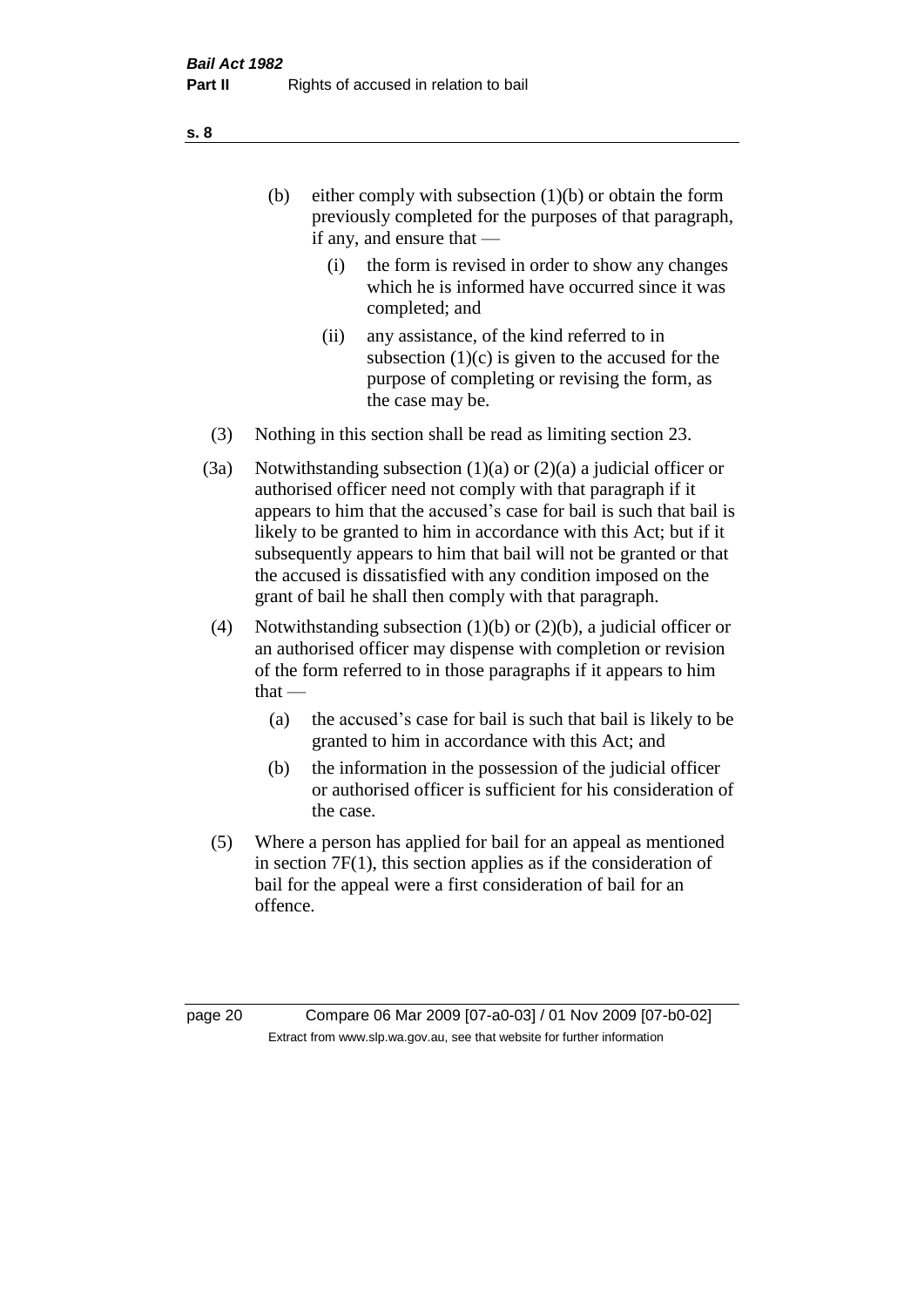(b) either comply with subsection (1)(b) or obtain the form previously completed for the purposes of that paragraph, if any, and ensure that —

   (i) the form is revised in order to show any changes which he is informed have occurred since it was completed; and

   (ii) any assistance, of the kind referred to in subsection (1)(c) is given to the accused for the purpose of completing or revising the form, as the case may be.

(3) Nothing in this section shall be read as limiting section 23.

(3a) Notwithstanding subsection (1)(a) or (2)(a) a judicial officer or authorised officer need not comply with that paragraph if it appears to him that the accused's case for bail is such that bail is likely to be granted to him in accordance with this Act; but if it subsequently appears to him that bail will not be granted or that the accused is dissatisfied with any condition imposed on the grant of bail he shall then comply with that paragraph.

(4) Notwithstanding subsection (1)(b) or (2)(b), a judicial officer or an authorised officer may dispense with completion or revision of the form referred to in those paragraphs if it appears to him that —

   (a) the accused's case for bail is such that bail is likely to be granted to him in accordance with this Act; and

   (b) the information in the possession of the judicial officer or authorised officer is sufficient for his consideration of the case.

(5) Where a person has applied for bail for an appeal as mentioned in section 7F(1), this section applies as if the consideration of bail for the appeal were a first consideration of bail for an offence.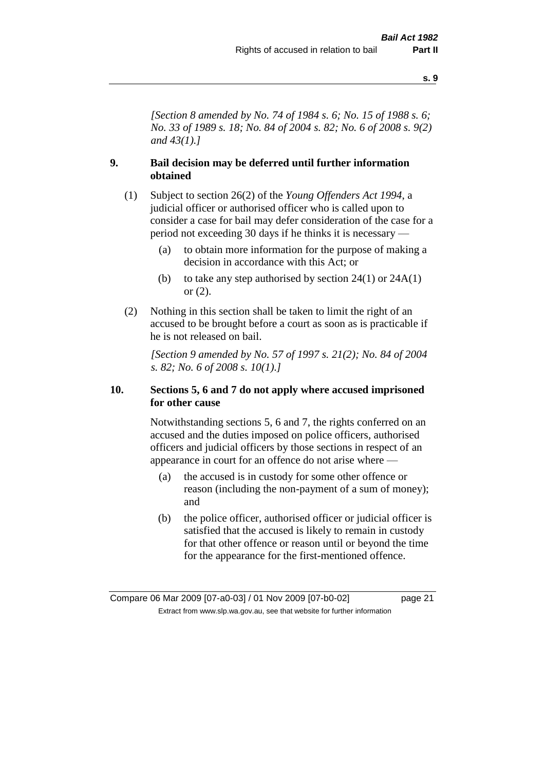*[Section 8 amended by No. 74 of 1984 s. 6; No. 15 of 1988 s. 6; No. 33 of 1989 s. 18; No. 84 of 2004 s. 82; No. 6 of 2008 s. 9(2) and 43(1).]*

## 9. Bail decision may be deferred until further information obtained

(1) Subject to section 26(2) of the *Young Offenders Act 1994*, a judicial officer or authorised officer who is called upon to consider a case for bail may defer consideration of the case for a period not exceeding 30 days if he thinks it is necessary —

- (a) to obtain more information for the purpose of making a decision in accordance with this Act; or
- (b) to take any step authorised by section 24(1) or 24A(1) or (2).

(2) Nothing in this section shall be taken to limit the right of an accused to be brought before a court as soon as is practicable if he is not released on bail.

*[Section 9 amended by No. 57 of 1997 s. 21(2); No. 84 of 2004 s. 82; No. 6 of 2008 s. 10(1).]*

## 10. Sections 5, 6 and 7 do not apply where accused imprisoned for other cause

Notwithstanding sections 5, 6 and 7, the rights conferred on an accused and the duties imposed on police officers, authorised officers and judicial officers by those sections in respect of an appearance in court for an offence do not arise where —

- (a) the accused is in custody for some other offence or reason (including the non-payment of a sum of money); and
- (b) the police officer, authorised officer or judicial officer is satisfied that the accused is likely to remain in custody for that other offence or reason until or beyond the time for the appearance for the first-mentioned offence.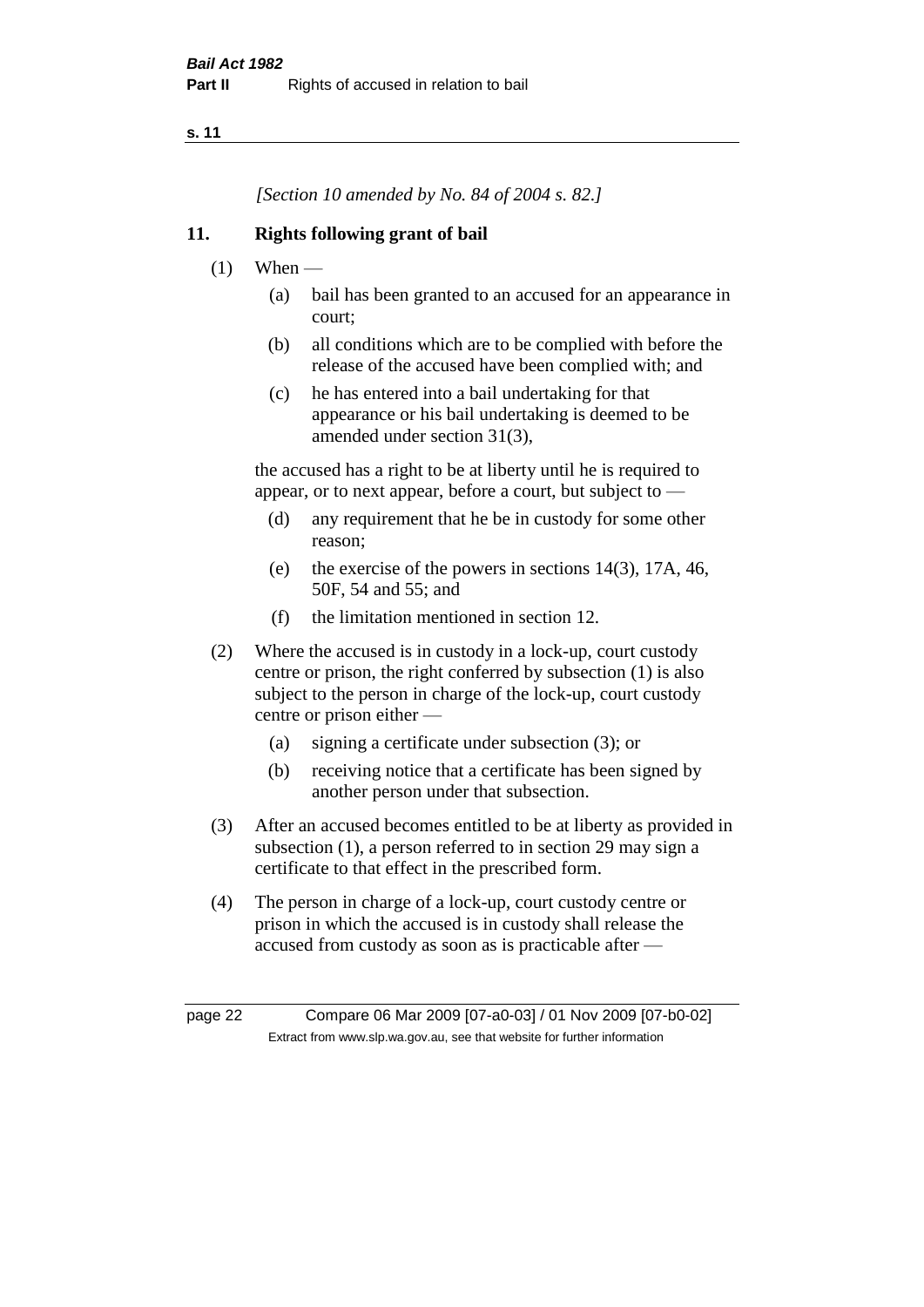*[Section 10 amended by No. 84 of 2004 s. 82.]*

## 11. Rights following grant of bail

(1) When —

(a) bail has been granted to an accused for an appearance in court;

(b) all conditions which are to be complied with before the release of the accused have been complied with; and

(c) he has entered into a bail undertaking for that appearance or his bail undertaking is deemed to be amended under section 31(3),

the accused has a right to be at liberty until he is required to appear, or to next appear, before a court, but subject to —

(d) any requirement that he be in custody for some other reason;

(e) the exercise of the powers in sections 14(3), 17A, 46, 50F, 54 and 55; and

(f) the limitation mentioned in section 12.

(2) Where the accused is in custody in a lock-up, court custody centre or prison, the right conferred by subsection (1) is also subject to the person in charge of the lock-up, court custody centre or prison either —

(a) signing a certificate under subsection (3); or

(b) receiving notice that a certificate has been signed by another person under that subsection.

(3) After an accused becomes entitled to be at liberty as provided in subsection (1), a person referred to in section 29 may sign a certificate to that effect in the prescribed form.

(4) The person in charge of a lock-up, court custody centre or prison in which the accused is in custody shall release the accused from custody as soon as is practicable after —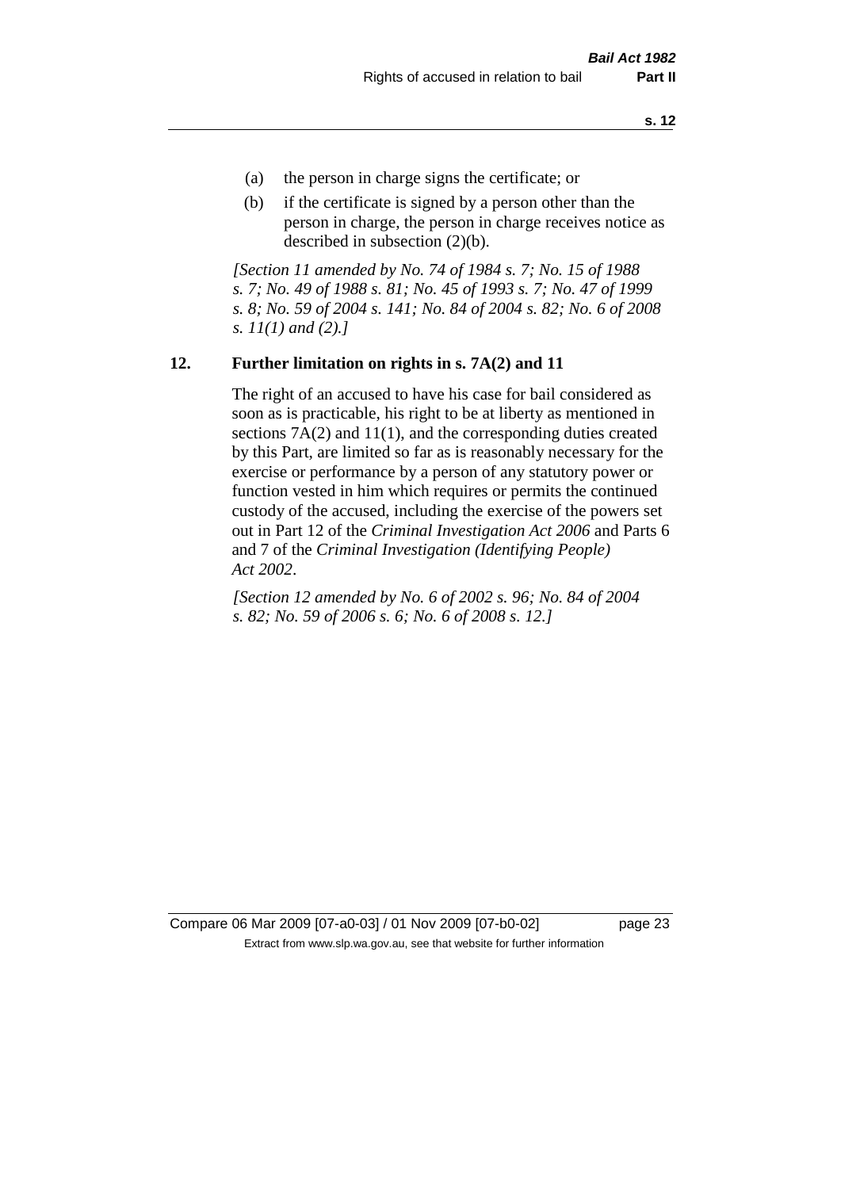(a) the person in charge signs the certificate; or

(b) if the certificate is signed by a person other than the person in charge, the person in charge receives notice as described in subsection (2)(b).

*[Section 11 amended by No. 74 of 1984 s. 7; No. 15 of 1988 s. 7; No. 49 of 1988 s. 81; No. 45 of 1993 s. 7; No. 47 of 1999 s. 8; No. 59 of 2004 s. 141; No. 84 of 2004 s. 82; No. 6 of 2008 s. 11(1) and (2).]*

## 12. Further limitation on rights in s. 7A(2) and 11

The right of an accused to have his case for bail considered as soon as is practicable, his right to be at liberty as mentioned in sections 7A(2) and 11(1), and the corresponding duties created by this Part, are limited so far as is reasonably necessary for the exercise or performance by a person of any statutory power or function vested in him which requires or permits the continued custody of the accused, including the exercise of the powers set out in Part 12 of the *Criminal Investigation Act 2006* and Parts 6 and 7 of the *Criminal Investigation (Identifying People) Act 2002*.

*[Section 12 amended by No. 6 of 2002 s. 96; No. 84 of 2004 s. 82; No. 59 of 2006 s. 6; No. 6 of 2008 s. 12.]*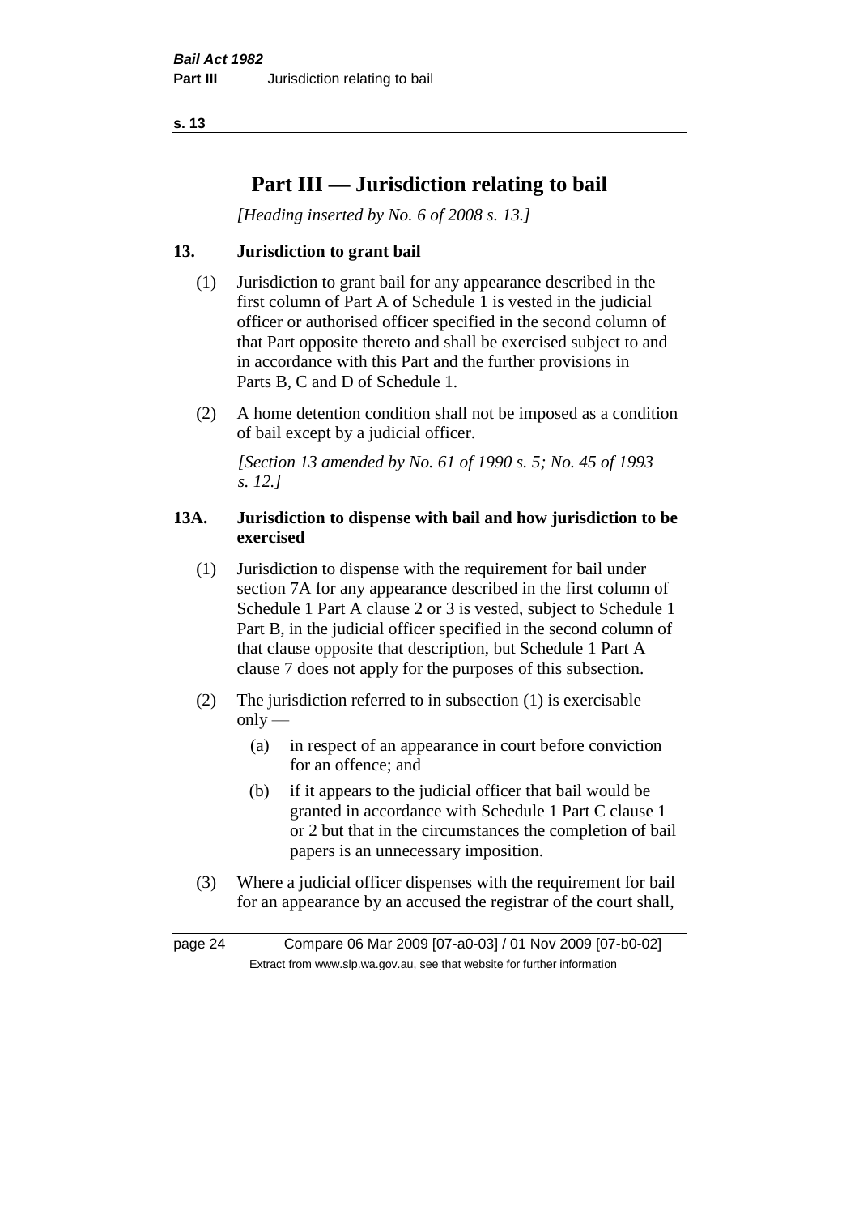# Part III — Jurisdiction relating to bail

*[Heading inserted by No. 6 of 2008 s. 13.]*

## 13. Jurisdiction to grant bail

(1) Jurisdiction to grant bail for any appearance described in the first column of Part A of Schedule 1 is vested in the judicial officer or authorised officer specified in the second column of that Part opposite thereto and shall be exercised subject to and in accordance with this Part and the further provisions in Parts B, C and D of Schedule 1.

(2) A home detention condition shall not be imposed as a condition of bail except by a judicial officer.

*[Section 13 amended by No. 61 of 1990 s. 5; No. 45 of 1993 s. 12.]*

## 13A. Jurisdiction to dispense with bail and how jurisdiction to be exercised

(1) Jurisdiction to dispense with the requirement for bail under section 7A for any appearance described in the first column of Schedule 1 Part A clause 2 or 3 is vested, subject to Schedule 1 Part B, in the judicial officer specified in the second column of that clause opposite that description, but Schedule 1 Part A clause 7 does not apply for the purposes of this subsection.

(2) The jurisdiction referred to in subsection (1) is exercisable only —

- (a) in respect of an appearance in court before conviction for an offence; and
- (b) if it appears to the judicial officer that bail would be granted in accordance with Schedule 1 Part C clause 1 or 2 but that in the circumstances the completion of bail papers is an unnecessary imposition.

(3) Where a judicial officer dispenses with the requirement for bail for an appearance by an accused the registrar of the court shall,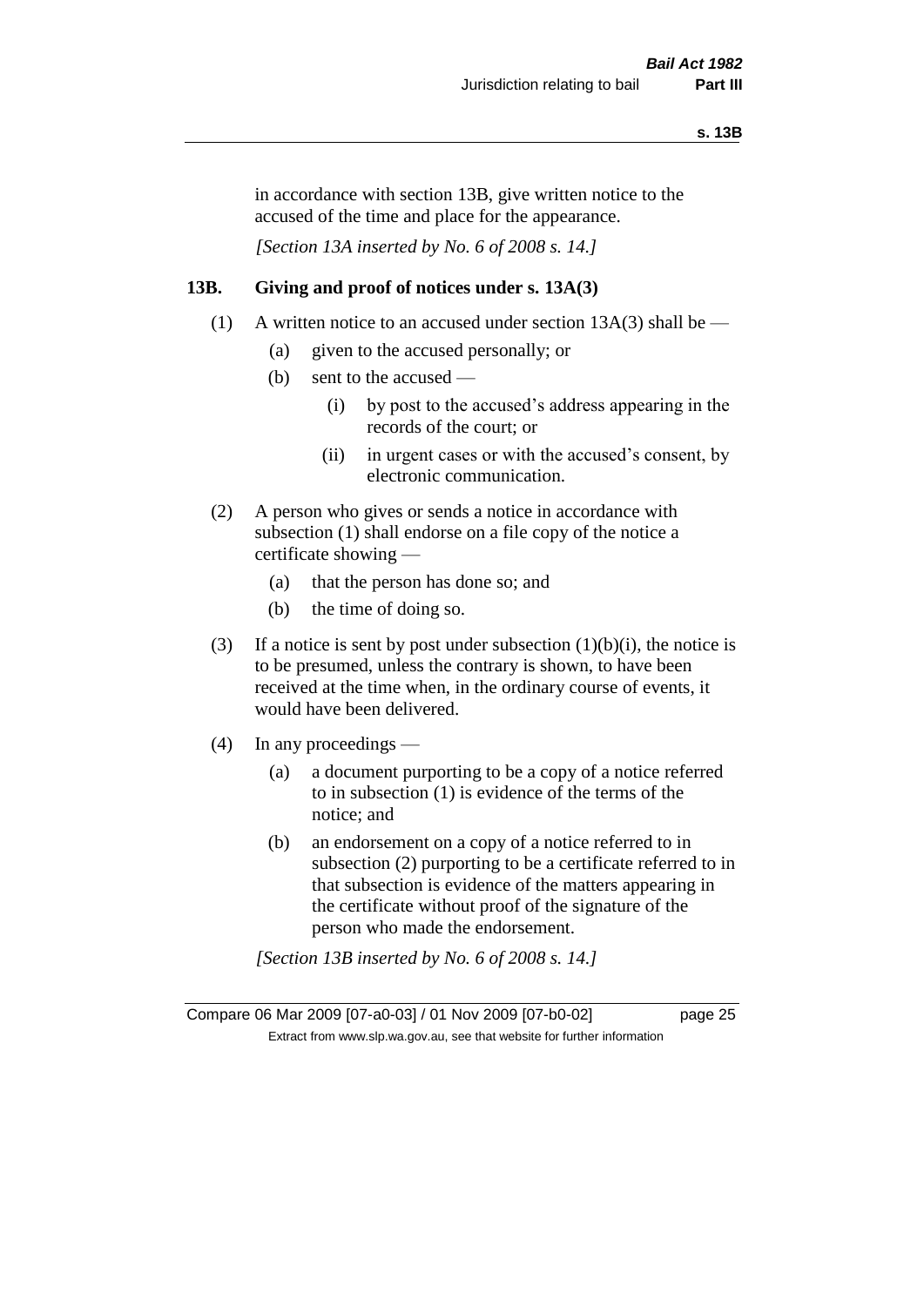in accordance with section 13B, give written notice to the accused of the time and place for the appearance.

*[Section 13A inserted by No. 6 of 2008 s. 14.]*

## 13B. Giving and proof of notices under s. 13A(3)

(1) A written notice to an accused under section 13A(3) shall be —

  (a) given to the accused personally; or

  (b) sent to the accused —

    (i) by post to the accused's address appearing in the records of the court; or

    (ii) in urgent cases or with the accused's consent, by electronic communication.

(2) A person who gives or sends a notice in accordance with subsection (1) shall endorse on a file copy of the notice a certificate showing —

  (a) that the person has done so; and

  (b) the time of doing so.

(3) If a notice is sent by post under subsection (1)(b)(i), the notice is to be presumed, unless the contrary is shown, to have been received at the time when, in the ordinary course of events, it would have been delivered.

(4) In any proceedings —

  (a) a document purporting to be a copy of a notice referred to in subsection (1) is evidence of the terms of the notice; and

  (b) an endorsement on a copy of a notice referred to in subsection (2) purporting to be a certificate referred to in that subsection is evidence of the matters appearing in the certificate without proof of the signature of the person who made the endorsement.

*[Section 13B inserted by No. 6 of 2008 s. 14.]*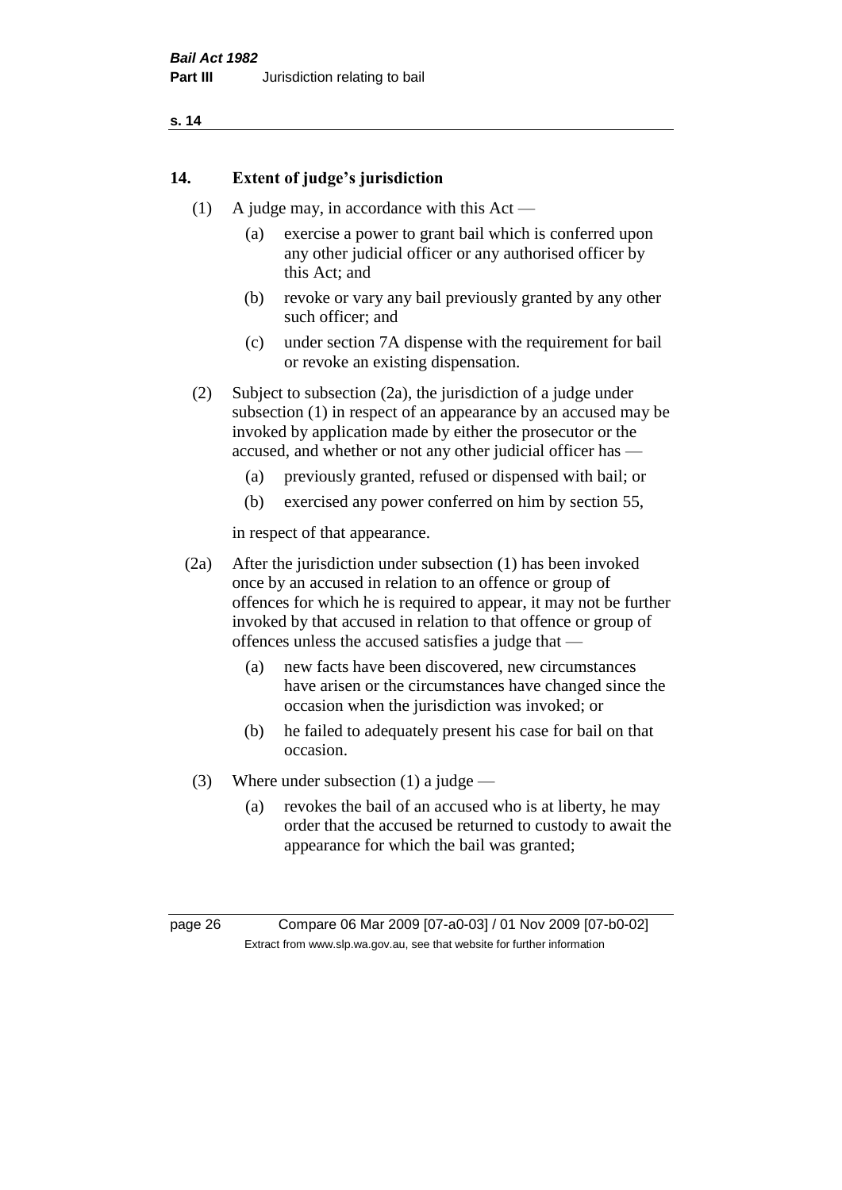## 14. Extent of judge's jurisdiction

(1) A judge may, in accordance with this Act —

(a) exercise a power to grant bail which is conferred upon any other judicial officer or any authorised officer by this Act; and

(b) revoke or vary any bail previously granted by any other such officer; and

(c) under section 7A dispense with the requirement for bail or revoke an existing dispensation.

(2) Subject to subsection (2a), the jurisdiction of a judge under subsection (1) in respect of an appearance by an accused may be invoked by application made by either the prosecutor or the accused, and whether or not any other judicial officer has —

(a) previously granted, refused or dispensed with bail; or

(b) exercised any power conferred on him by section 55,

in respect of that appearance.

(2a) After the jurisdiction under subsection (1) has been invoked once by an accused in relation to an offence or group of offences for which he is required to appear, it may not be further invoked by that accused in relation to that offence or group of offences unless the accused satisfies a judge that —

(a) new facts have been discovered, new circumstances have arisen or the circumstances have changed since the occasion when the jurisdiction was invoked; or

(b) he failed to adequately present his case for bail on that occasion.

(3) Where under subsection (1) a judge —

(a) revokes the bail of an accused who is at liberty, he may order that the accused be returned to custody to await the appearance for which the bail was granted;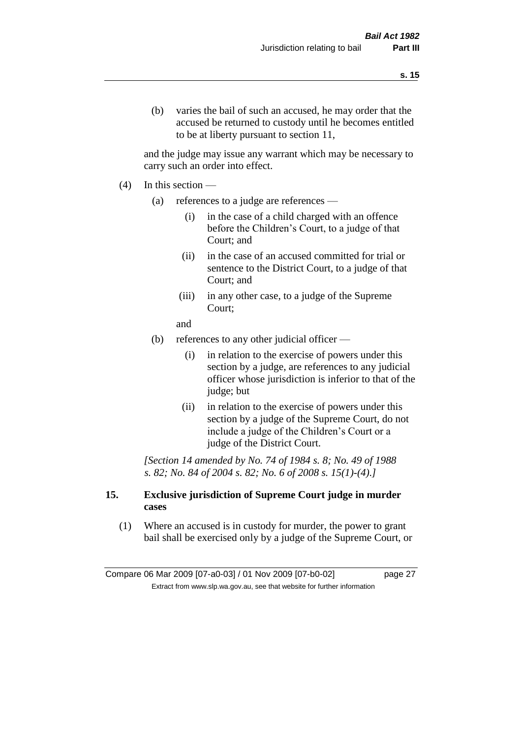(b) varies the bail of such an accused, he may order that the accused be returned to custody until he becomes entitled to be at liberty pursuant to section 11,

and the judge may issue any warrant which may be necessary to carry such an order into effect.

(4) In this section —

(a) references to a judge are references —

(i) in the case of a child charged with an offence before the Children's Court, to a judge of that Court; and

(ii) in the case of an accused committed for trial or sentence to the District Court, to a judge of that Court; and

(iii) in any other case, to a judge of the Supreme Court;

and

(b) references to any other judicial officer —

(i) in relation to the exercise of powers under this section by a judge, are references to any judicial officer whose jurisdiction is inferior to that of the judge; but

(ii) in relation to the exercise of powers under this section by a judge of the Supreme Court, do not include a judge of the Children's Court or a judge of the District Court.

*[Section 14 amended by No. 74 of 1984 s. 8; No. 49 of 1988 s. 82; No. 84 of 2004 s. 82; No. 6 of 2008 s. 15(1)-(4).]*

## 15. Exclusive jurisdiction of Supreme Court judge in murder cases

(1) Where an accused is in custody for murder, the power to grant bail shall be exercised only by a judge of the Supreme Court, or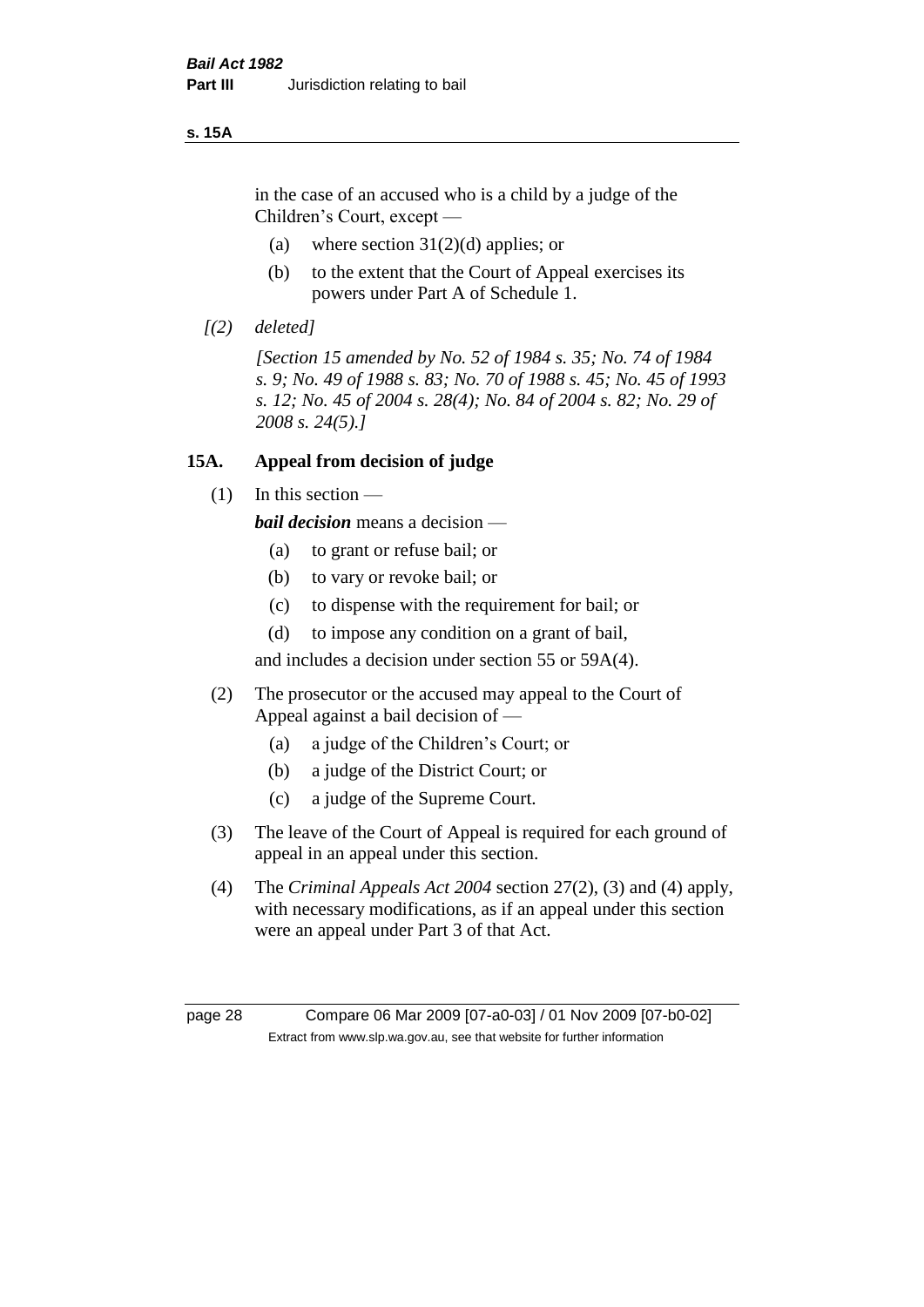in the case of an accused who is a child by a judge of the Children's Court, except —

(a) where section 31(2)(d) applies; or

(b) to the extent that the Court of Appeal exercises its powers under Part A of Schedule 1.

*[(2) deleted]*

*[Section 15 amended by No. 52 of 1984 s. 35; No. 74 of 1984 s. 9; No. 49 of 1988 s. 83; No. 70 of 1988 s. 45; No. 45 of 1993 s. 12; No. 45 of 2004 s. 28(4); No. 84 of 2004 s. 82; No. 29 of 2008 s. 24(5).]*

## 15A. Appeal from decision of judge

(1) In this section —

***bail decision*** means a decision —

(a) to grant or refuse bail; or

(b) to vary or revoke bail; or

(c) to dispense with the requirement for bail; or

(d) to impose any condition on a grant of bail,

and includes a decision under section 55 or 59A(4).

(2) The prosecutor or the accused may appeal to the Court of Appeal against a bail decision of —

(a) a judge of the Children's Court; or

(b) a judge of the District Court; or

(c) a judge of the Supreme Court.

(3) The leave of the Court of Appeal is required for each ground of appeal in an appeal under this section.

(4) The *Criminal Appeals Act 2004* section 27(2), (3) and (4) apply, with necessary modifications, as if an appeal under this section were an appeal under Part 3 of that Act.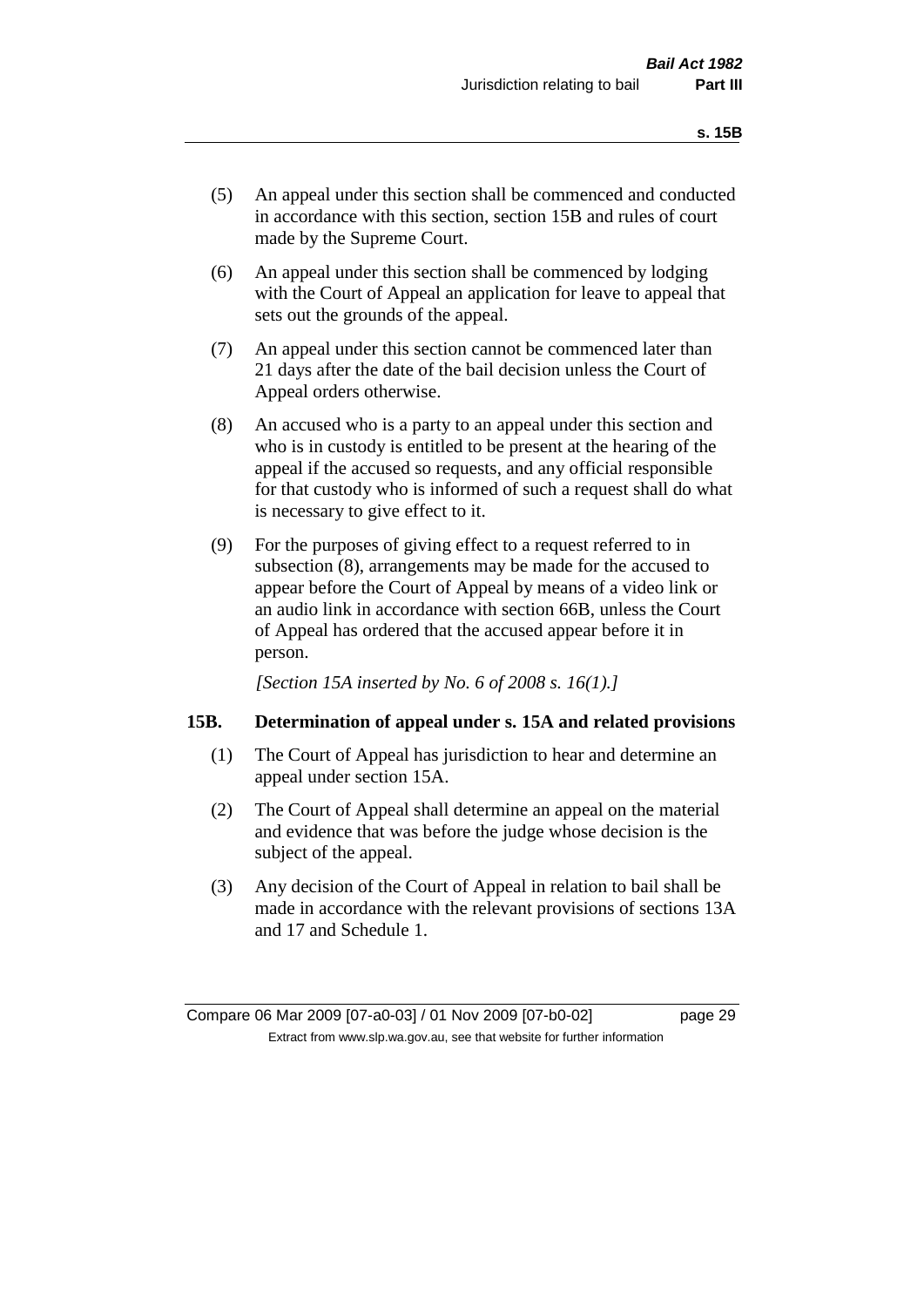(5) An appeal under this section shall be commenced and conducted in accordance with this section, section 15B and rules of court made by the Supreme Court.

(6) An appeal under this section shall be commenced by lodging with the Court of Appeal an application for leave to appeal that sets out the grounds of the appeal.

(7) An appeal under this section cannot be commenced later than 21 days after the date of the bail decision unless the Court of Appeal orders otherwise.

(8) An accused who is a party to an appeal under this section and who is in custody is entitled to be present at the hearing of the appeal if the accused so requests, and any official responsible for that custody who is informed of such a request shall do what is necessary to give effect to it.

(9) For the purposes of giving effect to a request referred to in subsection (8), arrangements may be made for the accused to appear before the Court of Appeal by means of a video link or an audio link in accordance with section 66B, unless the Court of Appeal has ordered that the accused appear before it in person.

*[Section 15A inserted by No. 6 of 2008 s. 16(1).]*

### 15B. Determination of appeal under s. 15A and related provisions

(1) The Court of Appeal has jurisdiction to hear and determine an appeal under section 15A.

(2) The Court of Appeal shall determine an appeal on the material and evidence that was before the judge whose decision is the subject of the appeal.

(3) Any decision of the Court of Appeal in relation to bail shall be made in accordance with the relevant provisions of sections 13A and 17 and Schedule 1.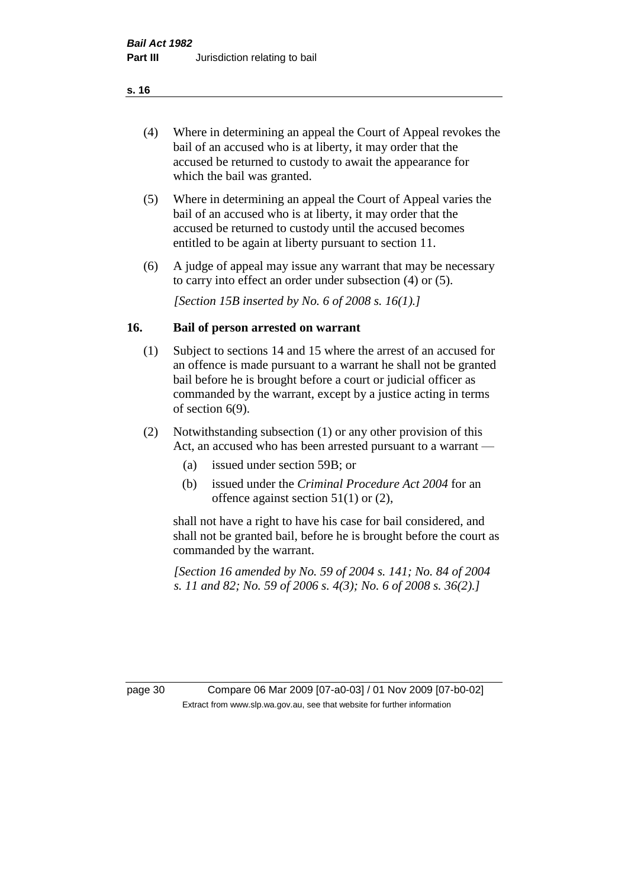(4) Where in determining an appeal the Court of Appeal revokes the bail of an accused who is at liberty, it may order that the accused be returned to custody to await the appearance for which the bail was granted.

(5) Where in determining an appeal the Court of Appeal varies the bail of an accused who is at liberty, it may order that the accused be returned to custody until the accused becomes entitled to be again at liberty pursuant to section 11.

(6) A judge of appeal may issue any warrant that may be necessary to carry into effect an order under subsection (4) or (5).

*[Section 15B inserted by No. 6 of 2008 s. 16(1).]*

## 16. Bail of person arrested on warrant

(1) Subject to sections 14 and 15 where the arrest of an accused for an offence is made pursuant to a warrant he shall not be granted bail before he is brought before a court or judicial officer as commanded by the warrant, except by a justice acting in terms of section 6(9).

(2) Notwithstanding subsection (1) or any other provision of this Act, an accused who has been arrested pursuant to a warrant —

(a) issued under section 59B; or

(b) issued under the *Criminal Procedure Act 2004* for an offence against section 51(1) or (2),

shall not have a right to have his case for bail considered, and shall not be granted bail, before he is brought before the court as commanded by the warrant.

*[Section 16 amended by No. 59 of 2004 s. 141; No. 84 of 2004 s. 11 and 82; No. 59 of 2006 s. 4(3); No. 6 of 2008 s. 36(2).]*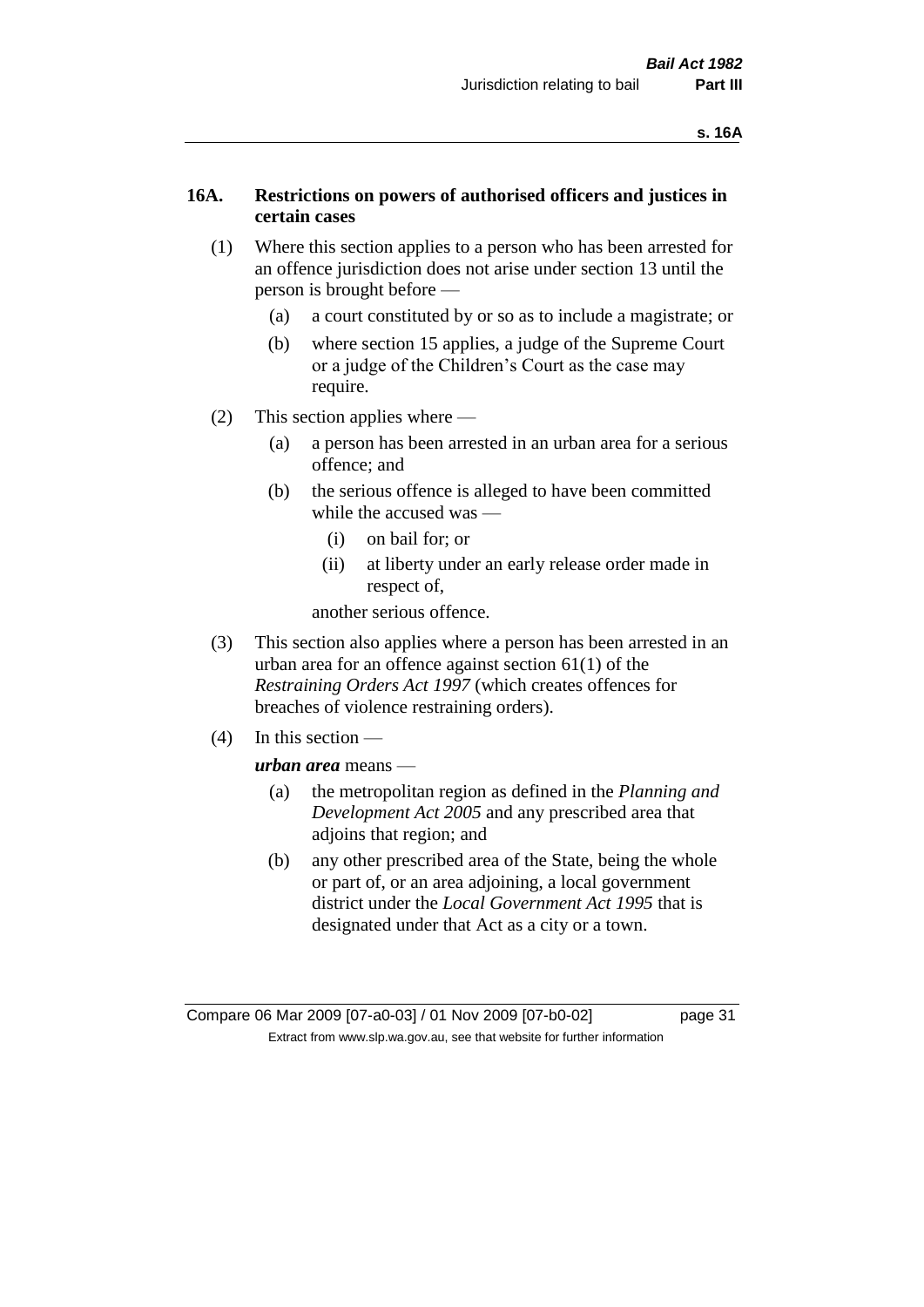## 16A. Restrictions on powers of authorised officers and justices in certain cases

(1) Where this section applies to a person who has been arrested for an offence jurisdiction does not arise under section 13 until the person is brought before —

(a) a court constituted by or so as to include a magistrate; or

(b) where section 15 applies, a judge of the Supreme Court or a judge of the Children's Court as the case may require.

(2) This section applies where —

(a) a person has been arrested in an urban area for a serious offence; and

(b) the serious offence is alleged to have been committed while the accused was —

(i) on bail for; or

(ii) at liberty under an early release order made in respect of,

another serious offence.

(3) This section also applies where a person has been arrested in an urban area for an offence against section 61(1) of the *Restraining Orders Act 1997* (which creates offences for breaches of violence restraining orders).

(4) In this section —

***urban area*** means —

(a) the metropolitan region as defined in the *Planning and Development Act 2005* and any prescribed area that adjoins that region; and

(b) any other prescribed area of the State, being the whole or part of, or an area adjoining, a local government district under the *Local Government Act 1995* that is designated under that Act as a city or a town.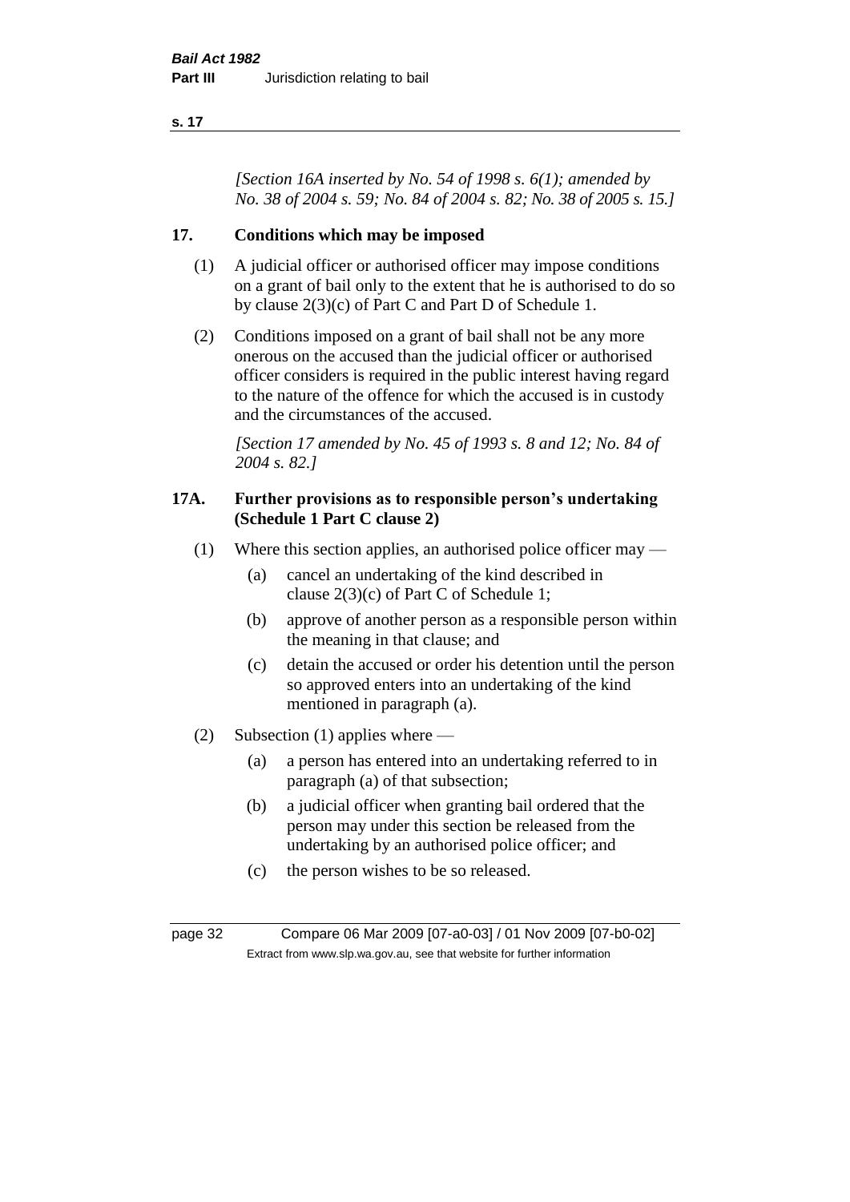*[Section 16A inserted by No. 54 of 1998 s. 6(1); amended by No. 38 of 2004 s. 59; No. 84 of 2004 s. 82; No. 38 of 2005 s. 15.]*

## 17. Conditions which may be imposed

(1) A judicial officer or authorised officer may impose conditions on a grant of bail only to the extent that he is authorised to do so by clause 2(3)(c) of Part C and Part D of Schedule 1.

(2) Conditions imposed on a grant of bail shall not be any more onerous on the accused than the judicial officer or authorised officer considers is required in the public interest having regard to the nature of the offence for which the accused is in custody and the circumstances of the accused.

*[Section 17 amended by No. 45 of 1993 s. 8 and 12; No. 84 of 2004 s. 82.]*

## 17A. Further provisions as to responsible person's undertaking (Schedule 1 Part C clause 2)

(1) Where this section applies, an authorised police officer may —

- (a) cancel an undertaking of the kind described in clause 2(3)(c) of Part C of Schedule 1;
- (b) approve of another person as a responsible person within the meaning in that clause; and
- (c) detain the accused or order his detention until the person so approved enters into an undertaking of the kind mentioned in paragraph (a).

(2) Subsection (1) applies where —

- (a) a person has entered into an undertaking referred to in paragraph (a) of that subsection;
- (b) a judicial officer when granting bail ordered that the person may under this section be released from the undertaking by an authorised police officer; and
- (c) the person wishes to be so released.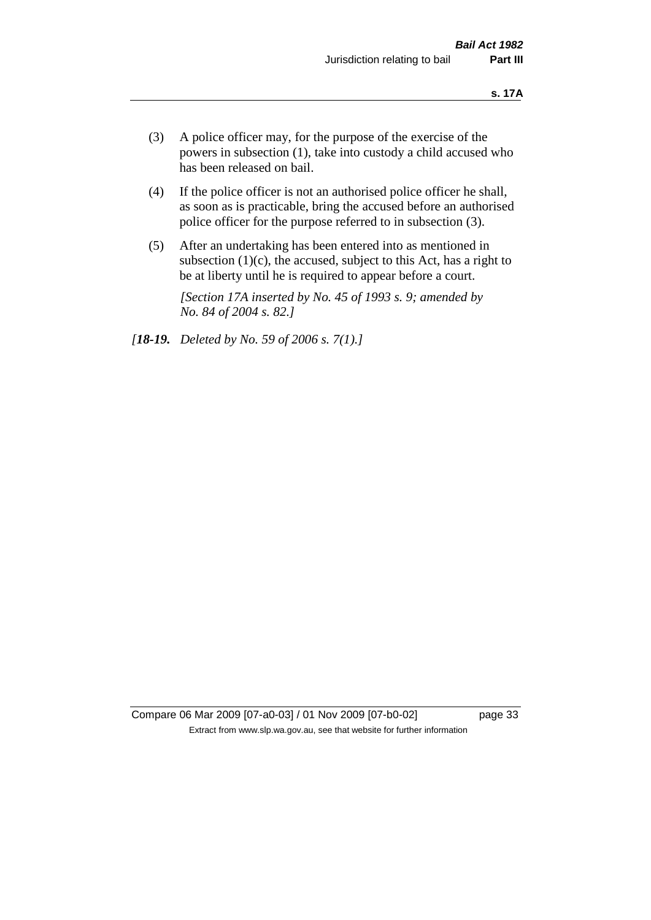(3) A police officer may, for the purpose of the exercise of the powers in subsection (1), take into custody a child accused who has been released on bail.

(4) If the police officer is not an authorised police officer he shall, as soon as is practicable, bring the accused before an authorised police officer for the purpose referred to in subsection (3).

(5) After an undertaking has been entered into as mentioned in subsection (1)(c), the accused, subject to this Act, has a right to be at liberty until he is required to appear before a court.

*[Section 17A inserted by No. 45 of 1993 s. 9; amended by No. 84 of 2004 s. 82.]*

*[**18-19.** Deleted by No. 59 of 2006 s. 7(1).]*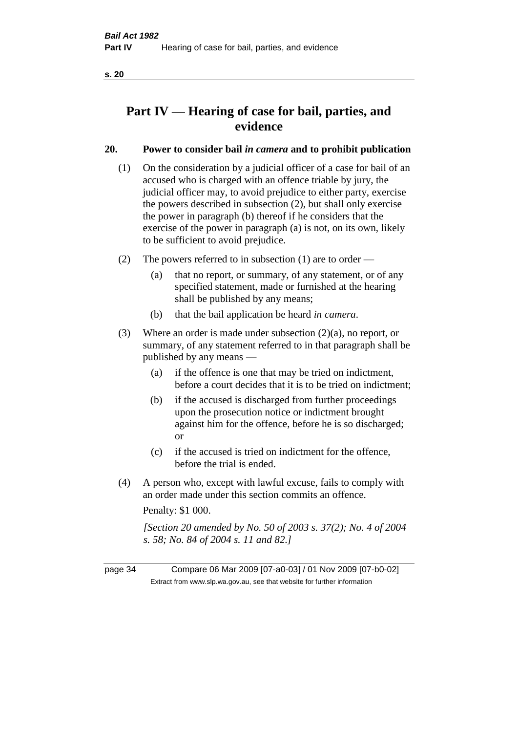# Part IV — Hearing of case for bail, parties, and evidence

## 20. Power to consider bail *in camera* and to prohibit publication

(1) On the consideration by a judicial officer of a case for bail of an accused who is charged with an offence triable by jury, the judicial officer may, to avoid prejudice to either party, exercise the powers described in subsection (2), but shall only exercise the power in paragraph (b) thereof if he considers that the exercise of the power in paragraph (a) is not, on its own, likely to be sufficient to avoid prejudice.

(2) The powers referred to in subsection (1) are to order —

- (a) that no report, or summary, of any statement, or of any specified statement, made or furnished at the hearing shall be published by any means;
- (b) that the bail application be heard *in camera*.

(3) Where an order is made under subsection (2)(a), no report, or summary, of any statement referred to in that paragraph shall be published by any means —

- (a) if the offence is one that may be tried on indictment, before a court decides that it is to be tried on indictment;
- (b) if the accused is discharged from further proceedings upon the prosecution notice or indictment brought against him for the offence, before he is so discharged; or
- (c) if the accused is tried on indictment for the offence, before the trial is ended.

(4) A person who, except with lawful excuse, fails to comply with an order made under this section commits an offence.

Penalty: $1 000.

*[Section 20 amended by No. 50 of 2003 s. 37(2); No. 4 of 2004 s. 58; No. 84 of 2004 s. 11 and 82.]*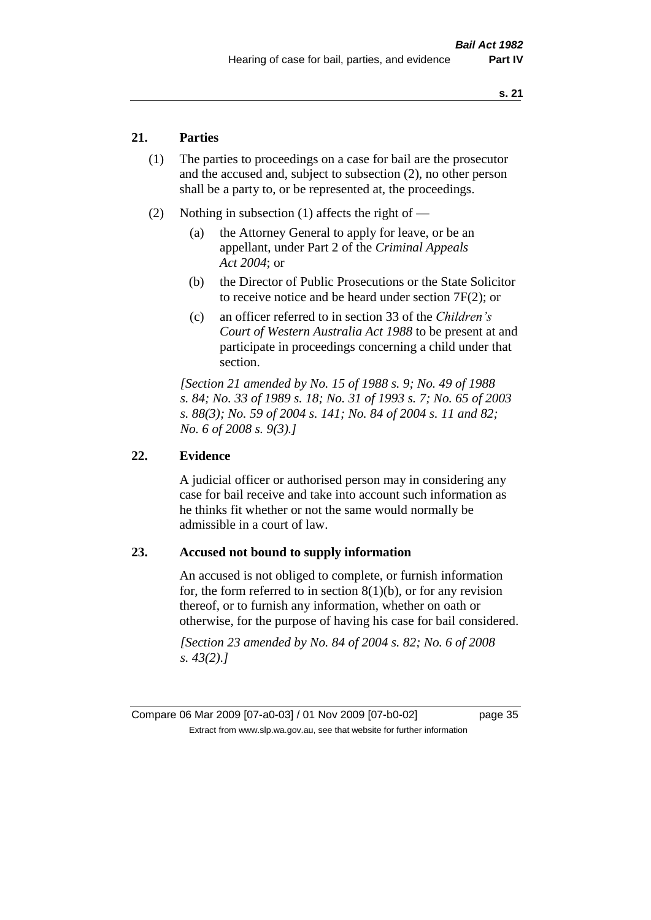## 21. Parties

(1) The parties to proceedings on a case for bail are the prosecutor and the accused and, subject to subsection (2), no other person shall be a party to, or be represented at, the proceedings.

(2) Nothing in subsection (1) affects the right of —

(a) the Attorney General to apply for leave, or be an appellant, under Part 2 of the *Criminal Appeals Act 2004*; or

(b) the Director of Public Prosecutions or the State Solicitor to receive notice and be heard under section 7F(2); or

(c) an officer referred to in section 33 of the *Children's Court of Western Australia Act 1988* to be present at and participate in proceedings concerning a child under that section.

*[Section 21 amended by No. 15 of 1988 s. 9; No. 49 of 1988 s. 84; No. 33 of 1989 s. 18; No. 31 of 1993 s. 7; No. 65 of 2003 s. 88(3); No. 59 of 2004 s. 141; No. 84 of 2004 s. 11 and 82; No. 6 of 2008 s. 9(3).]*

## 22. Evidence

A judicial officer or authorised person may in considering any case for bail receive and take into account such information as he thinks fit whether or not the same would normally be admissible in a court of law.

## 23. Accused not bound to supply information

An accused is not obliged to complete, or furnish information for, the form referred to in section 8(1)(b), or for any revision thereof, or to furnish any information, whether on oath or otherwise, for the purpose of having his case for bail considered.

*[Section 23 amended by No. 84 of 2004 s. 82; No. 6 of 2008 s. 43(2).]*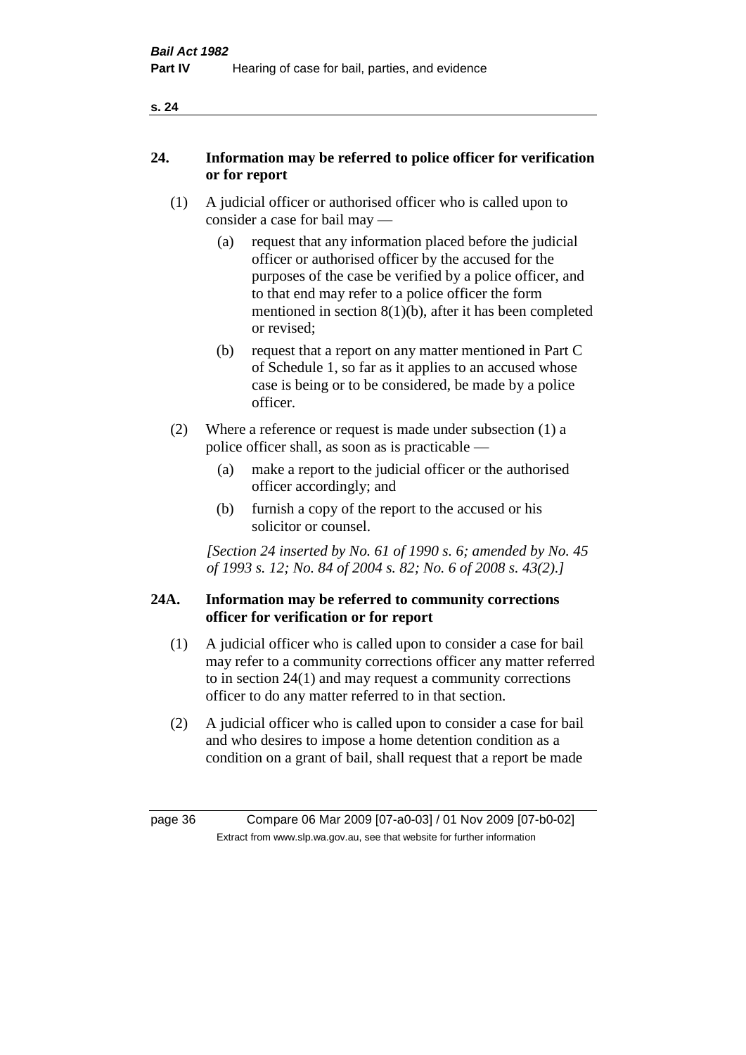## 24. Information may be referred to police officer for verification or for report

(1) A judicial officer or authorised officer who is called upon to consider a case for bail may —

(a) request that any information placed before the judicial officer or authorised officer by the accused for the purposes of the case be verified by a police officer, and to that end may refer to a police officer the form mentioned in section 8(1)(b), after it has been completed or revised;

(b) request that a report on any matter mentioned in Part C of Schedule 1, so far as it applies to an accused whose case is being or to be considered, be made by a police officer.

(2) Where a reference or request is made under subsection (1) a police officer shall, as soon as is practicable —

(a) make a report to the judicial officer or the authorised officer accordingly; and

(b) furnish a copy of the report to the accused or his solicitor or counsel.

*[Section 24 inserted by No. 61 of 1990 s. 6; amended by No. 45 of 1993 s. 12; No. 84 of 2004 s. 82; No. 6 of 2008 s. 43(2).]*

## 24A. Information may be referred to community corrections officer for verification or for report

(1) A judicial officer who is called upon to consider a case for bail may refer to a community corrections officer any matter referred to in section 24(1) and may request a community corrections officer to do any matter referred to in that section.

(2) A judicial officer who is called upon to consider a case for bail and who desires to impose a home detention condition as a condition on a grant of bail, shall request that a report be made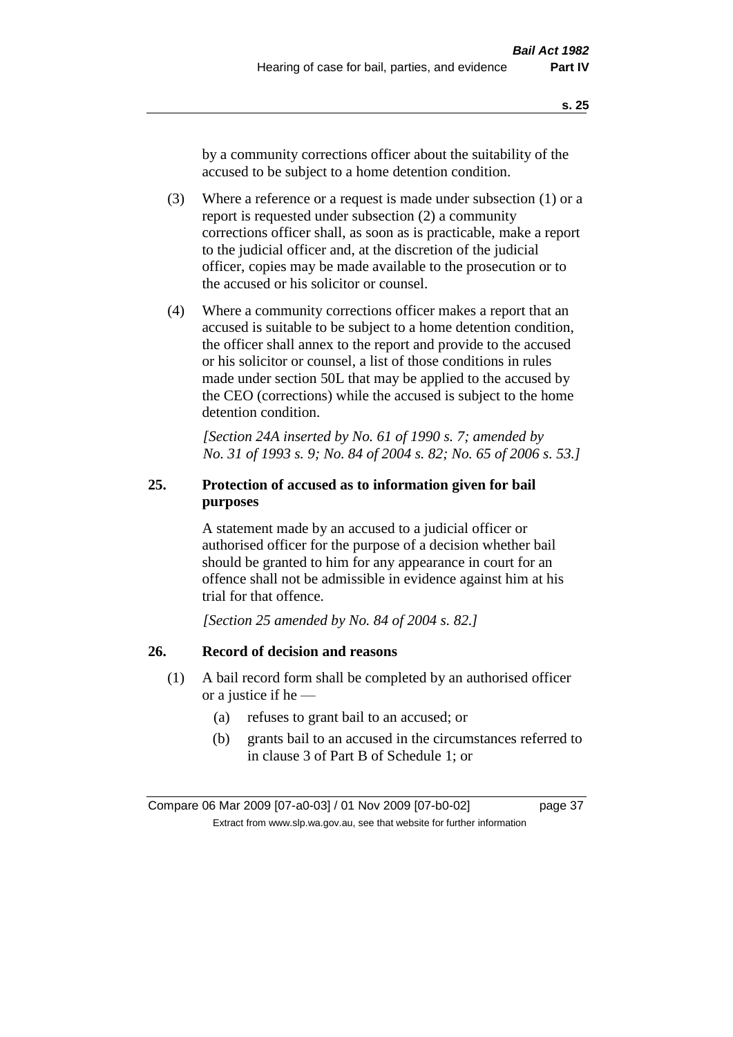by a community corrections officer about the suitability of the accused to be subject to a home detention condition.

(3) Where a reference or a request is made under subsection (1) or a report is requested under subsection (2) a community corrections officer shall, as soon as is practicable, make a report to the judicial officer and, at the discretion of the judicial officer, copies may be made available to the prosecution or to the accused or his solicitor or counsel.

(4) Where a community corrections officer makes a report that an accused is suitable to be subject to a home detention condition, the officer shall annex to the report and provide to the accused or his solicitor or counsel, a list of those conditions in rules made under section 50L that may be applied to the accused by the CEO (corrections) while the accused is subject to the home detention condition.

*[Section 24A inserted by No. 61 of 1990 s. 7; amended by No. 31 of 1993 s. 9; No. 84 of 2004 s. 82; No. 65 of 2006 s. 53.]*

### 25. Protection of accused as to information given for bail purposes

A statement made by an accused to a judicial officer or authorised officer for the purpose of a decision whether bail should be granted to him for any appearance in court for an offence shall not be admissible in evidence against him at his trial for that offence.

*[Section 25 amended by No. 84 of 2004 s. 82.]*

### 26. Record of decision and reasons

(1) A bail record form shall be completed by an authorised officer or a justice if he —

- (a) refuses to grant bail to an accused; or
- (b) grants bail to an accused in the circumstances referred to in clause 3 of Part B of Schedule 1; or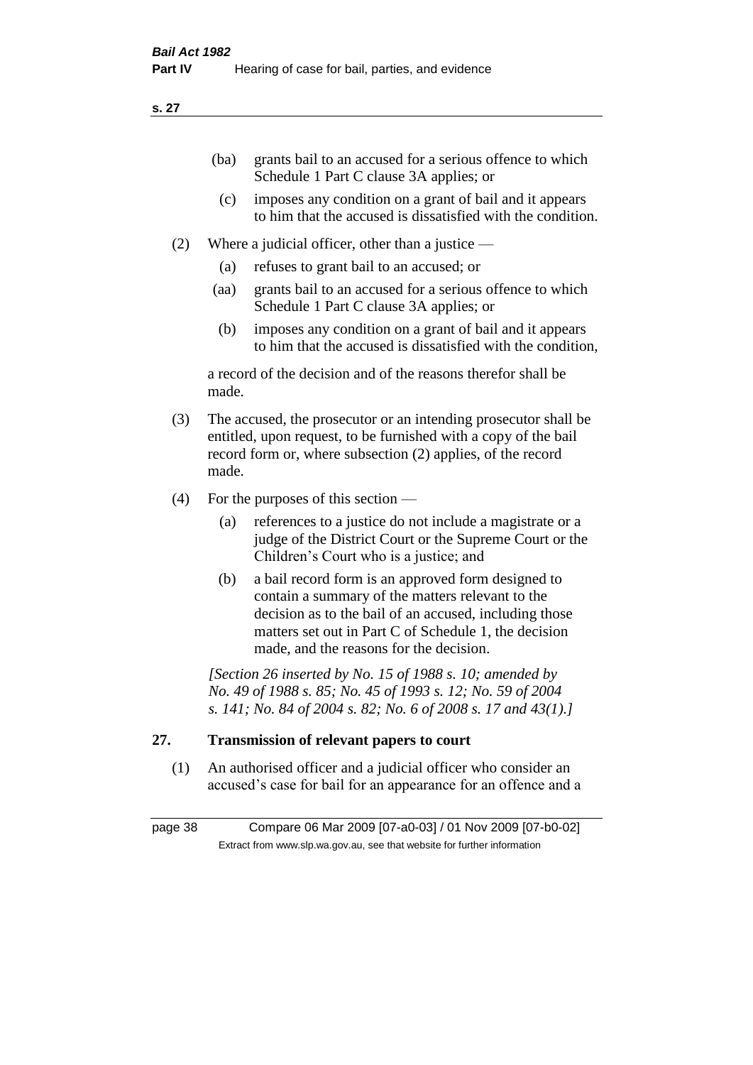(ba) grants bail to an accused for a serious offence to which Schedule 1 Part C clause 3A applies; or

(c) imposes any condition on a grant of bail and it appears to him that the accused is dissatisfied with the condition.

(2) Where a judicial officer, other than a justice —

(a) refuses to grant bail to an accused; or

(aa) grants bail to an accused for a serious offence to which Schedule 1 Part C clause 3A applies; or

(b) imposes any condition on a grant of bail and it appears to him that the accused is dissatisfied with the condition,

a record of the decision and of the reasons therefor shall be made.

(3) The accused, the prosecutor or an intending prosecutor shall be entitled, upon request, to be furnished with a copy of the bail record form or, where subsection (2) applies, of the record made.

(4) For the purposes of this section —

(a) references to a justice do not include a magistrate or a judge of the District Court or the Supreme Court or the Children's Court who is a justice; and

(b) a bail record form is an approved form designed to contain a summary of the matters relevant to the decision as to the bail of an accused, including those matters set out in Part C of Schedule 1, the decision made, and the reasons for the decision.

*[Section 26 inserted by No. 15 of 1988 s. 10; amended by No. 49 of 1988 s. 85; No. 45 of 1993 s. 12; No. 59 of 2004 s. 141; No. 84 of 2004 s. 82; No. 6 of 2008 s. 17 and 43(1).]*

## 27. Transmission of relevant papers to court

(1) An authorised officer and a judicial officer who consider an accused's case for bail for an appearance for an offence and a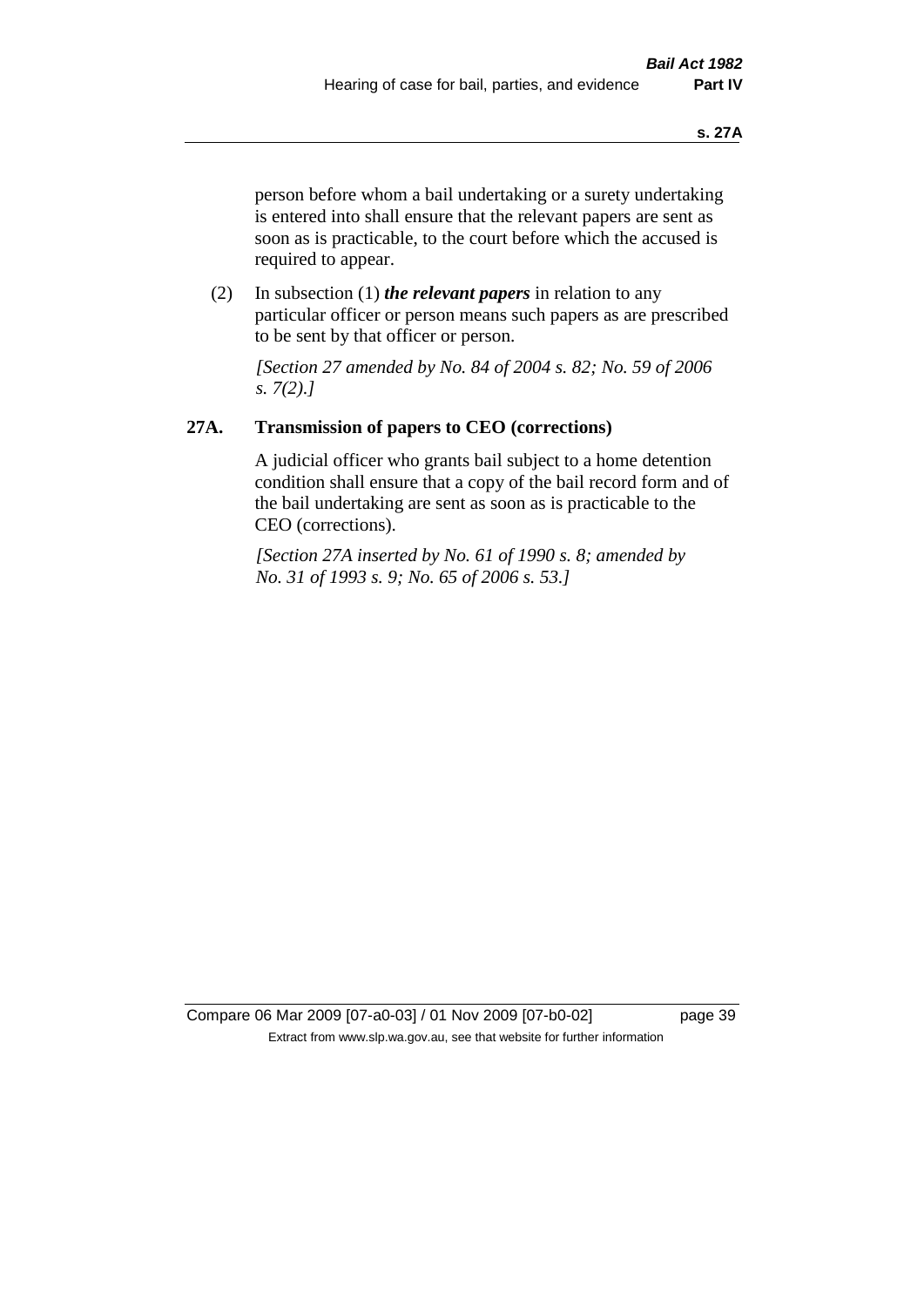person before whom a bail undertaking or a surety undertaking is entered into shall ensure that the relevant papers are sent as soon as is practicable, to the court before which the accused is required to appear.

(2) In subsection (1) ***the relevant papers*** in relation to any particular officer or person means such papers as are prescribed to be sent by that officer or person.

*[Section 27 amended by No. 84 of 2004 s. 82; No. 59 of 2006 s. 7(2).]*

## 27A. Transmission of papers to CEO (corrections)

A judicial officer who grants bail subject to a home detention condition shall ensure that a copy of the bail record form and of the bail undertaking are sent as soon as is practicable to the CEO (corrections).

*[Section 27A inserted by No. 61 of 1990 s. 8; amended by No. 31 of 1993 s. 9; No. 65 of 2006 s. 53.]*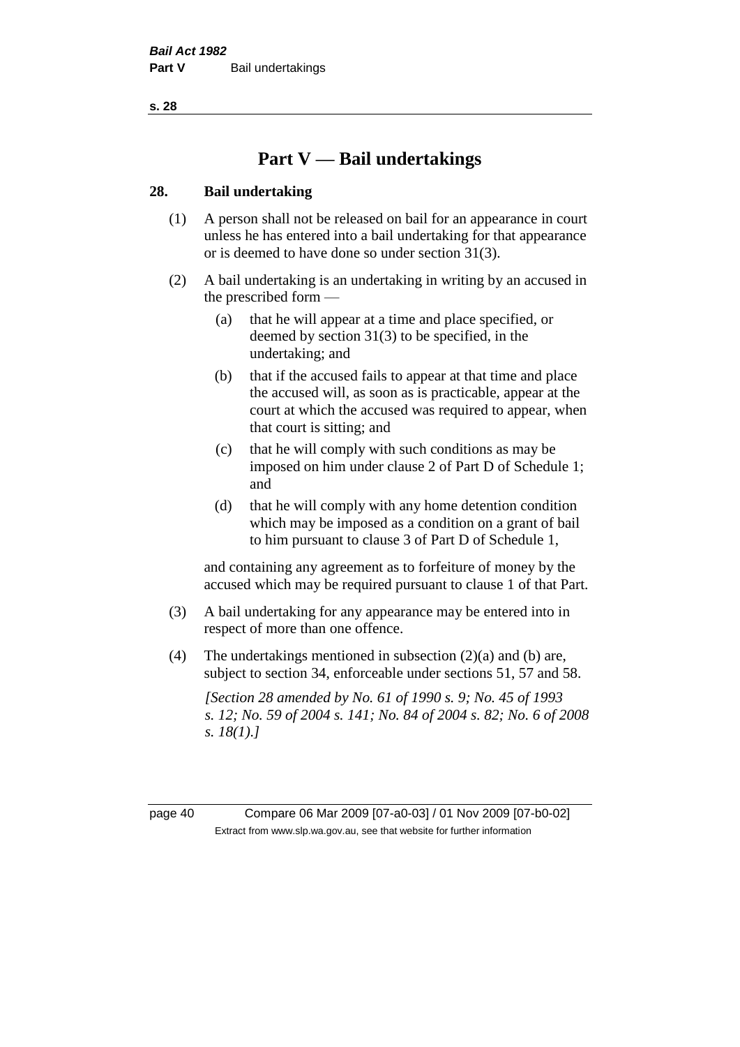# Part V — Bail undertakings

## 28. Bail undertaking

(1) A person shall not be released on bail for an appearance in court unless he has entered into a bail undertaking for that appearance or is deemed to have done so under section 31(3).

(2) A bail undertaking is an undertaking in writing by an accused in the prescribed form —

(a) that he will appear at a time and place specified, or deemed by section 31(3) to be specified, in the undertaking; and

(b) that if the accused fails to appear at that time and place the accused will, as soon as is practicable, appear at the court at which the accused was required to appear, when that court is sitting; and

(c) that he will comply with such conditions as may be imposed on him under clause 2 of Part D of Schedule 1; and

(d) that he will comply with any home detention condition which may be imposed as a condition on a grant of bail to him pursuant to clause 3 of Part D of Schedule 1,

and containing any agreement as to forfeiture of money by the accused which may be required pursuant to clause 1 of that Part.

(3) A bail undertaking for any appearance may be entered into in respect of more than one offence.

(4) The undertakings mentioned in subsection (2)(a) and (b) are, subject to section 34, enforceable under sections 51, 57 and 58.

*[Section 28 amended by No. 61 of 1990 s. 9; No. 45 of 1993 s. 12; No. 59 of 2004 s. 141; No. 84 of 2004 s. 82; No. 6 of 2008 s. 18(1).]*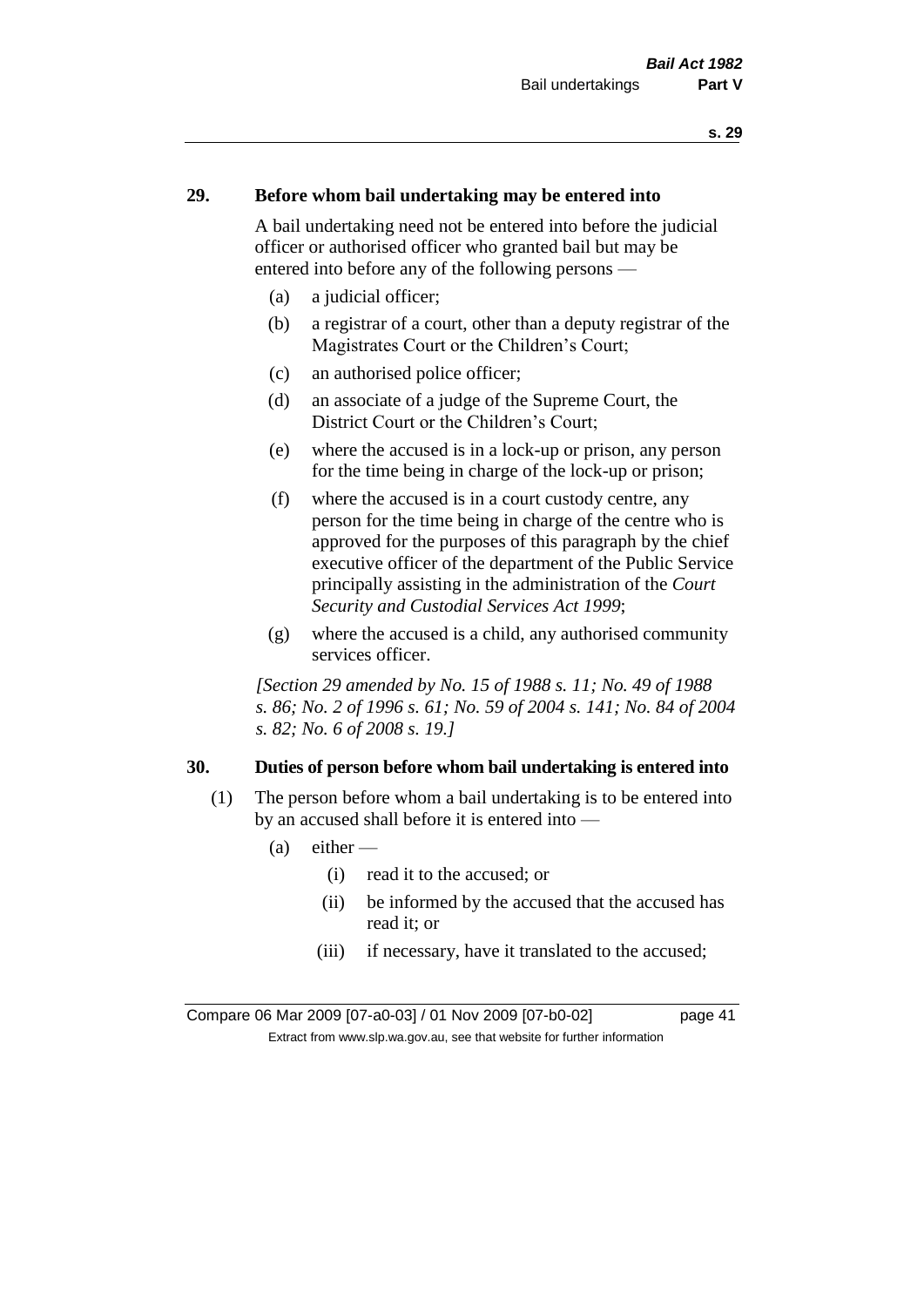## 29. Before whom bail undertaking may be entered into

A bail undertaking need not be entered into before the judicial officer or authorised officer who granted bail but may be entered into before any of the following persons —

- (a) a judicial officer;
- (b) a registrar of a court, other than a deputy registrar of the Magistrates Court or the Children's Court;
- (c) an authorised police officer;
- (d) an associate of a judge of the Supreme Court, the District Court or the Children's Court;
- (e) where the accused is in a lock-up or prison, any person for the time being in charge of the lock-up or prison;
- (f) where the accused is in a court custody centre, any person for the time being in charge of the centre who is approved for the purposes of this paragraph by the chief executive officer of the department of the Public Service principally assisting in the administration of the *Court Security and Custodial Services Act 1999*;
- (g) where the accused is a child, any authorised community services officer.

*[Section 29 amended by No. 15 of 1988 s. 11; No. 49 of 1988 s. 86; No. 2 of 1996 s. 61; No. 59 of 2004 s. 141; No. 84 of 2004 s. 82; No. 6 of 2008 s. 19.]*

## 30. Duties of person before whom bail undertaking is entered into

(1) The person before whom a bail undertaking is to be entered into by an accused shall before it is entered into —

- (a) either —
  - (i) read it to the accused; or
  - (ii) be informed by the accused that the accused has read it; or
  - (iii) if necessary, have it translated to the accused;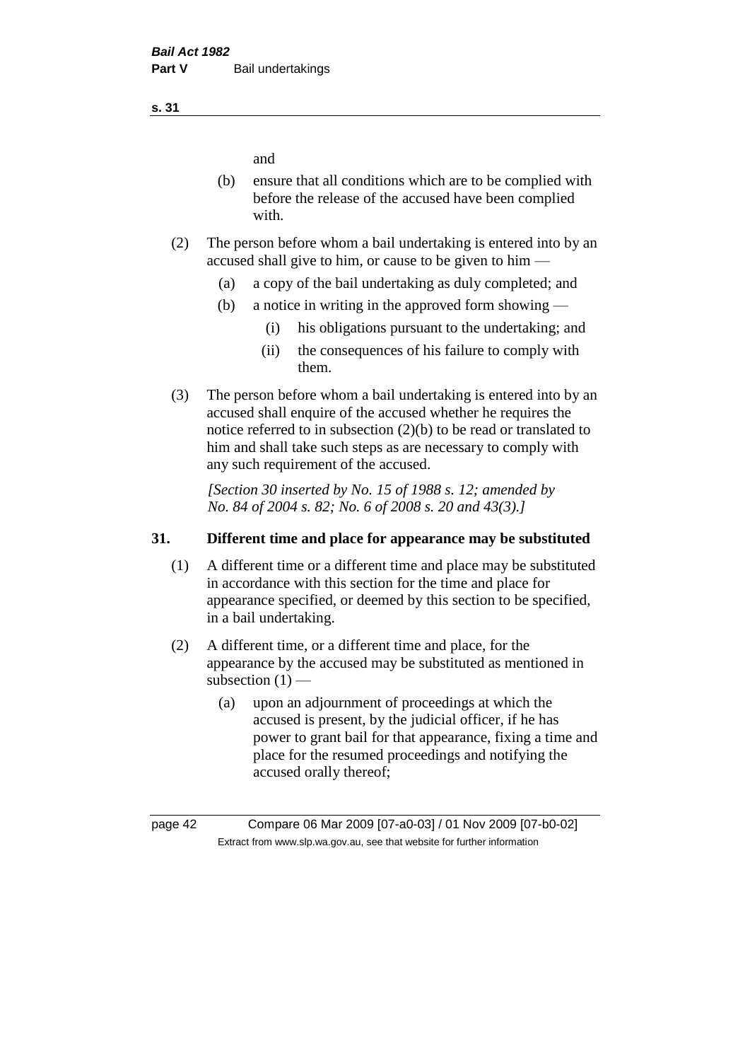and

(b) ensure that all conditions which are to be complied with before the release of the accused have been complied with.

(2) The person before whom a bail undertaking is entered into by an accused shall give to him, or cause to be given to him —

(a) a copy of the bail undertaking as duly completed; and

(b) a notice in writing in the approved form showing —

(i) his obligations pursuant to the undertaking; and

(ii) the consequences of his failure to comply with them.

(3) The person before whom a bail undertaking is entered into by an accused shall enquire of the accused whether he requires the notice referred to in subsection (2)(b) to be read or translated to him and shall take such steps as are necessary to comply with any such requirement of the accused.

*[Section 30 inserted by No. 15 of 1988 s. 12; amended by No. 84 of 2004 s. 82; No. 6 of 2008 s. 20 and 43(3).]*

## 31. Different time and place for appearance may be substituted

(1) A different time or a different time and place may be substituted in accordance with this section for the time and place for appearance specified, or deemed by this section to be specified, in a bail undertaking.

(2) A different time, or a different time and place, for the appearance by the accused may be substituted as mentioned in subsection (1) —

(a) upon an adjournment of proceedings at which the accused is present, by the judicial officer, if he has power to grant bail for that appearance, fixing a time and place for the resumed proceedings and notifying the accused orally thereof;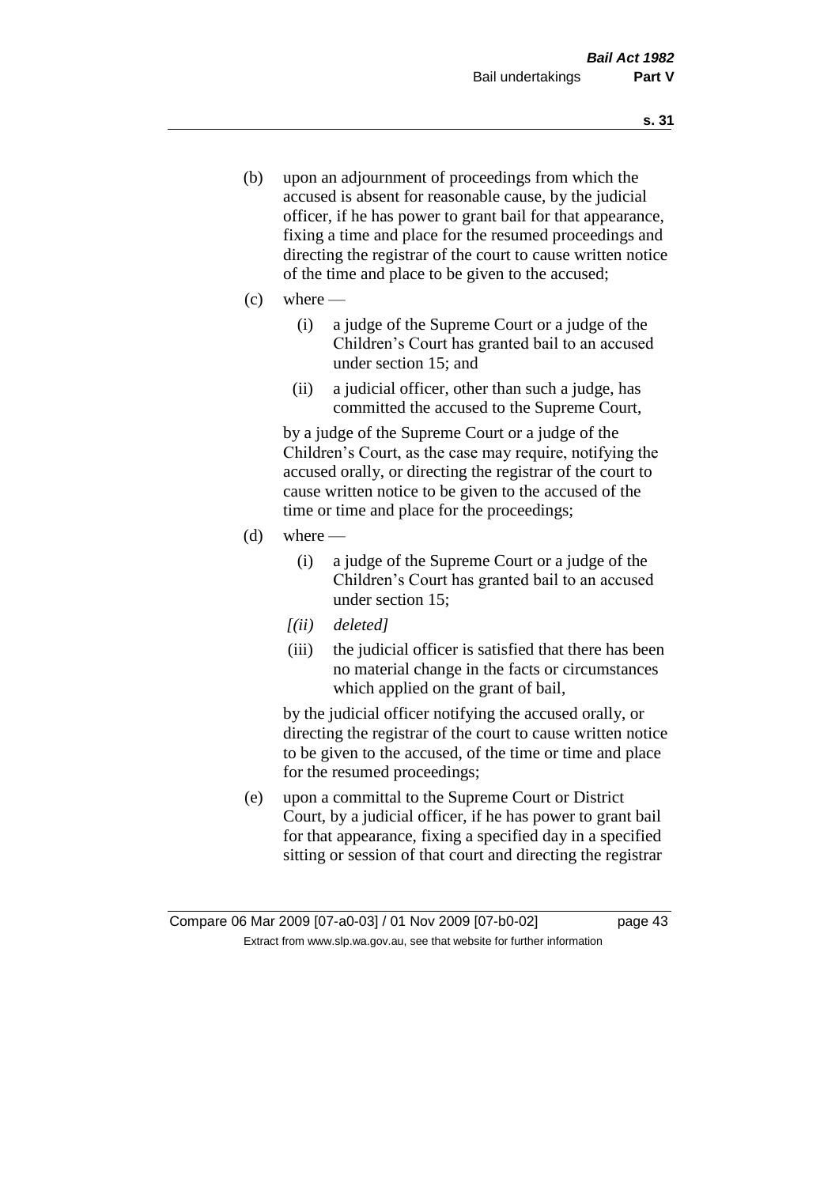(b) upon an adjournment of proceedings from which the accused is absent for reasonable cause, by the judicial officer, if he has power to grant bail for that appearance, fixing a time and place for the resumed proceedings and directing the registrar of the court to cause written notice of the time and place to be given to the accused;

(c) where —

 (i) a judge of the Supreme Court or a judge of the Children's Court has granted bail to an accused under section 15; and

 (ii) a judicial officer, other than such a judge, has committed the accused to the Supreme Court,

 by a judge of the Supreme Court or a judge of the Children's Court, as the case may require, notifying the accused orally, or directing the registrar of the court to cause written notice to be given to the accused of the time or time and place for the proceedings;

(d) where —

 (i) a judge of the Supreme Court or a judge of the Children's Court has granted bail to an accused under section 15;

 *[(ii) deleted]*

 (iii) the judicial officer is satisfied that there has been no material change in the facts or circumstances which applied on the grant of bail,

 by the judicial officer notifying the accused orally, or directing the registrar of the court to cause written notice to be given to the accused, of the time or time and place for the resumed proceedings;

(e) upon a committal to the Supreme Court or District Court, by a judicial officer, if he has power to grant bail for that appearance, fixing a specified day in a specified sitting or session of that court and directing the registrar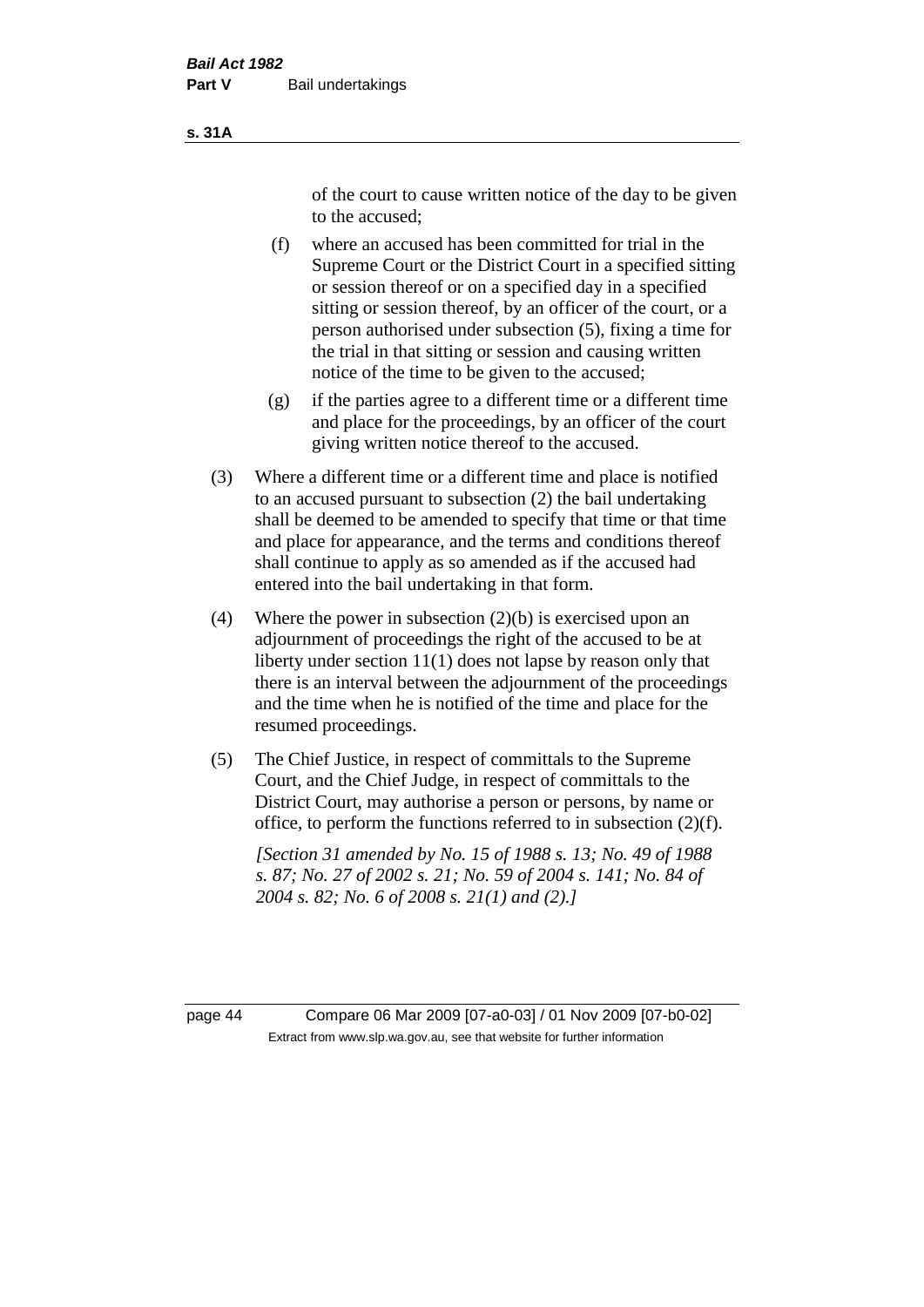of the court to cause written notice of the day to be given to the accused;

(f) where an accused has been committed for trial in the Supreme Court or the District Court in a specified sitting or session thereof or on a specified day in a specified sitting or session thereof, by an officer of the court, or a person authorised under subsection (5), fixing a time for the trial in that sitting or session and causing written notice of the time to be given to the accused;

(g) if the parties agree to a different time or a different time and place for the proceedings, by an officer of the court giving written notice thereof to the accused.

(3) Where a different time or a different time and place is notified to an accused pursuant to subsection (2) the bail undertaking shall be deemed to be amended to specify that time or that time and place for appearance, and the terms and conditions thereof shall continue to apply as so amended as if the accused had entered into the bail undertaking in that form.

(4) Where the power in subsection (2)(b) is exercised upon an adjournment of proceedings the right of the accused to be at liberty under section 11(1) does not lapse by reason only that there is an interval between the adjournment of the proceedings and the time when he is notified of the time and place for the resumed proceedings.

(5) The Chief Justice, in respect of committals to the Supreme Court, and the Chief Judge, in respect of committals to the District Court, may authorise a person or persons, by name or office, to perform the functions referred to in subsection (2)(f).

*[Section 31 amended by No. 15 of 1988 s. 13; No. 49 of 1988 s. 87; No. 27 of 2002 s. 21; No. 59 of 2004 s. 141; No. 84 of 2004 s. 82; No. 6 of 2008 s. 21(1) and (2).]*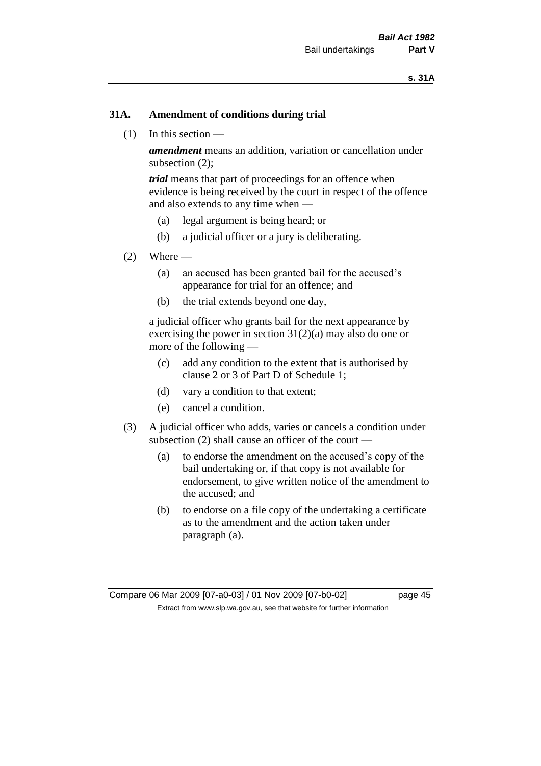### 31A. Amendment of conditions during trial

(1) In this section —

***amendment*** means an addition, variation or cancellation under subsection (2);

***trial*** means that part of proceedings for an offence when evidence is being received by the court in respect of the offence and also extends to any time when —

- (a) legal argument is being heard; or
- (b) a judicial officer or a jury is deliberating.

(2) Where —

- (a) an accused has been granted bail for the accused's appearance for trial for an offence; and
- (b) the trial extends beyond one day,

a judicial officer who grants bail for the next appearance by exercising the power in section 31(2)(a) may also do one or more of the following —

- (c) add any condition to the extent that is authorised by clause 2 or 3 of Part D of Schedule 1;
- (d) vary a condition to that extent;
- (e) cancel a condition.

(3) A judicial officer who adds, varies or cancels a condition under subsection (2) shall cause an officer of the court —

- (a) to endorse the amendment on the accused's copy of the bail undertaking or, if that copy is not available for endorsement, to give written notice of the amendment to the accused; and
- (b) to endorse on a file copy of the undertaking a certificate as to the amendment and the action taken under paragraph (a).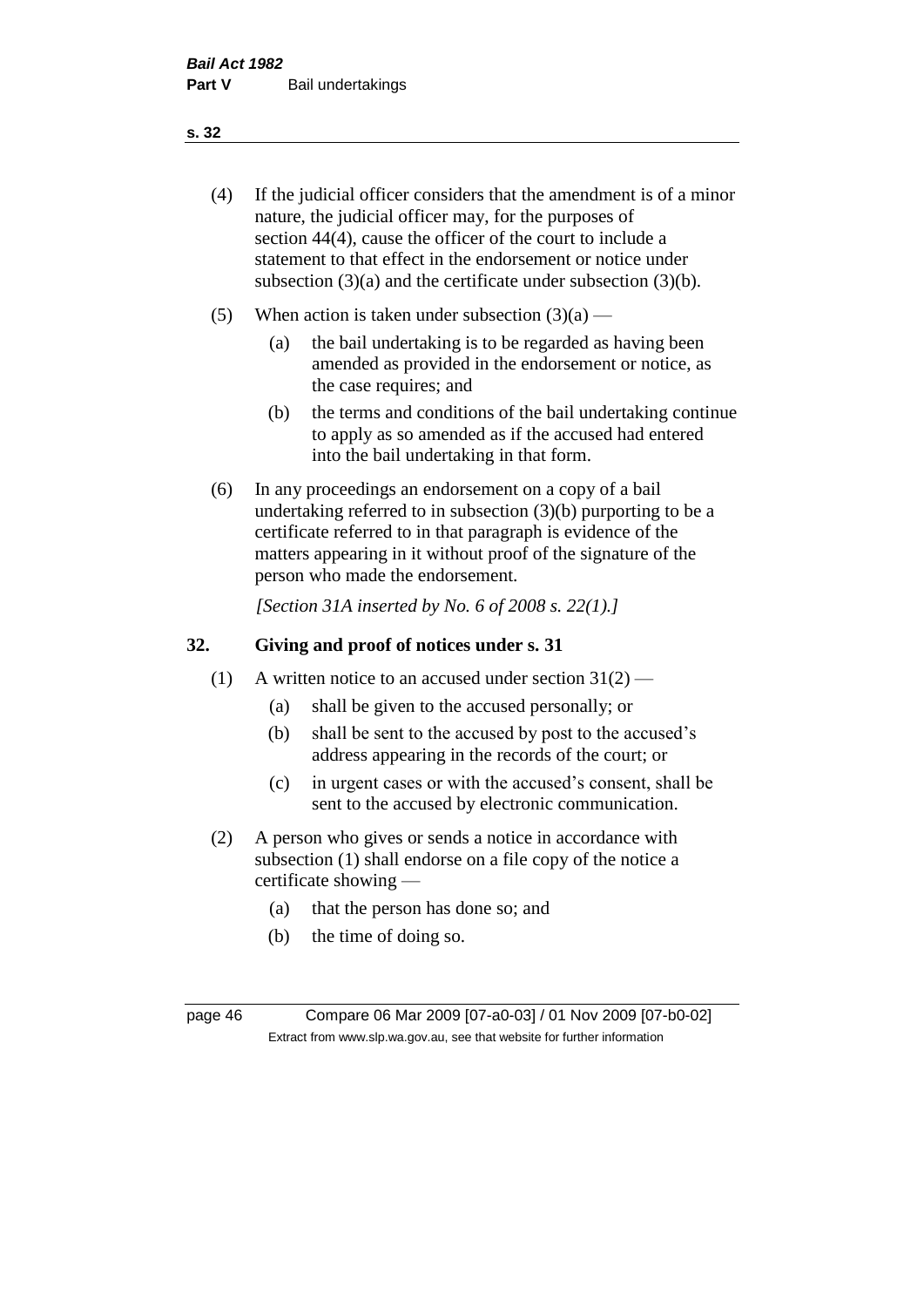(4) If the judicial officer considers that the amendment is of a minor nature, the judicial officer may, for the purposes of section 44(4), cause the officer of the court to include a statement to that effect in the endorsement or notice under subsection (3)(a) and the certificate under subsection (3)(b).

(5) When action is taken under subsection (3)(a) —

  (a) the bail undertaking is to be regarded as having been amended as provided in the endorsement or notice, as the case requires; and

  (b) the terms and conditions of the bail undertaking continue to apply as so amended as if the accused had entered into the bail undertaking in that form.

(6) In any proceedings an endorsement on a copy of a bail undertaking referred to in subsection (3)(b) purporting to be a certificate referred to in that paragraph is evidence of the matters appearing in it without proof of the signature of the person who made the endorsement.

*[Section 31A inserted by No. 6 of 2008 s. 22(1).]*

## 32. Giving and proof of notices under s. 31

(1) A written notice to an accused under section 31(2) —

  (a) shall be given to the accused personally; or

  (b) shall be sent to the accused by post to the accused's address appearing in the records of the court; or

  (c) in urgent cases or with the accused's consent, shall be sent to the accused by electronic communication.

(2) A person who gives or sends a notice in accordance with subsection (1) shall endorse on a file copy of the notice a certificate showing —

  (a) that the person has done so; and

  (b) the time of doing so.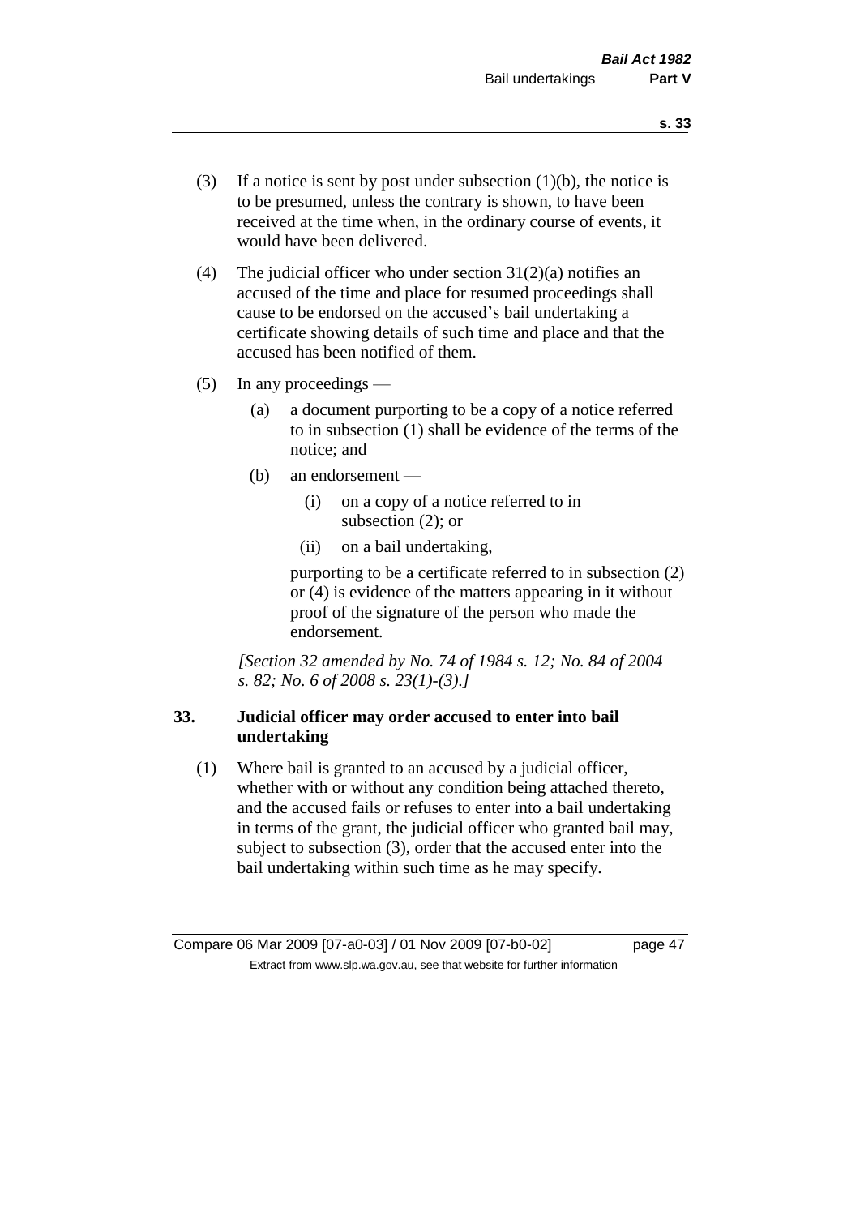(3) If a notice is sent by post under subsection (1)(b), the notice is to be presumed, unless the contrary is shown, to have been received at the time when, in the ordinary course of events, it would have been delivered.

(4) The judicial officer who under section 31(2)(a) notifies an accused of the time and place for resumed proceedings shall cause to be endorsed on the accused's bail undertaking a certificate showing details of such time and place and that the accused has been notified of them.

(5) In any proceedings —

(a) a document purporting to be a copy of a notice referred to in subsection (1) shall be evidence of the terms of the notice; and

(b) an endorsement —

(i) on a copy of a notice referred to in subsection (2); or

(ii) on a bail undertaking,

purporting to be a certificate referred to in subsection (2) or (4) is evidence of the matters appearing in it without proof of the signature of the person who made the endorsement.

*[Section 32 amended by No. 74 of 1984 s. 12; No. 84 of 2004 s. 82; No. 6 of 2008 s. 23(1)-(3).]*

### 33. Judicial officer may order accused to enter into bail undertaking

(1) Where bail is granted to an accused by a judicial officer, whether with or without any condition being attached thereto, and the accused fails or refuses to enter into a bail undertaking in terms of the grant, the judicial officer who granted bail may, subject to subsection (3), order that the accused enter into the bail undertaking within such time as he may specify.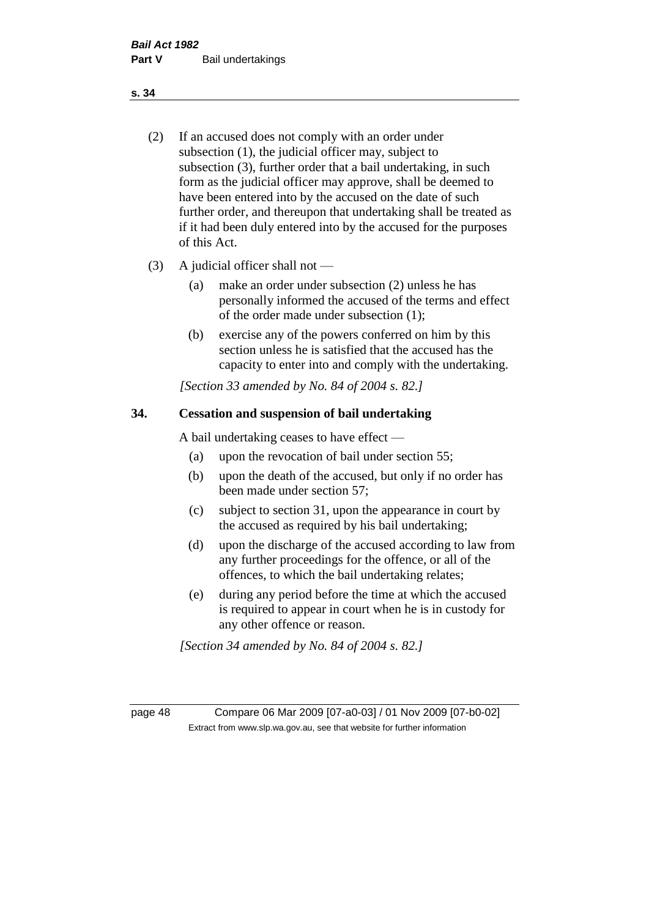(2) If an accused does not comply with an order under subsection (1), the judicial officer may, subject to subsection (3), further order that a bail undertaking, in such form as the judicial officer may approve, shall be deemed to have been entered into by the accused on the date of such further order, and thereupon that undertaking shall be treated as if it had been duly entered into by the accused for the purposes of this Act.

(3) A judicial officer shall not —

   (a) make an order under subsection (2) unless he has personally informed the accused of the terms and effect of the order made under subsection (1);

   (b) exercise any of the powers conferred on him by this section unless he is satisfied that the accused has the capacity to enter into and comply with the undertaking.

*[Section 33 amended by No. 84 of 2004 s. 82.]*

## 34. Cessation and suspension of bail undertaking

A bail undertaking ceases to have effect —

   (a) upon the revocation of bail under section 55;

   (b) upon the death of the accused, but only if no order has been made under section 57;

   (c) subject to section 31, upon the appearance in court by the accused as required by his bail undertaking;

   (d) upon the discharge of the accused according to law from any further proceedings for the offence, or all of the offences, to which the bail undertaking relates;

   (e) during any period before the time at which the accused is required to appear in court when he is in custody for any other offence or reason.

*[Section 34 amended by No. 84 of 2004 s. 82.]*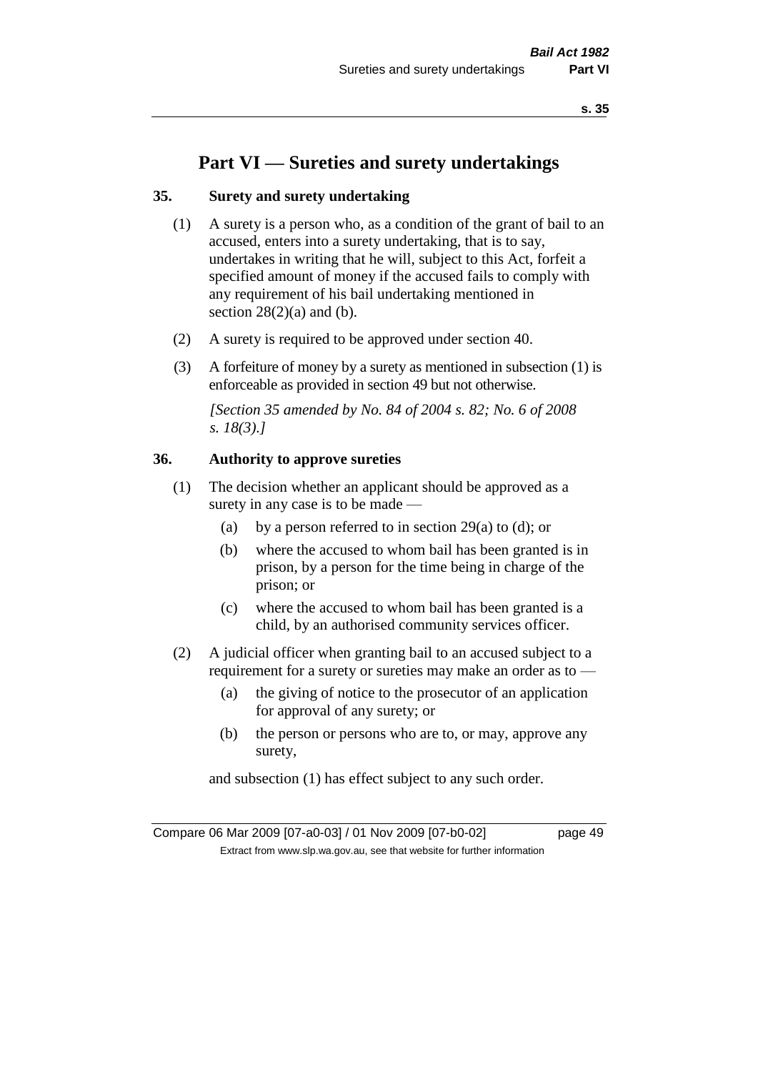# Part VI — Sureties and surety undertakings

### 35. Surety and surety undertaking

(1) A surety is a person who, as a condition of the grant of bail to an accused, enters into a surety undertaking, that is to say, undertakes in writing that he will, subject to this Act, forfeit a specified amount of money if the accused fails to comply with any requirement of his bail undertaking mentioned in section 28(2)(a) and (b).

(2) A surety is required to be approved under section 40.

(3) A forfeiture of money by a surety as mentioned in subsection (1) is enforceable as provided in section 49 but not otherwise.

*[Section 35 amended by No. 84 of 2004 s. 82; No. 6 of 2008 s. 18(3).]*

### 36. Authority to approve sureties

(1) The decision whether an applicant should be approved as a surety in any case is to be made —

  (a) by a person referred to in section 29(a) to (d); or

  (b) where the accused to whom bail has been granted is in prison, by a person for the time being in charge of the prison; or

  (c) where the accused to whom bail has been granted is a child, by an authorised community services officer.

(2) A judicial officer when granting bail to an accused subject to a requirement for a surety or sureties may make an order as to —

  (a) the giving of notice to the prosecutor of an application for approval of any surety; or

  (b) the person or persons who are to, or may, approve any surety,

and subsection (1) has effect subject to any such order.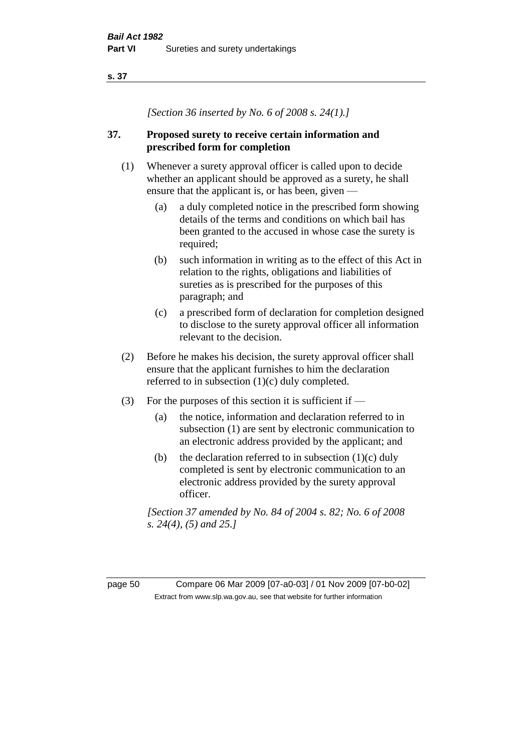*[Section 36 inserted by No. 6 of 2008 s. 24(1).]*

## 37. Proposed surety to receive certain information and prescribed form for completion

(1) Whenever a surety approval officer is called upon to decide whether an applicant should be approved as a surety, he shall ensure that the applicant is, or has been, given —

- (a) a duly completed notice in the prescribed form showing details of the terms and conditions on which bail has been granted to the accused in whose case the surety is required;
- (b) such information in writing as to the effect of this Act in relation to the rights, obligations and liabilities of sureties as is prescribed for the purposes of this paragraph; and
- (c) a prescribed form of declaration for completion designed to disclose to the surety approval officer all information relevant to the decision.

(2) Before he makes his decision, the surety approval officer shall ensure that the applicant furnishes to him the declaration referred to in subsection (1)(c) duly completed.

(3) For the purposes of this section it is sufficient if —

- (a) the notice, information and declaration referred to in subsection (1) are sent by electronic communication to an electronic address provided by the applicant; and
- (b) the declaration referred to in subsection (1)(c) duly completed is sent by electronic communication to an electronic address provided by the surety approval officer.

*[Section 37 amended by No. 84 of 2004 s. 82; No. 6 of 2008 s. 24(4), (5) and 25.]*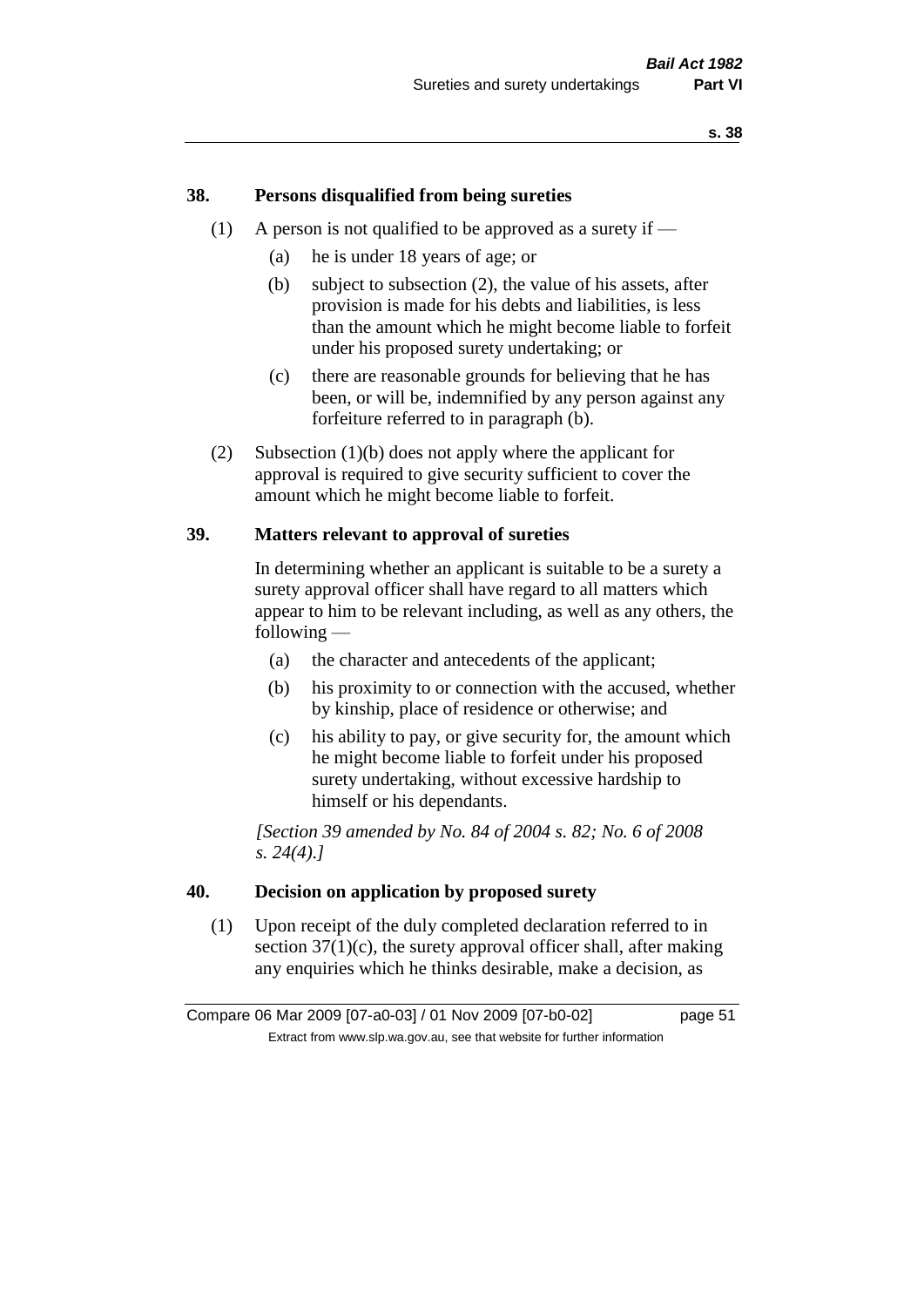## 38. Persons disqualified from being sureties

(1) A person is not qualified to be approved as a surety if —

  (a) he is under 18 years of age; or

  (b) subject to subsection (2), the value of his assets, after provision is made for his debts and liabilities, is less than the amount which he might become liable to forfeit under his proposed surety undertaking; or

  (c) there are reasonable grounds for believing that he has been, or will be, indemnified by any person against any forfeiture referred to in paragraph (b).

(2) Subsection (1)(b) does not apply where the applicant for approval is required to give security sufficient to cover the amount which he might become liable to forfeit.

## 39. Matters relevant to approval of sureties

In determining whether an applicant is suitable to be a surety a surety approval officer shall have regard to all matters which appear to him to be relevant including, as well as any others, the following —

  (a) the character and antecedents of the applicant;

  (b) his proximity to or connection with the accused, whether by kinship, place of residence or otherwise; and

  (c) his ability to pay, or give security for, the amount which he might become liable to forfeit under his proposed surety undertaking, without excessive hardship to himself or his dependants.

*[Section 39 amended by No. 84 of 2004 s. 82; No. 6 of 2008 s. 24(4).]*

## 40. Decision on application by proposed surety

(1) Upon receipt of the duly completed declaration referred to in section 37(1)(c), the surety approval officer shall, after making any enquiries which he thinks desirable, make a decision, as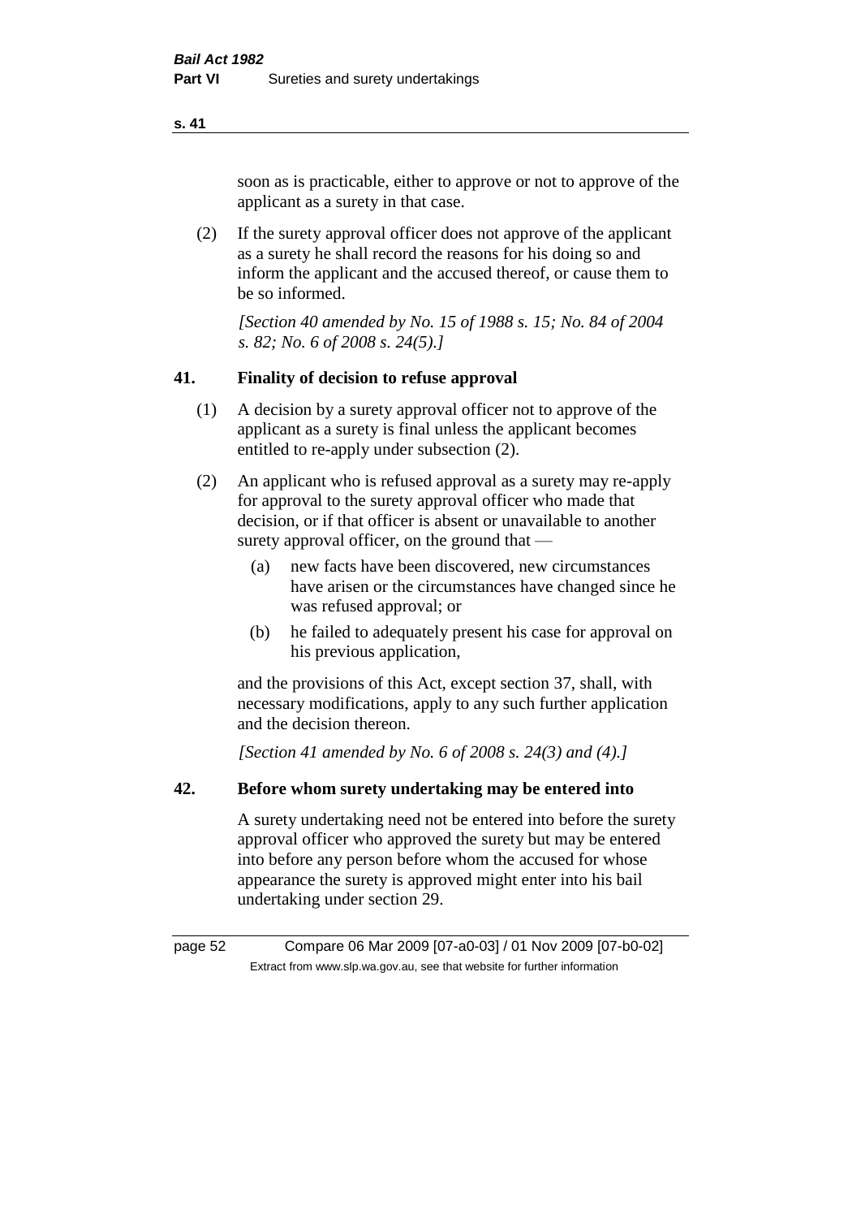soon as is practicable, either to approve or not to approve of the applicant as a surety in that case.

(2) If the surety approval officer does not approve of the applicant as a surety he shall record the reasons for his doing so and inform the applicant and the accused thereof, or cause them to be so informed.

*[Section 40 amended by No. 15 of 1988 s. 15; No. 84 of 2004 s. 82; No. 6 of 2008 s. 24(5).]*

## 41. Finality of decision to refuse approval

(1) A decision by a surety approval officer not to approve of the applicant as a surety is final unless the applicant becomes entitled to re-apply under subsection (2).

(2) An applicant who is refused approval as a surety may re-apply for approval to the surety approval officer who made that decision, or if that officer is absent or unavailable to another surety approval officer, on the ground that —

- (a) new facts have been discovered, new circumstances have arisen or the circumstances have changed since he was refused approval; or
- (b) he failed to adequately present his case for approval on his previous application,

and the provisions of this Act, except section 37, shall, with necessary modifications, apply to any such further application and the decision thereon.

*[Section 41 amended by No. 6 of 2008 s. 24(3) and (4).]*

## 42. Before whom surety undertaking may be entered into

A surety undertaking need not be entered into before the surety approval officer who approved the surety but may be entered into before any person before whom the accused for whose appearance the surety is approved might enter into his bail undertaking under section 29.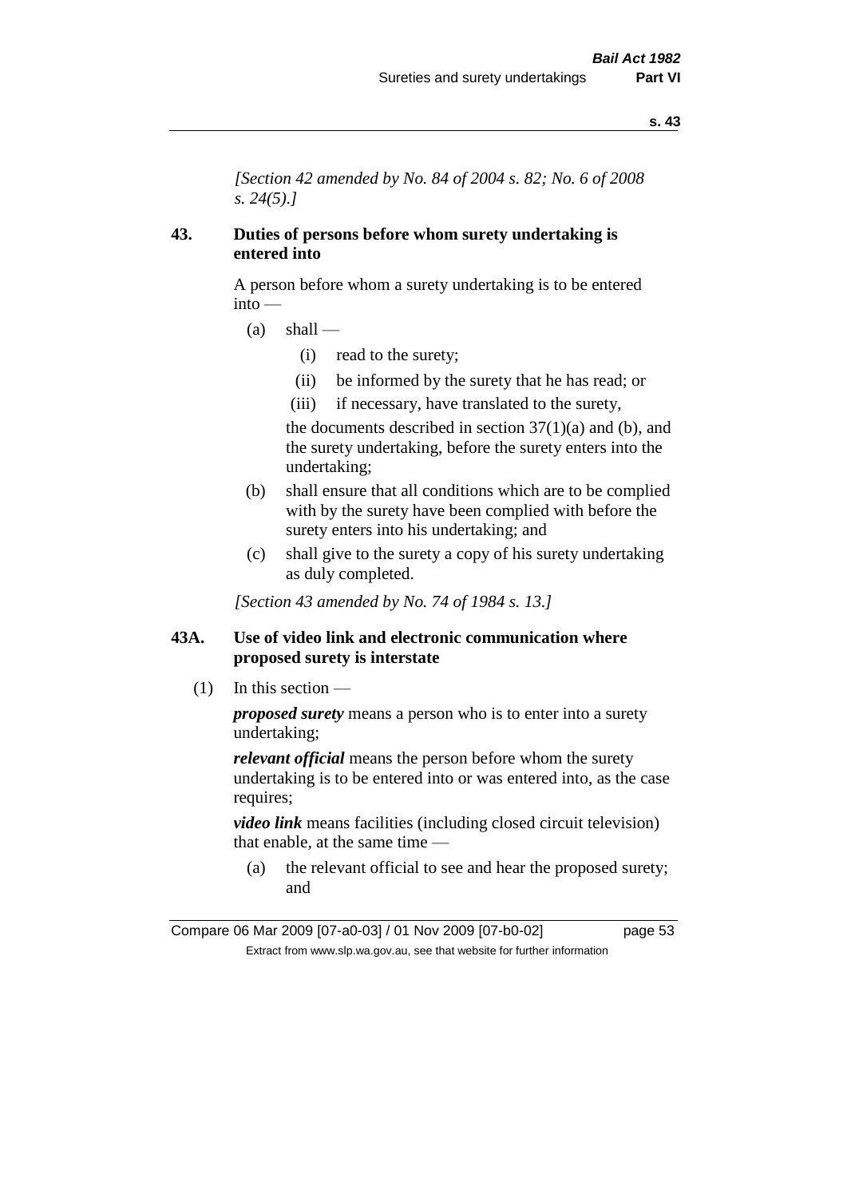*[Section 42 amended by No. 84 of 2004 s. 82; No. 6 of 2008 s. 24(5).]*

## 43. Duties of persons before whom surety undertaking is entered into

A person before whom a surety undertaking is to be entered into —

- (a) shall —
  - (i) read to the surety;
  - (ii) be informed by the surety that he has read; or
  - (iii) if necessary, have translated to the surety,

  the documents described in section 37(1)(a) and (b), and the surety undertaking, before the surety enters into the undertaking;
- (b) shall ensure that all conditions which are to be complied with by the surety have been complied with before the surety enters into his undertaking; and
- (c) shall give to the surety a copy of his surety undertaking as duly completed.

*[Section 43 amended by No. 74 of 1984 s. 13.]*

## 43A. Use of video link and electronic communication where proposed surety is interstate

(1) In this section —

***proposed surety*** means a person who is to enter into a surety undertaking;

***relevant official*** means the person before whom the surety undertaking is to be entered into or was entered into, as the case requires;

***video link*** means facilities (including closed circuit television) that enable, at the same time —

- (a) the relevant official to see and hear the proposed surety; and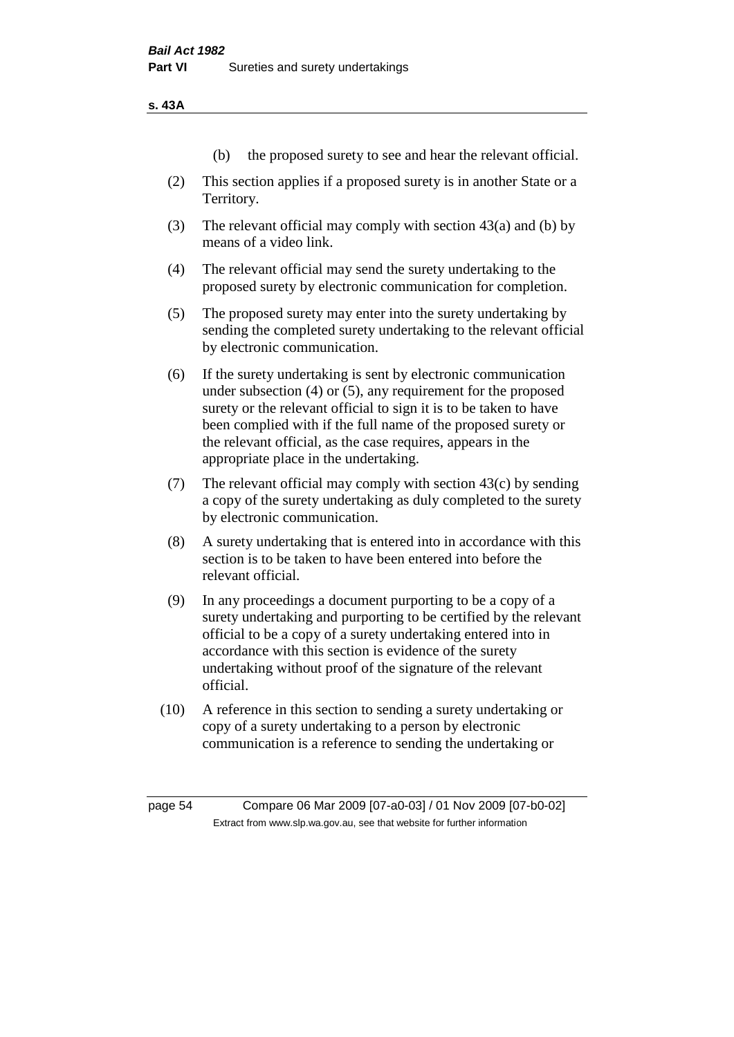(b) the proposed surety to see and hear the relevant official.

(2) This section applies if a proposed surety is in another State or a Territory.

(3) The relevant official may comply with section 43(a) and (b) by means of a video link.

(4) The relevant official may send the surety undertaking to the proposed surety by electronic communication for completion.

(5) The proposed surety may enter into the surety undertaking by sending the completed surety undertaking to the relevant official by electronic communication.

(6) If the surety undertaking is sent by electronic communication under subsection (4) or (5), any requirement for the proposed surety or the relevant official to sign it is to be taken to have been complied with if the full name of the proposed surety or the relevant official, as the case requires, appears in the appropriate place in the undertaking.

(7) The relevant official may comply with section 43(c) by sending a copy of the surety undertaking as duly completed to the surety by electronic communication.

(8) A surety undertaking that is entered into in accordance with this section is to be taken to have been entered into before the relevant official.

(9) In any proceedings a document purporting to be a copy of a surety undertaking and purporting to be certified by the relevant official to be a copy of a surety undertaking entered into in accordance with this section is evidence of the surety undertaking without proof of the signature of the relevant official.

(10) A reference in this section to sending a surety undertaking or copy of a surety undertaking to a person by electronic communication is a reference to sending the undertaking or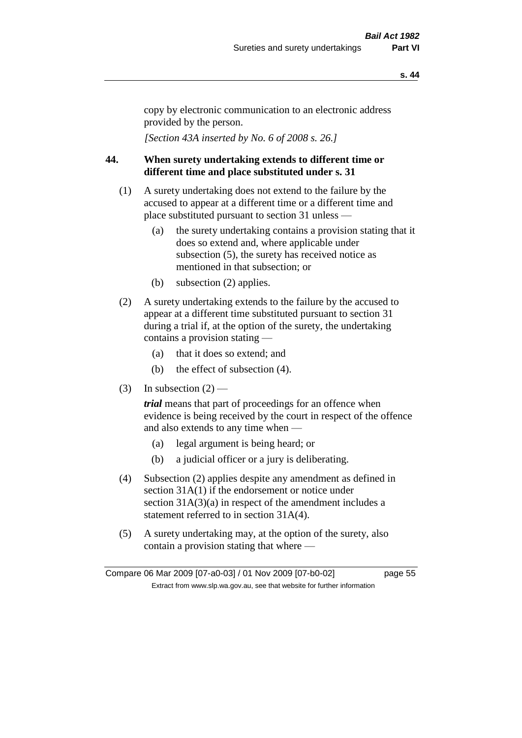copy by electronic communication to an electronic address provided by the person.

*[Section 43A inserted by No. 6 of 2008 s. 26.]*

## 44. When surety undertaking extends to different time or different time and place substituted under s. 31

(1) A surety undertaking does not extend to the failure by the accused to appear at a different time or a different time and place substituted pursuant to section 31 unless —

- (a) the surety undertaking contains a provision stating that it does so extend and, where applicable under subsection (5), the surety has received notice as mentioned in that subsection; or
- (b) subsection (2) applies.

(2) A surety undertaking extends to the failure by the accused to appear at a different time substituted pursuant to section 31 during a trial if, at the option of the surety, the undertaking contains a provision stating —

- (a) that it does so extend; and
- (b) the effect of subsection (4).

(3) In subsection (2) —

***trial*** means that part of proceedings for an offence when evidence is being received by the court in respect of the offence and also extends to any time when —

- (a) legal argument is being heard; or
- (b) a judicial officer or a jury is deliberating.

(4) Subsection (2) applies despite any amendment as defined in section 31A(1) if the endorsement or notice under section 31A(3)(a) in respect of the amendment includes a statement referred to in section 31A(4).

(5) A surety undertaking may, at the option of the surety, also contain a provision stating that where —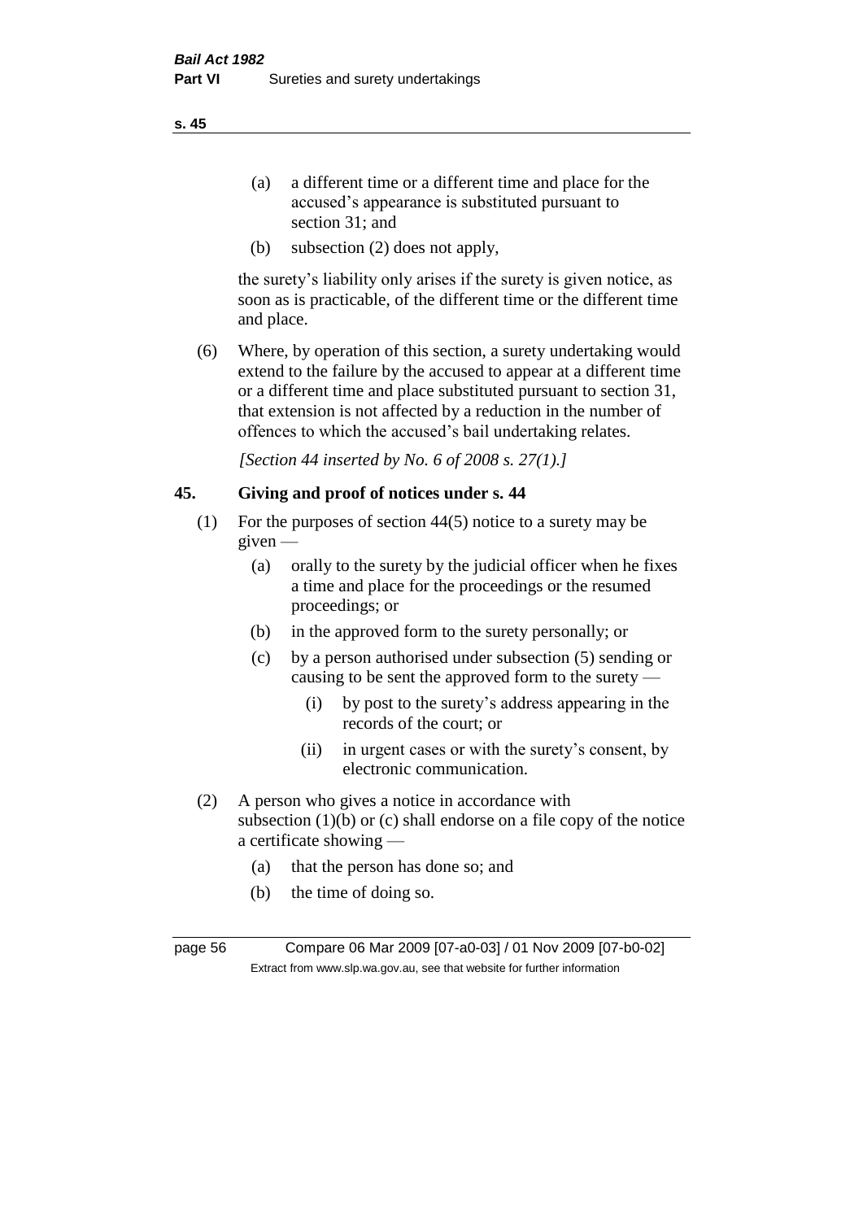(a) a different time or a different time and place for the accused's appearance is substituted pursuant to section 31; and

(b) subsection (2) does not apply,

the surety's liability only arises if the surety is given notice, as soon as is practicable, of the different time or the different time and place.

(6) Where, by operation of this section, a surety undertaking would extend to the failure by the accused to appear at a different time or a different time and place substituted pursuant to section 31, that extension is not affected by a reduction in the number of offences to which the accused's bail undertaking relates.

*[Section 44 inserted by No. 6 of 2008 s. 27(1).]*

## 45. Giving and proof of notices under s. 44

(1) For the purposes of section 44(5) notice to a surety may be given —

(a) orally to the surety by the judicial officer when he fixes a time and place for the proceedings or the resumed proceedings; or

(b) in the approved form to the surety personally; or

(c) by a person authorised under subsection (5) sending or causing to be sent the approved form to the surety —

(i) by post to the surety's address appearing in the records of the court; or

(ii) in urgent cases or with the surety's consent, by electronic communication.

(2) A person who gives a notice in accordance with subsection (1)(b) or (c) shall endorse on a file copy of the notice a certificate showing —

(a) that the person has done so; and

(b) the time of doing so.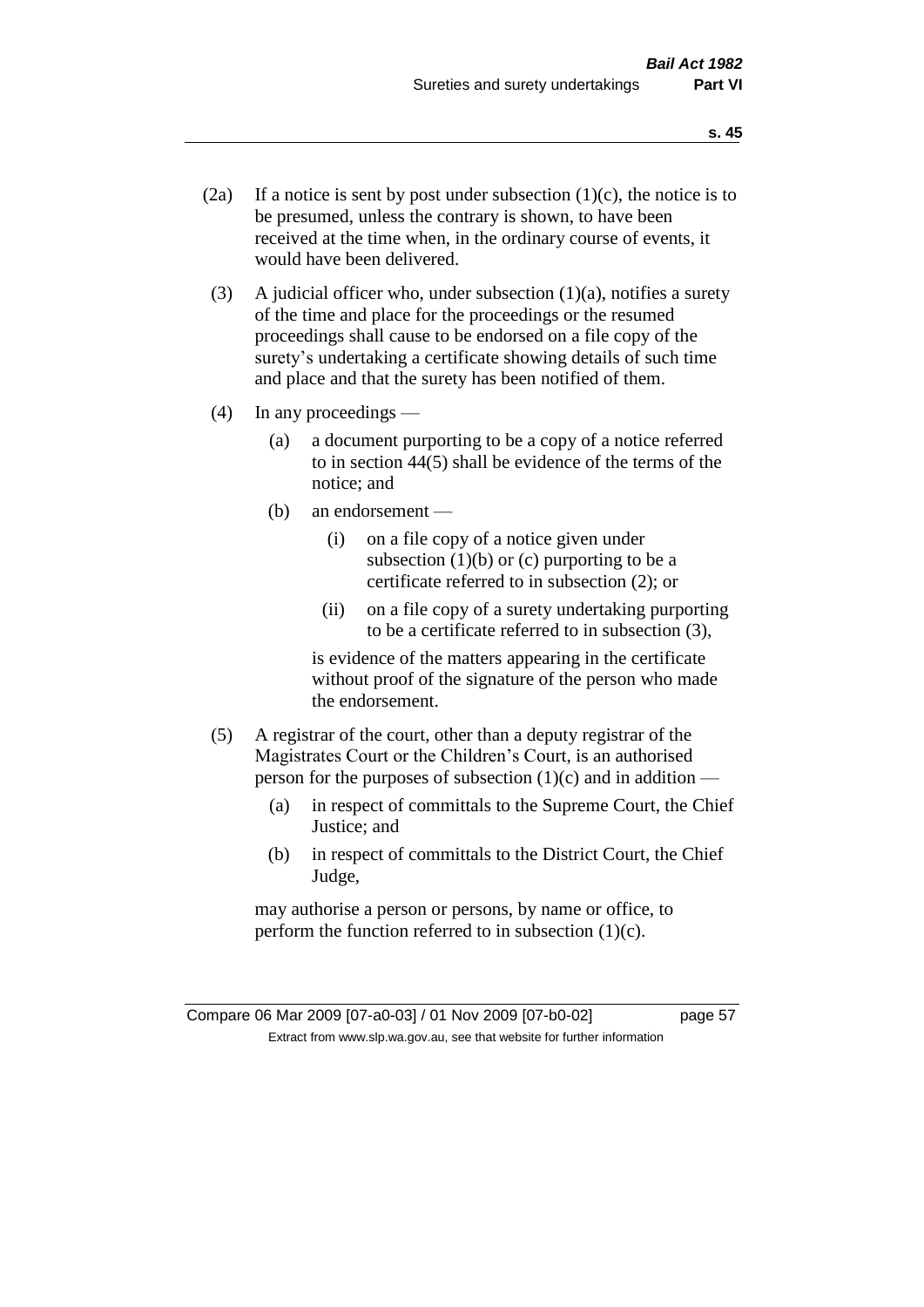(2a) If a notice is sent by post under subsection (1)(c), the notice is to be presumed, unless the contrary is shown, to have been received at the time when, in the ordinary course of events, it would have been delivered.

(3) A judicial officer who, under subsection (1)(a), notifies a surety of the time and place for the proceedings or the resumed proceedings shall cause to be endorsed on a file copy of the surety's undertaking a certificate showing details of such time and place and that the surety has been notified of them.

(4) In any proceedings —

  (a) a document purporting to be a copy of a notice referred to in section 44(5) shall be evidence of the terms of the notice; and

  (b) an endorsement —

    (i) on a file copy of a notice given under subsection (1)(b) or (c) purporting to be a certificate referred to in subsection (2); or

    (ii) on a file copy of a surety undertaking purporting to be a certificate referred to in subsection (3),

  is evidence of the matters appearing in the certificate without proof of the signature of the person who made the endorsement.

(5) A registrar of the court, other than a deputy registrar of the Magistrates Court or the Children's Court, is an authorised person for the purposes of subsection (1)(c) and in addition —

  (a) in respect of committals to the Supreme Court, the Chief Justice; and

  (b) in respect of committals to the District Court, the Chief Judge,

may authorise a person or persons, by name or office, to perform the function referred to in subsection (1)(c).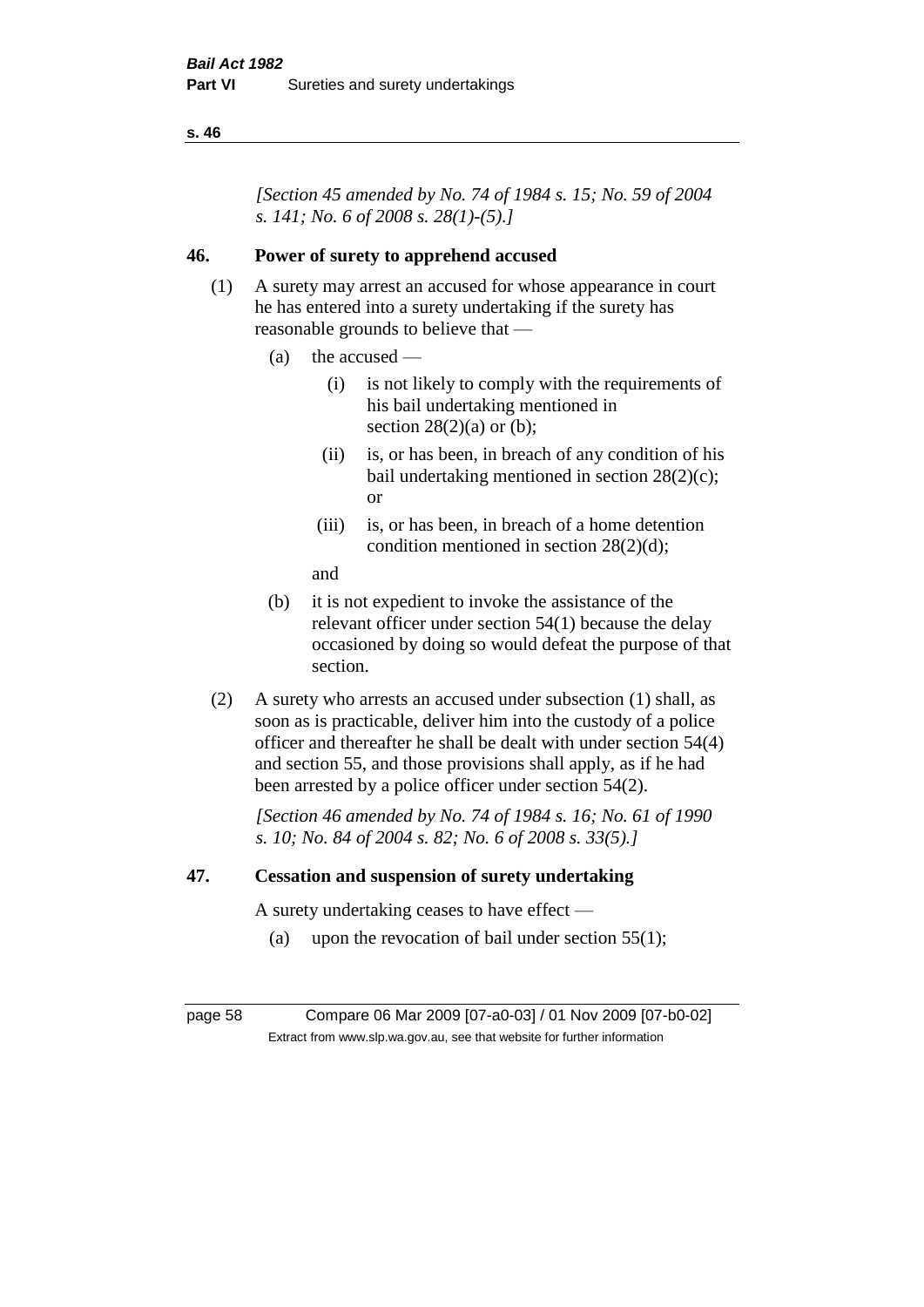*[Section 45 amended by No. 74 of 1984 s. 15; No. 59 of 2004 s. 141; No. 6 of 2008 s. 28(1)-(5).]*

## 46. Power of surety to apprehend accused

(1) A surety may arrest an accused for whose appearance in court he has entered into a surety undertaking if the surety has reasonable grounds to believe that —

- (a) the accused —
  - (i) is not likely to comply with the requirements of his bail undertaking mentioned in section 28(2)(a) or (b);
  - (ii) is, or has been, in breach of any condition of his bail undertaking mentioned in section 28(2)(c); or
  - (iii) is, or has been, in breach of a home detention condition mentioned in section 28(2)(d);

  and

- (b) it is not expedient to invoke the assistance of the relevant officer under section 54(1) because the delay occasioned by doing so would defeat the purpose of that section.

(2) A surety who arrests an accused under subsection (1) shall, as soon as is practicable, deliver him into the custody of a police officer and thereafter he shall be dealt with under section 54(4) and section 55, and those provisions shall apply, as if he had been arrested by a police officer under section 54(2).

*[Section 46 amended by No. 74 of 1984 s. 16; No. 61 of 1990 s. 10; No. 84 of 2004 s. 82; No. 6 of 2008 s. 33(5).]*

## 47. Cessation and suspension of surety undertaking

A surety undertaking ceases to have effect —

- (a) upon the revocation of bail under section 55(1);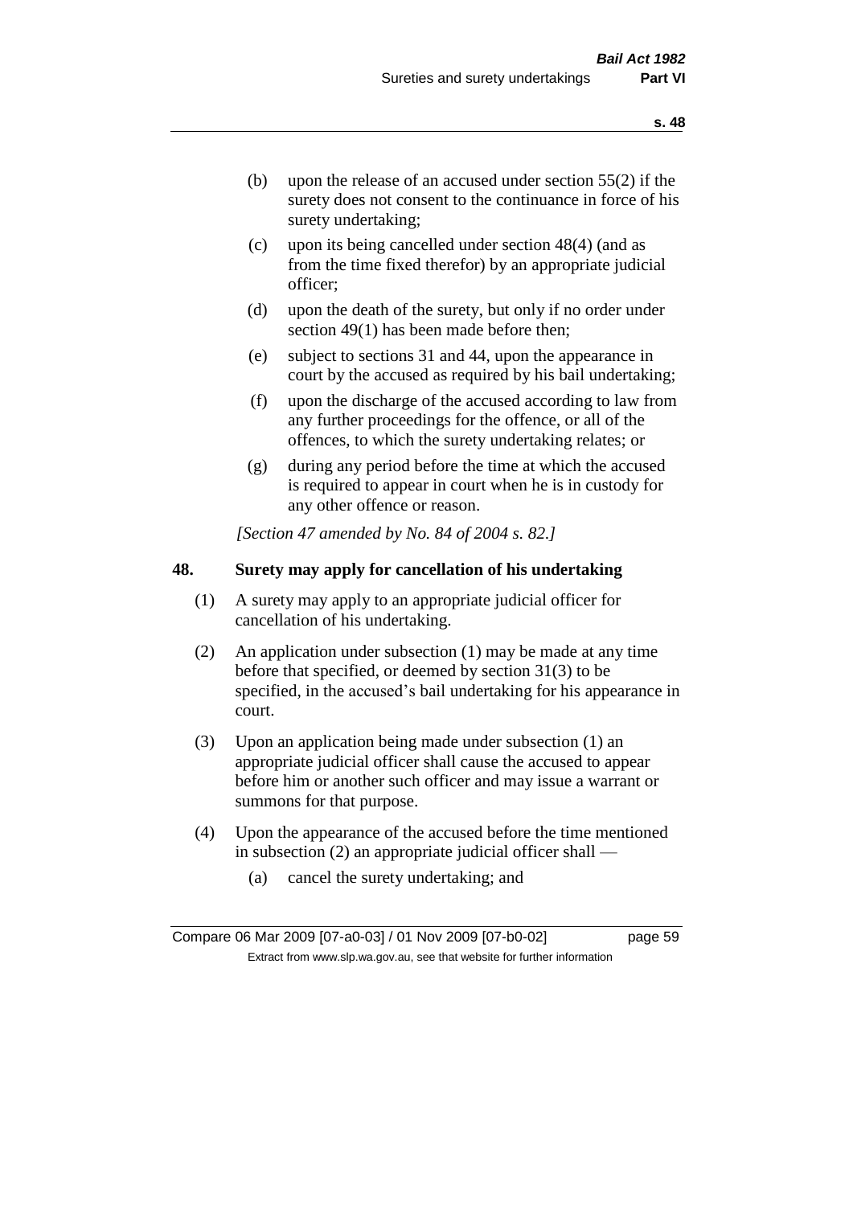(b) upon the release of an accused under section 55(2) if the surety does not consent to the continuance in force of his surety undertaking;

(c) upon its being cancelled under section 48(4) (and as from the time fixed therefor) by an appropriate judicial officer;

(d) upon the death of the surety, but only if no order under section 49(1) has been made before then;

(e) subject to sections 31 and 44, upon the appearance in court by the accused as required by his bail undertaking;

(f) upon the discharge of the accused according to law from any further proceedings for the offence, or all of the offences, to which the surety undertaking relates; or

(g) during any period before the time at which the accused is required to appear in court when he is in custody for any other offence or reason.

*[Section 47 amended by No. 84 of 2004 s. 82.]*

## 48. Surety may apply for cancellation of his undertaking

(1) A surety may apply to an appropriate judicial officer for cancellation of his undertaking.

(2) An application under subsection (1) may be made at any time before that specified, or deemed by section 31(3) to be specified, in the accused's bail undertaking for his appearance in court.

(3) Upon an application being made under subsection (1) an appropriate judicial officer shall cause the accused to appear before him or another such officer and may issue a warrant or summons for that purpose.

(4) Upon the appearance of the accused before the time mentioned in subsection (2) an appropriate judicial officer shall —

(a) cancel the surety undertaking; and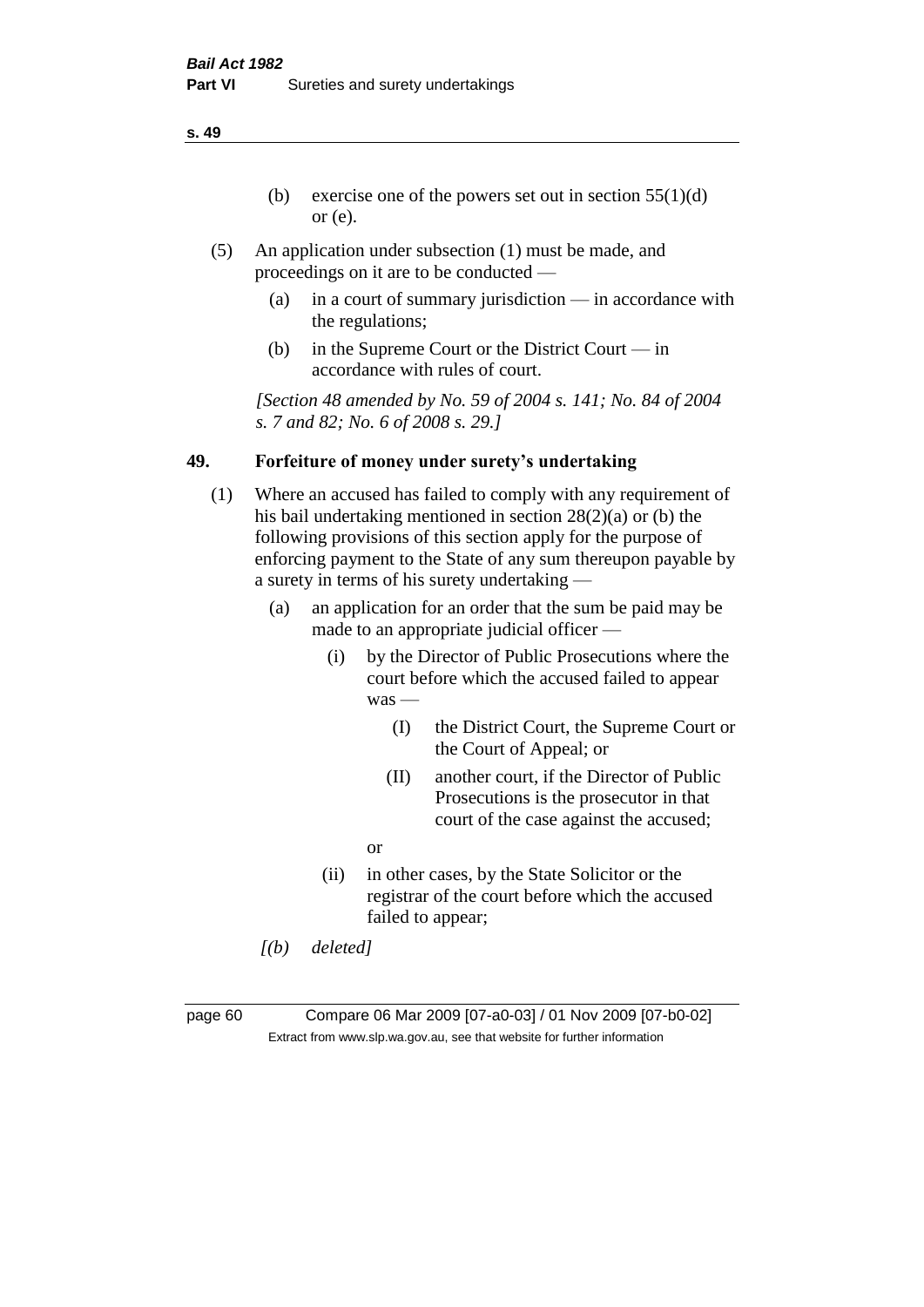(b) exercise one of the powers set out in section 55(1)(d) or (e).

(5) An application under subsection (1) must be made, and proceedings on it are to be conducted —

   (a) in a court of summary jurisdiction — in accordance with the regulations;

   (b) in the Supreme Court or the District Court — in accordance with rules of court.

*[Section 48 amended by No. 59 of 2004 s. 141; No. 84 of 2004 s. 7 and 82; No. 6 of 2008 s. 29.]*

## 49. Forfeiture of money under surety's undertaking

(1) Where an accused has failed to comply with any requirement of his bail undertaking mentioned in section 28(2)(a) or (b) the following provisions of this section apply for the purpose of enforcing payment to the State of any sum thereupon payable by a surety in terms of his surety undertaking —

   (a) an application for an order that the sum be paid may be made to an appropriate judicial officer —

      (i) by the Director of Public Prosecutions where the court before which the accused failed to appear was —

         (I) the District Court, the Supreme Court or the Court of Appeal; or

         (II) another court, if the Director of Public Prosecutions is the prosecutor in that court of the case against the accused;

      or

      (ii) in other cases, by the State Solicitor or the registrar of the court before which the accused failed to appear;

   *[(b) deleted]*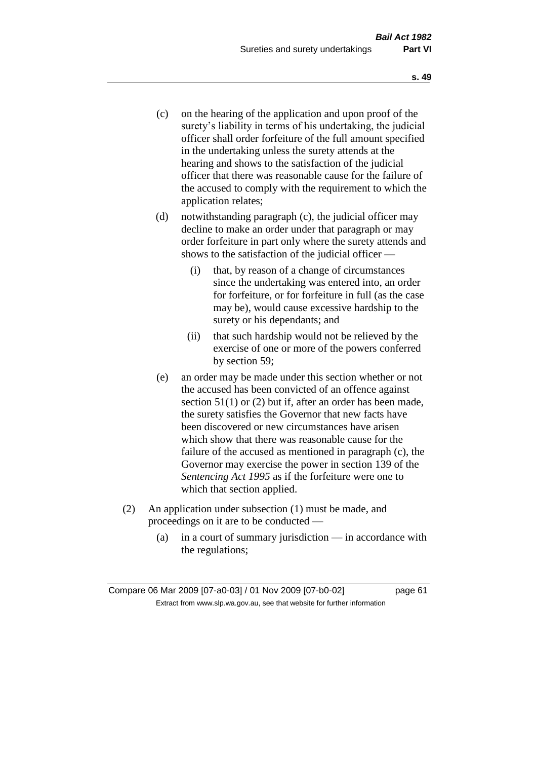(c) on the hearing of the application and upon proof of the surety's liability in terms of his undertaking, the judicial officer shall order forfeiture of the full amount specified in the undertaking unless the surety attends at the hearing and shows to the satisfaction of the judicial officer that there was reasonable cause for the failure of the accused to comply with the requirement to which the application relates;

(d) notwithstanding paragraph (c), the judicial officer may decline to make an order under that paragraph or may order forfeiture in part only where the surety attends and shows to the satisfaction of the judicial officer —

  (i) that, by reason of a change of circumstances since the undertaking was entered into, an order for forfeiture, or for forfeiture in full (as the case may be), would cause excessive hardship to the surety or his dependants; and

  (ii) that such hardship would not be relieved by the exercise of one or more of the powers conferred by section 59;

(e) an order may be made under this section whether or not the accused has been convicted of an offence against section 51(1) or (2) but if, after an order has been made, the surety satisfies the Governor that new facts have been discovered or new circumstances have arisen which show that there was reasonable cause for the failure of the accused as mentioned in paragraph (c), the Governor may exercise the power in section 139 of the *Sentencing Act 1995* as if the forfeiture were one to which that section applied.

(2) An application under subsection (1) must be made, and proceedings on it are to be conducted —

  (a) in a court of summary jurisdiction — in accordance with the regulations;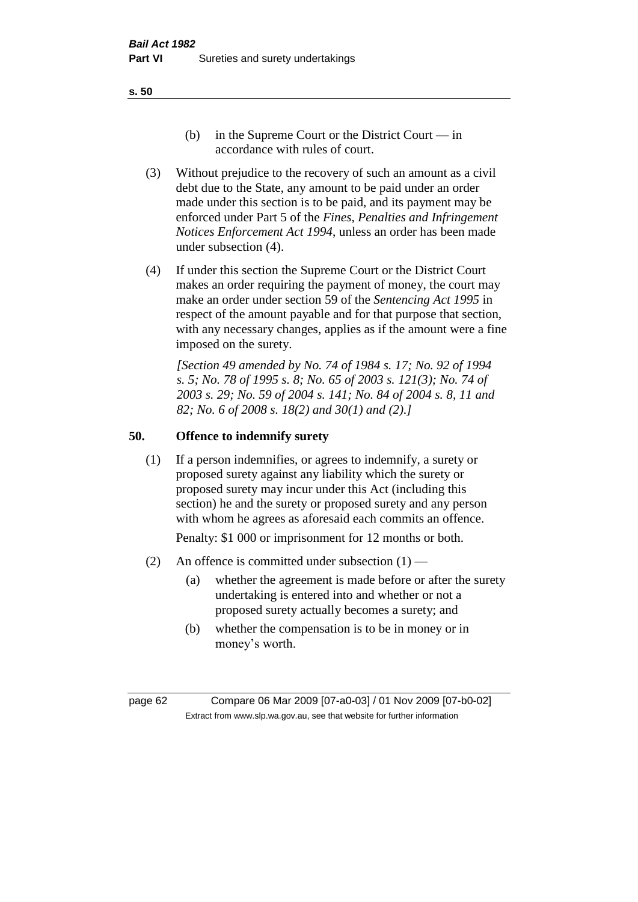(b) in the Supreme Court or the District Court — in accordance with rules of court.

(3) Without prejudice to the recovery of such an amount as a civil debt due to the State, any amount to be paid under an order made under this section is to be paid, and its payment may be enforced under Part 5 of the *Fines, Penalties and Infringement Notices Enforcement Act 1994*, unless an order has been made under subsection (4).

(4) If under this section the Supreme Court or the District Court makes an order requiring the payment of money, the court may make an order under section 59 of the *Sentencing Act 1995* in respect of the amount payable and for that purpose that section, with any necessary changes, applies as if the amount were a fine imposed on the surety.

*[Section 49 amended by No. 74 of 1984 s. 17; No. 92 of 1994 s. 5; No. 78 of 1995 s. 8; No. 65 of 2003 s. 121(3); No. 74 of 2003 s. 29; No. 59 of 2004 s. 141; No. 84 of 2004 s. 8, 11 and 82; No. 6 of 2008 s. 18(2) and 30(1) and (2).]*

## 50. Offence to indemnify surety

(1) If a person indemnifies, or agrees to indemnify, a surety or proposed surety against any liability which the surety or proposed surety may incur under this Act (including this section) he and the surety or proposed surety and any person with whom he agrees as aforesaid each commits an offence.

Penalty: $1 000 or imprisonment for 12 months or both.

(2) An offence is committed under subsection (1) —

(a) whether the agreement is made before or after the surety undertaking is entered into and whether or not a proposed surety actually becomes a surety; and

(b) whether the compensation is to be in money or in money's worth.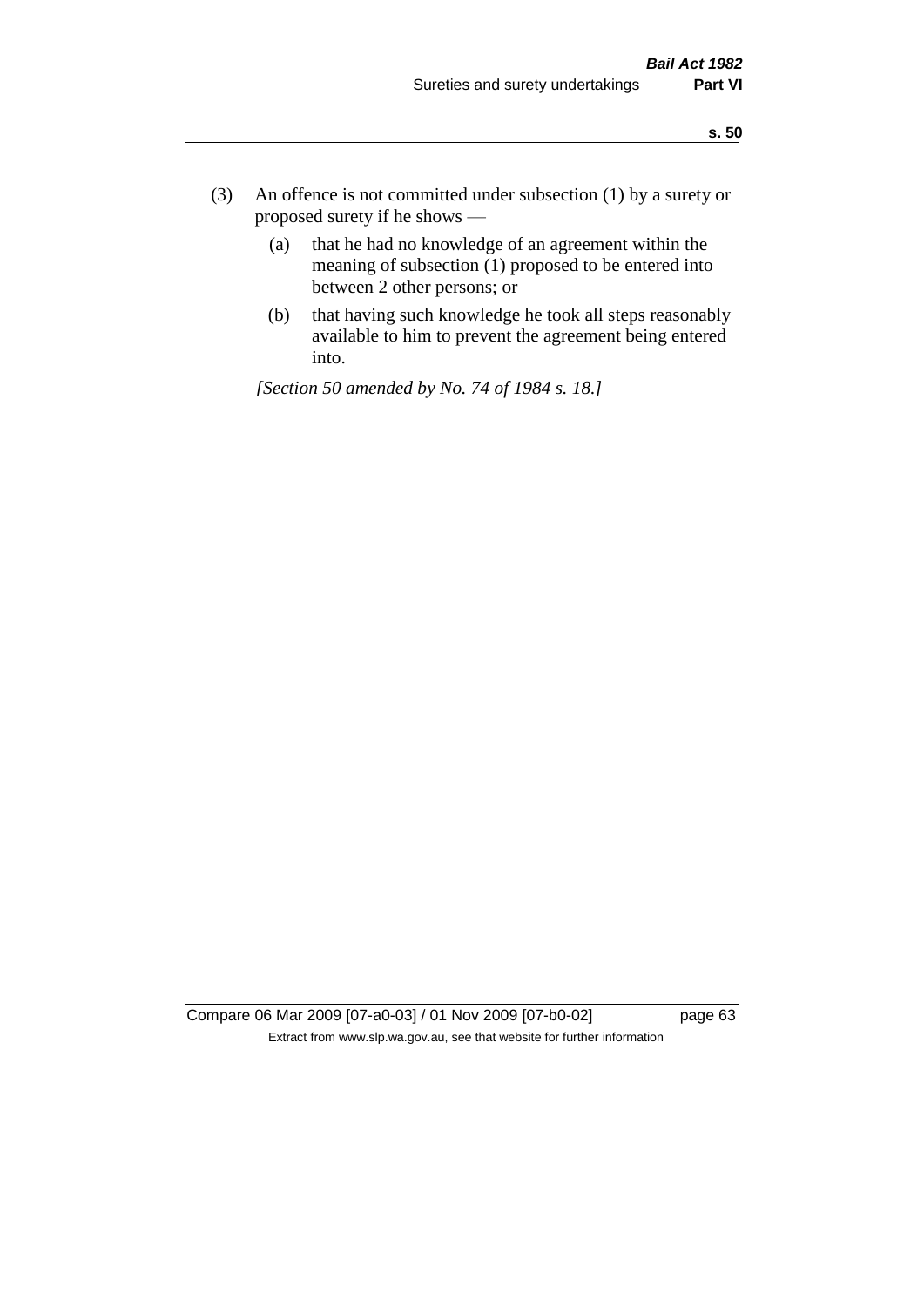(3) An offence is not committed under subsection (1) by a surety or proposed surety if he shows —

(a) that he had no knowledge of an agreement within the meaning of subsection (1) proposed to be entered into between 2 other persons; or

(b) that having such knowledge he took all steps reasonably available to him to prevent the agreement being entered into.

*[Section 50 amended by No. 74 of 1984 s. 18.]*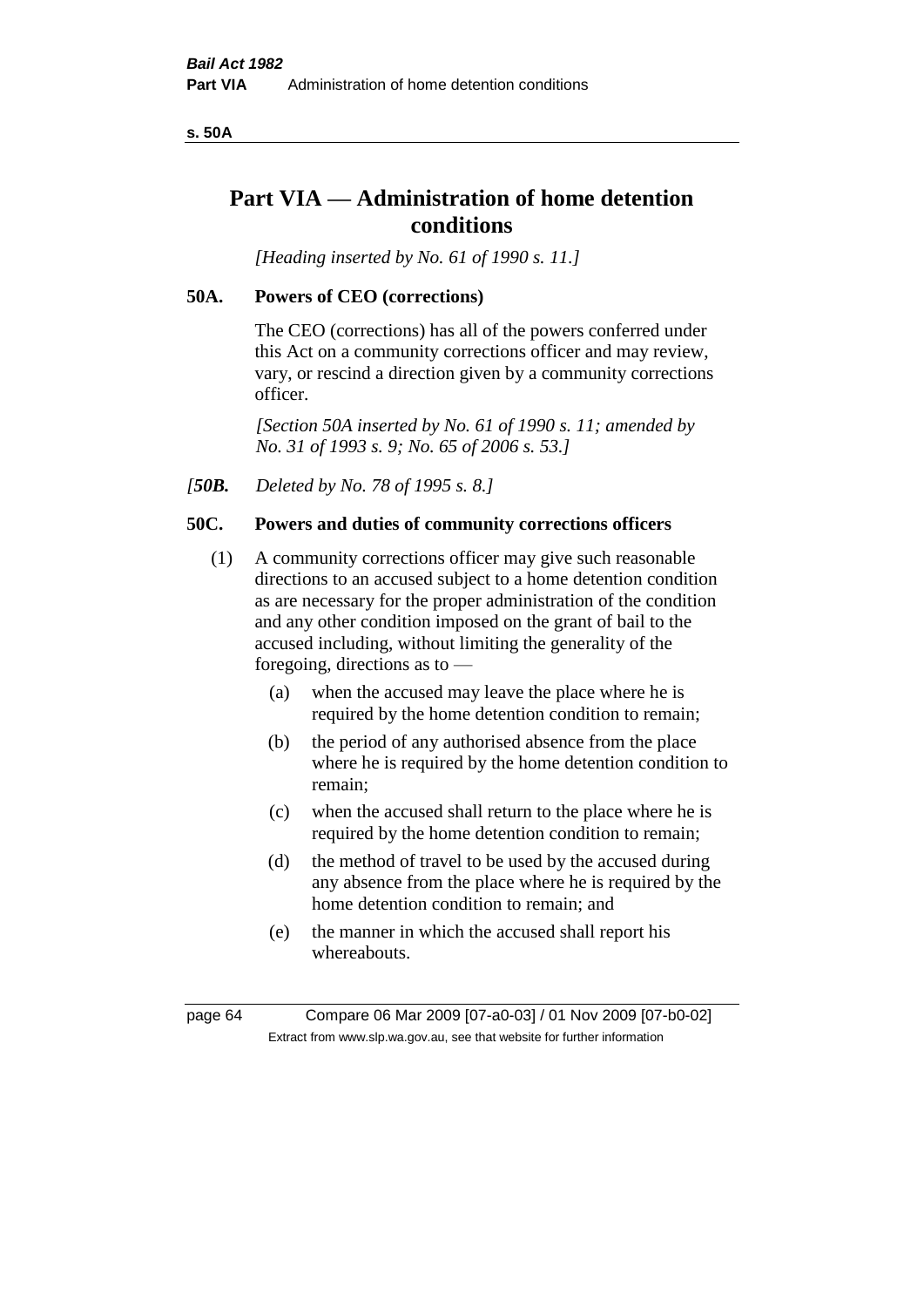# Part VIA — Administration of home detention conditions

*[Heading inserted by No. 61 of 1990 s. 11.]*

## 50A. Powers of CEO (corrections)

The CEO (corrections) has all of the powers conferred under this Act on a community corrections officer and may review, vary, or rescind a direction given by a community corrections officer.

*[Section 50A inserted by No. 61 of 1990 s. 11; amended by No. 31 of 1993 s. 9; No. 65 of 2006 s. 53.]*

*[**50B.** Deleted by No. 78 of 1995 s. 8.]*

## 50C. Powers and duties of community corrections officers

(1) A community corrections officer may give such reasonable directions to an accused subject to a home detention condition as are necessary for the proper administration of the condition and any other condition imposed on the grant of bail to the accused including, without limiting the generality of the foregoing, directions as to —

- (a) when the accused may leave the place where he is required by the home detention condition to remain;
- (b) the period of any authorised absence from the place where he is required by the home detention condition to remain;
- (c) when the accused shall return to the place where he is required by the home detention condition to remain;
- (d) the method of travel to be used by the accused during any absence from the place where he is required by the home detention condition to remain; and
- (e) the manner in which the accused shall report his whereabouts.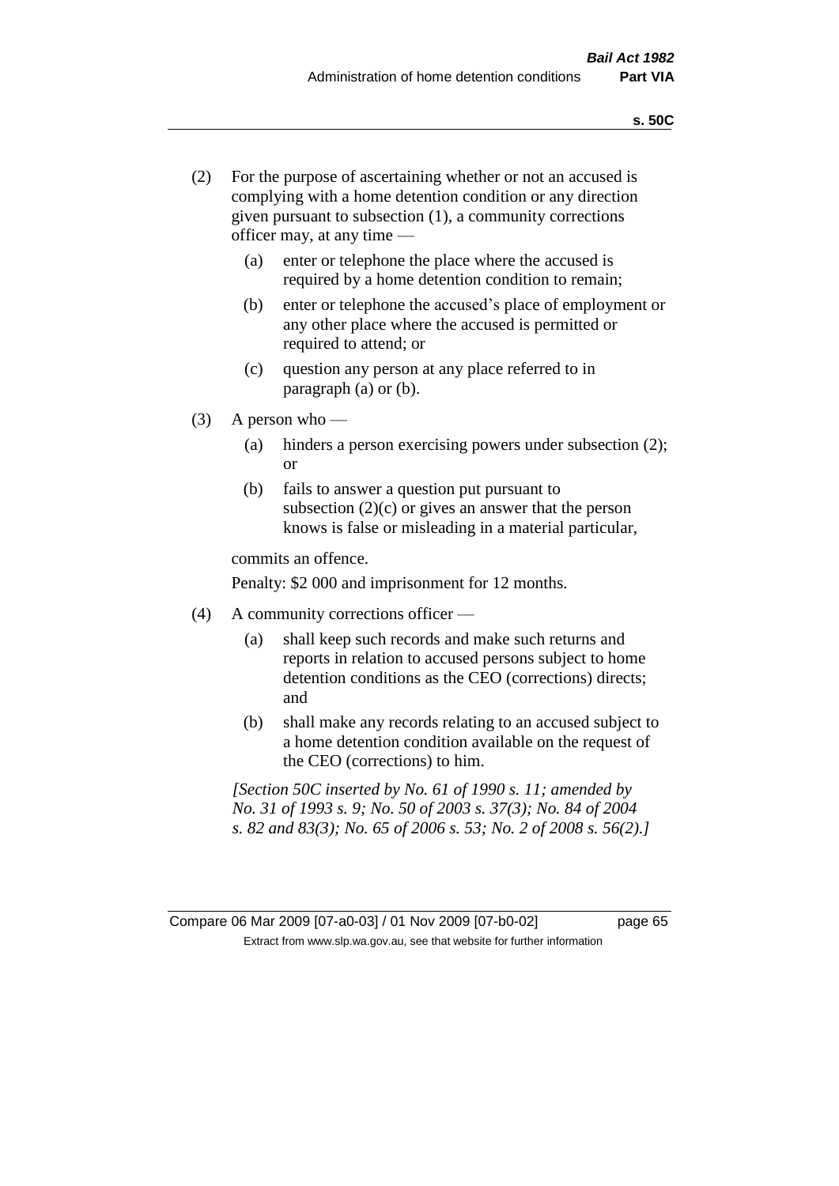(2) For the purpose of ascertaining whether or not an accused is complying with a home detention condition or any direction given pursuant to subsection (1), a community corrections officer may, at any time —

  (a) enter or telephone the place where the accused is required by a home detention condition to remain;

  (b) enter or telephone the accused's place of employment or any other place where the accused is permitted or required to attend; or

  (c) question any person at any place referred to in paragraph (a) or (b).

(3) A person who —

  (a) hinders a person exercising powers under subsection (2); or

  (b) fails to answer a question put pursuant to subsection (2)(c) or gives an answer that the person knows is false or misleading in a material particular,

commits an offence.

Penalty: $2 000 and imprisonment for 12 months.

(4) A community corrections officer —

  (a) shall keep such records and make such returns and reports in relation to accused persons subject to home detention conditions as the CEO (corrections) directs; and

  (b) shall make any records relating to an accused subject to a home detention condition available on the request of the CEO (corrections) to him.

*[Section 50C inserted by No. 61 of 1990 s. 11; amended by No. 31 of 1993 s. 9; No. 50 of 2003 s. 37(3); No. 84 of 2004 s. 82 and 83(3); No. 65 of 2006 s. 53; No. 2 of 2008 s. 56(2).]*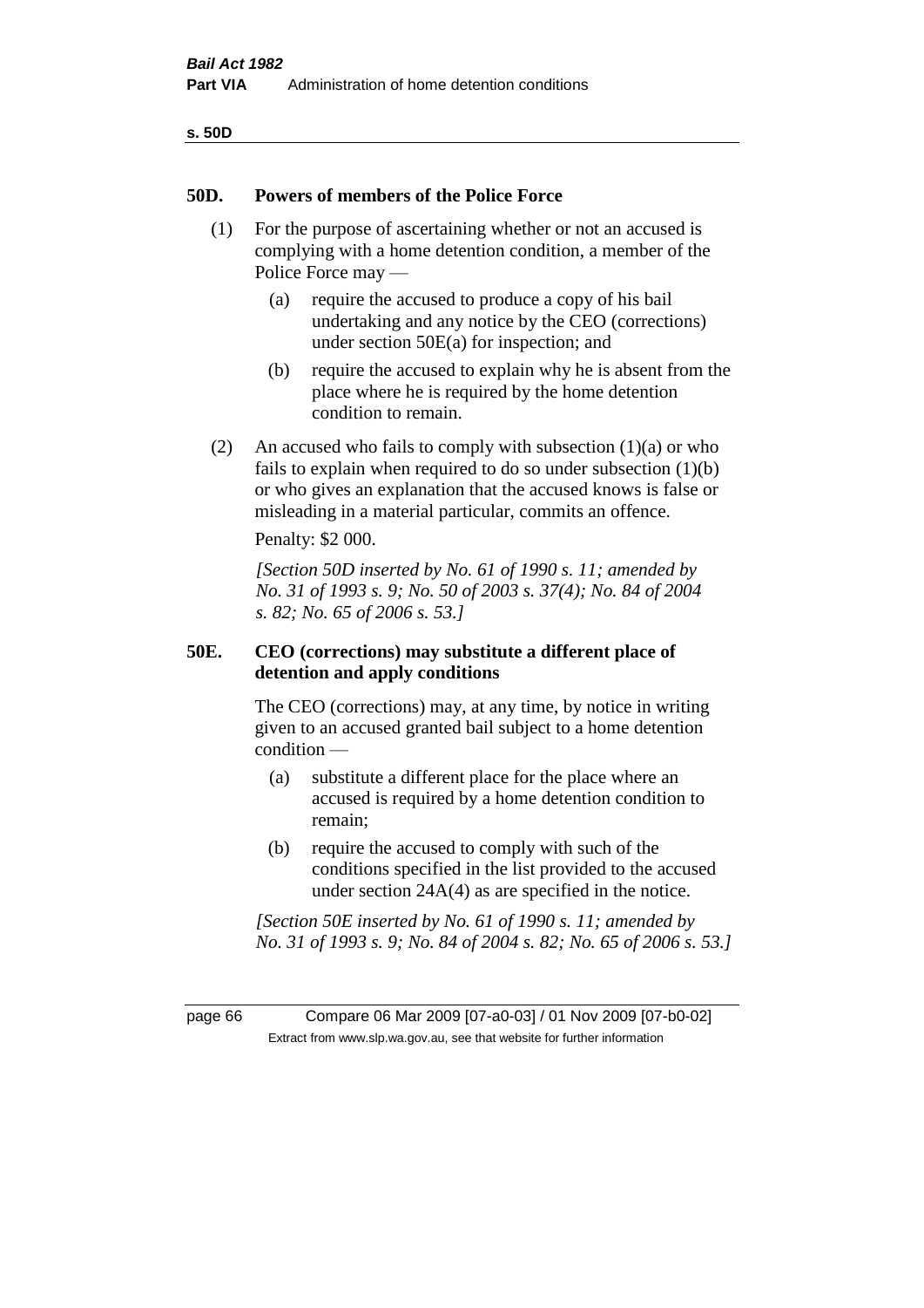## 50D. Powers of members of the Police Force

(1) For the purpose of ascertaining whether or not an accused is complying with a home detention condition, a member of the Police Force may —

(a) require the accused to produce a copy of his bail undertaking and any notice by the CEO (corrections) under section 50E(a) for inspection; and

(b) require the accused to explain why he is absent from the place where he is required by the home detention condition to remain.

(2) An accused who fails to comply with subsection (1)(a) or who fails to explain when required to do so under subsection (1)(b) or who gives an explanation that the accused knows is false or misleading in a material particular, commits an offence.

Penalty: $2 000.

*[Section 50D inserted by No. 61 of 1990 s. 11; amended by No. 31 of 1993 s. 9; No. 50 of 2003 s. 37(4); No. 84 of 2004 s. 82; No. 65 of 2006 s. 53.]*

## 50E. CEO (corrections) may substitute a different place of detention and apply conditions

The CEO (corrections) may, at any time, by notice in writing given to an accused granted bail subject to a home detention condition —

(a) substitute a different place for the place where an accused is required by a home detention condition to remain;

(b) require the accused to comply with such of the conditions specified in the list provided to the accused under section 24A(4) as are specified in the notice.

*[Section 50E inserted by No. 61 of 1990 s. 11; amended by No. 31 of 1993 s. 9; No. 84 of 2004 s. 82; No. 65 of 2006 s. 53.]*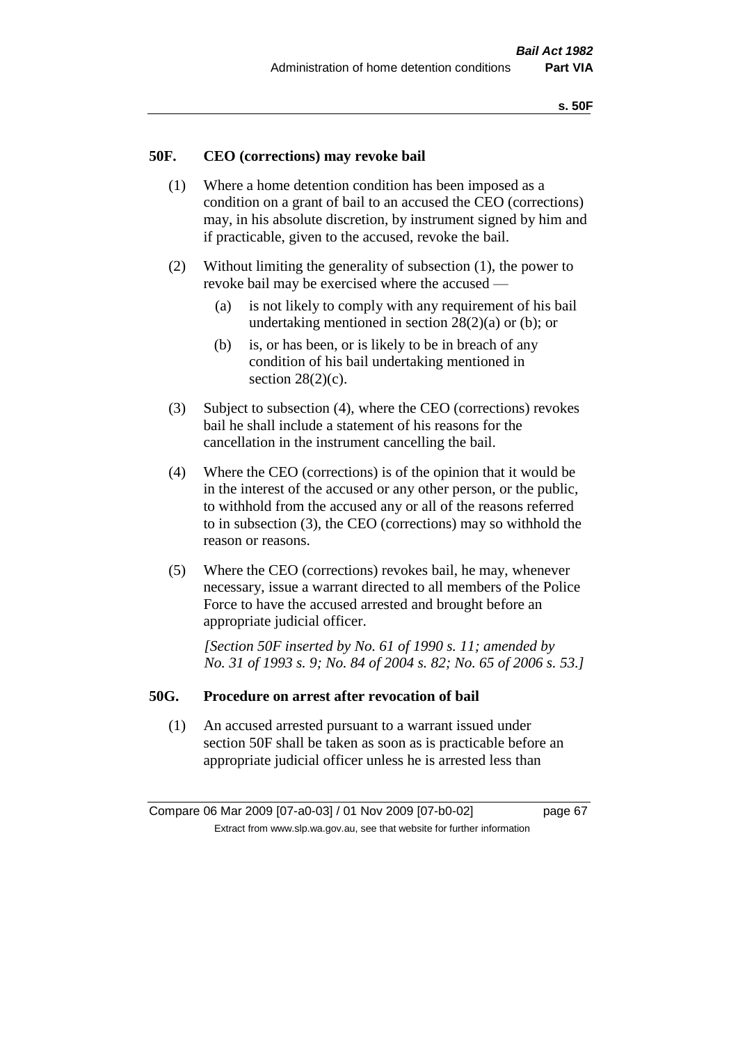## 50F. CEO (corrections) may revoke bail

(1) Where a home detention condition has been imposed as a condition on a grant of bail to an accused the CEO (corrections) may, in his absolute discretion, by instrument signed by him and if practicable, given to the accused, revoke the bail.

(2) Without limiting the generality of subsection (1), the power to revoke bail may be exercised where the accused —

- (a) is not likely to comply with any requirement of his bail undertaking mentioned in section 28(2)(a) or (b); or
- (b) is, or has been, or is likely to be in breach of any condition of his bail undertaking mentioned in section 28(2)(c).

(3) Subject to subsection (4), where the CEO (corrections) revokes bail he shall include a statement of his reasons for the cancellation in the instrument cancelling the bail.

(4) Where the CEO (corrections) is of the opinion that it would be in the interest of the accused or any other person, or the public, to withhold from the accused any or all of the reasons referred to in subsection (3), the CEO (corrections) may so withhold the reason or reasons.

(5) Where the CEO (corrections) revokes bail, he may, whenever necessary, issue a warrant directed to all members of the Police Force to have the accused arrested and brought before an appropriate judicial officer.

*[Section 50F inserted by No. 61 of 1990 s. 11; amended by No. 31 of 1993 s. 9; No. 84 of 2004 s. 82; No. 65 of 2006 s. 53.]*

## 50G. Procedure on arrest after revocation of bail

(1) An accused arrested pursuant to a warrant issued under section 50F shall be taken as soon as is practicable before an appropriate judicial officer unless he is arrested less than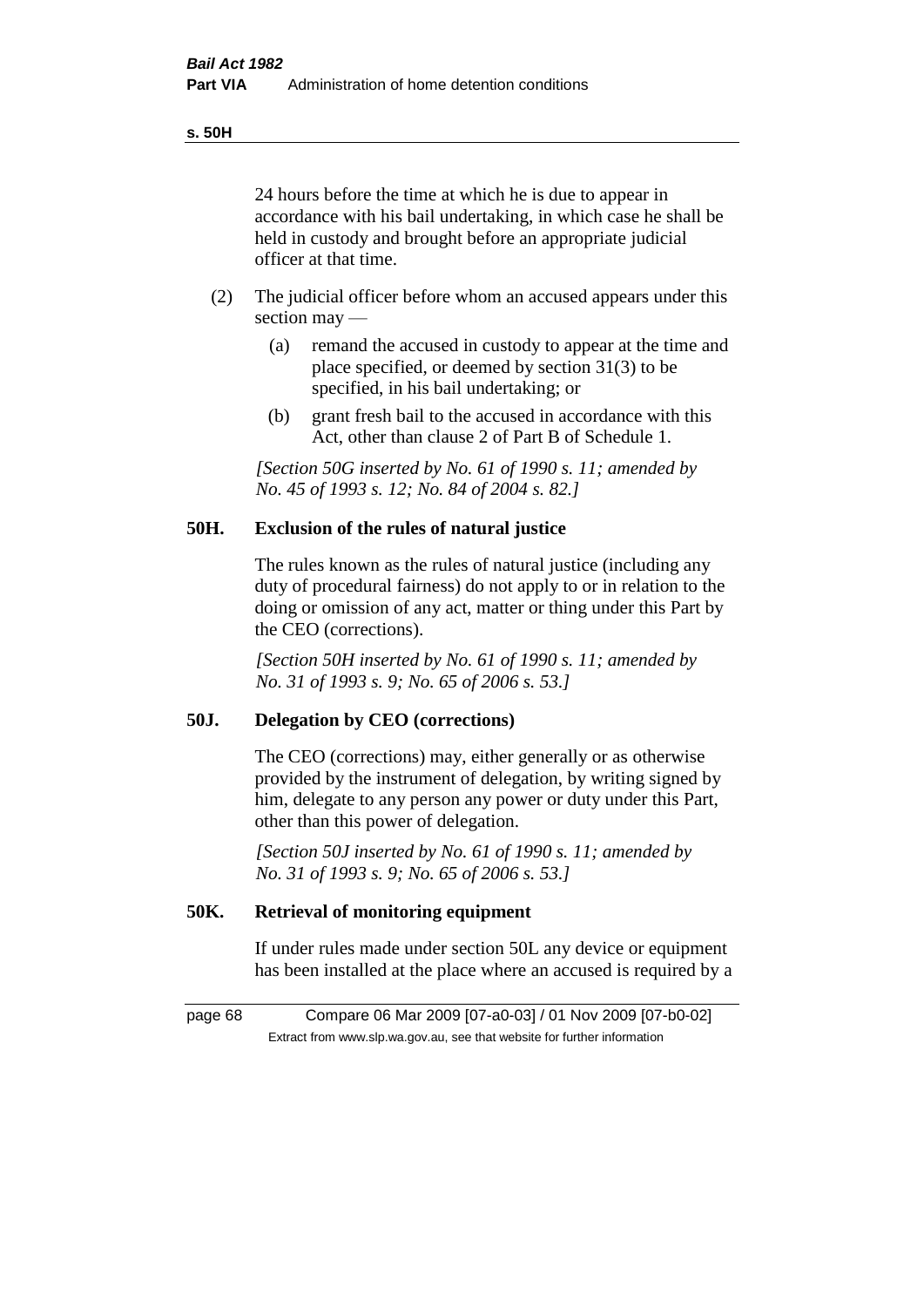24 hours before the time at which he is due to appear in accordance with his bail undertaking, in which case he shall be held in custody and brought before an appropriate judicial officer at that time.

(2) The judicial officer before whom an accused appears under this section may —

(a) remand the accused in custody to appear at the time and place specified, or deemed by section 31(3) to be specified, in his bail undertaking; or

(b) grant fresh bail to the accused in accordance with this Act, other than clause 2 of Part B of Schedule 1.

*[Section 50G inserted by No. 61 of 1990 s. 11; amended by No. 45 of 1993 s. 12; No. 84 of 2004 s. 82.]*

## 50H. Exclusion of the rules of natural justice

The rules known as the rules of natural justice (including any duty of procedural fairness) do not apply to or in relation to the doing or omission of any act, matter or thing under this Part by the CEO (corrections).

*[Section 50H inserted by No. 61 of 1990 s. 11; amended by No. 31 of 1993 s. 9; No. 65 of 2006 s. 53.]*

## 50J. Delegation by CEO (corrections)

The CEO (corrections) may, either generally or as otherwise provided by the instrument of delegation, by writing signed by him, delegate to any person any power or duty under this Part, other than this power of delegation.

*[Section 50J inserted by No. 61 of 1990 s. 11; amended by No. 31 of 1993 s. 9; No. 65 of 2006 s. 53.]*

## 50K. Retrieval of monitoring equipment

If under rules made under section 50L any device or equipment has been installed at the place where an accused is required by a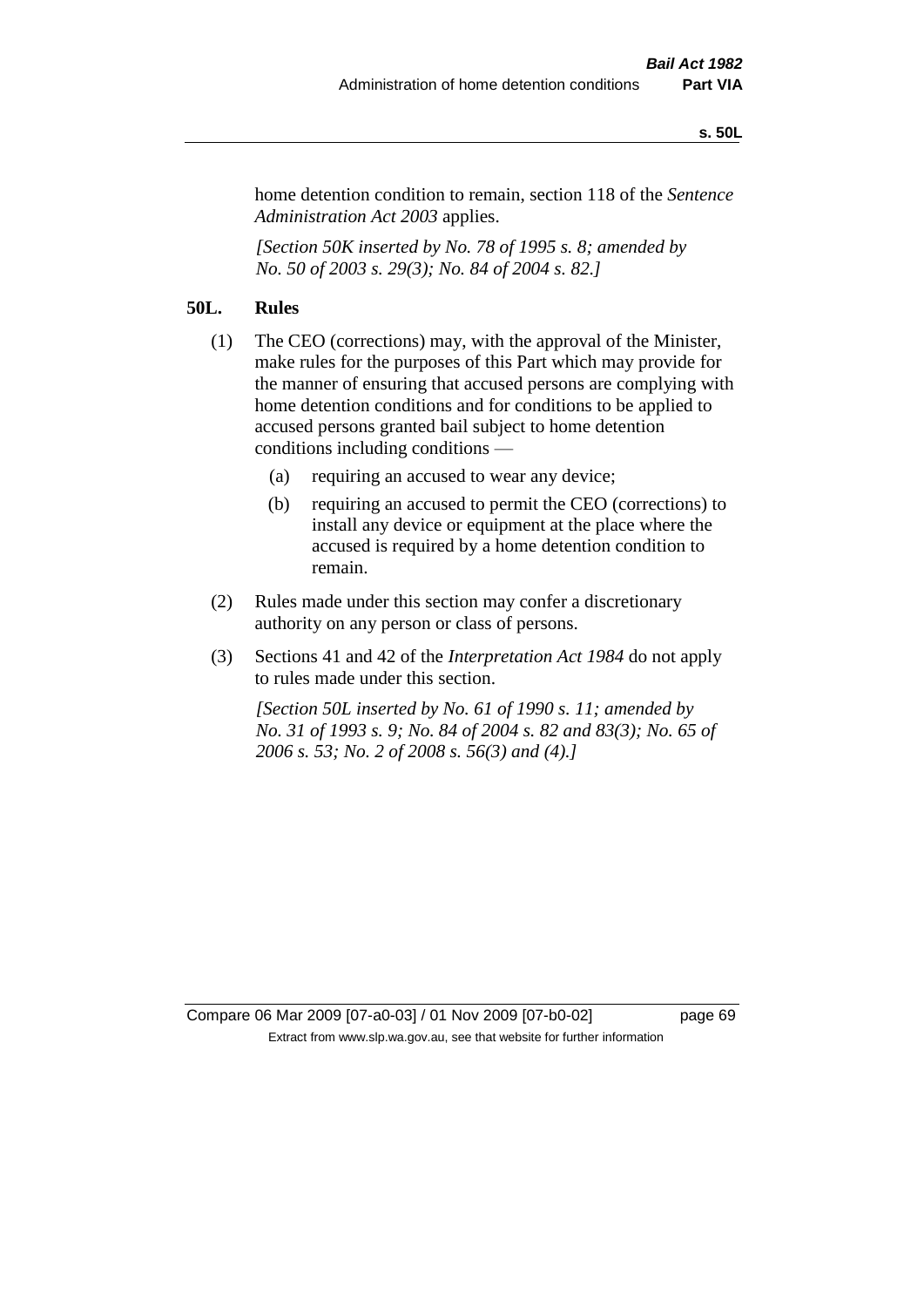home detention condition to remain, section 118 of the *Sentence Administration Act 2003* applies.

*[Section 50K inserted by No. 78 of 1995 s. 8; amended by No. 50 of 2003 s. 29(3); No. 84 of 2004 s. 82.]*

## 50L. Rules

(1) The CEO (corrections) may, with the approval of the Minister, make rules for the purposes of this Part which may provide for the manner of ensuring that accused persons are complying with home detention conditions and for conditions to be applied to accused persons granted bail subject to home detention conditions including conditions —

(a) requiring an accused to wear any device;

(b) requiring an accused to permit the CEO (corrections) to install any device or equipment at the place where the accused is required by a home detention condition to remain.

(2) Rules made under this section may confer a discretionary authority on any person or class of persons.

(3) Sections 41 and 42 of the *Interpretation Act 1984* do not apply to rules made under this section.

*[Section 50L inserted by No. 61 of 1990 s. 11; amended by No. 31 of 1993 s. 9; No. 84 of 2004 s. 82 and 83(3); No. 65 of 2006 s. 53; No. 2 of 2008 s. 56(3) and (4).]*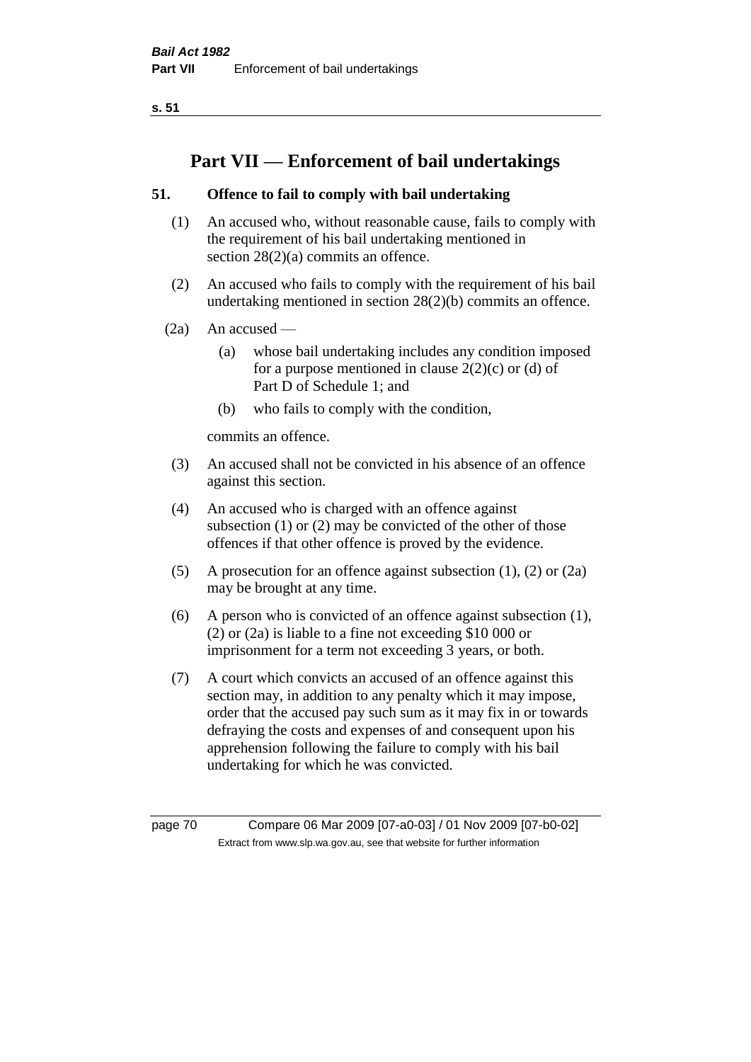# Part VII — Enforcement of bail undertakings

## 51. Offence to fail to comply with bail undertaking

(1) An accused who, without reasonable cause, fails to comply with the requirement of his bail undertaking mentioned in section 28(2)(a) commits an offence.

(2) An accused who fails to comply with the requirement of his bail undertaking mentioned in section 28(2)(b) commits an offence.

(2a) An accused —

- (a) whose bail undertaking includes any condition imposed for a purpose mentioned in clause 2(2)(c) or (d) of Part D of Schedule 1; and
- (b) who fails to comply with the condition,

commits an offence.

(3) An accused shall not be convicted in his absence of an offence against this section.

(4) An accused who is charged with an offence against subsection (1) or (2) may be convicted of the other of those offences if that other offence is proved by the evidence.

(5) A prosecution for an offence against subsection (1), (2) or (2a) may be brought at any time.

(6) A person who is convicted of an offence against subsection (1), (2) or (2a) is liable to a fine not exceeding $10 000 or imprisonment for a term not exceeding 3 years, or both.

(7) A court which convicts an accused of an offence against this section may, in addition to any penalty which it may impose, order that the accused pay such sum as it may fix in or towards defraying the costs and expenses of and consequent upon his apprehension following the failure to comply with his bail undertaking for which he was convicted.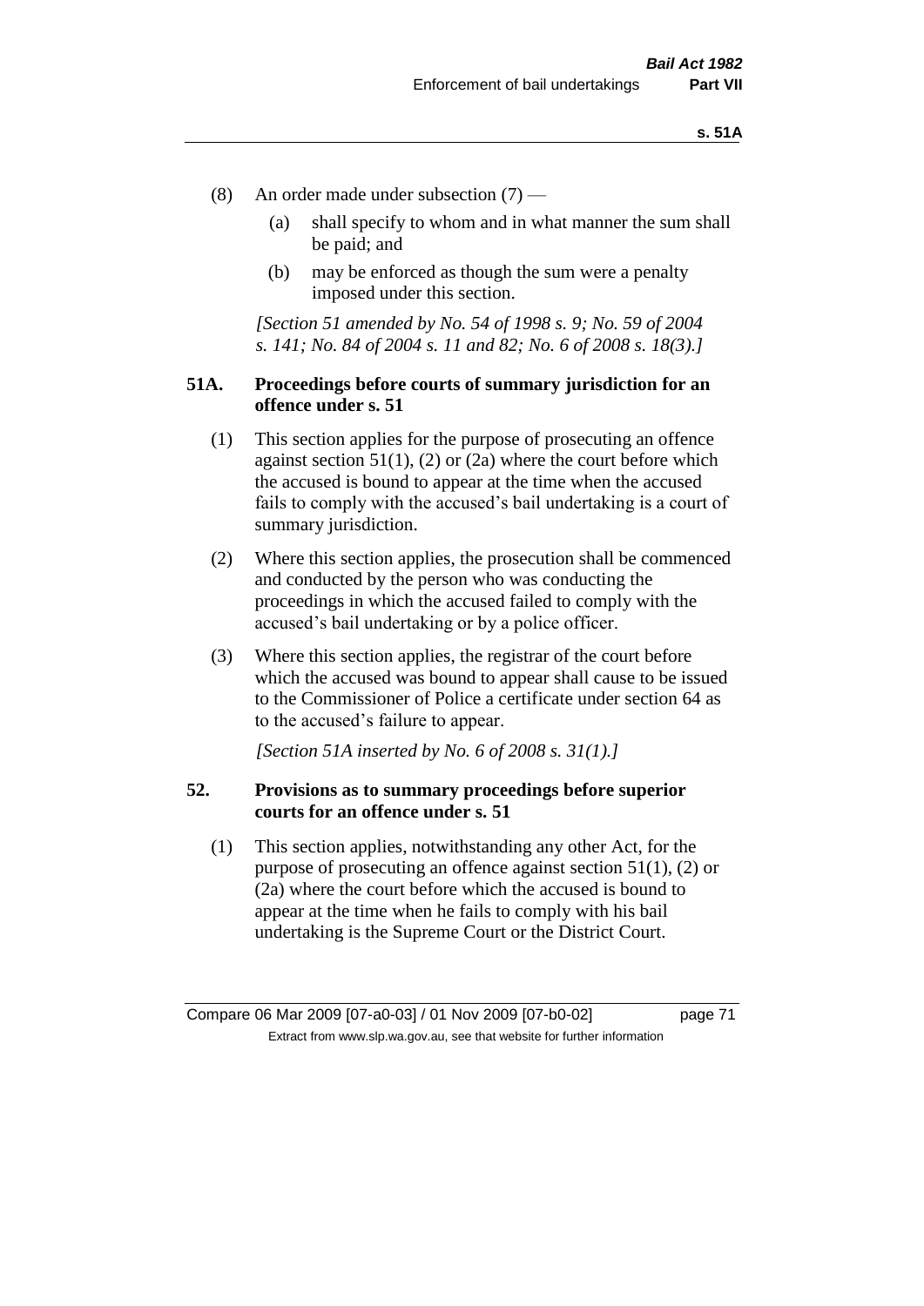(8) An order made under subsection (7) —

(a) shall specify to whom and in what manner the sum shall be paid; and

(b) may be enforced as though the sum were a penalty imposed under this section.

*[Section 51 amended by No. 54 of 1998 s. 9; No. 59 of 2004 s. 141; No. 84 of 2004 s. 11 and 82; No. 6 of 2008 s. 18(3).]*

## 51A. Proceedings before courts of summary jurisdiction for an offence under s. 51

(1) This section applies for the purpose of prosecuting an offence against section 51(1), (2) or (2a) where the court before which the accused is bound to appear at the time when the accused fails to comply with the accused's bail undertaking is a court of summary jurisdiction.

(2) Where this section applies, the prosecution shall be commenced and conducted by the person who was conducting the proceedings in which the accused failed to comply with the accused's bail undertaking or by a police officer.

(3) Where this section applies, the registrar of the court before which the accused was bound to appear shall cause to be issued to the Commissioner of Police a certificate under section 64 as to the accused's failure to appear.

*[Section 51A inserted by No. 6 of 2008 s. 31(1).]*

## 52. Provisions as to summary proceedings before superior courts for an offence under s. 51

(1) This section applies, notwithstanding any other Act, for the purpose of prosecuting an offence against section 51(1), (2) or (2a) where the court before which the accused is bound to appear at the time when he fails to comply with his bail undertaking is the Supreme Court or the District Court.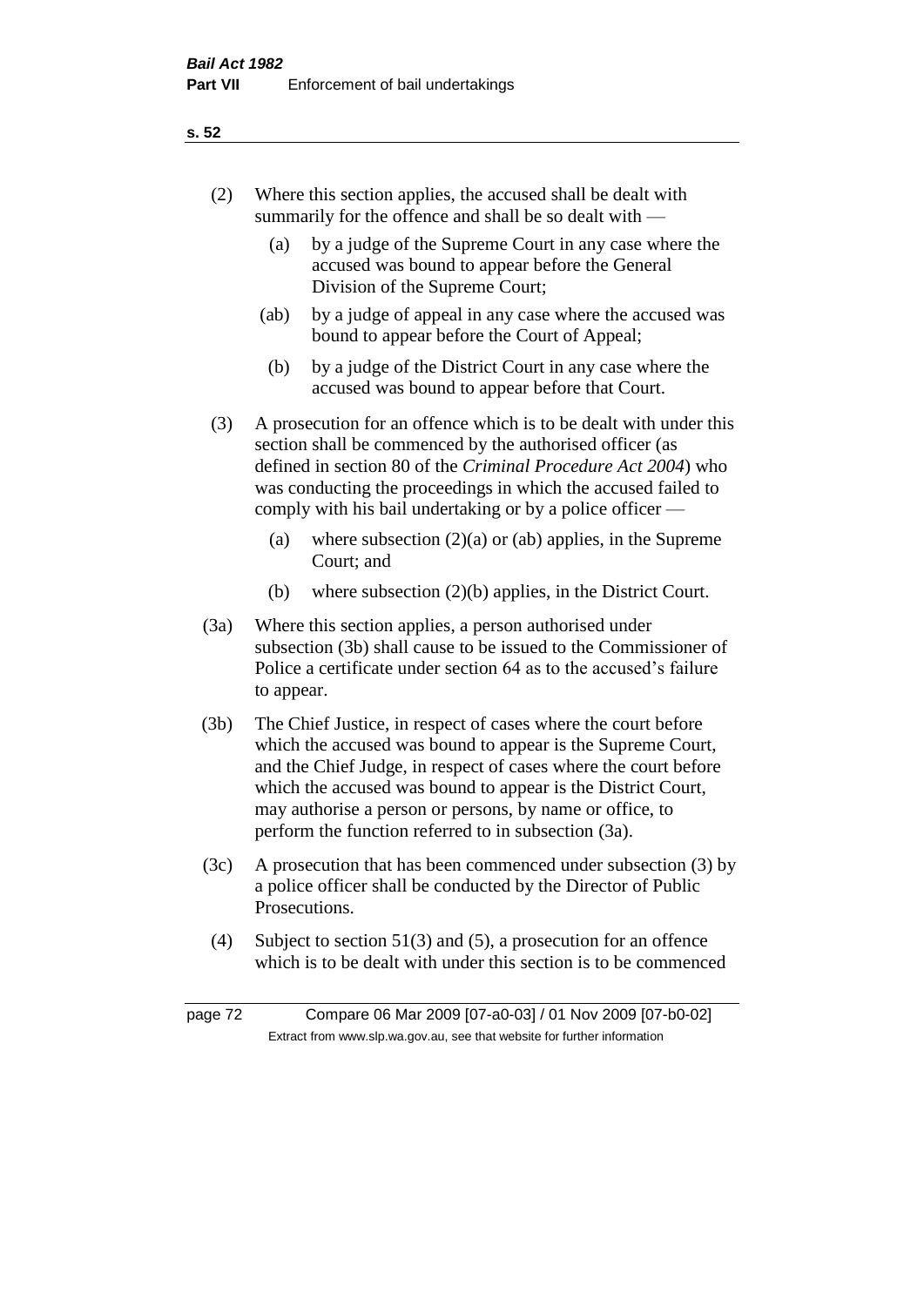(2) Where this section applies, the accused shall be dealt with summarily for the offence and shall be so dealt with —

(a) by a judge of the Supreme Court in any case where the accused was bound to appear before the General Division of the Supreme Court;

(ab) by a judge of appeal in any case where the accused was bound to appear before the Court of Appeal;

(b) by a judge of the District Court in any case where the accused was bound to appear before that Court.

(3) A prosecution for an offence which is to be dealt with under this section shall be commenced by the authorised officer (as defined in section 80 of the *Criminal Procedure Act 2004*) who was conducting the proceedings in which the accused failed to comply with his bail undertaking or by a police officer —

(a) where subsection (2)(a) or (ab) applies, in the Supreme Court; and

(b) where subsection (2)(b) applies, in the District Court.

(3a) Where this section applies, a person authorised under subsection (3b) shall cause to be issued to the Commissioner of Police a certificate under section 64 as to the accused's failure to appear.

(3b) The Chief Justice, in respect of cases where the court before which the accused was bound to appear is the Supreme Court, and the Chief Judge, in respect of cases where the court before which the accused was bound to appear is the District Court, may authorise a person or persons, by name or office, to perform the function referred to in subsection (3a).

(3c) A prosecution that has been commenced under subsection (3) by a police officer shall be conducted by the Director of Public Prosecutions.

(4) Subject to section 51(3) and (5), a prosecution for an offence which is to be dealt with under this section is to be commenced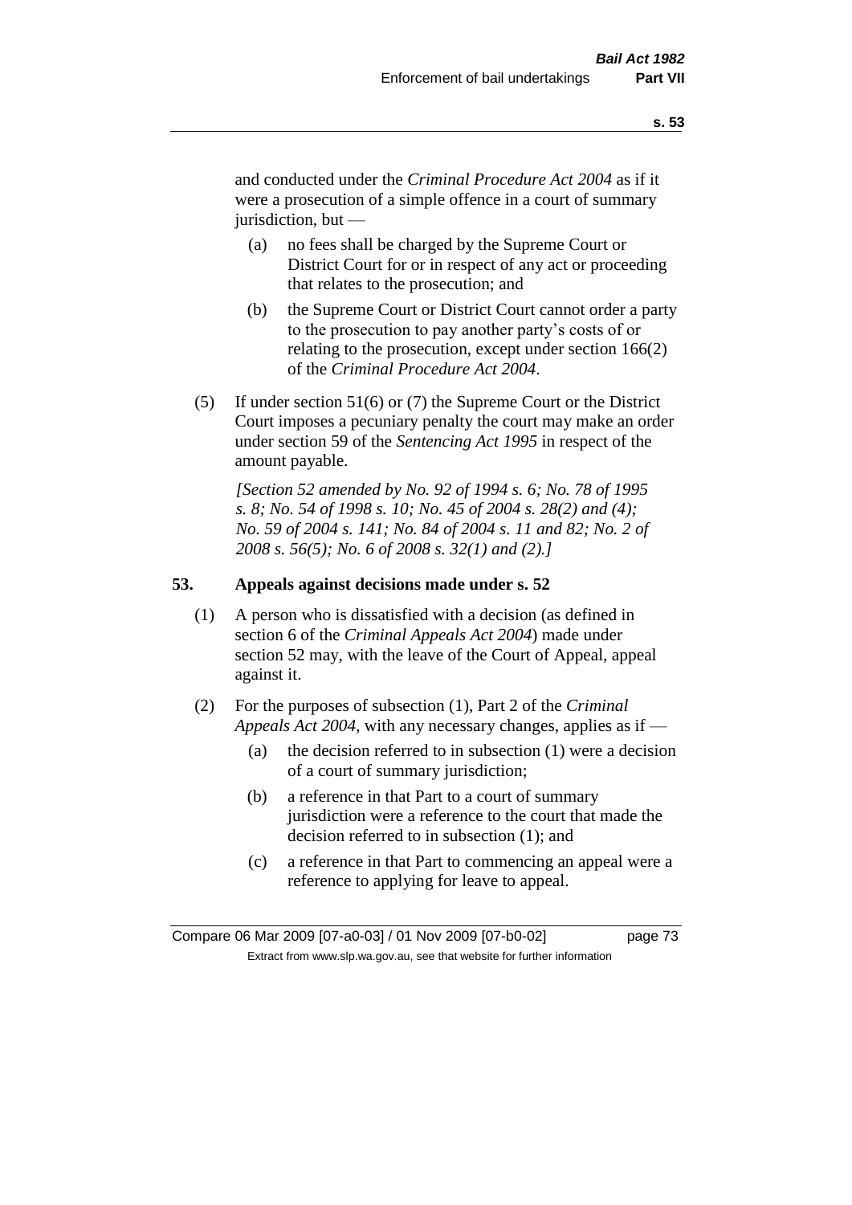and conducted under the *Criminal Procedure Act 2004* as if it were a prosecution of a simple offence in a court of summary jurisdiction, but —

(a) no fees shall be charged by the Supreme Court or District Court for or in respect of any act or proceeding that relates to the prosecution; and

(b) the Supreme Court or District Court cannot order a party to the prosecution to pay another party's costs of or relating to the prosecution, except under section 166(2) of the *Criminal Procedure Act 2004*.

(5) If under section 51(6) or (7) the Supreme Court or the District Court imposes a pecuniary penalty the court may make an order under section 59 of the *Sentencing Act 1995* in respect of the amount payable.

*[Section 52 amended by No. 92 of 1994 s. 6; No. 78 of 1995 s. 8; No. 54 of 1998 s. 10; No. 45 of 2004 s. 28(2) and (4); No. 59 of 2004 s. 141; No. 84 of 2004 s. 11 and 82; No. 2 of 2008 s. 56(5); No. 6 of 2008 s. 32(1) and (2).]*

## 53. Appeals against decisions made under s. 52

(1) A person who is dissatisfied with a decision (as defined in section 6 of the *Criminal Appeals Act 2004*) made under section 52 may, with the leave of the Court of Appeal, appeal against it.

(2) For the purposes of subsection (1), Part 2 of the *Criminal Appeals Act 2004*, with any necessary changes, applies as if —

(a) the decision referred to in subsection (1) were a decision of a court of summary jurisdiction;

(b) a reference in that Part to a court of summary jurisdiction were a reference to the court that made the decision referred to in subsection (1); and

(c) a reference in that Part to commencing an appeal were a reference to applying for leave to appeal.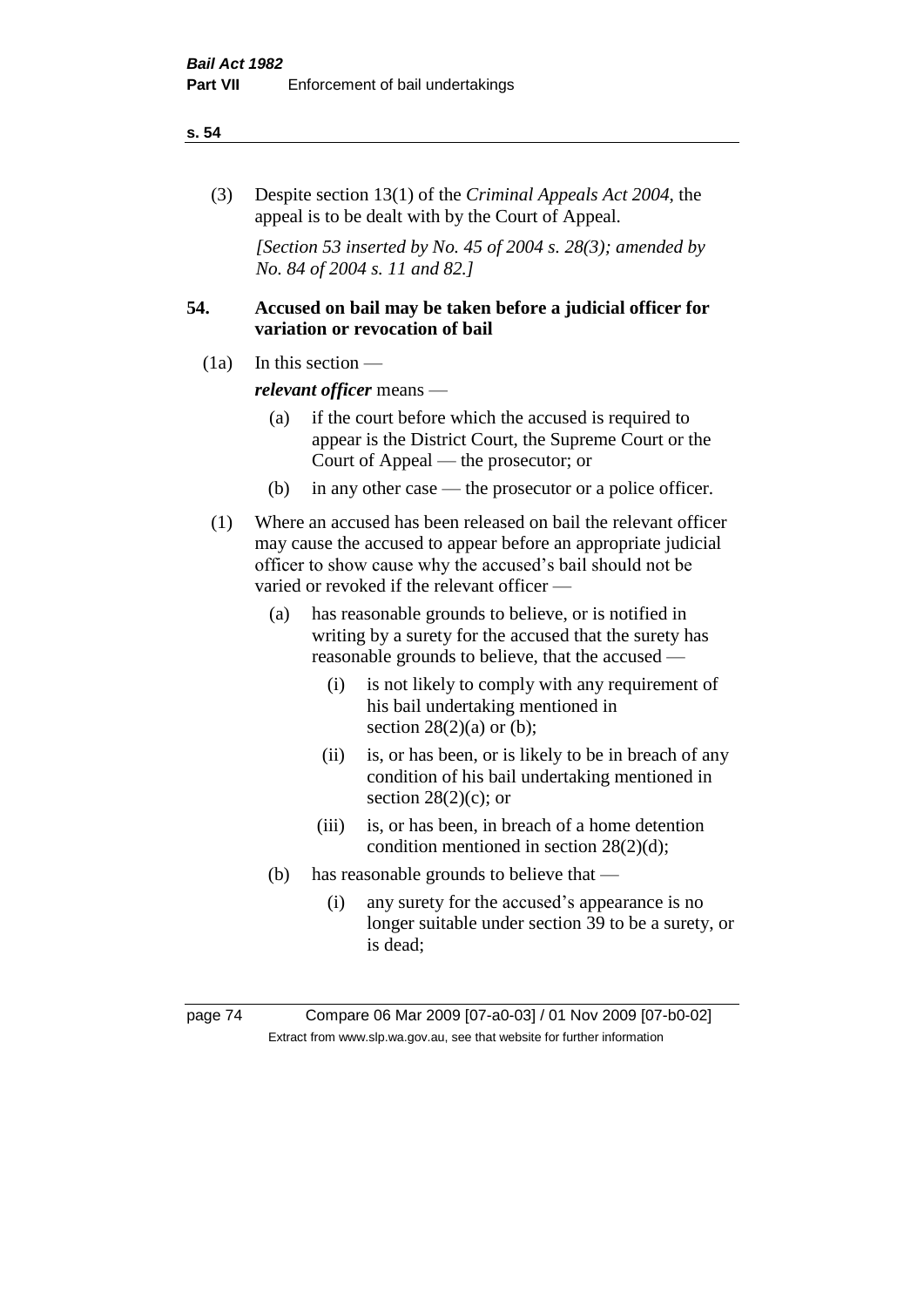(3) Despite section 13(1) of the *Criminal Appeals Act 2004*, the appeal is to be dealt with by the Court of Appeal.

*[Section 53 inserted by No. 45 of 2004 s. 28(3); amended by No. 84 of 2004 s. 11 and 82.]*

## 54. Accused on bail may be taken before a judicial officer for variation or revocation of bail

(1a) In this section —

***relevant officer*** means —

(a) if the court before which the accused is required to appear is the District Court, the Supreme Court or the Court of Appeal — the prosecutor; or

(b) in any other case — the prosecutor or a police officer.

(1) Where an accused has been released on bail the relevant officer may cause the accused to appear before an appropriate judicial officer to show cause why the accused's bail should not be varied or revoked if the relevant officer —

(a) has reasonable grounds to believe, or is notified in writing by a surety for the accused that the surety has reasonable grounds to believe, that the accused —

(i) is not likely to comply with any requirement of his bail undertaking mentioned in section 28(2)(a) or (b);

(ii) is, or has been, or is likely to be in breach of any condition of his bail undertaking mentioned in section 28(2)(c); or

(iii) is, or has been, in breach of a home detention condition mentioned in section 28(2)(d);

(b) has reasonable grounds to believe that —

(i) any surety for the accused's appearance is no longer suitable under section 39 to be a surety, or is dead;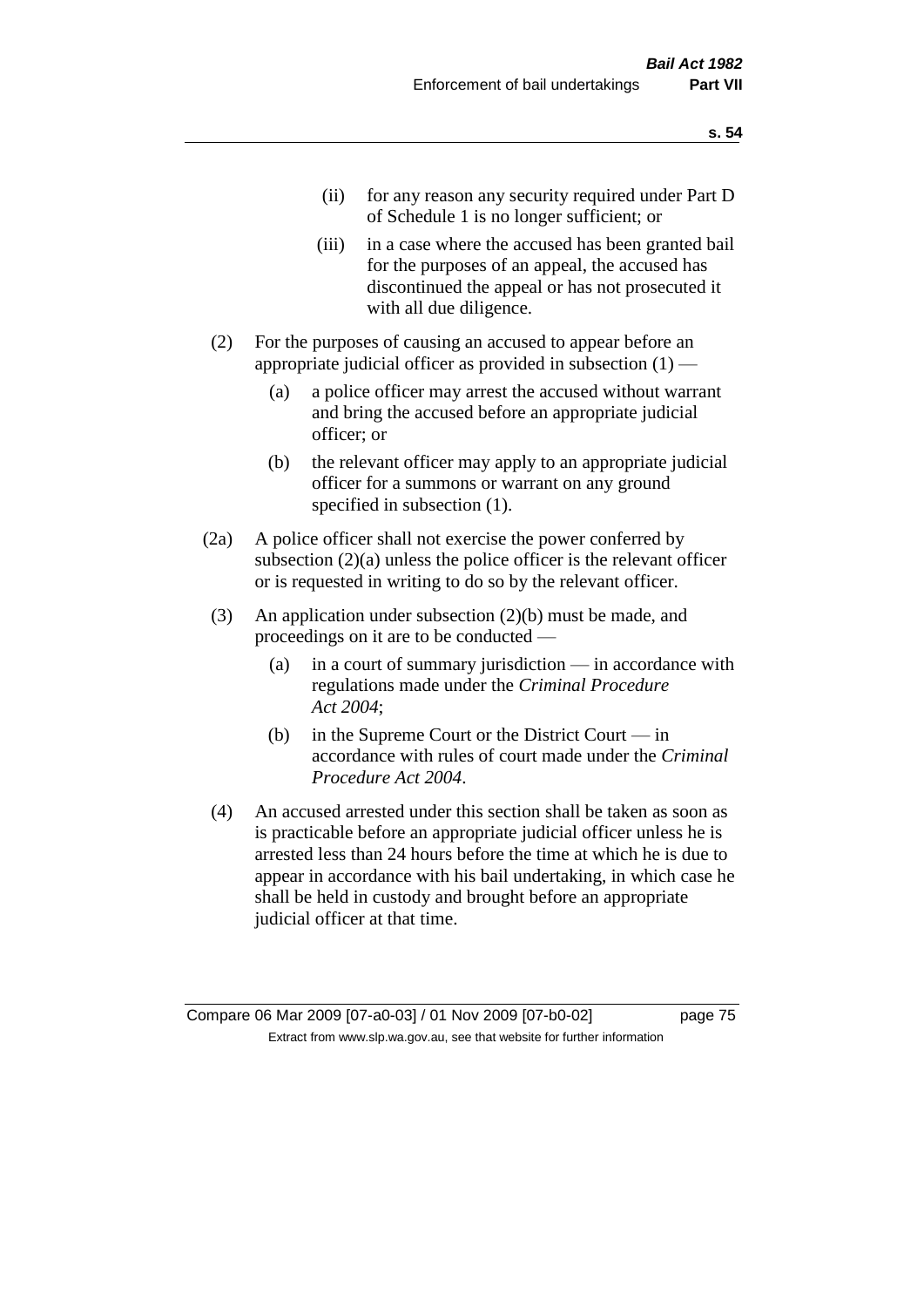(ii) for any reason any security required under Part D of Schedule 1 is no longer sufficient; or

(iii) in a case where the accused has been granted bail for the purposes of an appeal, the accused has discontinued the appeal or has not prosecuted it with all due diligence.

(2) For the purposes of causing an accused to appear before an appropriate judicial officer as provided in subsection (1) —

(a) a police officer may arrest the accused without warrant and bring the accused before an appropriate judicial officer; or

(b) the relevant officer may apply to an appropriate judicial officer for a summons or warrant on any ground specified in subsection (1).

(2a) A police officer shall not exercise the power conferred by subsection (2)(a) unless the police officer is the relevant officer or is requested in writing to do so by the relevant officer.

(3) An application under subsection (2)(b) must be made, and proceedings on it are to be conducted —

(a) in a court of summary jurisdiction — in accordance with regulations made under the *Criminal Procedure Act 2004*;

(b) in the Supreme Court or the District Court — in accordance with rules of court made under the *Criminal Procedure Act 2004*.

(4) An accused arrested under this section shall be taken as soon as is practicable before an appropriate judicial officer unless he is arrested less than 24 hours before the time at which he is due to appear in accordance with his bail undertaking, in which case he shall be held in custody and brought before an appropriate judicial officer at that time.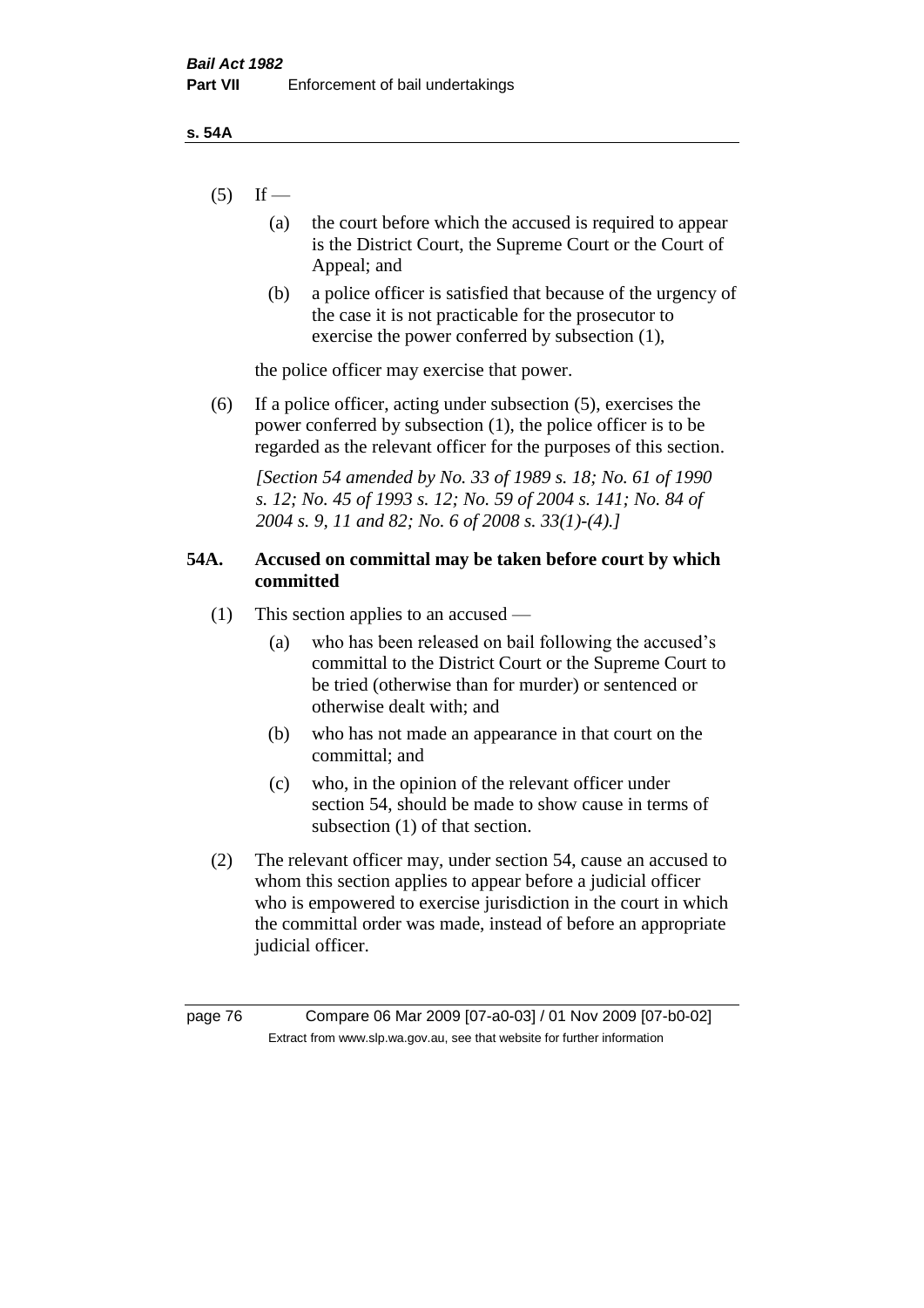(5) If —

   (a) the court before which the accused is required to appear is the District Court, the Supreme Court or the Court of Appeal; and

   (b) a police officer is satisfied that because of the urgency of the case it is not practicable for the prosecutor to exercise the power conferred by subsection (1),

   the police officer may exercise that power.

(6) If a police officer, acting under subsection (5), exercises the power conferred by subsection (1), the police officer is to be regarded as the relevant officer for the purposes of this section.

   *[Section 54 amended by No. 33 of 1989 s. 18; No. 61 of 1990 s. 12; No. 45 of 1993 s. 12; No. 59 of 2004 s. 141; No. 84 of 2004 s. 9, 11 and 82; No. 6 of 2008 s. 33(1)-(4).]*

## 54A. Accused on committal may be taken before court by which committed

(1) This section applies to an accused —

   (a) who has been released on bail following the accused's committal to the District Court or the Supreme Court to be tried (otherwise than for murder) or sentenced or otherwise dealt with; and

   (b) who has not made an appearance in that court on the committal; and

   (c) who, in the opinion of the relevant officer under section 54, should be made to show cause in terms of subsection (1) of that section.

(2) The relevant officer may, under section 54, cause an accused to whom this section applies to appear before a judicial officer who is empowered to exercise jurisdiction in the court in which the committal order was made, instead of before an appropriate judicial officer.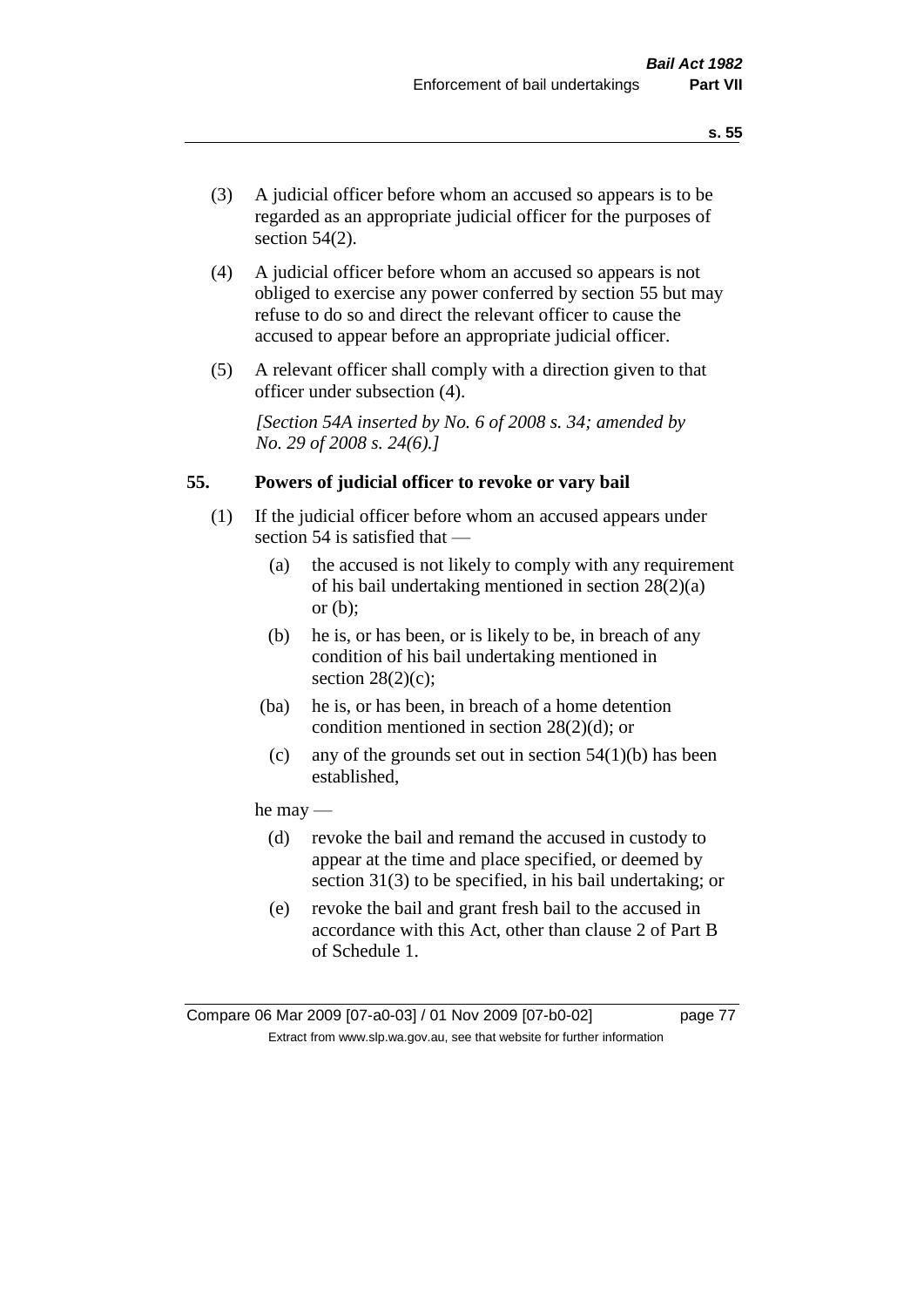(3) A judicial officer before whom an accused so appears is to be regarded as an appropriate judicial officer for the purposes of section 54(2).

(4) A judicial officer before whom an accused so appears is not obliged to exercise any power conferred by section 55 but may refuse to do so and direct the relevant officer to cause the accused to appear before an appropriate judicial officer.

(5) A relevant officer shall comply with a direction given to that officer under subsection (4).

*[Section 54A inserted by No. 6 of 2008 s. 34; amended by No. 29 of 2008 s. 24(6).]*

## 55. Powers of judicial officer to revoke or vary bail

(1) If the judicial officer before whom an accused appears under section 54 is satisfied that —

  (a) the accused is not likely to comply with any requirement of his bail undertaking mentioned in section 28(2)(a) or (b);

  (b) he is, or has been, or is likely to be, in breach of any condition of his bail undertaking mentioned in section 28(2)(c);

  (ba) he is, or has been, in breach of a home detention condition mentioned in section 28(2)(d); or

  (c) any of the grounds set out in section 54(1)(b) has been established,

he may —

  (d) revoke the bail and remand the accused in custody to appear at the time and place specified, or deemed by section 31(3) to be specified, in his bail undertaking; or

  (e) revoke the bail and grant fresh bail to the accused in accordance with this Act, other than clause 2 of Part B of Schedule 1.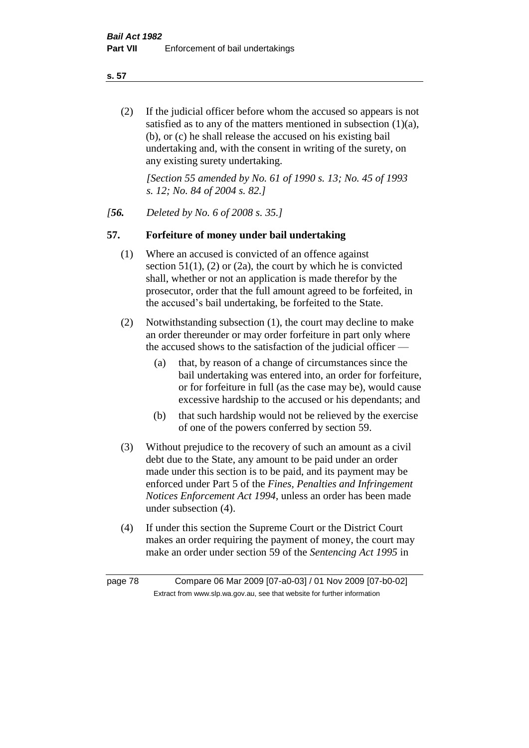(2) If the judicial officer before whom the accused so appears is not satisfied as to any of the matters mentioned in subsection (1)(a), (b), or (c) he shall release the accused on his existing bail undertaking and, with the consent in writing of the surety, on any existing surety undertaking.

*[Section 55 amended by No. 61 of 1990 s. 13; No. 45 of 1993 s. 12; No. 84 of 2004 s. 82.]*

*[**56.** Deleted by No. 6 of 2008 s. 35.]*

## 57. Forfeiture of money under bail undertaking

(1) Where an accused is convicted of an offence against section 51(1), (2) or (2a), the court by which he is convicted shall, whether or not an application is made therefor by the prosecutor, order that the full amount agreed to be forfeited, in the accused's bail undertaking, be forfeited to the State.

(2) Notwithstanding subsection (1), the court may decline to make an order thereunder or may order forfeiture in part only where the accused shows to the satisfaction of the judicial officer —

- (a) that, by reason of a change of circumstances since the bail undertaking was entered into, an order for forfeiture, or for forfeiture in full (as the case may be), would cause excessive hardship to the accused or his dependants; and
- (b) that such hardship would not be relieved by the exercise of one of the powers conferred by section 59.

(3) Without prejudice to the recovery of such an amount as a civil debt due to the State, any amount to be paid under an order made under this section is to be paid, and its payment may be enforced under Part 5 of the *Fines, Penalties and Infringement Notices Enforcement Act 1994*, unless an order has been made under subsection (4).

(4) If under this section the Supreme Court or the District Court makes an order requiring the payment of money, the court may make an order under section 59 of the *Sentencing Act 1995* in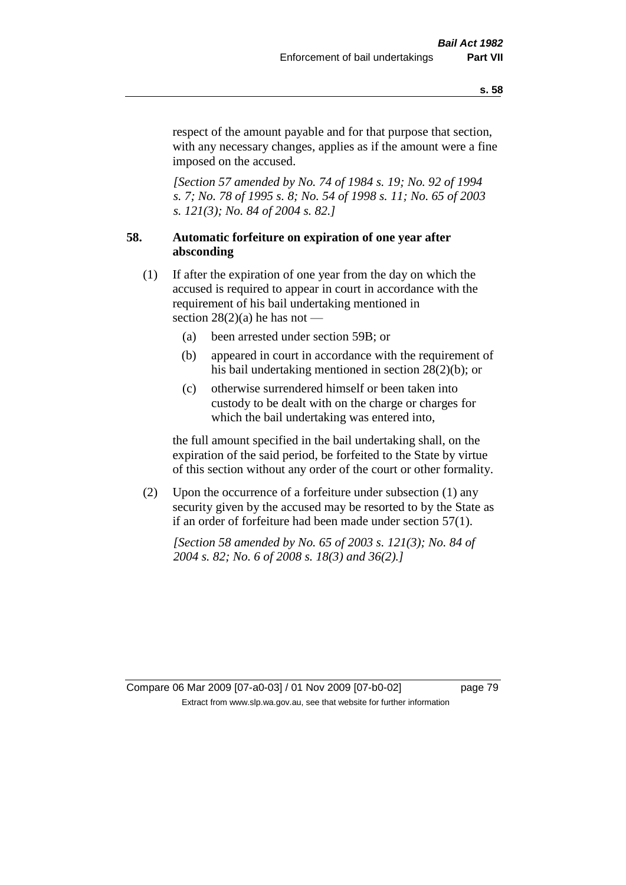respect of the amount payable and for that purpose that section, with any necessary changes, applies as if the amount were a fine imposed on the accused.

*[Section 57 amended by No. 74 of 1984 s. 19; No. 92 of 1994 s. 7; No. 78 of 1995 s. 8; No. 54 of 1998 s. 11; No. 65 of 2003 s. 121(3); No. 84 of 2004 s. 82.]*

## 58. Automatic forfeiture on expiration of one year after absconding

(1) If after the expiration of one year from the day on which the accused is required to appear in court in accordance with the requirement of his bail undertaking mentioned in section 28(2)(a) he has not —

- (a) been arrested under section 59B; or
- (b) appeared in court in accordance with the requirement of his bail undertaking mentioned in section 28(2)(b); or
- (c) otherwise surrendered himself or been taken into custody to be dealt with on the charge or charges for which the bail undertaking was entered into,

the full amount specified in the bail undertaking shall, on the expiration of the said period, be forfeited to the State by virtue of this section without any order of the court or other formality.

(2) Upon the occurrence of a forfeiture under subsection (1) any security given by the accused may be resorted to by the State as if an order of forfeiture had been made under section 57(1).

*[Section 58 amended by No. 65 of 2003 s. 121(3); No. 84 of 2004 s. 82; No. 6 of 2008 s. 18(3) and 36(2).]*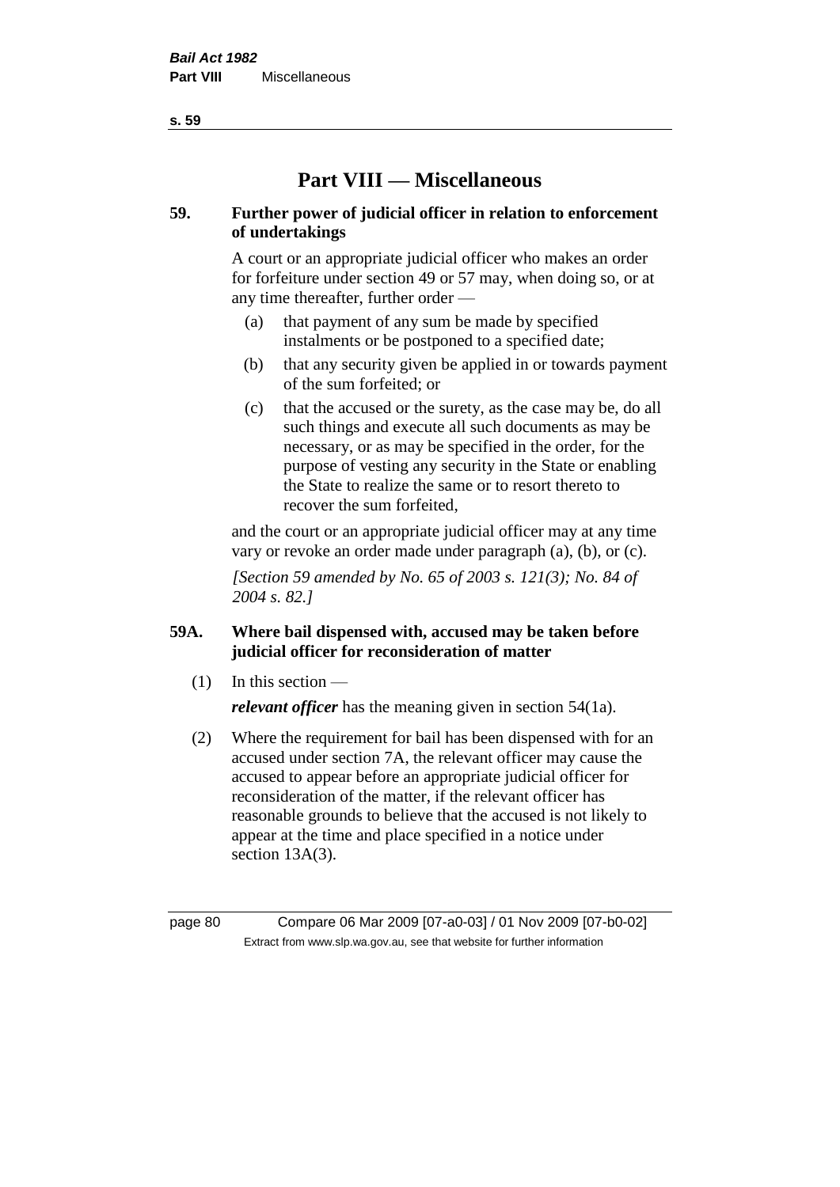# Part VIII — Miscellaneous

## 59. Further power of judicial officer in relation to enforcement of undertakings

A court or an appropriate judicial officer who makes an order for forfeiture under section 49 or 57 may, when doing so, or at any time thereafter, further order —

(a) that payment of any sum be made by specified instalments or be postponed to a specified date;

(b) that any security given be applied in or towards payment of the sum forfeited; or

(c) that the accused or the surety, as the case may be, do all such things and execute all such documents as may be necessary, or as may be specified in the order, for the purpose of vesting any security in the State or enabling the State to realize the same or to resort thereto to recover the sum forfeited,

and the court or an appropriate judicial officer may at any time vary or revoke an order made under paragraph (a), (b), or (c).

*[Section 59 amended by No. 65 of 2003 s. 121(3); No. 84 of 2004 s. 82.]*

## 59A. Where bail dispensed with, accused may be taken before judicial officer for reconsideration of matter

(1) In this section —

***relevant officer*** has the meaning given in section 54(1a).

(2) Where the requirement for bail has been dispensed with for an accused under section 7A, the relevant officer may cause the accused to appear before an appropriate judicial officer for reconsideration of the matter, if the relevant officer has reasonable grounds to believe that the accused is not likely to appear at the time and place specified in a notice under section 13A(3).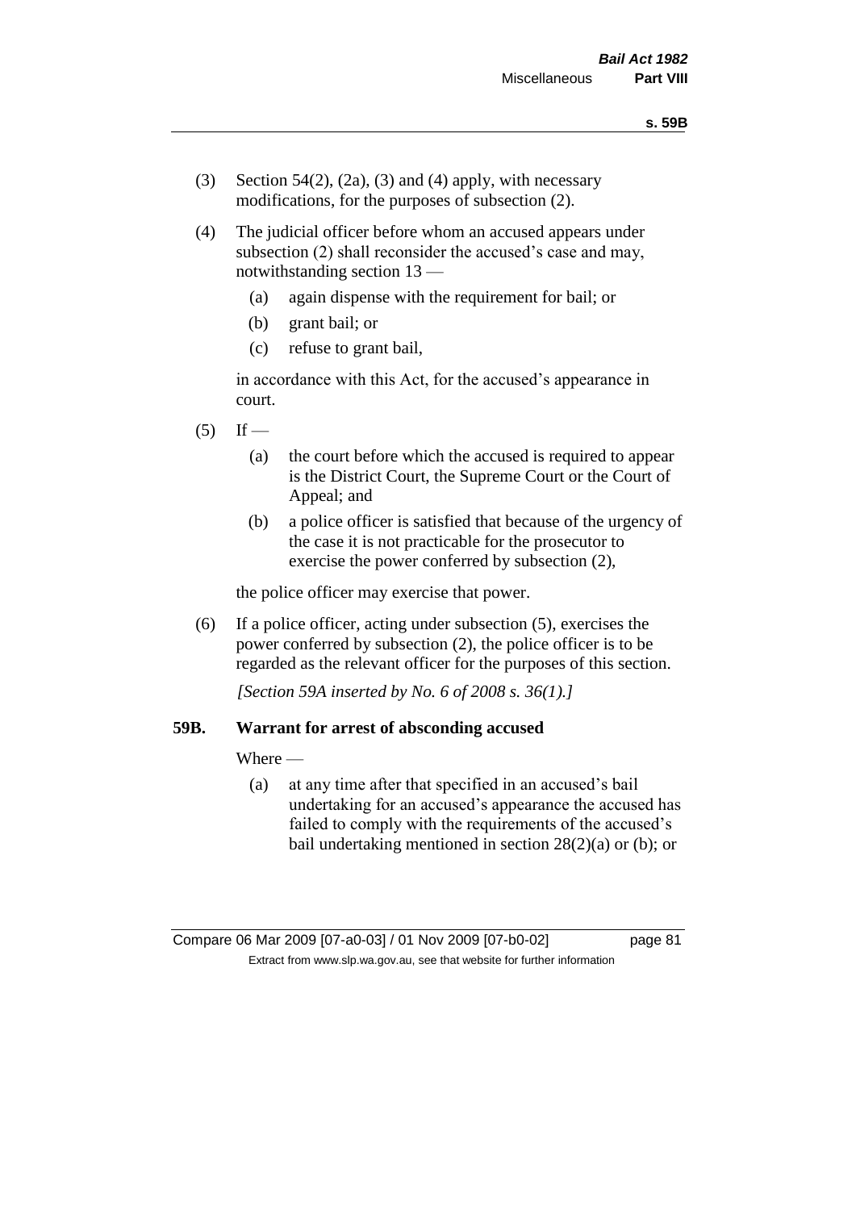(3) Section 54(2), (2a), (3) and (4) apply, with necessary modifications, for the purposes of subsection (2).

(4) The judicial officer before whom an accused appears under subsection (2) shall reconsider the accused's case and may, notwithstanding section 13 —

  (a) again dispense with the requirement for bail; or

  (b) grant bail; or

  (c) refuse to grant bail,

  in accordance with this Act, for the accused's appearance in court.

(5) If —

  (a) the court before which the accused is required to appear is the District Court, the Supreme Court or the Court of Appeal; and

  (b) a police officer is satisfied that because of the urgency of the case it is not practicable for the prosecutor to exercise the power conferred by subsection (2),

  the police officer may exercise that power.

(6) If a police officer, acting under subsection (5), exercises the power conferred by subsection (2), the police officer is to be regarded as the relevant officer for the purposes of this section.

*[Section 59A inserted by No. 6 of 2008 s. 36(1).]*

**59B. Warrant for arrest of absconding accused**

Where —

  (a) at any time after that specified in an accused's bail undertaking for an accused's appearance the accused has failed to comply with the requirements of the accused's bail undertaking mentioned in section 28(2)(a) or (b); or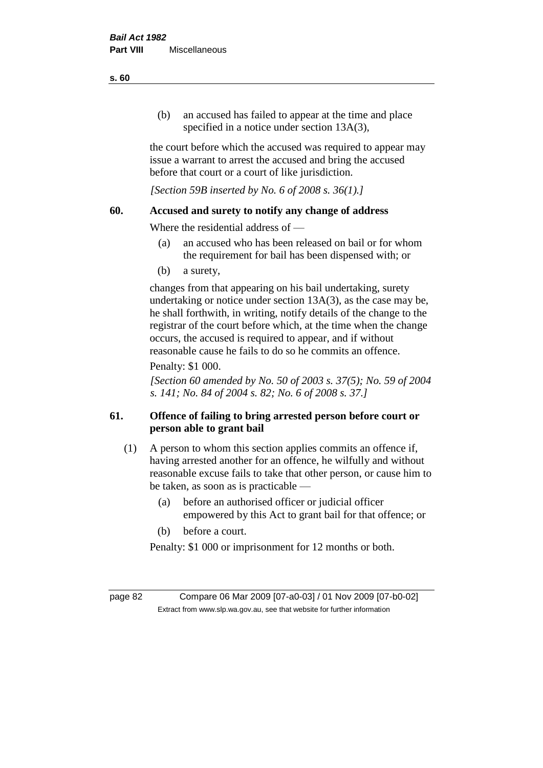(b) an accused has failed to appear at the time and place specified in a notice under section 13A(3),

the court before which the accused was required to appear may issue a warrant to arrest the accused and bring the accused before that court or a court of like jurisdiction.

*[Section 59B inserted by No. 6 of 2008 s. 36(1).]*

## 60. Accused and surety to notify any change of address

Where the residential address of —

(a) an accused who has been released on bail or for whom the requirement for bail has been dispensed with; or

(b) a surety,

changes from that appearing on his bail undertaking, surety undertaking or notice under section 13A(3), as the case may be, he shall forthwith, in writing, notify details of the change to the registrar of the court before which, at the time when the change occurs, the accused is required to appear, and if without reasonable cause he fails to do so he commits an offence.

Penalty: $1 000.

*[Section 60 amended by No. 50 of 2003 s. 37(5); No. 59 of 2004 s. 141; No. 84 of 2004 s. 82; No. 6 of 2008 s. 37.]*

## 61. Offence of failing to bring arrested person before court or person able to grant bail

(1) A person to whom this section applies commits an offence if, having arrested another for an offence, he wilfully and without reasonable excuse fails to take that other person, or cause him to be taken, as soon as is practicable —

(a) before an authorised officer or judicial officer empowered by this Act to grant bail for that offence; or

(b) before a court.

Penalty: $1 000 or imprisonment for 12 months or both.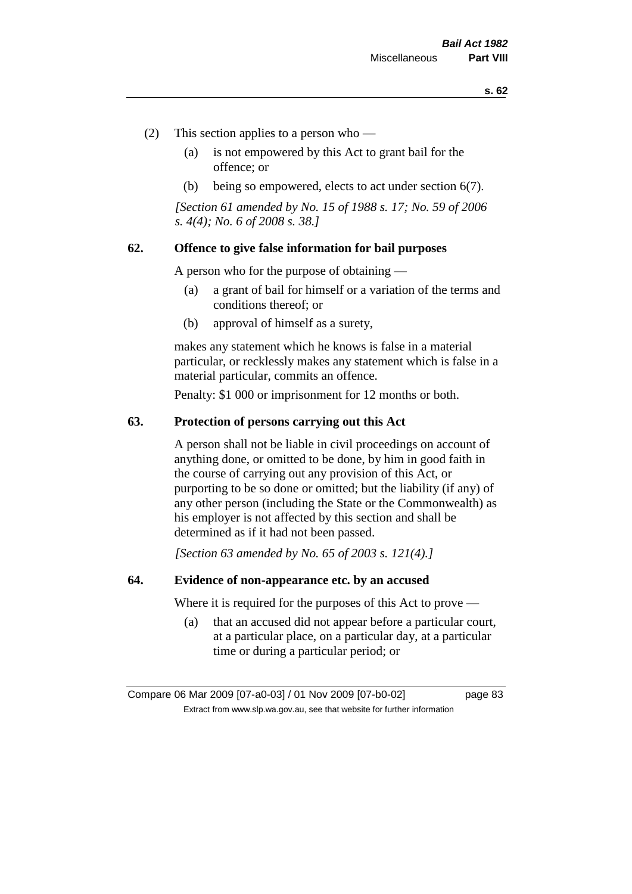(2) This section applies to a person who —

(a) is not empowered by this Act to grant bail for the offence; or

(b) being so empowered, elects to act under section 6(7).

*[Section 61 amended by No. 15 of 1988 s. 17; No. 59 of 2006 s. 4(4); No. 6 of 2008 s. 38.]*

**62. Offence to give false information for bail purposes**

A person who for the purpose of obtaining —

(a) a grant of bail for himself or a variation of the terms and conditions thereof; or

(b) approval of himself as a surety,

makes any statement which he knows is false in a material particular, or recklessly makes any statement which is false in a material particular, commits an offence.

Penalty: $1 000 or imprisonment for 12 months or both.

**63. Protection of persons carrying out this Act**

A person shall not be liable in civil proceedings on account of anything done, or omitted to be done, by him in good faith in the course of carrying out any provision of this Act, or purporting to be so done or omitted; but the liability (if any) of any other person (including the State or the Commonwealth) as his employer is not affected by this section and shall be determined as if it had not been passed.

*[Section 63 amended by No. 65 of 2003 s. 121(4).]*

**64. Evidence of non-appearance etc. by an accused**

Where it is required for the purposes of this Act to prove —

(a) that an accused did not appear before a particular court, at a particular place, on a particular day, at a particular time or during a particular period; or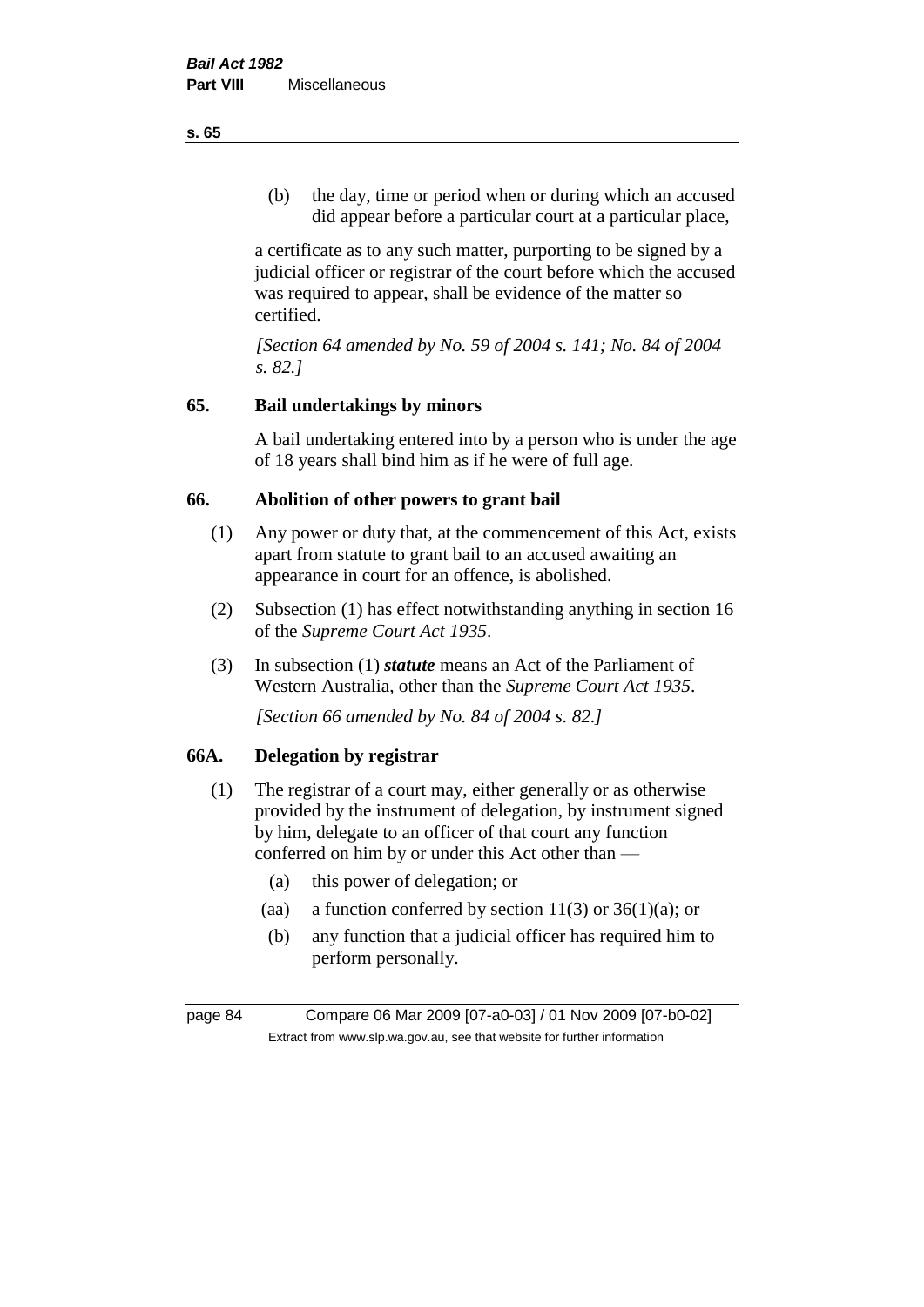(b) the day, time or period when or during which an accused did appear before a particular court at a particular place,

a certificate as to any such matter, purporting to be signed by a judicial officer or registrar of the court before which the accused was required to appear, shall be evidence of the matter so certified.

*[Section 64 amended by No. 59 of 2004 s. 141; No. 84 of 2004 s. 82.]*

## 65. Bail undertakings by minors

A bail undertaking entered into by a person who is under the age of 18 years shall bind him as if he were of full age.

## 66. Abolition of other powers to grant bail

(1) Any power or duty that, at the commencement of this Act, exists apart from statute to grant bail to an accused awaiting an appearance in court for an offence, is abolished.

(2) Subsection (1) has effect notwithstanding anything in section 16 of the *Supreme Court Act 1935*.

(3) In subsection (1) ***statute*** means an Act of the Parliament of Western Australia, other than the *Supreme Court Act 1935*.

*[Section 66 amended by No. 84 of 2004 s. 82.]*

## 66A. Delegation by registrar

(1) The registrar of a court may, either generally or as otherwise provided by the instrument of delegation, by instrument signed by him, delegate to an officer of that court any function conferred on him by or under this Act other than —

(a) this power of delegation; or

(aa) a function conferred by section 11(3) or 36(1)(a); or

(b) any function that a judicial officer has required him to perform personally.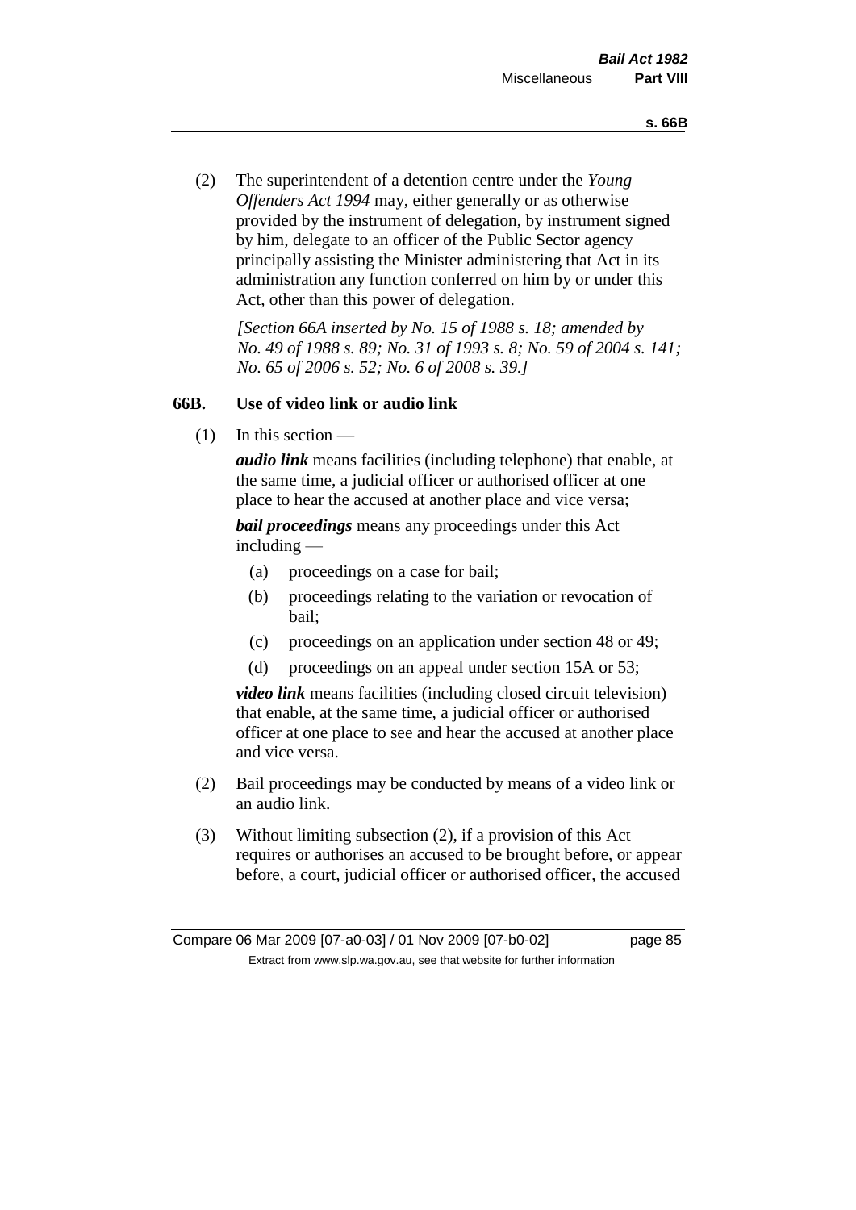(2) The superintendent of a detention centre under the *Young Offenders Act 1994* may, either generally or as otherwise provided by the instrument of delegation, by instrument signed by him, delegate to an officer of the Public Sector agency principally assisting the Minister administering that Act in its administration any function conferred on him by or under this Act, other than this power of delegation.

*[Section 66A inserted by No. 15 of 1988 s. 18; amended by No. 49 of 1988 s. 89; No. 31 of 1993 s. 8; No. 59 of 2004 s. 141; No. 65 of 2006 s. 52; No. 6 of 2008 s. 39.]*

### 66B. Use of video link or audio link

(1) In this section —

***audio link*** means facilities (including telephone) that enable, at the same time, a judicial officer or authorised officer at one place to hear the accused at another place and vice versa;

***bail proceedings*** means any proceedings under this Act including —

- (a) proceedings on a case for bail;
- (b) proceedings relating to the variation or revocation of bail;
- (c) proceedings on an application under section 48 or 49;
- (d) proceedings on an appeal under section 15A or 53;

***video link*** means facilities (including closed circuit television) that enable, at the same time, a judicial officer or authorised officer at one place to see and hear the accused at another place and vice versa.

(2) Bail proceedings may be conducted by means of a video link or an audio link.

(3) Without limiting subsection (2), if a provision of this Act requires or authorises an accused to be brought before, or appear before, a court, judicial officer or authorised officer, the accused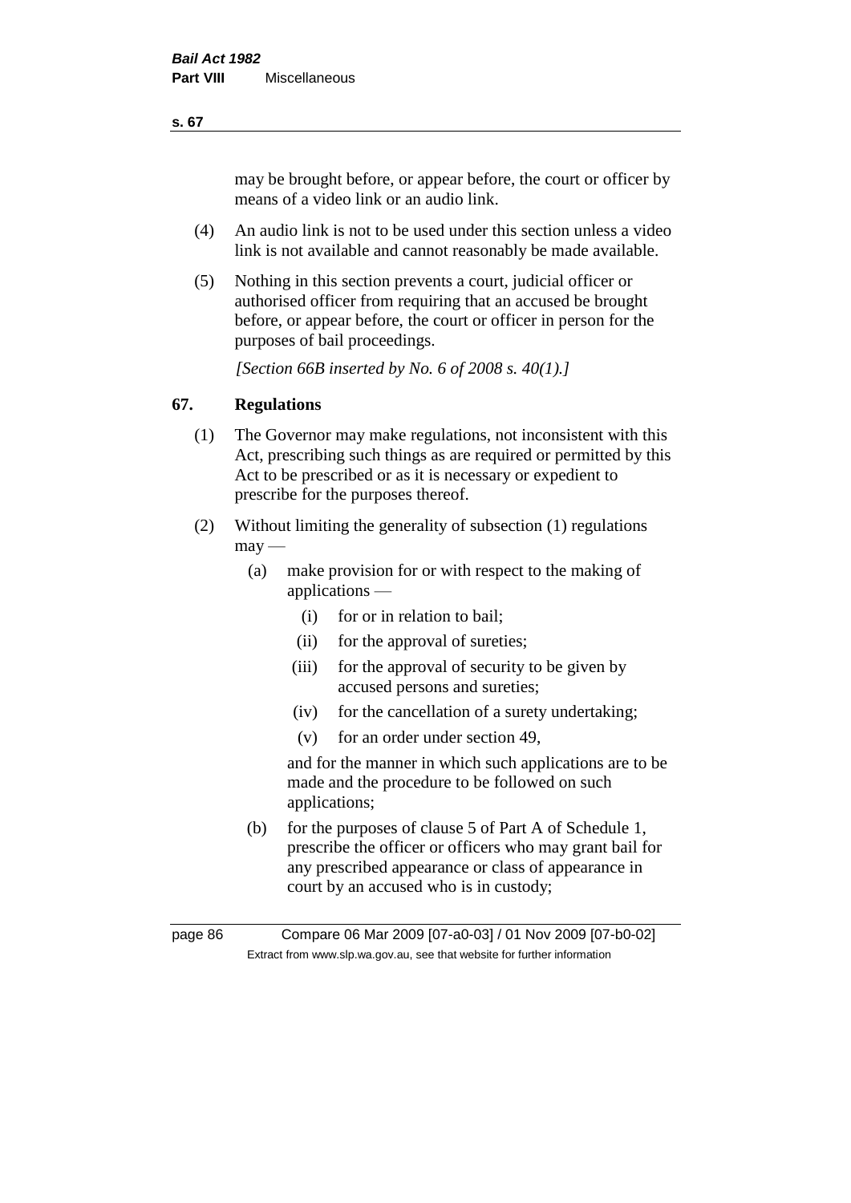may be brought before, or appear before, the court or officer by means of a video link or an audio link.

(4) An audio link is not to be used under this section unless a video link is not available and cannot reasonably be made available.

(5) Nothing in this section prevents a court, judicial officer or authorised officer from requiring that an accused be brought before, or appear before, the court or officer in person for the purposes of bail proceedings.

*[Section 66B inserted by No. 6 of 2008 s. 40(1).]*

## 67. Regulations

(1) The Governor may make regulations, not inconsistent with this Act, prescribing such things as are required or permitted by this Act to be prescribed or as it is necessary or expedient to prescribe for the purposes thereof.

(2) Without limiting the generality of subsection (1) regulations may —

- (a) make provision for or with respect to the making of applications —
  - (i) for or in relation to bail;
  - (ii) for the approval of sureties;
  - (iii) for the approval of security to be given by accused persons and sureties;
  - (iv) for the cancellation of a surety undertaking;
  - (v) for an order under section 49,

  and for the manner in which such applications are to be made and the procedure to be followed on such applications;

- (b) for the purposes of clause 5 of Part A of Schedule 1, prescribe the officer or officers who may grant bail for any prescribed appearance or class of appearance in court by an accused who is in custody;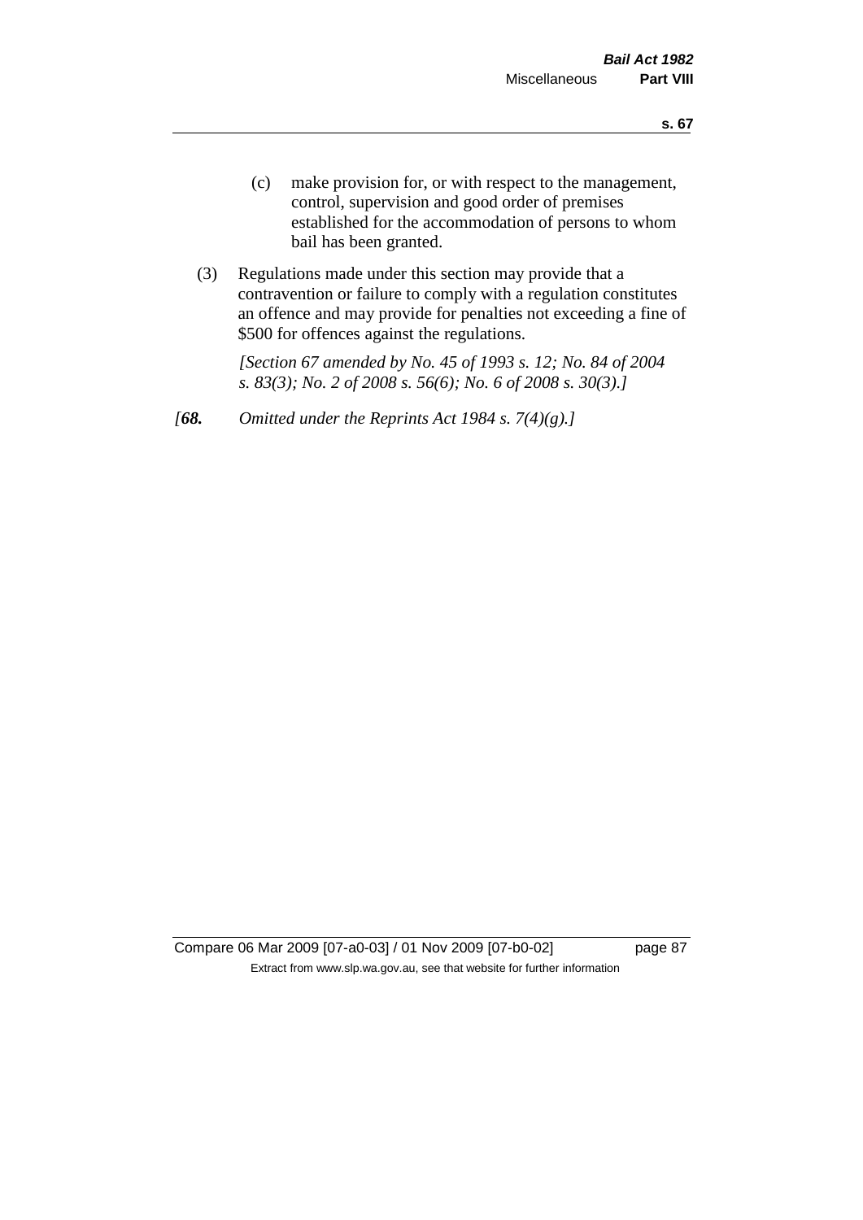(c) make provision for, or with respect to the management, control, supervision and good order of premises established for the accommodation of persons to whom bail has been granted.

(3) Regulations made under this section may provide that a contravention or failure to comply with a regulation constitutes an offence and may provide for penalties not exceeding a fine of $500 for offences against the regulations.

*[Section 67 amended by No. 45 of 1993 s. 12; No. 84 of 2004 s. 83(3); No. 2 of 2008 s. 56(6); No. 6 of 2008 s. 30(3).]*

*[**68.** Omitted under the Reprints Act 1984 s. 7(4)(g).]*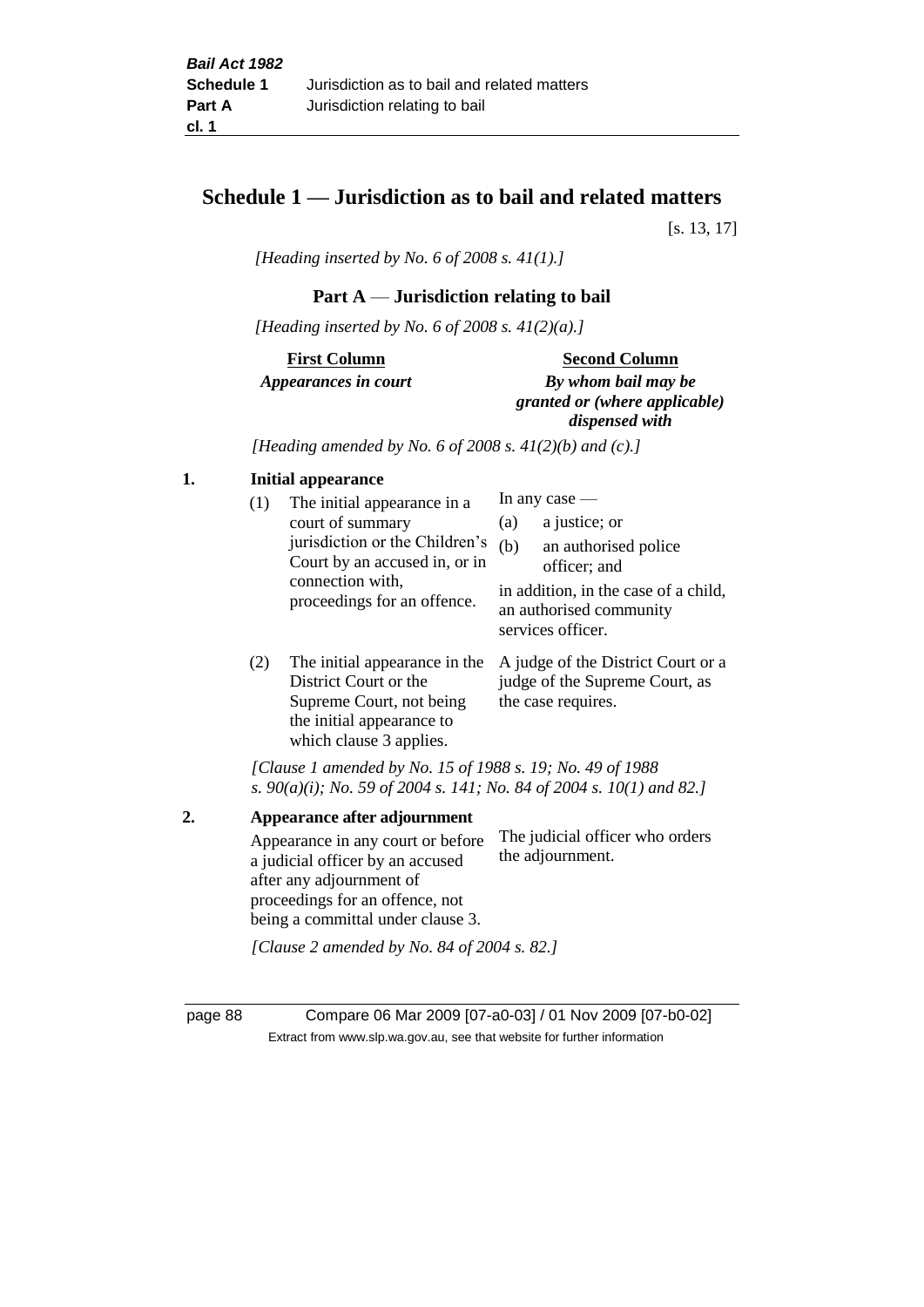# Schedule 1 — Jurisdiction as to bail and related matters

[s. 13, 17]

*[Heading inserted by No. 6 of 2008 s. 41(1).]*

## Part A — Jurisdiction relating to bail

*[Heading inserted by No. 6 of 2008 s. 41(2)(a).]*

| **First Column** *Appearances in court* | **Second Column** *By whom bail may be granted or (where applicable) dispensed with* |
|---|---|

*[Heading amended by No. 6 of 2008 s. 41(2)(b) and (c).]*

**1. Initial appearance**

| | |
|---|---|
| (1) The initial appearance in a court of summary jurisdiction or the Children's Court by an accused in, or in connection with, proceedings for an offence. | In any case — (a) a justice; or (b) an authorised police officer; and in addition, in the case of a child, an authorised community services officer. |
| (2) The initial appearance in the District Court or the Supreme Court, not being the initial appearance to which clause 3 applies. | A judge of the District Court or a judge of the Supreme Court, as the case requires. |

*[Clause 1 amended by No. 15 of 1988 s. 19; No. 49 of 1988 s. 90(a)(i); No. 59 of 2004 s. 141; No. 84 of 2004 s. 10(1) and 82.]*

**2. Appearance after adjournment**

| | |
|---|---|
| Appearance in any court or before a judicial officer by an accused after any adjournment of proceedings for an offence, not being a committal under clause 3. | The judicial officer who orders the adjournment. |

*[Clause 2 amended by No. 84 of 2004 s. 82.]*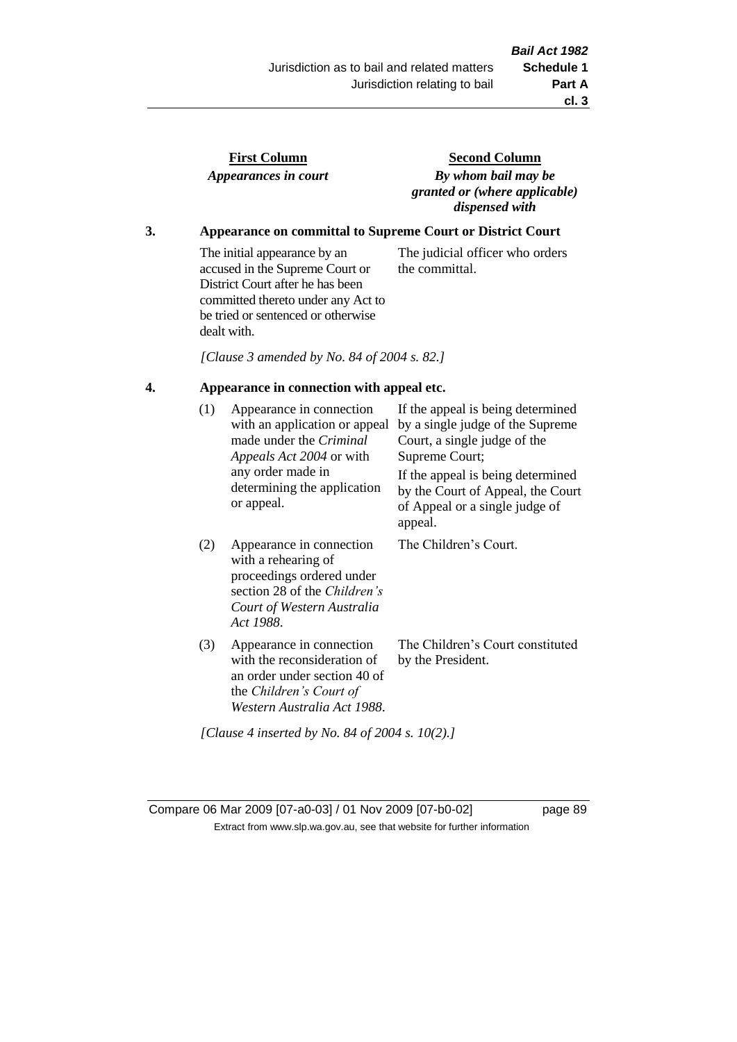| First Column | Second Column |
|---|---|
| *Appearances in court* | *By whom bail may be granted or (where applicable) dispensed with* |

**3. Appearance on committal to Supreme Court or District Court**

| | |
|---|---|
| The initial appearance by an accused in the Supreme Court or District Court after he has been committed thereto under any Act to be tried or sentenced or otherwise dealt with. | The judicial officer who orders the committal. |

*[Clause 3 amended by No. 84 of 2004 s. 82.]*

**4. Appearance in connection with appeal etc.**

| | | |
|---|---|---|
| (1) | Appearance in connection with an application or appeal made under the *Criminal Appeals Act 2004* or with any order made in determining the application or appeal. | If the appeal is being determined by a single judge of the Supreme Court, a single judge of the Supreme Court; If the appeal is being determined by the Court of Appeal, the Court of Appeal or a single judge of appeal. |
| (2) | Appearance in connection with a rehearing of proceedings ordered under section 28 of the *Children's Court of Western Australia Act 1988*. | The Children's Court. |
| (3) | Appearance in connection with the reconsideration of an order under section 40 of the *Children's Court of Western Australia Act 1988*. | The Children's Court constituted by the President. |

*[Clause 4 inserted by No. 84 of 2004 s. 10(2).]*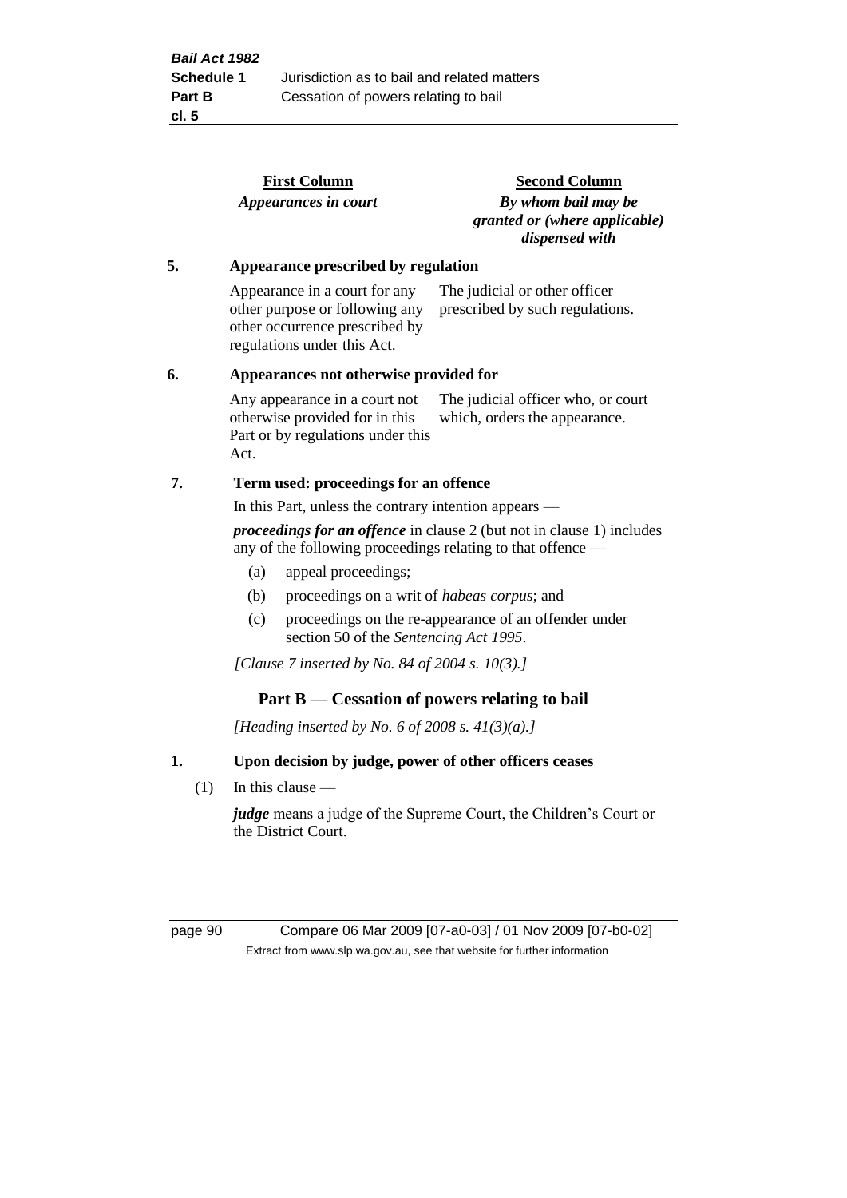| First Column | Second Column |
|---|---|
| *Appearances in court* | *By whom bail may be granted or (where applicable) dispensed with* |

**5. Appearance prescribed by regulation**

| | |
|---|---|
| Appearance in a court for any other purpose or following any other occurrence prescribed by regulations under this Act. | The judicial or other officer prescribed by such regulations. |

**6. Appearances not otherwise provided for**

| | |
|---|---|
| Any appearance in a court not otherwise provided for in this Part or by regulations under this Act. | The judicial officer who, or court which, orders the appearance. |

**7. Term used: proceedings for an offence**

In this Part, unless the contrary intention appears —

***proceedings for an offence*** in clause 2 (but not in clause 1) includes any of the following proceedings relating to that offence —

(a) appeal proceedings;

(b) proceedings on a writ of *habeas corpus*; and

(c) proceedings on the re-appearance of an offender under section 50 of the *Sentencing Act 1995*.

*[Clause 7 inserted by No. 84 of 2004 s. 10(3).]*

## Part B — Cessation of powers relating to bail

*[Heading inserted by No. 6 of 2008 s. 41(3)(a).]*

**1. Upon decision by judge, power of other officers ceases**

(1) In this clause —

***judge*** means a judge of the Supreme Court, the Children's Court or the District Court.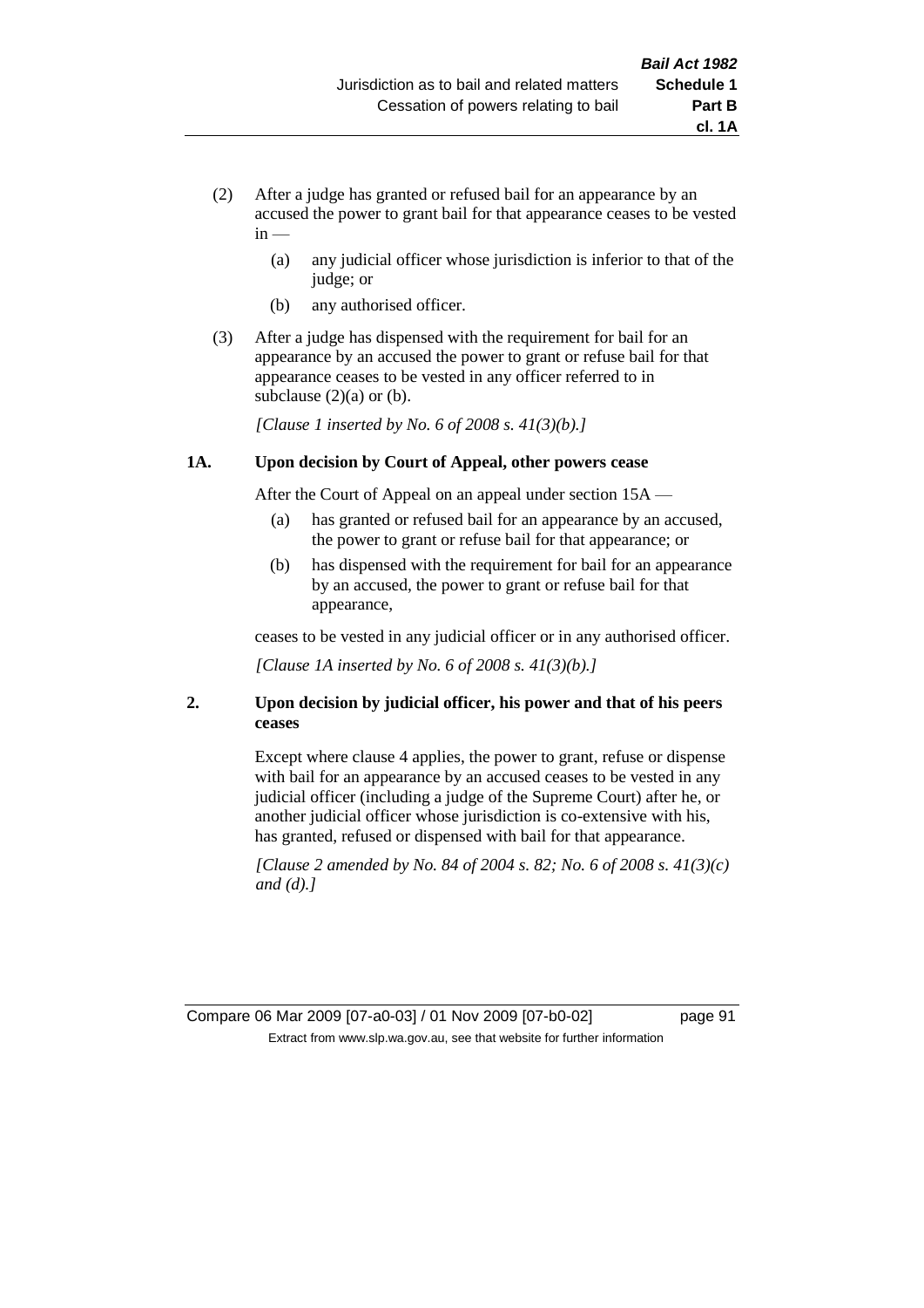(2) After a judge has granted or refused bail for an appearance by an accused the power to grant bail for that appearance ceases to be vested in —

(a) any judicial officer whose jurisdiction is inferior to that of the judge; or

(b) any authorised officer.

(3) After a judge has dispensed with the requirement for bail for an appearance by an accused the power to grant or refuse bail for that appearance ceases to be vested in any officer referred to in subclause (2)(a) or (b).

*[Clause 1 inserted by No. 6 of 2008 s. 41(3)(b).]*

### 1A. Upon decision by Court of Appeal, other powers cease

After the Court of Appeal on an appeal under section 15A —

(a) has granted or refused bail for an appearance by an accused, the power to grant or refuse bail for that appearance; or

(b) has dispensed with the requirement for bail for an appearance by an accused, the power to grant or refuse bail for that appearance,

ceases to be vested in any judicial officer or in any authorised officer.

*[Clause 1A inserted by No. 6 of 2008 s. 41(3)(b).]*

### 2. Upon decision by judicial officer, his power and that of his peers ceases

Except where clause 4 applies, the power to grant, refuse or dispense with bail for an appearance by an accused ceases to be vested in any judicial officer (including a judge of the Supreme Court) after he, or another judicial officer whose jurisdiction is co-extensive with his, has granted, refused or dispensed with bail for that appearance.

*[Clause 2 amended by No. 84 of 2004 s. 82; No. 6 of 2008 s. 41(3)(c) and (d).]*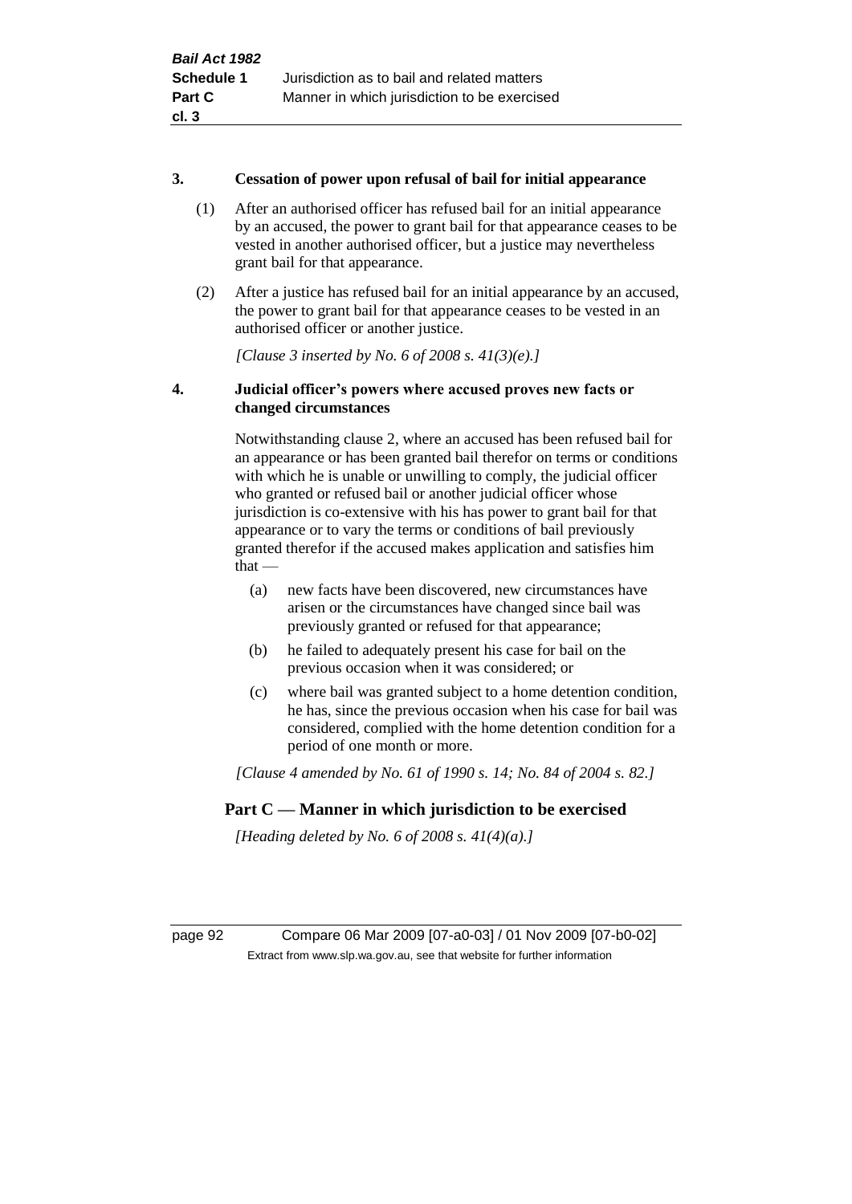### 3. Cessation of power upon refusal of bail for initial appearance

(1) After an authorised officer has refused bail for an initial appearance by an accused, the power to grant bail for that appearance ceases to be vested in another authorised officer, but a justice may nevertheless grant bail for that appearance.

(2) After a justice has refused bail for an initial appearance by an accused, the power to grant bail for that appearance ceases to be vested in an authorised officer or another justice.

*[Clause 3 inserted by No. 6 of 2008 s. 41(3)(e).]*

### 4. Judicial officer's powers where accused proves new facts or changed circumstances

Notwithstanding clause 2, where an accused has been refused bail for an appearance or has been granted bail therefor on terms or conditions with which he is unable or unwilling to comply, the judicial officer who granted or refused bail or another judicial officer whose jurisdiction is co-extensive with his has power to grant bail for that appearance or to vary the terms or conditions of bail previously granted therefor if the accused makes application and satisfies him that —

(a) new facts have been discovered, new circumstances have arisen or the circumstances have changed since bail was previously granted or refused for that appearance;

(b) he failed to adequately present his case for bail on the previous occasion when it was considered; or

(c) where bail was granted subject to a home detention condition, he has, since the previous occasion when his case for bail was considered, complied with the home detention condition for a period of one month or more.

*[Clause 4 amended by No. 61 of 1990 s. 14; No. 84 of 2004 s. 82.]*

## Part C — Manner in which jurisdiction to be exercised

*[Heading deleted by No. 6 of 2008 s. 41(4)(a).]*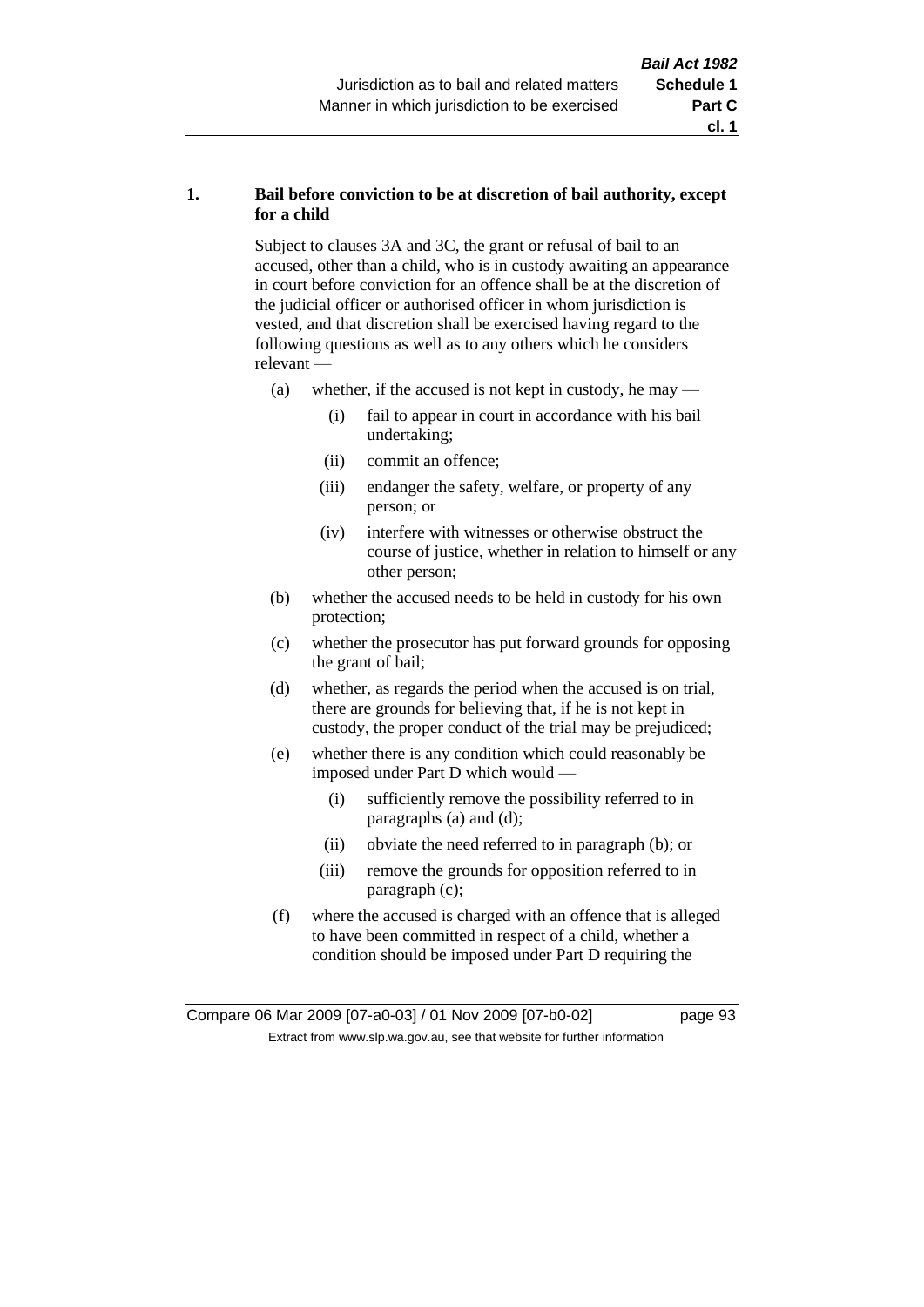**1. Bail before conviction to be at discretion of bail authority, except for a child**

Subject to clauses 3A and 3C, the grant or refusal of bail to an accused, other than a child, who is in custody awaiting an appearance in court before conviction for an offence shall be at the discretion of the judicial officer or authorised officer in whom jurisdiction is vested, and that discretion shall be exercised having regard to the following questions as well as to any others which he considers relevant —

- (a) whether, if the accused is not kept in custody, he may —
  - (i) fail to appear in court in accordance with his bail undertaking;
  - (ii) commit an offence;
  - (iii) endanger the safety, welfare, or property of any person; or
  - (iv) interfere with witnesses or otherwise obstruct the course of justice, whether in relation to himself or any other person;
- (b) whether the accused needs to be held in custody for his own protection;
- (c) whether the prosecutor has put forward grounds for opposing the grant of bail;
- (d) whether, as regards the period when the accused is on trial, there are grounds for believing that, if he is not kept in custody, the proper conduct of the trial may be prejudiced;
- (e) whether there is any condition which could reasonably be imposed under Part D which would —
  - (i) sufficiently remove the possibility referred to in paragraphs (a) and (d);
  - (ii) obviate the need referred to in paragraph (b); or
  - (iii) remove the grounds for opposition referred to in paragraph (c);
- (f) where the accused is charged with an offence that is alleged to have been committed in respect of a child, whether a condition should be imposed under Part D requiring the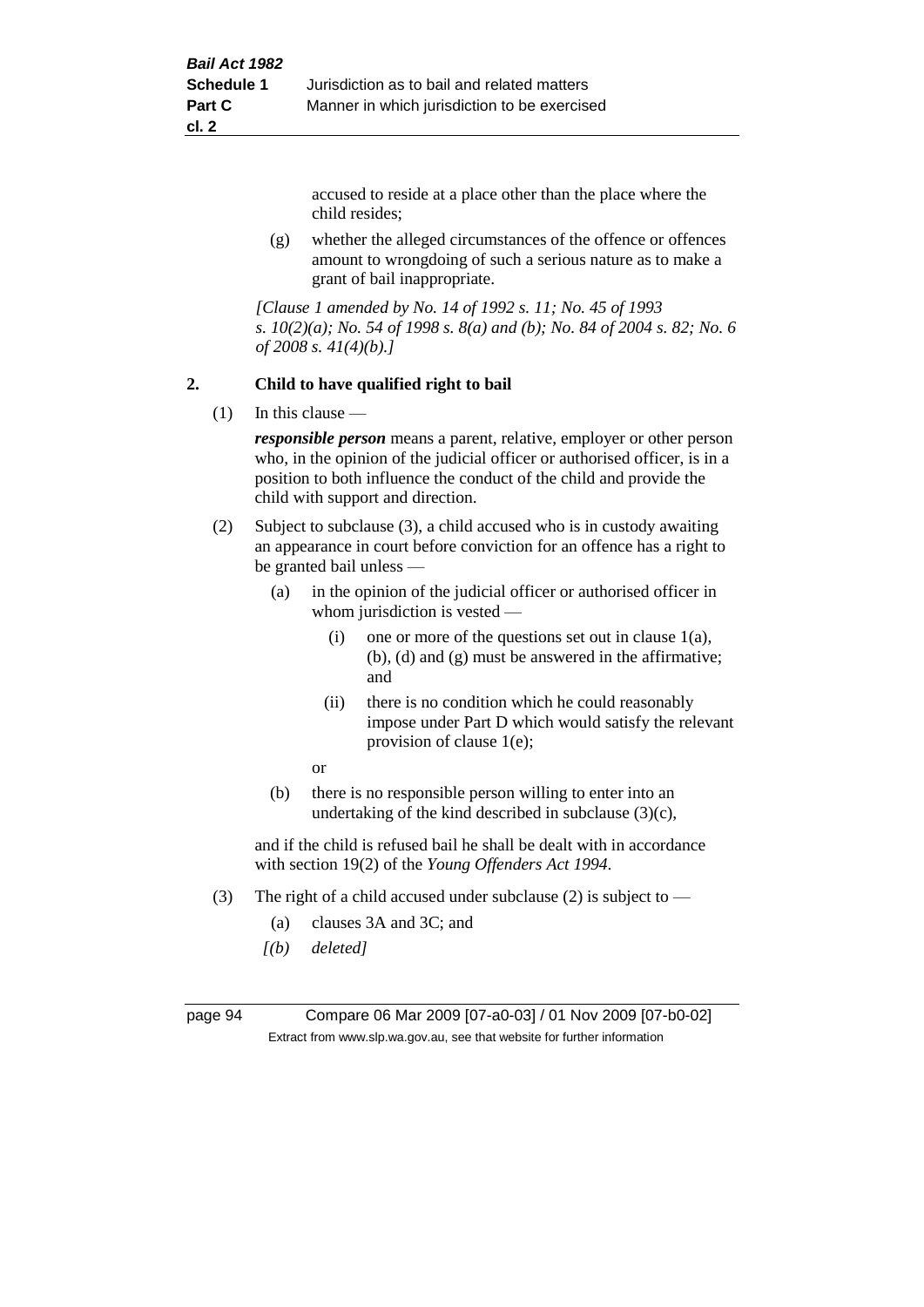accused to reside at a place other than the place where the child resides;

(g) whether the alleged circumstances of the offence or offences amount to wrongdoing of such a serious nature as to make a grant of bail inappropriate.

*[Clause 1 amended by No. 14 of 1992 s. 11; No. 45 of 1993 s. 10(2)(a); No. 54 of 1998 s. 8(a) and (b); No. 84 of 2004 s. 82; No. 6 of 2008 s. 41(4)(b).]*

## 2. Child to have qualified right to bail

(1) In this clause —

***responsible person*** means a parent, relative, employer or other person who, in the opinion of the judicial officer or authorised officer, is in a position to both influence the conduct of the child and provide the child with support and direction.

(2) Subject to subclause (3), a child accused who is in custody awaiting an appearance in court before conviction for an offence has a right to be granted bail unless —

(a) in the opinion of the judicial officer or authorised officer in whom jurisdiction is vested —

(i) one or more of the questions set out in clause 1(a), (b), (d) and (g) must be answered in the affirmative; and

(ii) there is no condition which he could reasonably impose under Part D which would satisfy the relevant provision of clause 1(e);

or

(b) there is no responsible person willing to enter into an undertaking of the kind described in subclause (3)(c),

and if the child is refused bail he shall be dealt with in accordance with section 19(2) of the *Young Offenders Act 1994*.

(3) The right of a child accused under subclause (2) is subject to —

(a) clauses 3A and 3C; and

*[(b) deleted]*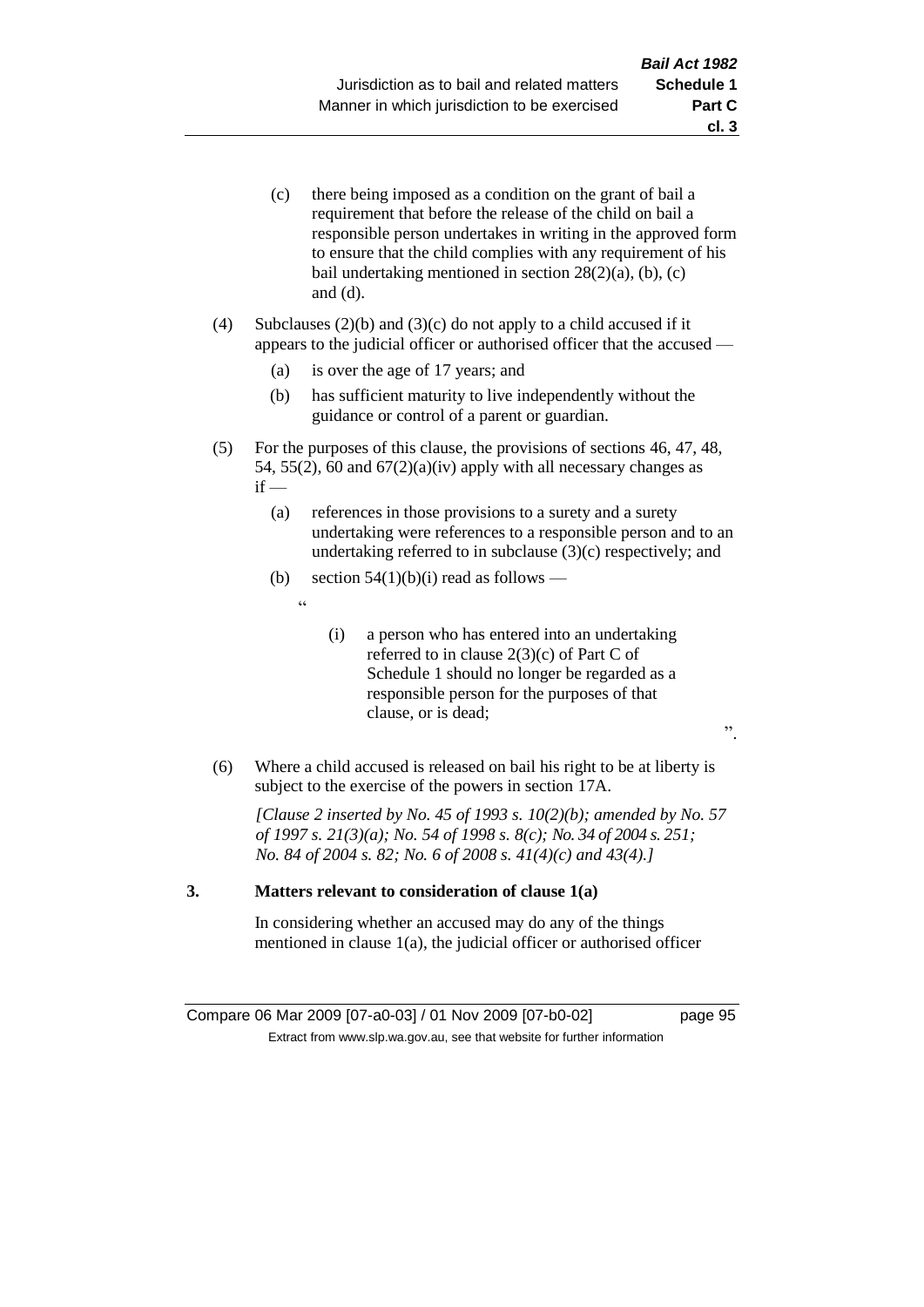(c) there being imposed as a condition on the grant of bail a requirement that before the release of the child on bail a responsible person undertakes in writing in the approved form to ensure that the child complies with any requirement of his bail undertaking mentioned in section 28(2)(a), (b), (c) and (d).

(4) Subclauses (2)(b) and (3)(c) do not apply to a child accused if it appears to the judicial officer or authorised officer that the accused —

(a) is over the age of 17 years; and

(b) has sufficient maturity to live independently without the guidance or control of a parent or guardian.

(5) For the purposes of this clause, the provisions of sections 46, 47, 48, 54, 55(2), 60 and 67(2)(a)(iv) apply with all necessary changes as if —

(a) references in those provisions to a surety and a surety undertaking were references to a responsible person and to an undertaking referred to in subclause (3)(c) respectively; and

(b) section 54(1)(b)(i) read as follows —

"

(i) a person who has entered into an undertaking referred to in clause 2(3)(c) of Part C of Schedule 1 should no longer be regarded as a responsible person for the purposes of that clause, or is dead;

".

(6) Where a child accused is released on bail his right to be at liberty is subject to the exercise of the powers in section 17A.

*[Clause 2 inserted by No. 45 of 1993 s. 10(2)(b); amended by No. 57 of 1997 s. 21(3)(a); No. 54 of 1998 s. 8(c); No. 34 of 2004 s. 251; No. 84 of 2004 s. 82; No. 6 of 2008 s. 41(4)(c) and 43(4).]*

**3. Matters relevant to consideration of clause 1(a)**

In considering whether an accused may do any of the things mentioned in clause 1(a), the judicial officer or authorised officer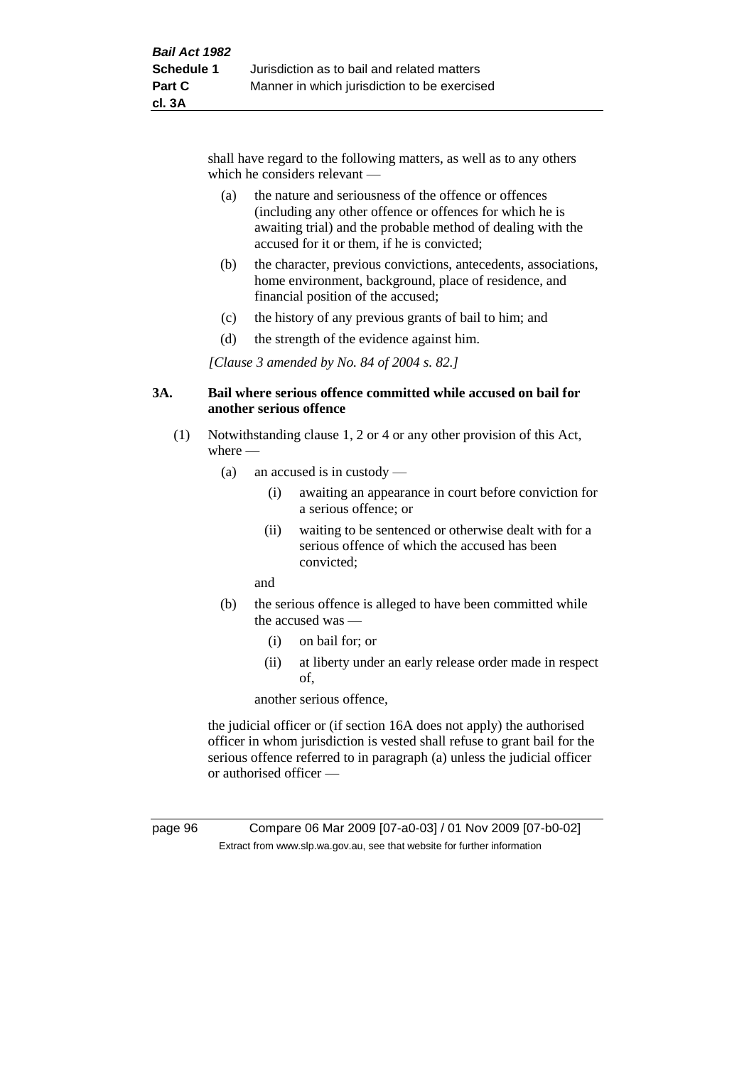shall have regard to the following matters, as well as to any others which he considers relevant —

(a) the nature and seriousness of the offence or offences (including any other offence or offences for which he is awaiting trial) and the probable method of dealing with the accused for it or them, if he is convicted;

(b) the character, previous convictions, antecedents, associations, home environment, background, place of residence, and financial position of the accused;

(c) the history of any previous grants of bail to him; and

(d) the strength of the evidence against him.

*[Clause 3 amended by No. 84 of 2004 s. 82.]*

### 3A. Bail where serious offence committed while accused on bail for another serious offence

(1) Notwithstanding clause 1, 2 or 4 or any other provision of this Act, where —

(a) an accused is in custody —

(i) awaiting an appearance in court before conviction for a serious offence; or

(ii) waiting to be sentenced or otherwise dealt with for a serious offence of which the accused has been convicted;

and

(b) the serious offence is alleged to have been committed while the accused was —

(i) on bail for; or

(ii) at liberty under an early release order made in respect of,

another serious offence,

the judicial officer or (if section 16A does not apply) the authorised officer in whom jurisdiction is vested shall refuse to grant bail for the serious offence referred to in paragraph (a) unless the judicial officer or authorised officer —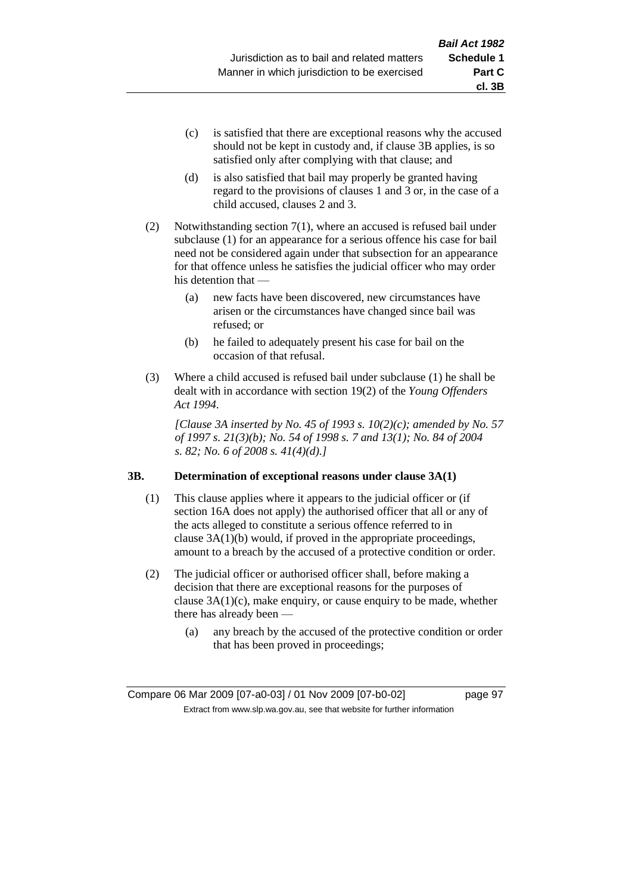(c) is satisfied that there are exceptional reasons why the accused should not be kept in custody and, if clause 3B applies, is so satisfied only after complying with that clause; and

(d) is also satisfied that bail may properly be granted having regard to the provisions of clauses 1 and 3 or, in the case of a child accused, clauses 2 and 3.

(2) Notwithstanding section 7(1), where an accused is refused bail under subclause (1) for an appearance for a serious offence his case for bail need not be considered again under that subsection for an appearance for that offence unless he satisfies the judicial officer who may order his detention that —

(a) new facts have been discovered, new circumstances have arisen or the circumstances have changed since bail was refused; or

(b) he failed to adequately present his case for bail on the occasion of that refusal.

(3) Where a child accused is refused bail under subclause (1) he shall be dealt with in accordance with section 19(2) of the *Young Offenders Act 1994*.

*[Clause 3A inserted by No. 45 of 1993 s. 10(2)(c); amended by No. 57 of 1997 s. 21(3)(b); No. 54 of 1998 s. 7 and 13(1); No. 84 of 2004 s. 82; No. 6 of 2008 s. 41(4)(d).]*

### 3B. Determination of exceptional reasons under clause 3A(1)

(1) This clause applies where it appears to the judicial officer or (if section 16A does not apply) the authorised officer that all or any of the acts alleged to constitute a serious offence referred to in clause 3A(1)(b) would, if proved in the appropriate proceedings, amount to a breach by the accused of a protective condition or order.

(2) The judicial officer or authorised officer shall, before making a decision that there are exceptional reasons for the purposes of clause 3A(1)(c), make enquiry, or cause enquiry to be made, whether there has already been —

(a) any breach by the accused of the protective condition or order that has been proved in proceedings;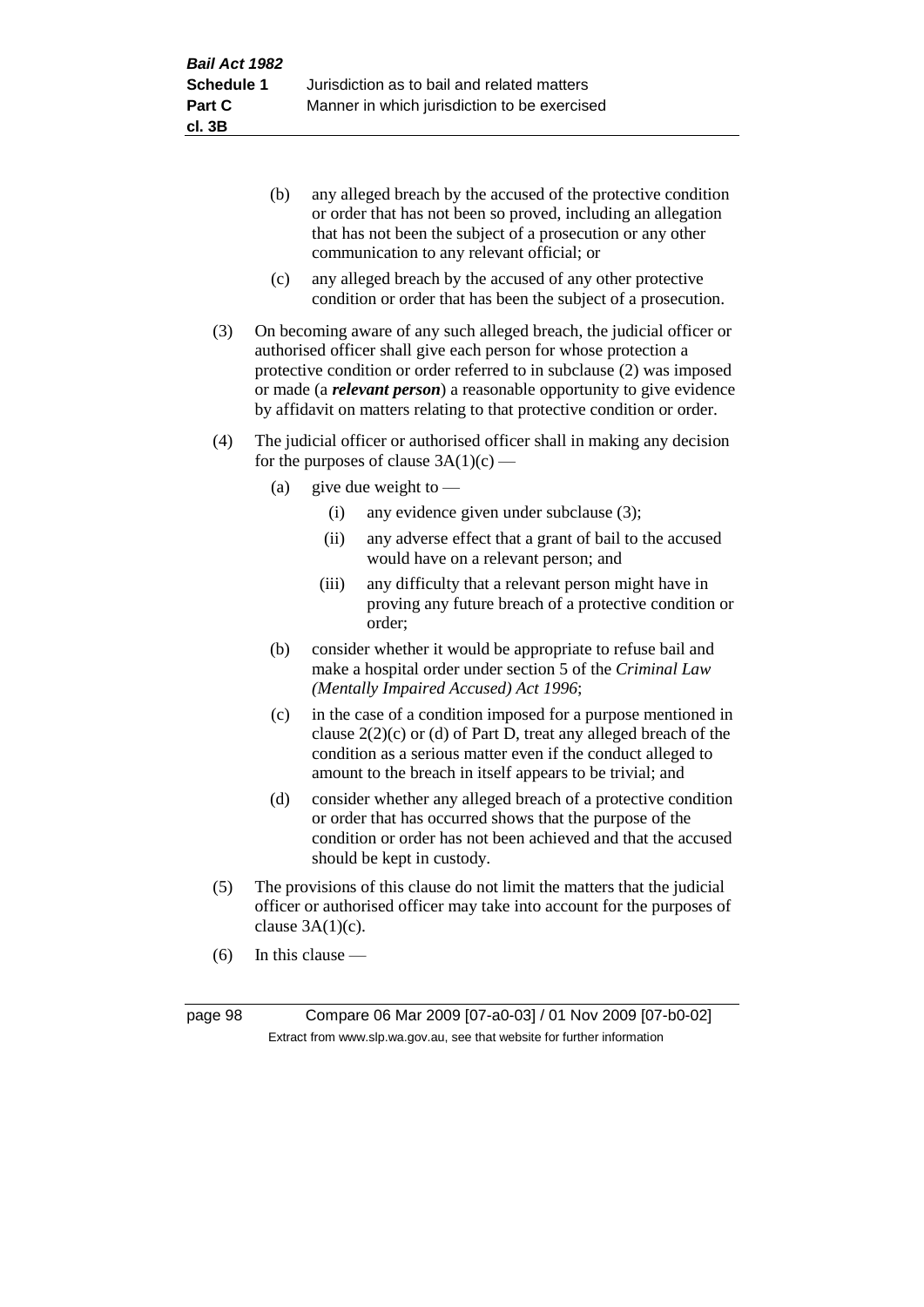- (b) any alleged breach by the accused of the protective condition or order that has not been so proved, including an allegation that has not been the subject of a prosecution or any other communication to any relevant official; or

- (c) any alleged breach by the accused of any other protective condition or order that has been the subject of a prosecution.

(3) On becoming aware of any such alleged breach, the judicial officer or authorised officer shall give each person for whose protection a protective condition or order referred to in subclause (2) was imposed or made (a ***relevant person***) a reasonable opportunity to give evidence by affidavit on matters relating to that protective condition or order.

(4) The judicial officer or authorised officer shall in making any decision for the purposes of clause 3A(1)(c) —

- (a) give due weight to —
  - (i) any evidence given under subclause (3);
  - (ii) any adverse effect that a grant of bail to the accused would have on a relevant person; and
  - (iii) any difficulty that a relevant person might have in proving any future breach of a protective condition or order;

- (b) consider whether it would be appropriate to refuse bail and make a hospital order under section 5 of the *Criminal Law (Mentally Impaired Accused) Act 1996*;

- (c) in the case of a condition imposed for a purpose mentioned in clause 2(2)(c) or (d) of Part D, treat any alleged breach of the condition as a serious matter even if the conduct alleged to amount to the breach in itself appears to be trivial; and

- (d) consider whether any alleged breach of a protective condition or order that has occurred shows that the purpose of the condition or order has not been achieved and that the accused should be kept in custody.

(5) The provisions of this clause do not limit the matters that the judicial officer or authorised officer may take into account for the purposes of clause 3A(1)(c).

(6) In this clause —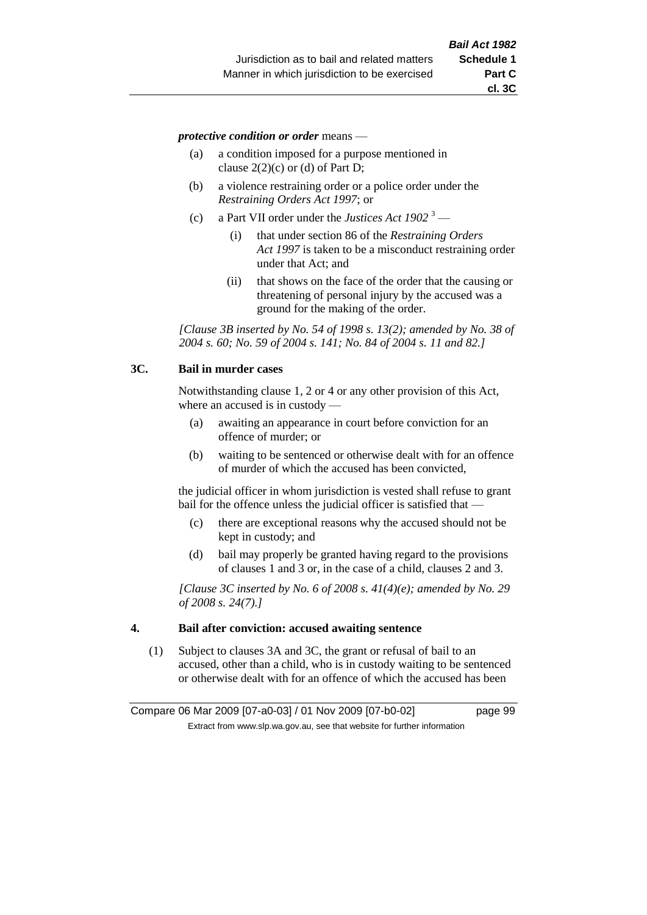*protective condition or order* means —

(a) a condition imposed for a purpose mentioned in clause 2(2)(c) or (d) of Part D;

(b) a violence restraining order or a police order under the *Restraining Orders Act 1997*; or

(c) a Part VII order under the *Justices Act 1902* [3] —

  (i) that under section 86 of the *Restraining Orders Act 1997* is taken to be a misconduct restraining order under that Act; and

  (ii) that shows on the face of the order that the causing or threatening of personal injury by the accused was a ground for the making of the order.

*[Clause 3B inserted by No. 54 of 1998 s. 13(2); amended by No. 38 of 2004 s. 60; No. 59 of 2004 s. 141; No. 84 of 2004 s. 11 and 82.]*

**3C. Bail in murder cases**

Notwithstanding clause 1, 2 or 4 or any other provision of this Act, where an accused is in custody —

(a) awaiting an appearance in court before conviction for an offence of murder; or

(b) waiting to be sentenced or otherwise dealt with for an offence of murder of which the accused has been convicted,

the judicial officer in whom jurisdiction is vested shall refuse to grant bail for the offence unless the judicial officer is satisfied that —

(c) there are exceptional reasons why the accused should not be kept in custody; and

(d) bail may properly be granted having regard to the provisions of clauses 1 and 3 or, in the case of a child, clauses 2 and 3.

*[Clause 3C inserted by No. 6 of 2008 s. 41(4)(e); amended by No. 29 of 2008 s. 24(7).]*

**4. Bail after conviction: accused awaiting sentence**

(1) Subject to clauses 3A and 3C, the grant or refusal of bail to an accused, other than a child, who is in custody waiting to be sentenced or otherwise dealt with for an offence of which the accused has been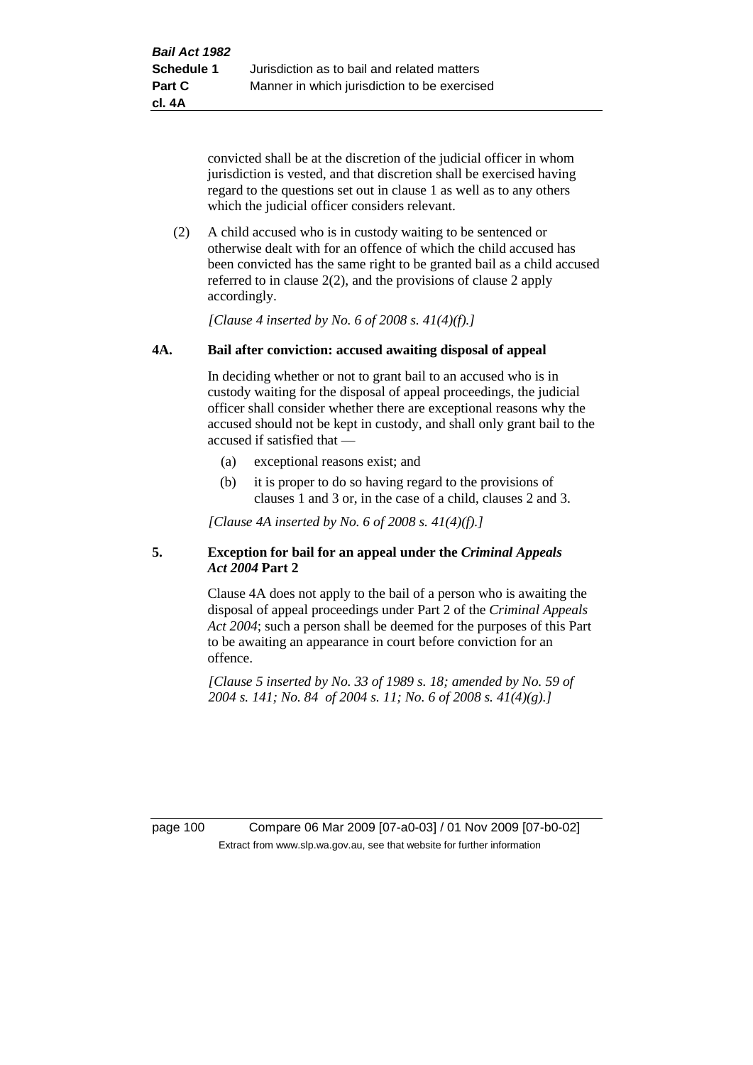convicted shall be at the discretion of the judicial officer in whom jurisdiction is vested, and that discretion shall be exercised having regard to the questions set out in clause 1 as well as to any others which the judicial officer considers relevant.

(2) A child accused who is in custody waiting to be sentenced or otherwise dealt with for an offence of which the child accused has been convicted has the same right to be granted bail as a child accused referred to in clause 2(2), and the provisions of clause 2 apply accordingly.

*[Clause 4 inserted by No. 6 of 2008 s. 41(4)(f).]*

**4A. Bail after conviction: accused awaiting disposal of appeal**

In deciding whether or not to grant bail to an accused who is in custody waiting for the disposal of appeal proceedings, the judicial officer shall consider whether there are exceptional reasons why the accused should not be kept in custody, and shall only grant bail to the accused if satisfied that —

(a) exceptional reasons exist; and

(b) it is proper to do so having regard to the provisions of clauses 1 and 3 or, in the case of a child, clauses 2 and 3.

*[Clause 4A inserted by No. 6 of 2008 s. 41(4)(f).]*

**5. Exception for bail for an appeal under the *Criminal Appeals Act 2004* Part 2**

Clause 4A does not apply to the bail of a person who is awaiting the disposal of appeal proceedings under Part 2 of the *Criminal Appeals Act 2004*; such a person shall be deemed for the purposes of this Part to be awaiting an appearance in court before conviction for an offence.

*[Clause 5 inserted by No. 33 of 1989 s. 18; amended by No. 59 of 2004 s. 141; No. 84 of 2004 s. 11; No. 6 of 2008 s. 41(4)(g).]*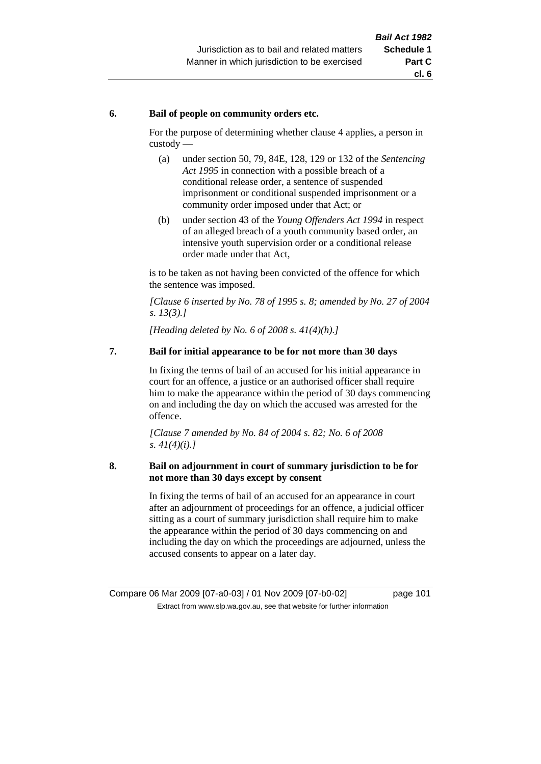### 6. Bail of people on community orders etc.

For the purpose of determining whether clause 4 applies, a person in custody —

(a) under section 50, 79, 84E, 128, 129 or 132 of the *Sentencing Act 1995* in connection with a possible breach of a conditional release order, a sentence of suspended imprisonment or conditional suspended imprisonment or a community order imposed under that Act; or

(b) under section 43 of the *Young Offenders Act 1994* in respect of an alleged breach of a youth community based order, an intensive youth supervision order or a conditional release order made under that Act,

is to be taken as not having been convicted of the offence for which the sentence was imposed.

*[Clause 6 inserted by No. 78 of 1995 s. 8; amended by No. 27 of 2004 s. 13(3).]*

*[Heading deleted by No. 6 of 2008 s. 41(4)(h).]*

### 7. Bail for initial appearance to be for not more than 30 days

In fixing the terms of bail of an accused for his initial appearance in court for an offence, a justice or an authorised officer shall require him to make the appearance within the period of 30 days commencing on and including the day on which the accused was arrested for the offence.

*[Clause 7 amended by No. 84 of 2004 s. 82; No. 6 of 2008 s. 41(4)(i).]*

### 8. Bail on adjournment in court of summary jurisdiction to be for not more than 30 days except by consent

In fixing the terms of bail of an accused for an appearance in court after an adjournment of proceedings for an offence, a judicial officer sitting as a court of summary jurisdiction shall require him to make the appearance within the period of 30 days commencing on and including the day on which the proceedings are adjourned, unless the accused consents to appear on a later day.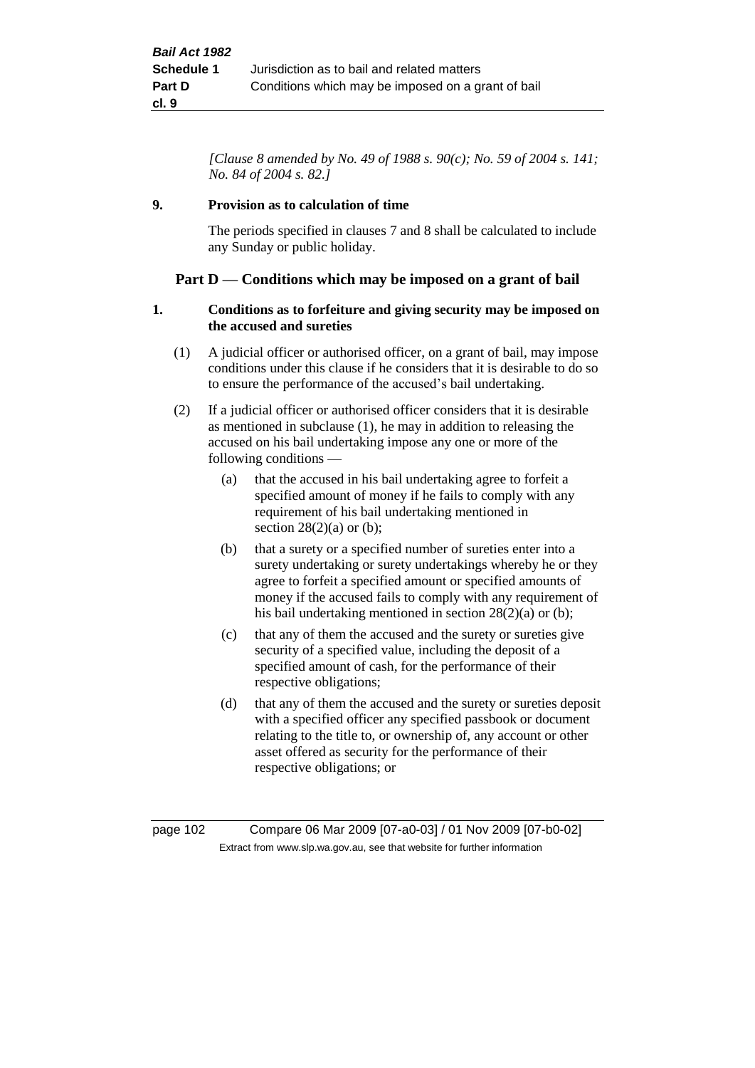*[Clause 8 amended by No. 49 of 1988 s. 90(c); No. 59 of 2004 s. 141; No. 84 of 2004 s. 82.]*

**9. Provision as to calculation of time**

The periods specified in clauses 7 and 8 shall be calculated to include any Sunday or public holiday.

## Part D — Conditions which may be imposed on a grant of bail

**1. Conditions as to forfeiture and giving security may be imposed on the accused and sureties**

(1) A judicial officer or authorised officer, on a grant of bail, may impose conditions under this clause if he considers that it is desirable to do so to ensure the performance of the accused's bail undertaking.

(2) If a judicial officer or authorised officer considers that it is desirable as mentioned in subclause (1), he may in addition to releasing the accused on his bail undertaking impose any one or more of the following conditions —

(a) that the accused in his bail undertaking agree to forfeit a specified amount of money if he fails to comply with any requirement of his bail undertaking mentioned in section 28(2)(a) or (b);

(b) that a surety or a specified number of sureties enter into a surety undertaking or surety undertakings whereby he or they agree to forfeit a specified amount or specified amounts of money if the accused fails to comply with any requirement of his bail undertaking mentioned in section 28(2)(a) or (b);

(c) that any of them the accused and the surety or sureties give security of a specified value, including the deposit of a specified amount of cash, for the performance of their respective obligations;

(d) that any of them the accused and the surety or sureties deposit with a specified officer any specified passbook or document relating to the title to, or ownership of, any account or other asset offered as security for the performance of their respective obligations; or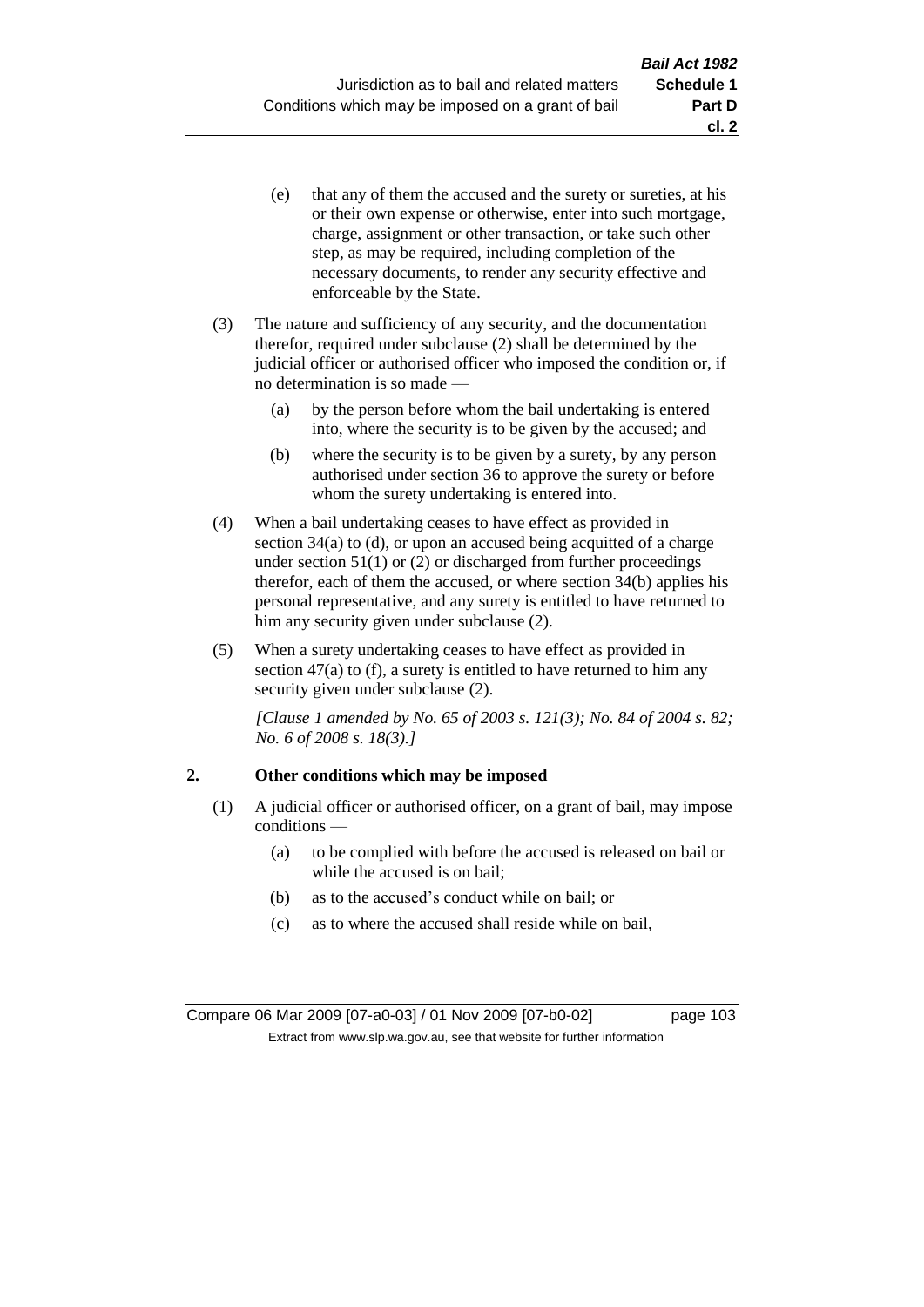(e) that any of them the accused and the surety or sureties, at his or their own expense or otherwise, enter into such mortgage, charge, assignment or other transaction, or take such other step, as may be required, including completion of the necessary documents, to render any security effective and enforceable by the State.

(3) The nature and sufficiency of any security, and the documentation therefor, required under subclause (2) shall be determined by the judicial officer or authorised officer who imposed the condition or, if no determination is so made —

(a) by the person before whom the bail undertaking is entered into, where the security is to be given by the accused; and

(b) where the security is to be given by a surety, by any person authorised under section 36 to approve the surety or before whom the surety undertaking is entered into.

(4) When a bail undertaking ceases to have effect as provided in section 34(a) to (d), or upon an accused being acquitted of a charge under section 51(1) or (2) or discharged from further proceedings therefor, each of them the accused, or where section 34(b) applies his personal representative, and any surety is entitled to have returned to him any security given under subclause (2).

(5) When a surety undertaking ceases to have effect as provided in section 47(a) to (f), a surety is entitled to have returned to him any security given under subclause (2).

*[Clause 1 amended by No. 65 of 2003 s. 121(3); No. 84 of 2004 s. 82; No. 6 of 2008 s. 18(3).]*

## 2. Other conditions which may be imposed

(1) A judicial officer or authorised officer, on a grant of bail, may impose conditions —

(a) to be complied with before the accused is released on bail or while the accused is on bail;

(b) as to the accused's conduct while on bail; or

(c) as to where the accused shall reside while on bail,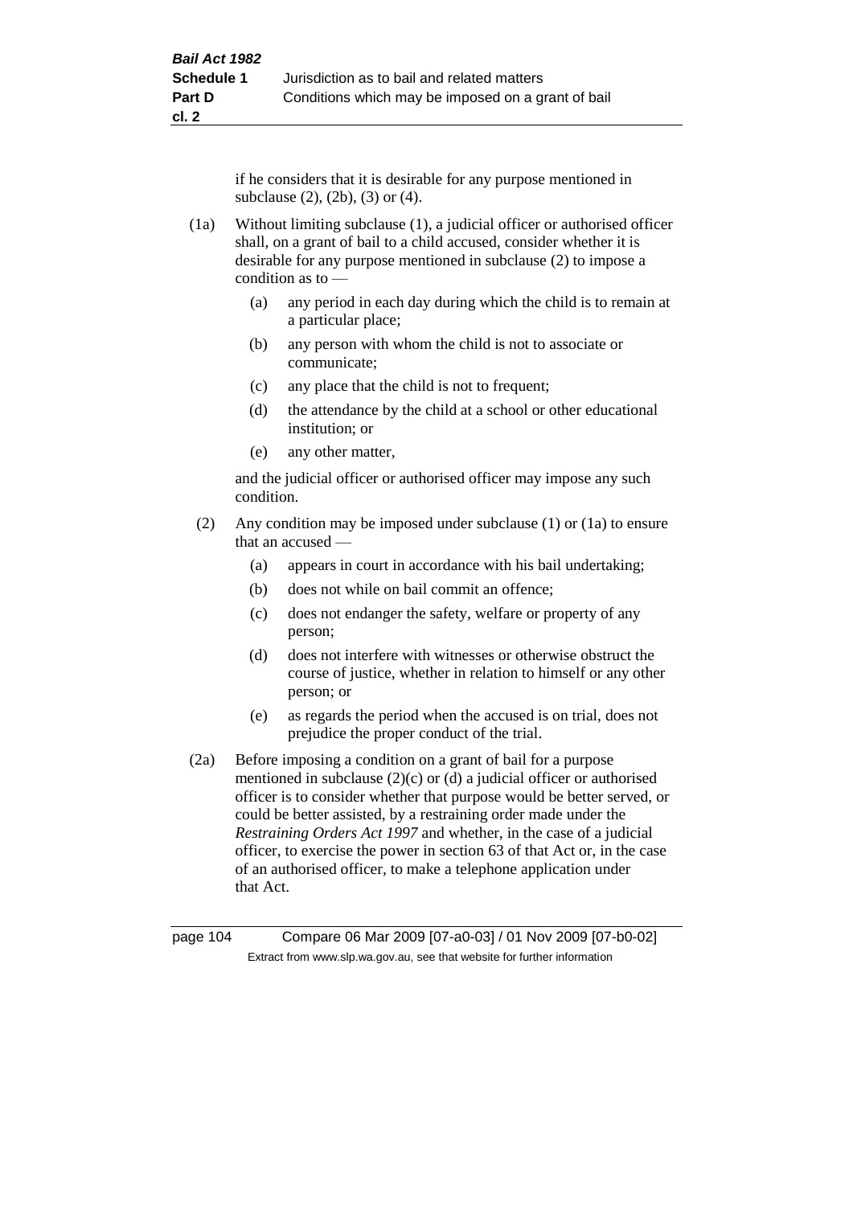if he considers that it is desirable for any purpose mentioned in subclause (2), (2b), (3) or (4).

(1a) Without limiting subclause (1), a judicial officer or authorised officer shall, on a grant of bail to a child accused, consider whether it is desirable for any purpose mentioned in subclause (2) to impose a condition as to —

(a) any period in each day during which the child is to remain at a particular place;

(b) any person with whom the child is not to associate or communicate;

(c) any place that the child is not to frequent;

(d) the attendance by the child at a school or other educational institution; or

(e) any other matter,

and the judicial officer or authorised officer may impose any such condition.

(2) Any condition may be imposed under subclause (1) or (1a) to ensure that an accused —

(a) appears in court in accordance with his bail undertaking;

(b) does not while on bail commit an offence;

(c) does not endanger the safety, welfare or property of any person;

(d) does not interfere with witnesses or otherwise obstruct the course of justice, whether in relation to himself or any other person; or

(e) as regards the period when the accused is on trial, does not prejudice the proper conduct of the trial.

(2a) Before imposing a condition on a grant of bail for a purpose mentioned in subclause (2)(c) or (d) a judicial officer or authorised officer is to consider whether that purpose would be better served, or could be better assisted, by a restraining order made under the *Restraining Orders Act 1997* and whether, in the case of a judicial officer, to exercise the power in section 63 of that Act or, in the case of an authorised officer, to make a telephone application under that Act.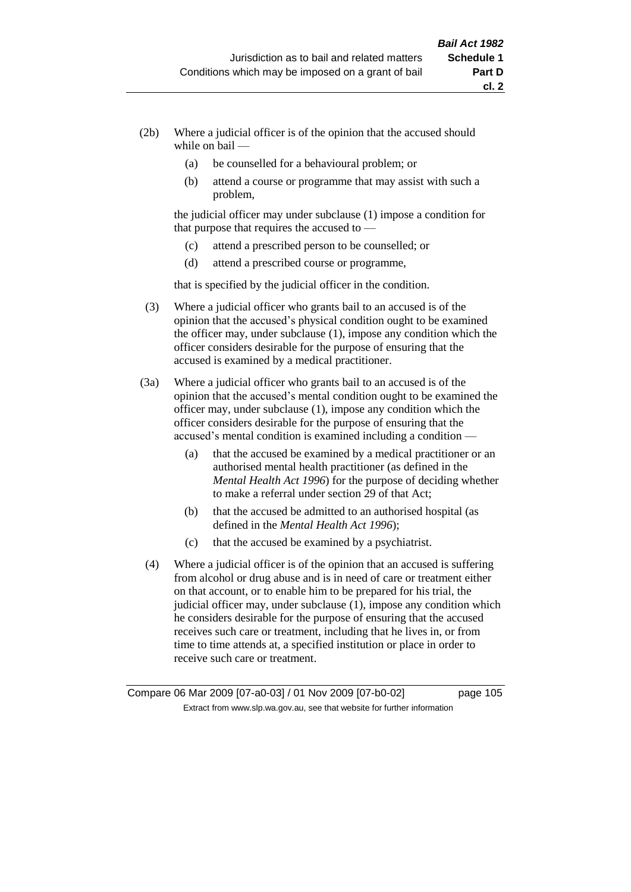(2b) Where a judicial officer is of the opinion that the accused should while on bail —

   (a) be counselled for a behavioural problem; or

   (b) attend a course or programme that may assist with such a problem,

   the judicial officer may under subclause (1) impose a condition for that purpose that requires the accused to —

   (c) attend a prescribed person to be counselled; or

   (d) attend a prescribed course or programme,

   that is specified by the judicial officer in the condition.

(3) Where a judicial officer who grants bail to an accused is of the opinion that the accused's physical condition ought to be examined the officer may, under subclause (1), impose any condition which the officer considers desirable for the purpose of ensuring that the accused is examined by a medical practitioner.

(3a) Where a judicial officer who grants bail to an accused is of the opinion that the accused's mental condition ought to be examined the officer may, under subclause (1), impose any condition which the officer considers desirable for the purpose of ensuring that the accused's mental condition is examined including a condition —

   (a) that the accused be examined by a medical practitioner or an authorised mental health practitioner (as defined in the *Mental Health Act 1996*) for the purpose of deciding whether to make a referral under section 29 of that Act;

   (b) that the accused be admitted to an authorised hospital (as defined in the *Mental Health Act 1996*);

   (c) that the accused be examined by a psychiatrist.

(4) Where a judicial officer is of the opinion that an accused is suffering from alcohol or drug abuse and is in need of care or treatment either on that account, or to enable him to be prepared for his trial, the judicial officer may, under subclause (1), impose any condition which he considers desirable for the purpose of ensuring that the accused receives such care or treatment, including that he lives in, or from time to time attends at, a specified institution or place in order to receive such care or treatment.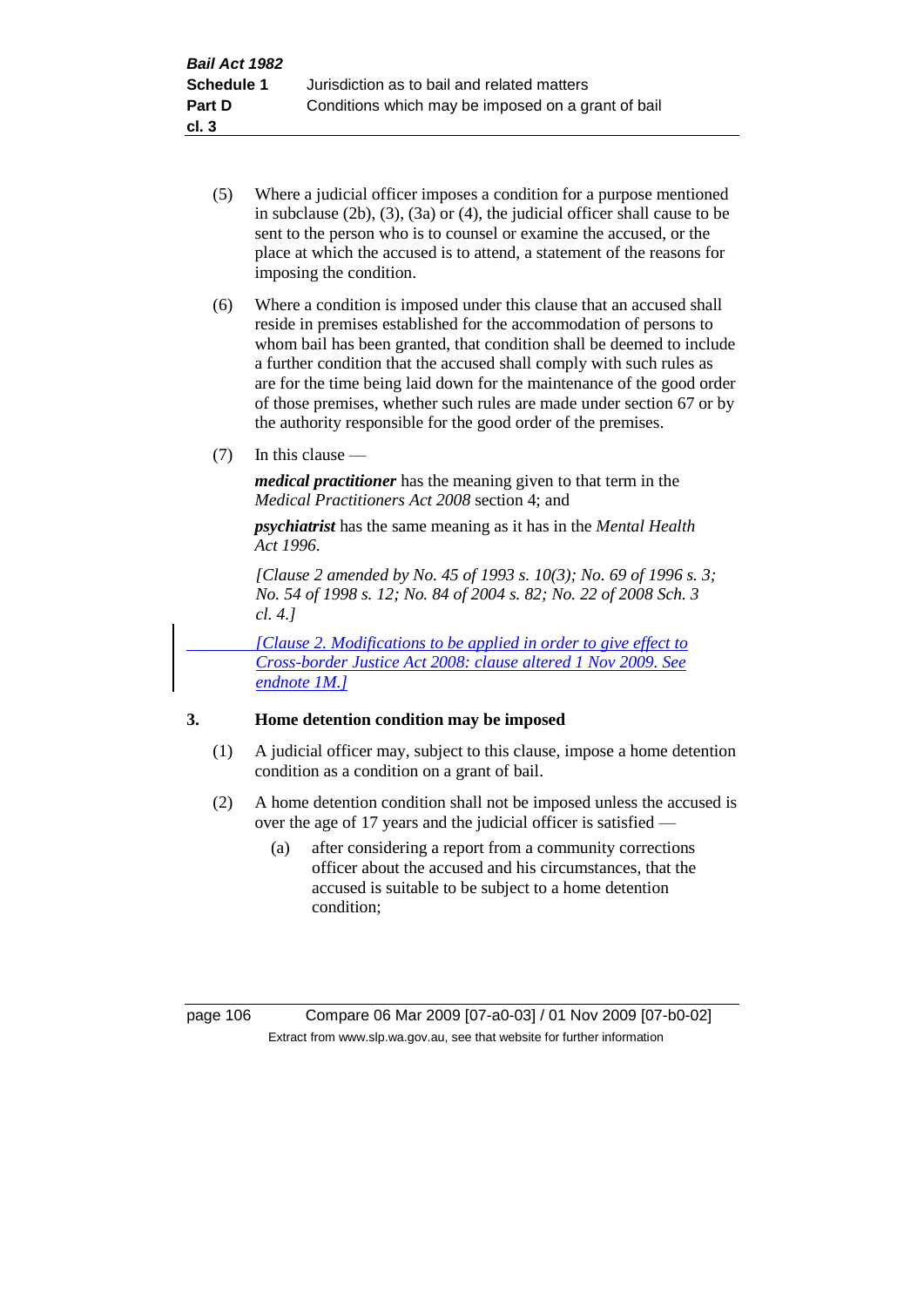(5) Where a judicial officer imposes a condition for a purpose mentioned in subclause (2b), (3), (3a) or (4), the judicial officer shall cause to be sent to the person who is to counsel or examine the accused, or the place at which the accused is to attend, a statement of the reasons for imposing the condition.

(6) Where a condition is imposed under this clause that an accused shall reside in premises established for the accommodation of persons to whom bail has been granted, that condition shall be deemed to include a further condition that the accused shall comply with such rules as are for the time being laid down for the maintenance of the good order of those premises, whether such rules are made under section 67 or by the authority responsible for the good order of the premises.

(7) In this clause —

***medical practitioner*** has the meaning given to that term in the *Medical Practitioners Act 2008* section 4; and

***psychiatrist*** has the same meaning as it has in the *Mental Health Act 1996*.

*[Clause 2 amended by No. 45 of 1993 s. 10(3); No. 69 of 1996 s. 3; No. 54 of 1998 s. 12; No. 84 of 2004 s. 82; No. 22 of 2008 Sch. 3 cl. 4.]*

*[Clause 2. Modifications to be applied in order to give effect to Cross-border Justice Act 2008: clause altered 1 Nov 2009. See endnote 1M.]*

### 3. Home detention condition may be imposed

(1) A judicial officer may, subject to this clause, impose a home detention condition as a condition on a grant of bail.

(2) A home detention condition shall not be imposed unless the accused is over the age of 17 years and the judicial officer is satisfied —

(a) after considering a report from a community corrections officer about the accused and his circumstances, that the accused is suitable to be subject to a home detention condition;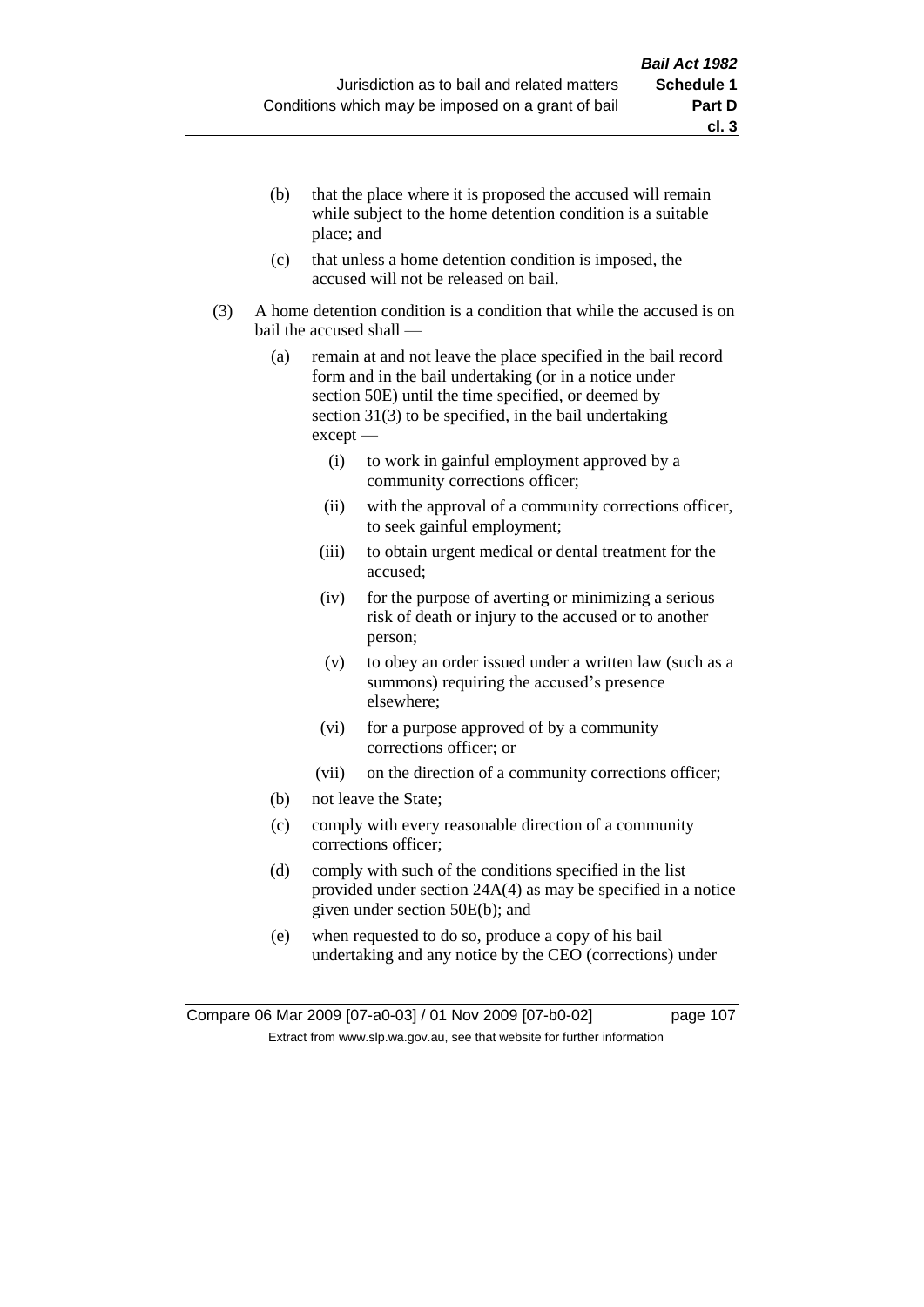(b) that the place where it is proposed the accused will remain while subject to the home detention condition is a suitable place; and

(c) that unless a home detention condition is imposed, the accused will not be released on bail.

(3) A home detention condition is a condition that while the accused is on bail the accused shall —

(a) remain at and not leave the place specified in the bail record form and in the bail undertaking (or in a notice under section 50E) until the time specified, or deemed by section 31(3) to be specified, in the bail undertaking except —

(i) to work in gainful employment approved by a community corrections officer;

(ii) with the approval of a community corrections officer, to seek gainful employment;

(iii) to obtain urgent medical or dental treatment for the accused;

(iv) for the purpose of averting or minimizing a serious risk of death or injury to the accused or to another person;

(v) to obey an order issued under a written law (such as a summons) requiring the accused's presence elsewhere;

(vi) for a purpose approved of by a community corrections officer; or

(vii) on the direction of a community corrections officer;

(b) not leave the State;

(c) comply with every reasonable direction of a community corrections officer;

(d) comply with such of the conditions specified in the list provided under section 24A(4) as may be specified in a notice given under section 50E(b); and

(e) when requested to do so, produce a copy of his bail undertaking and any notice by the CEO (corrections) under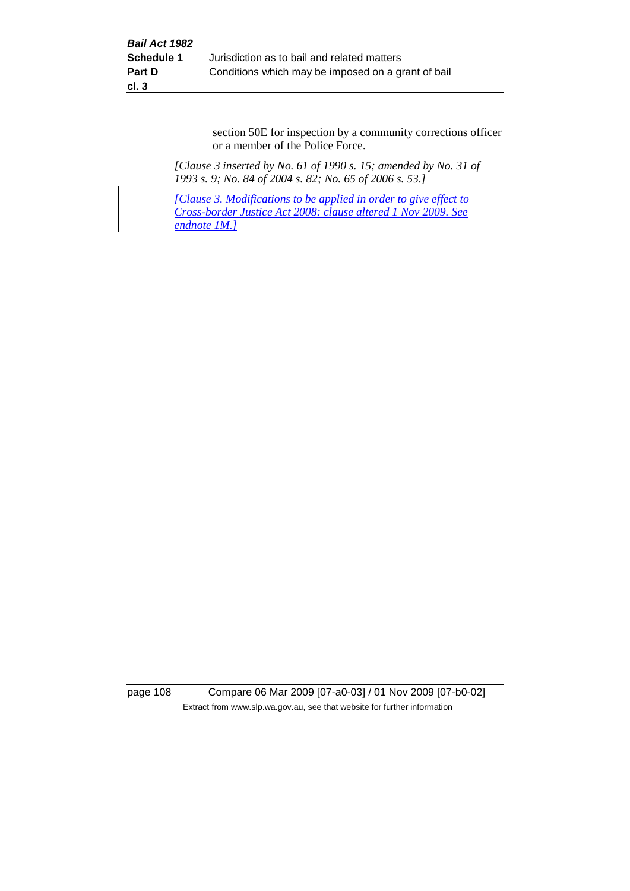section 50E for inspection by a community corrections officer or a member of the Police Force.

*[Clause 3 inserted by No. 61 of 1990 s. 15; amended by No. 31 of 1993 s. 9; No. 84 of 2004 s. 82; No. 65 of 2006 s. 53.]*

*[Clause 3. Modifications to be applied in order to give effect to Cross-border Justice Act 2008: clause altered 1 Nov 2009. See endnote 1M.]*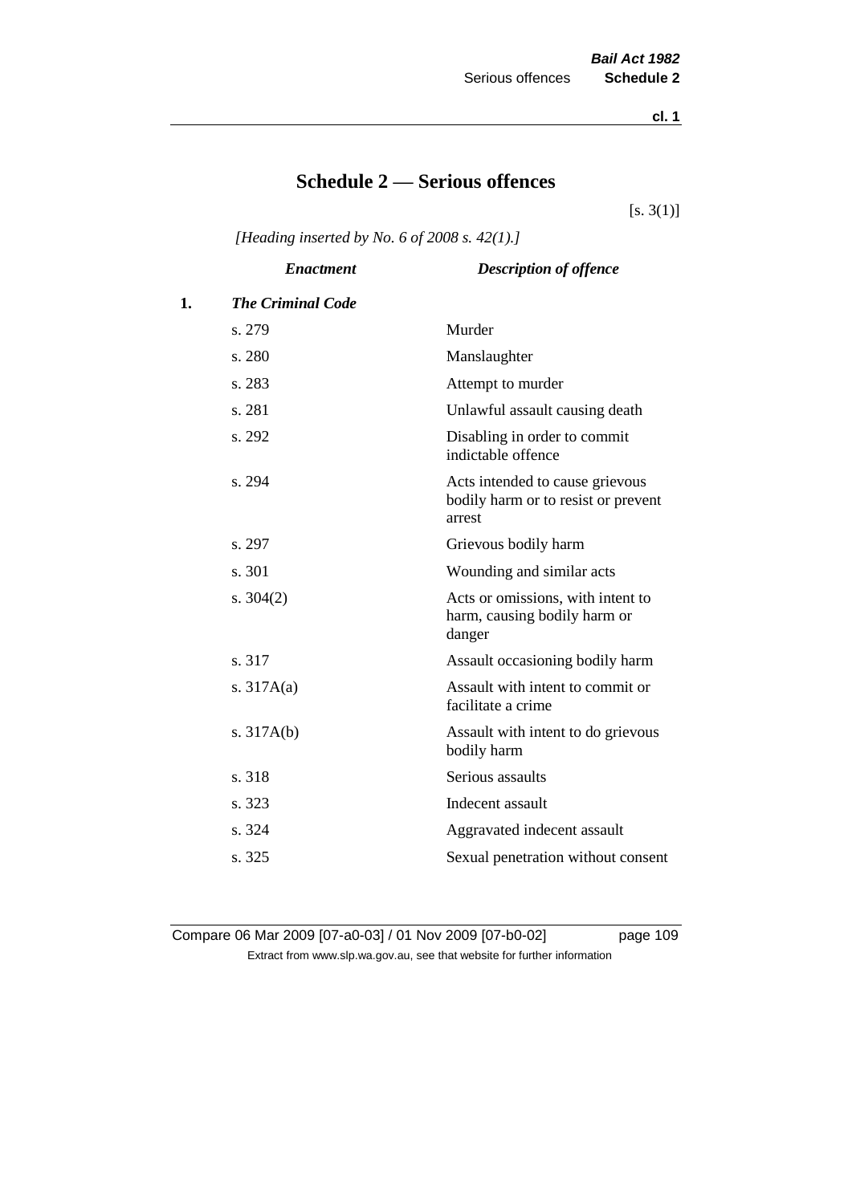# Schedule 2 — Serious offences

[s. 3(1)]

*[Heading inserted by No. 6 of 2008 s. 42(1).]*

| | *Enactment* | *Description of offence* |
|---|---|---|
| **1.** | ***The Criminal Code*** | |
| | s. 279 | Murder |
| | s. 280 | Manslaughter |
| | s. 283 | Attempt to murder |
| | s. 281 | Unlawful assault causing death |
| | s. 292 | Disabling in order to commit indictable offence |
| | s. 294 | Acts intended to cause grievous bodily harm or to resist or prevent arrest |
| | s. 297 | Grievous bodily harm |
| | s. 301 | Wounding and similar acts |
| | s. 304(2) | Acts or omissions, with intent to harm, causing bodily harm or danger |
| | s. 317 | Assault occasioning bodily harm |
| | s. 317A(a) | Assault with intent to commit or facilitate a crime |
| | s. 317A(b) | Assault with intent to do grievous bodily harm |
| | s. 318 | Serious assaults |
| | s. 323 | Indecent assault |
| | s. 324 | Aggravated indecent assault |
| | s. 325 | Sexual penetration without consent |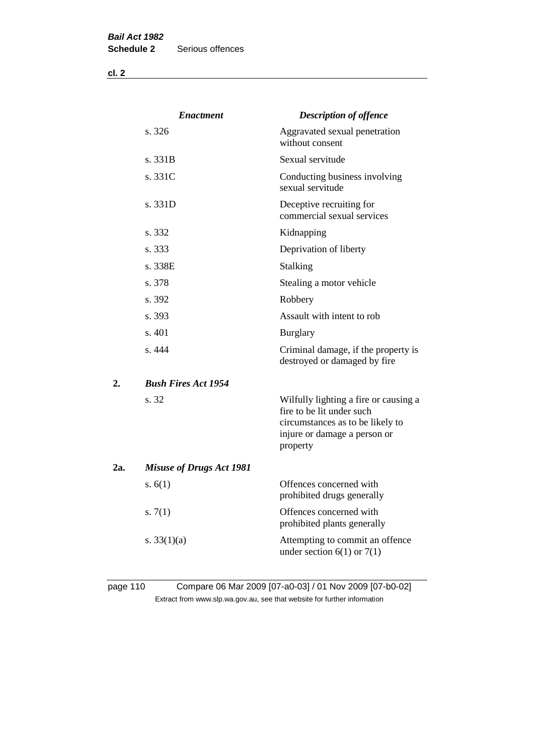| | *Enactment* | *Description of offence* |
|---|---|---|
| | s. 326 | Aggravated sexual penetration without consent |
| | s. 331B | Sexual servitude |
| | s. 331C | Conducting business involving sexual servitude |
| | s. 331D | Deceptive recruiting for commercial sexual services |
| | s. 332 | Kidnapping |
| | s. 333 | Deprivation of liberty |
| | s. 338E | Stalking |
| | s. 378 | Stealing a motor vehicle |
| | s. 392 | Robbery |
| | s. 393 | Assault with intent to rob |
| | s. 401 | Burglary |
| | s. 444 | Criminal damage, if the property is destroyed or damaged by fire |
| **2.** | ***Bush Fires Act 1954*** | |
| | s. 32 | Wilfully lighting a fire or causing a fire to be lit under such circumstances as to be likely to injure or damage a person or property |
| **2a.** | ***Misuse of Drugs Act 1981*** | |
| | s. 6(1) | Offences concerned with prohibited drugs generally |
| | s. 7(1) | Offences concerned with prohibited plants generally |
| | s. 33(1)(a) | Attempting to commit an offence under section 6(1) or 7(1) |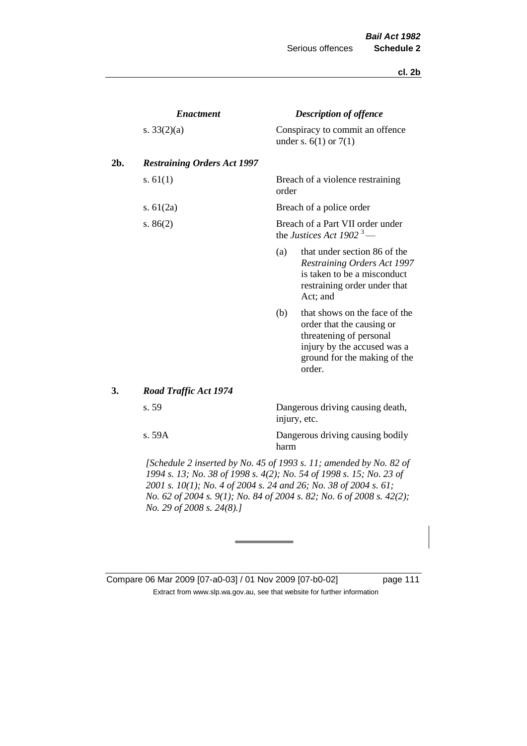| | *Enactment* | *Description of offence* |
|---|---|---|
| | s. 33(2)(a) | Conspiracy to commit an offence under s. 6(1) or 7(1) |
| **2b.** | ***Restraining Orders Act 1997*** | |
| | s. 61(1) | Breach of a violence restraining order |
| | s. 61(2a) | Breach of a police order |
| | s. 86(2) | Breach of a Part VII order under the *Justices Act 1902* [3] —<br>(a) that under section 86 of the *Restraining Orders Act 1997* is taken to be a misconduct restraining order under that Act; and<br>(b) that shows on the face of the order that the causing or threatening of personal injury by the accused was a ground for the making of the order. |
| **3.** | ***Road Traffic Act 1974*** | |
| | s. 59 | Dangerous driving causing death, injury, etc. |
| | s. 59A | Dangerous driving causing bodily harm |

*[Schedule 2 inserted by No. 45 of 1993 s. 11; amended by No. 82 of 1994 s. 13; No. 38 of 1998 s. 4(2); No. 54 of 1998 s. 15; No. 23 of 2001 s. 10(1); No. 4 of 2004 s. 24 and 26; No. 38 of 2004 s. 61; No. 62 of 2004 s. 9(1); No. 84 of 2004 s. 82; No. 6 of 2008 s. 42(2); No. 29 of 2008 s. 24(8).]*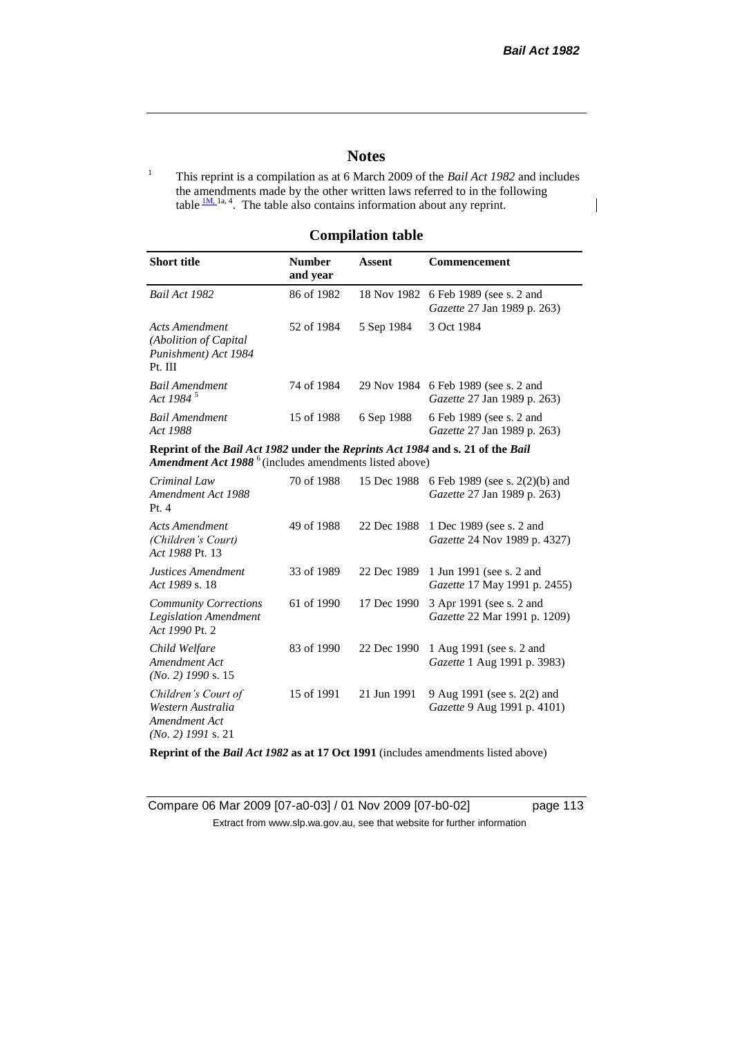# Notes

[1] This reprint is a compilation as at 6 March 2009 of the *Bail Act 1982* and includes the amendments made by the other written laws referred to in the following table [1M, 1a, 4]. The table also contains information about any reprint.

## Compilation table

| Short title | Number and year | Assent | Commencement |
|---|---|---|---|
| *Bail Act 1982* | 86 of 1982 | 18 Nov 1982 | 6 Feb 1989 (see s. 2 and *Gazette* 27 Jan 1989 p. 263) |
| *Acts Amendment (Abolition of Capital Punishment) Act 1984* Pt. III | 52 of 1984 | 5 Sep 1984 | 3 Oct 1984 |
| *Bail Amendment Act 1984* [5] | 74 of 1984 | 29 Nov 1984 | 6 Feb 1989 (see s. 2 and *Gazette* 27 Jan 1989 p. 263) |
| *Bail Amendment Act 1988* | 15 of 1988 | 6 Sep 1988 | 6 Feb 1989 (see s. 2 and *Gazette* 27 Jan 1989 p. 263) |
| **Reprint of the *Bail Act 1982* under the *Reprints Act 1984* and s. 21 of the *Bail Amendment Act 1988*** [6] (includes amendments listed above) | | | |
| *Criminal Law Amendment Act 1988* Pt. 4 | 70 of 1988 | 15 Dec 1988 | 6 Feb 1989 (see s. 2(2)(b) and *Gazette* 27 Jan 1989 p. 263) |
| *Acts Amendment (Children's Court) Act 1988* Pt. 13 | 49 of 1988 | 22 Dec 1988 | 1 Dec 1989 (see s. 2 and *Gazette* 24 Nov 1989 p. 4327) |
| *Justices Amendment Act 1989* s. 18 | 33 of 1989 | 22 Dec 1989 | 1 Jun 1991 (see s. 2 and *Gazette* 17 May 1991 p. 2455) |
| *Community Corrections Legislation Amendment Act 1990* Pt. 2 | 61 of 1990 | 17 Dec 1990 | 3 Apr 1991 (see s. 2 and *Gazette* 22 Mar 1991 p. 1209) |
| *Child Welfare Amendment Act (No. 2) 1990* s. 15 | 83 of 1990 | 22 Dec 1990 | 1 Aug 1991 (see s. 2 and *Gazette* 1 Aug 1991 p. 3983) |
| *Children's Court of Western Australia Amendment Act (No. 2) 1991* s. 21 | 15 of 1991 | 21 Jun 1991 | 9 Aug 1991 (see s. 2(2) and *Gazette* 9 Aug 1991 p. 4101) |
| **Reprint of the *Bail Act 1982* as at 17 Oct 1991** (includes amendments listed above) | | | |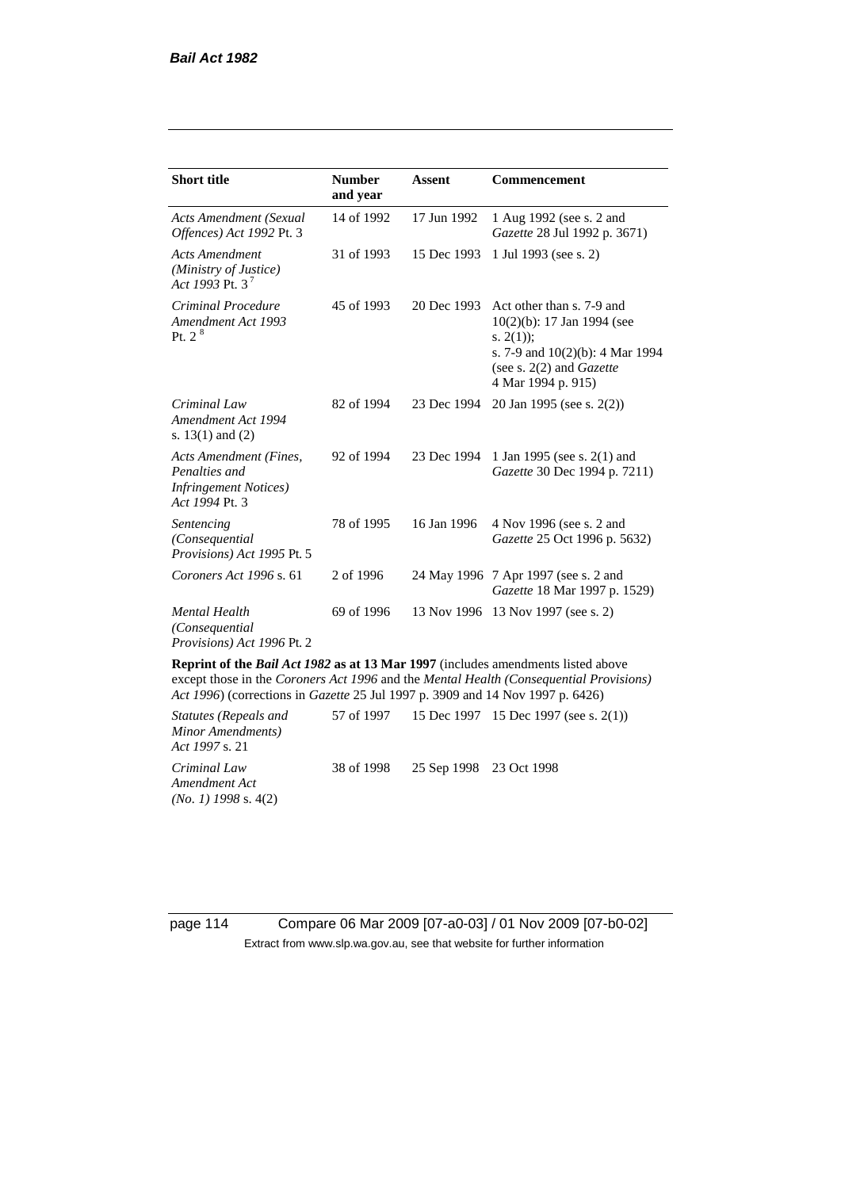| Short title | Number and year | Assent | Commencement |
|---|---|---|---|
| *Acts Amendment (Sexual Offences) Act 1992* Pt. 3 | 14 of 1992 | 17 Jun 1992 | 1 Aug 1992 (see s. 2 and *Gazette* 28 Jul 1992 p. 3671) |
| *Acts Amendment (Ministry of Justice) Act 1993* Pt. 3 [7] | 31 of 1993 | 15 Dec 1993 | 1 Jul 1993 (see s. 2) |
| *Criminal Procedure Amendment Act 1993* Pt. 2 [8] | 45 of 1993 | 20 Dec 1993 | Act other than s. 7-9 and 10(2)(b): 17 Jan 1994 (see s. 2(1)); s. 7-9 and 10(2)(b): 4 Mar 1994 (see s. 2(2) and *Gazette* 4 Mar 1994 p. 915) |
| *Criminal Law Amendment Act 1994* s. 13(1) and (2) | 82 of 1994 | 23 Dec 1994 | 20 Jan 1995 (see s. 2(2)) |
| *Acts Amendment (Fines, Penalties and Infringement Notices) Act 1994* Pt. 3 | 92 of 1994 | 23 Dec 1994 | 1 Jan 1995 (see s. 2(1) and *Gazette* 30 Dec 1994 p. 7211) |
| *Sentencing (Consequential Provisions) Act 1995* Pt. 5 | 78 of 1995 | 16 Jan 1996 | 4 Nov 1996 (see s. 2 and *Gazette* 25 Oct 1996 p. 5632) |
| *Coroners Act 1996* s. 61 | 2 of 1996 | 24 May 1996 | 7 Apr 1997 (see s. 2 and *Gazette* 18 Mar 1997 p. 1529) |
| *Mental Health (Consequential Provisions) Act 1996* Pt. 2 | 69 of 1996 | 13 Nov 1996 | 13 Nov 1997 (see s. 2) |
| **Reprint of the *Bail Act 1982* as at 13 Mar 1997** (includes amendments listed above except those in the *Coroners Act 1996* and the *Mental Health (Consequential Provisions) Act 1996*) (corrections in *Gazette* 25 Jul 1997 p. 3909 and 14 Nov 1997 p. 6426) | | | |
| *Statutes (Repeals and Minor Amendments) Act 1997* s. 21 | 57 of 1997 | 15 Dec 1997 | 15 Dec 1997 (see s. 2(1)) |
| *Criminal Law Amendment Act (No. 1) 1998* s. 4(2) | 38 of 1998 | 25 Sep 1998 | 23 Oct 1998 |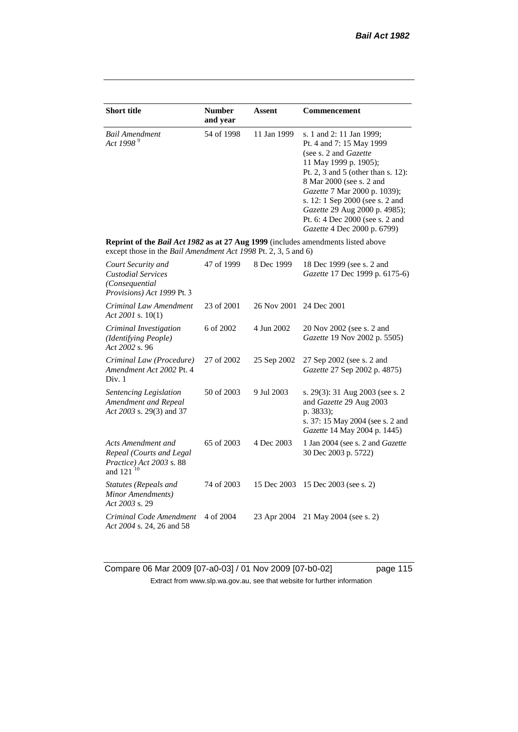| Short title | Number and year | Assent | Commencement |
|---|---|---|---|
| *Bail Amendment Act 1998* [9] | 54 of 1998 | 11 Jan 1999 | s. 1 and 2: 11 Jan 1999; Pt. 4 and 7: 15 May 1999 (see s. 2 and *Gazette* 11 May 1999 p. 1905); Pt. 2, 3 and 5 (other than s. 12): 8 Mar 2000 (see s. 2 and *Gazette* 7 Mar 2000 p. 1039); s. 12: 1 Sep 2000 (see s. 2 and *Gazette* 29 Aug 2000 p. 4985); Pt. 6: 4 Dec 2000 (see s. 2 and *Gazette* 4 Dec 2000 p. 6799) |
| **Reprint of the *Bail Act 1982* as at 27 Aug 1999** (includes amendments listed above except those in the *Bail Amendment Act 1998* Pt. 2, 3, 5 and 6) | | | |
| *Court Security and Custodial Services (Consequential Provisions) Act 1999* Pt. 3 | 47 of 1999 | 8 Dec 1999 | 18 Dec 1999 (see s. 2 and *Gazette* 17 Dec 1999 p. 6175-6) |
| *Criminal Law Amendment Act 2001* s. 10(1) | 23 of 2001 | 26 Nov 2001 | 24 Dec 2001 |
| *Criminal Investigation (Identifying People) Act 2002* s. 96 | 6 of 2002 | 4 Jun 2002 | 20 Nov 2002 (see s. 2 and *Gazette* 19 Nov 2002 p. 5505) |
| *Criminal Law (Procedure) Amendment Act 2002* Pt. 4 Div. 1 | 27 of 2002 | 25 Sep 2002 | 27 Sep 2002 (see s. 2 and *Gazette* 27 Sep 2002 p. 4875) |
| *Sentencing Legislation Amendment and Repeal Act 2003* s. 29(3) and 37 | 50 of 2003 | 9 Jul 2003 | s. 29(3): 31 Aug 2003 (see s. 2 and *Gazette* 29 Aug 2003 p. 3833); s. 37: 15 May 2004 (see s. 2 and *Gazette* 14 May 2004 p. 1445) |
| *Acts Amendment and Repeal (Courts and Legal Practice) Act 2003* s. 88 and 121 [10] | 65 of 2003 | 4 Dec 2003 | 1 Jan 2004 (see s. 2 and *Gazette* 30 Dec 2003 p. 5722) |
| *Statutes (Repeals and Minor Amendments) Act 2003* s. 29 | 74 of 2003 | 15 Dec 2003 | 15 Dec 2003 (see s. 2) |
| *Criminal Code Amendment Act 2004* s. 24, 26 and 58 | 4 of 2004 | 23 Apr 2004 | 21 May 2004 (see s. 2) |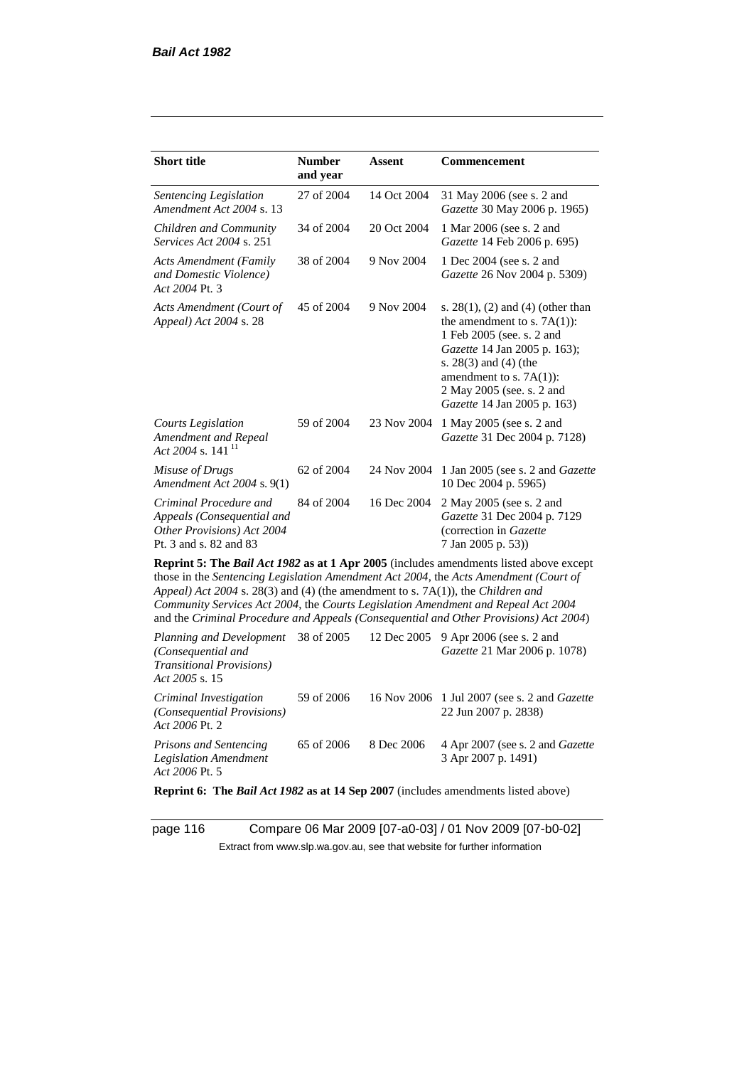| Short title | Number and year | Assent | Commencement |
|---|---|---|---|
| *Sentencing Legislation Amendment Act 2004* s. 13 | 27 of 2004 | 14 Oct 2004 | 31 May 2006 (see s. 2 and *Gazette* 30 May 2006 p. 1965) |
| *Children and Community Services Act 2004* s. 251 | 34 of 2004 | 20 Oct 2004 | 1 Mar 2006 (see s. 2 and *Gazette* 14 Feb 2006 p. 695) |
| *Acts Amendment (Family and Domestic Violence) Act 2004* Pt. 3 | 38 of 2004 | 9 Nov 2004 | 1 Dec 2004 (see s. 2 and *Gazette* 26 Nov 2004 p. 5309) |
| *Acts Amendment (Court of Appeal) Act 2004* s. 28 | 45 of 2004 | 9 Nov 2004 | s. 28(1), (2) and (4) (other than the amendment to s. 7A(1)): 1 Feb 2005 (see. s. 2 and *Gazette* 14 Jan 2005 p. 163); s. 28(3) and (4) (the amendment to s. 7A(1)): 2 May 2005 (see. s. 2 and *Gazette* 14 Jan 2005 p. 163) |
| *Courts Legislation Amendment and Repeal Act 2004* s. 141 [11] | 59 of 2004 | 23 Nov 2004 | 1 May 2005 (see s. 2 and *Gazette* 31 Dec 2004 p. 7128) |
| *Misuse of Drugs Amendment Act 2004* s. 9(1) | 62 of 2004 | 24 Nov 2004 | 1 Jan 2005 (see s. 2 and *Gazette* 10 Dec 2004 p. 5965) |
| *Criminal Procedure and Appeals (Consequential and Other Provisions) Act 2004* Pt. 3 and s. 82 and 83 | 84 of 2004 | 16 Dec 2004 | 2 May 2005 (see s. 2 and *Gazette* 31 Dec 2004 p. 7129 (correction in *Gazette* 7 Jan 2005 p. 53)) |
| **Reprint 5: The *Bail Act 1982* as at 1 Apr 2005** (includes amendments listed above except those in the *Sentencing Legislation Amendment Act 2004*, the *Acts Amendment (Court of Appeal) Act 2004* s. 28(3) and (4) (the amendment to s. 7A(1)), the *Children and Community Services Act 2004*, the *Courts Legislation Amendment and Repeal Act 2004* and the *Criminal Procedure and Appeals (Consequential and Other Provisions) Act 2004*) | | | |
| *Planning and Development (Consequential and Transitional Provisions) Act 2005* s. 15 | 38 of 2005 | 12 Dec 2005 | 9 Apr 2006 (see s. 2 and *Gazette* 21 Mar 2006 p. 1078) |
| *Criminal Investigation (Consequential Provisions) Act 2006* Pt. 2 | 59 of 2006 | 16 Nov 2006 | 1 Jul 2007 (see s. 2 and *Gazette* 22 Jun 2007 p. 2838) |
| *Prisons and Sentencing Legislation Amendment Act 2006* Pt. 5 | 65 of 2006 | 8 Dec 2006 | 4 Apr 2007 (see s. 2 and *Gazette* 3 Apr 2007 p. 1491) |
| **Reprint 6: The *Bail Act 1982* as at 14 Sep 2007** (includes amendments listed above) | | | |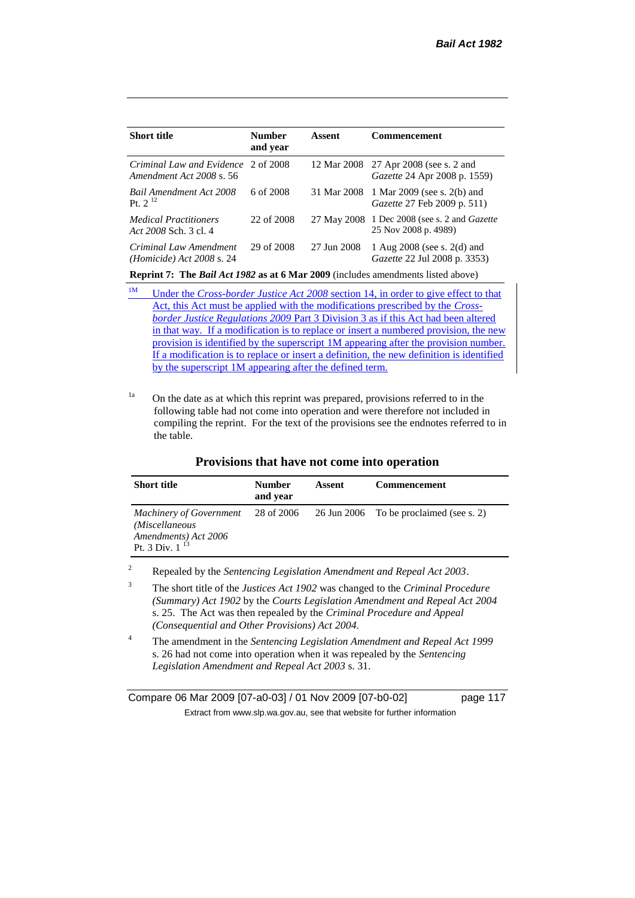| Short title | Number and year | Assent | Commencement |
|---|---|---|---|
| *Criminal Law and Evidence Amendment Act 2008* s. 56 | 2 of 2008 | 12 Mar 2008 | 27 Apr 2008 (see s. 2 and *Gazette* 24 Apr 2008 p. 1559) |
| *Bail Amendment Act 2008* Pt. 2 [12] | 6 of 2008 | 31 Mar 2008 | 1 Mar 2009 (see s. 2(b) and *Gazette* 27 Feb 2009 p. 511) |
| *Medical Practitioners Act 2008* Sch. 3 cl. 4 | 22 of 2008 | 27 May 2008 | 1 Dec 2008 (see s. 2 and *Gazette* 25 Nov 2008 p. 4989) |
| *Criminal Law Amendment (Homicide) Act 2008* s. 24 | 29 of 2008 | 27 Jun 2008 | 1 Aug 2008 (see s. 2(d) and *Gazette* 22 Jul 2008 p. 3353) |
| **Reprint 7: The *Bail Act 1982* as at 6 Mar 2009** (includes amendments listed above) | | | |

[1M] Under the *Cross-border Justice Act 2008* section 14, in order to give effect to that Act, this Act must be applied with the modifications prescribed by the *Cross-border Justice Regulations 2009* Part 3 Division 3 as if this Act had been altered in that way. If a modification is to replace or insert a numbered provision, the new provision is identified by the superscript 1M appearing after the provision number. If a modification is to replace or insert a definition, the new definition is identified by the superscript 1M appearing after the defined term.

[1a] On the date as at which this reprint was prepared, provisions referred to in the following table had not come into operation and were therefore not included in compiling the reprint. For the text of the provisions see the endnotes referred to in the table.

**Provisions that have not come into operation**

| Short title | Number and year | Assent | Commencement |
|---|---|---|---|
| *Machinery of Government (Miscellaneous Amendments) Act 2006* Pt. 3 Div. 1 [13] | 28 of 2006 | 26 Jun 2006 | To be proclaimed (see s. 2) |

[2] Repealed by the *Sentencing Legislation Amendment and Repeal Act 2003*.

[3] The short title of the *Justices Act 1902* was changed to the *Criminal Procedure (Summary) Act 1902* by the *Courts Legislation Amendment and Repeal Act 2004* s. 25. The Act was then repealed by the *Criminal Procedure and Appeal (Consequential and Other Provisions) Act 2004.*

[4] The amendment in the *Sentencing Legislation Amendment and Repeal Act 1999* s. 26 had not come into operation when it was repealed by the *Sentencing Legislation Amendment and Repeal Act 2003* s. 31.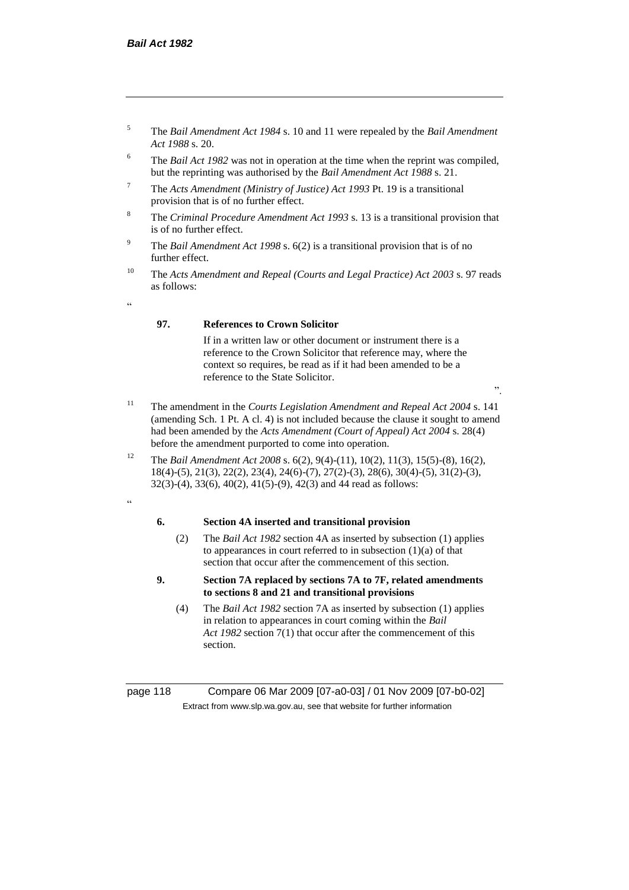[5] The *Bail Amendment Act 1984* s. 10 and 11 were repealed by the *Bail Amendment Act 1988* s. 20.

[6] The *Bail Act 1982* was not in operation at the time when the reprint was compiled, but the reprinting was authorised by the *Bail Amendment Act 1988* s. 21.

[7] The *Acts Amendment (Ministry of Justice) Act 1993* Pt. 19 is a transitional provision that is of no further effect.

[8] The *Criminal Procedure Amendment Act 1993* s. 13 is a transitional provision that is of no further effect.

[9] The *Bail Amendment Act 1998* s. 6(2) is a transitional provision that is of no further effect.

[10] The *Acts Amendment and Repeal (Courts and Legal Practice) Act 2003* s. 97 reads as follows:

"

**97. References to Crown Solicitor**

If in a written law or other document or instrument there is a reference to the Crown Solicitor that reference may, where the context so requires, be read as if it had been amended to be a reference to the State Solicitor.

".

[11] The amendment in the *Courts Legislation Amendment and Repeal Act 2004* s. 141 (amending Sch. 1 Pt. A cl. 4) is not included because the clause it sought to amend had been amended by the *Acts Amendment (Court of Appeal) Act 2004* s. 28(4) before the amendment purported to come into operation.

[12] The *Bail Amendment Act 2008* s. 6(2), 9(4)-(11), 10(2), 11(3), 15(5)-(8), 16(2), 18(4)-(5), 21(3), 22(2), 23(4), 24(6)-(7), 27(2)-(3), 28(6), 30(4)-(5), 31(2)-(3), 32(3)-(4), 33(6), 40(2), 41(5)-(9), 42(3) and 44 read as follows:

"

**6. Section 4A inserted and transitional provision**

(2) The *Bail Act 1982* section 4A as inserted by subsection (1) applies to appearances in court referred to in subsection (1)(a) of that section that occur after the commencement of this section.

**9. Section 7A replaced by sections 7A to 7F, related amendments to sections 8 and 21 and transitional provisions**

(4) The *Bail Act 1982* section 7A as inserted by subsection (1) applies in relation to appearances in court coming within the *Bail Act 1982* section 7(1) that occur after the commencement of this section.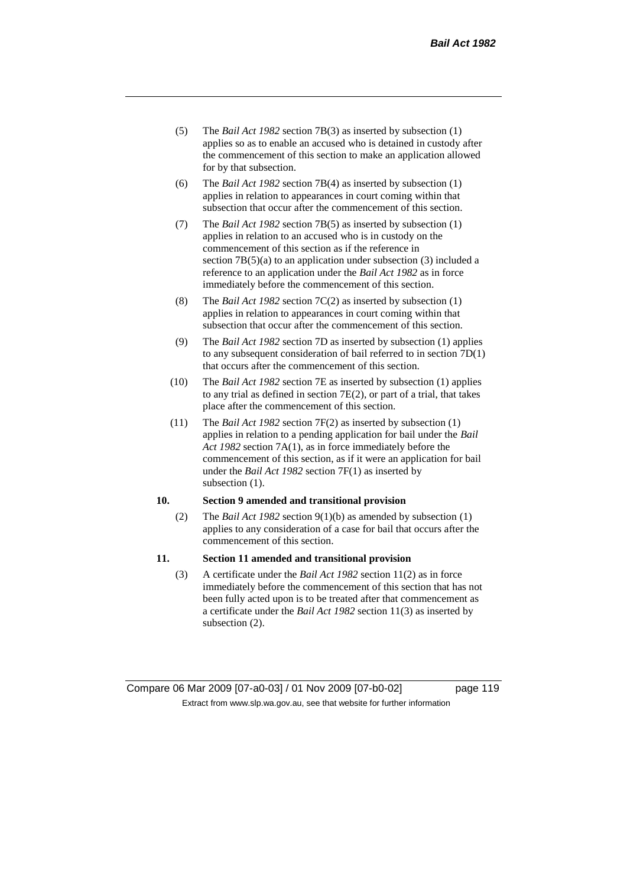(5) The *Bail Act 1982* section 7B(3) as inserted by subsection (1) applies so as to enable an accused who is detained in custody after the commencement of this section to make an application allowed for by that subsection.

(6) The *Bail Act 1982* section 7B(4) as inserted by subsection (1) applies in relation to appearances in court coming within that subsection that occur after the commencement of this section.

(7) The *Bail Act 1982* section 7B(5) as inserted by subsection (1) applies in relation to an accused who is in custody on the commencement of this section as if the reference in section 7B(5)(a) to an application under subsection (3) included a reference to an application under the *Bail Act 1982* as in force immediately before the commencement of this section.

(8) The *Bail Act 1982* section 7C(2) as inserted by subsection (1) applies in relation to appearances in court coming within that subsection that occur after the commencement of this section.

(9) The *Bail Act 1982* section 7D as inserted by subsection (1) applies to any subsequent consideration of bail referred to in section 7D(1) that occurs after the commencement of this section.

(10) The *Bail Act 1982* section 7E as inserted by subsection (1) applies to any trial as defined in section 7E(2), or part of a trial, that takes place after the commencement of this section.

(11) The *Bail Act 1982* section 7F(2) as inserted by subsection (1) applies in relation to a pending application for bail under the *Bail Act 1982* section 7A(1), as in force immediately before the commencement of this section, as if it were an application for bail under the *Bail Act 1982* section 7F(1) as inserted by subsection (1).

**10. Section 9 amended and transitional provision**

(2) The *Bail Act 1982* section 9(1)(b) as amended by subsection (1) applies to any consideration of a case for bail that occurs after the commencement of this section.

**11. Section 11 amended and transitional provision**

(3) A certificate under the *Bail Act 1982* section 11(2) as in force immediately before the commencement of this section that has not been fully acted upon is to be treated after that commencement as a certificate under the *Bail Act 1982* section 11(3) as inserted by subsection (2).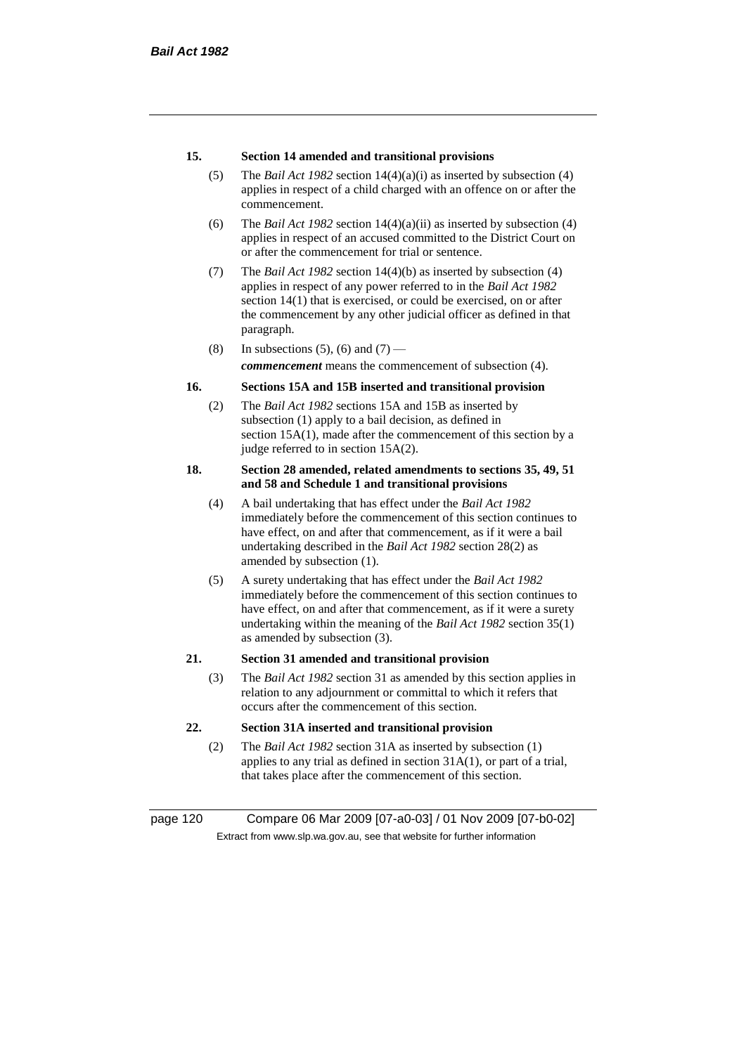**15. Section 14 amended and transitional provisions**

(5) The *Bail Act 1982* section 14(4)(a)(i) as inserted by subsection (4) applies in respect of a child charged with an offence on or after the commencement.

(6) The *Bail Act 1982* section 14(4)(a)(ii) as inserted by subsection (4) applies in respect of an accused committed to the District Court on or after the commencement for trial or sentence.

(7) The *Bail Act 1982* section 14(4)(b) as inserted by subsection (4) applies in respect of any power referred to in the *Bail Act 1982* section 14(1) that is exercised, or could be exercised, on or after the commencement by any other judicial officer as defined in that paragraph.

(8) In subsections (5), (6) and (7) —

***commencement*** means the commencement of subsection (4).

**16. Sections 15A and 15B inserted and transitional provision**

(2) The *Bail Act 1982* sections 15A and 15B as inserted by subsection (1) apply to a bail decision, as defined in section 15A(1), made after the commencement of this section by a judge referred to in section 15A(2).

**18. Section 28 amended, related amendments to sections 35, 49, 51 and 58 and Schedule 1 and transitional provisions**

(4) A bail undertaking that has effect under the *Bail Act 1982* immediately before the commencement of this section continues to have effect, on and after that commencement, as if it were a bail undertaking described in the *Bail Act 1982* section 28(2) as amended by subsection (1).

(5) A surety undertaking that has effect under the *Bail Act 1982* immediately before the commencement of this section continues to have effect, on and after that commencement, as if it were a surety undertaking within the meaning of the *Bail Act 1982* section 35(1) as amended by subsection (3).

**21. Section 31 amended and transitional provision**

(3) The *Bail Act 1982* section 31 as amended by this section applies in relation to any adjournment or committal to which it refers that occurs after the commencement of this section.

**22. Section 31A inserted and transitional provision**

(2) The *Bail Act 1982* section 31A as inserted by subsection (1) applies to any trial as defined in section 31A(1), or part of a trial, that takes place after the commencement of this section.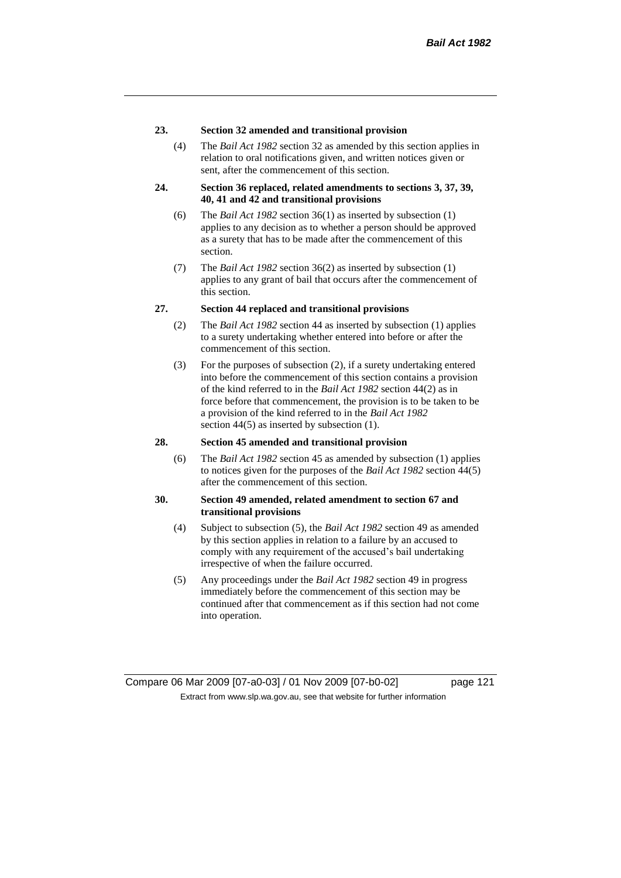**23. Section 32 amended and transitional provision**

(4) The *Bail Act 1982* section 32 as amended by this section applies in relation to oral notifications given, and written notices given or sent, after the commencement of this section.

**24. Section 36 replaced, related amendments to sections 3, 37, 39, 40, 41 and 42 and transitional provisions**

(6) The *Bail Act 1982* section 36(1) as inserted by subsection (1) applies to any decision as to whether a person should be approved as a surety that has to be made after the commencement of this section.

(7) The *Bail Act 1982* section 36(2) as inserted by subsection (1) applies to any grant of bail that occurs after the commencement of this section.

**27. Section 44 replaced and transitional provisions**

(2) The *Bail Act 1982* section 44 as inserted by subsection (1) applies to a surety undertaking whether entered into before or after the commencement of this section.

(3) For the purposes of subsection (2), if a surety undertaking entered into before the commencement of this section contains a provision of the kind referred to in the *Bail Act 1982* section 44(2) as in force before that commencement, the provision is to be taken to be a provision of the kind referred to in the *Bail Act 1982* section 44(5) as inserted by subsection (1).

**28. Section 45 amended and transitional provision**

(6) The *Bail Act 1982* section 45 as amended by subsection (1) applies to notices given for the purposes of the *Bail Act 1982* section 44(5) after the commencement of this section.

**30. Section 49 amended, related amendment to section 67 and transitional provisions**

(4) Subject to subsection (5), the *Bail Act 1982* section 49 as amended by this section applies in relation to a failure by an accused to comply with any requirement of the accused's bail undertaking irrespective of when the failure occurred.

(5) Any proceedings under the *Bail Act 1982* section 49 in progress immediately before the commencement of this section may be continued after that commencement as if this section had not come into operation.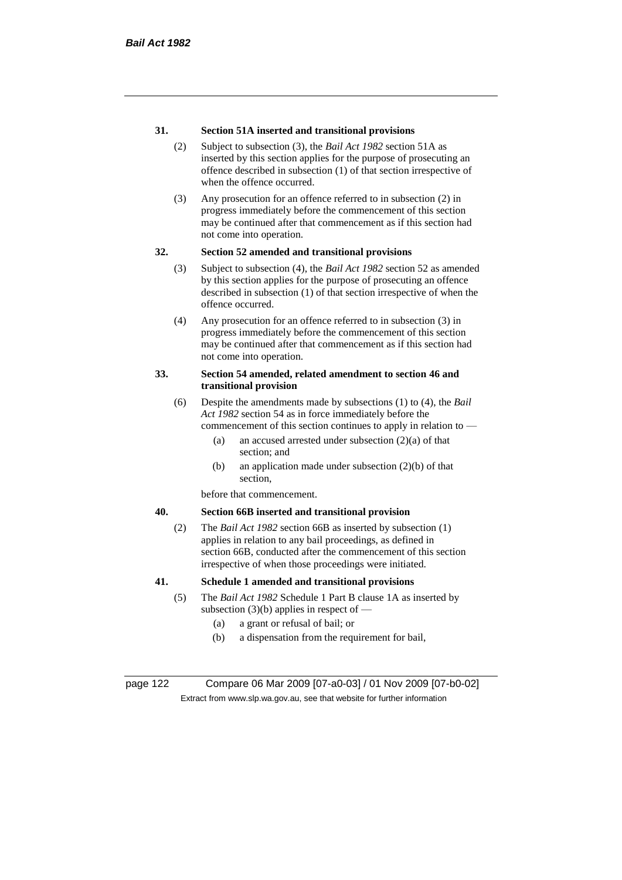**31. Section 51A inserted and transitional provisions**

(2) Subject to subsection (3), the *Bail Act 1982* section 51A as inserted by this section applies for the purpose of prosecuting an offence described in subsection (1) of that section irrespective of when the offence occurred.

(3) Any prosecution for an offence referred to in subsection (2) in progress immediately before the commencement of this section may be continued after that commencement as if this section had not come into operation.

**32. Section 52 amended and transitional provisions**

(3) Subject to subsection (4), the *Bail Act 1982* section 52 as amended by this section applies for the purpose of prosecuting an offence described in subsection (1) of that section irrespective of when the offence occurred.

(4) Any prosecution for an offence referred to in subsection (3) in progress immediately before the commencement of this section may be continued after that commencement as if this section had not come into operation.

**33. Section 54 amended, related amendment to section 46 and transitional provision**

(6) Despite the amendments made by subsections (1) to (4), the *Bail Act 1982* section 54 as in force immediately before the commencement of this section continues to apply in relation to —

(a) an accused arrested under subsection (2)(a) of that section; and

(b) an application made under subsection (2)(b) of that section,

before that commencement.

**40. Section 66B inserted and transitional provision**

(2) The *Bail Act 1982* section 66B as inserted by subsection (1) applies in relation to any bail proceedings, as defined in section 66B, conducted after the commencement of this section irrespective of when those proceedings were initiated.

**41. Schedule 1 amended and transitional provisions**

(5) The *Bail Act 1982* Schedule 1 Part B clause 1A as inserted by subsection (3)(b) applies in respect of —

(a) a grant or refusal of bail; or

(b) a dispensation from the requirement for bail,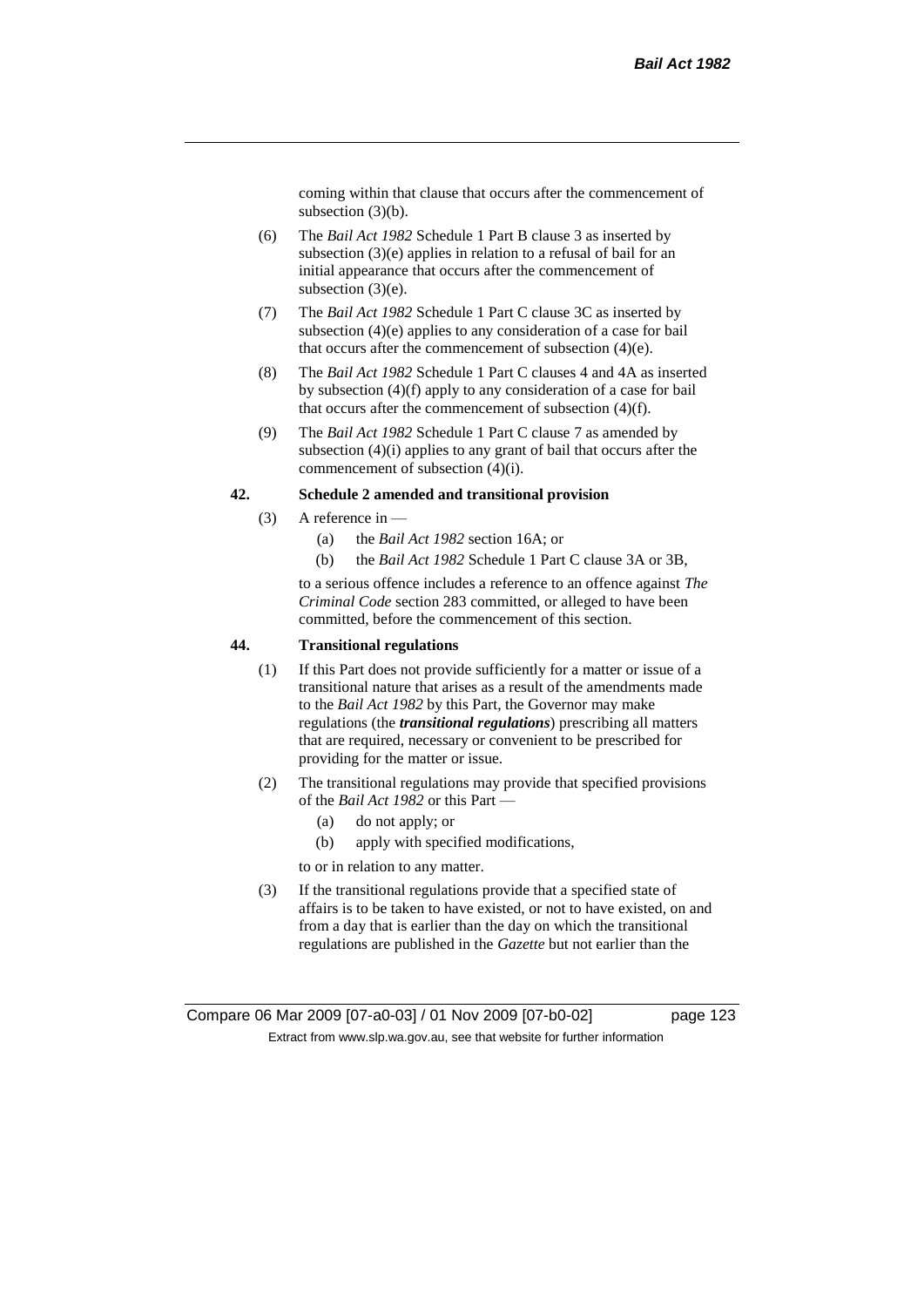coming within that clause that occurs after the commencement of subsection (3)(b).

(6) The *Bail Act 1982* Schedule 1 Part B clause 3 as inserted by subsection (3)(e) applies in relation to a refusal of bail for an initial appearance that occurs after the commencement of subsection (3)(e).

(7) The *Bail Act 1982* Schedule 1 Part C clause 3C as inserted by subsection (4)(e) applies to any consideration of a case for bail that occurs after the commencement of subsection (4)(e).

(8) The *Bail Act 1982* Schedule 1 Part C clauses 4 and 4A as inserted by subsection (4)(f) apply to any consideration of a case for bail that occurs after the commencement of subsection (4)(f).

(9) The *Bail Act 1982* Schedule 1 Part C clause 7 as amended by subsection (4)(i) applies to any grant of bail that occurs after the commencement of subsection (4)(i).

**42. Schedule 2 amended and transitional provision**

(3) A reference in —

(a) the *Bail Act 1982* section 16A; or

(b) the *Bail Act 1982* Schedule 1 Part C clause 3A or 3B,

to a serious offence includes a reference to an offence against *The Criminal Code* section 283 committed, or alleged to have been committed, before the commencement of this section.

**44. Transitional regulations**

(1) If this Part does not provide sufficiently for a matter or issue of a transitional nature that arises as a result of the amendments made to the *Bail Act 1982* by this Part, the Governor may make regulations (the ***transitional regulations***) prescribing all matters that are required, necessary or convenient to be prescribed for providing for the matter or issue.

(2) The transitional regulations may provide that specified provisions of the *Bail Act 1982* or this Part —

(a) do not apply; or

(b) apply with specified modifications,

to or in relation to any matter.

(3) If the transitional regulations provide that a specified state of affairs is to be taken to have existed, or not to have existed, on and from a day that is earlier than the day on which the transitional regulations are published in the *Gazette* but not earlier than the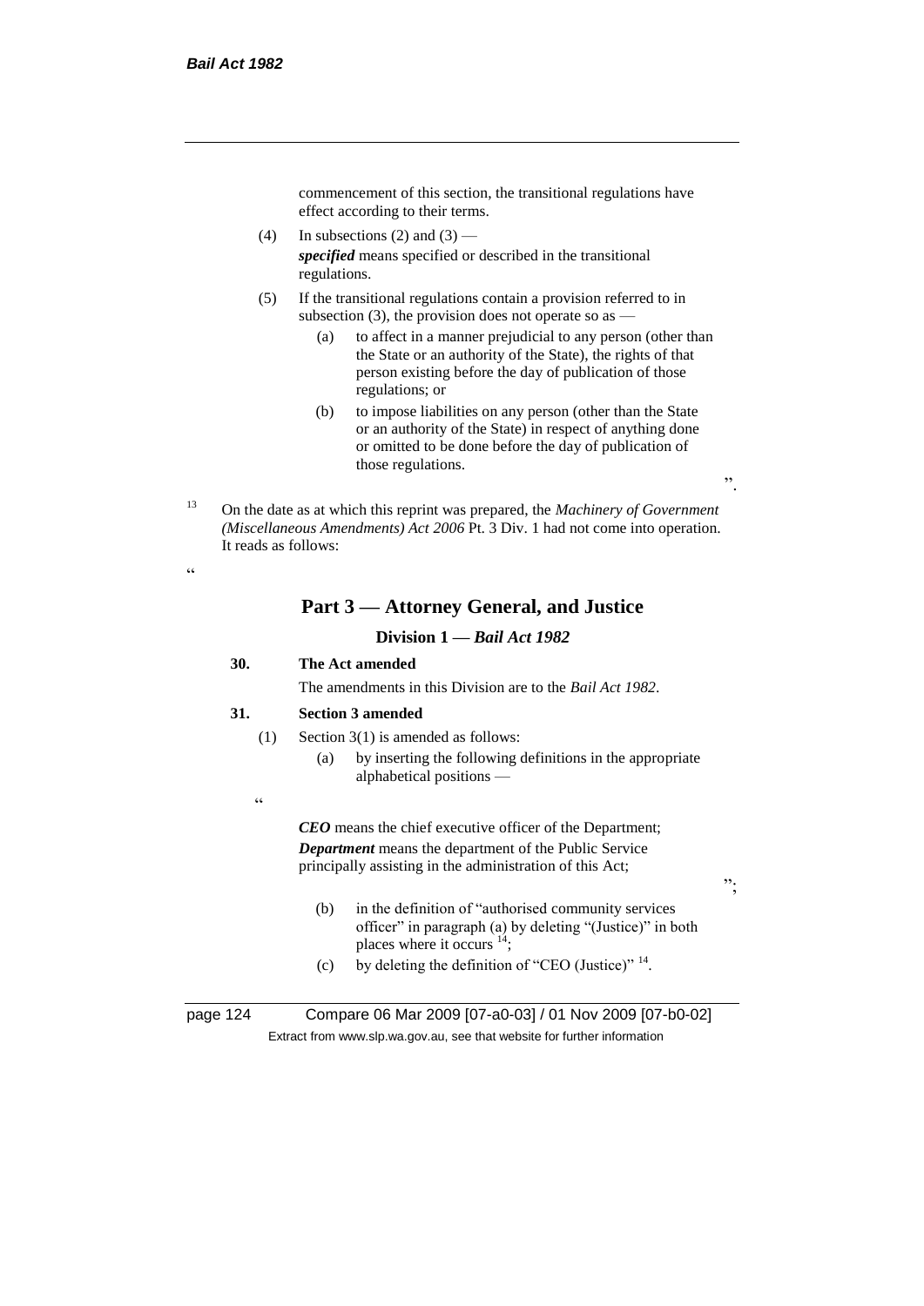commencement of this section, the transitional regulations have effect according to their terms.

(4) In subsections (2) and (3) —

***specified*** means specified or described in the transitional regulations.

(5) If the transitional regulations contain a provision referred to in subsection (3), the provision does not operate so as —

(a) to affect in a manner prejudicial to any person (other than the State or an authority of the State), the rights of that person existing before the day of publication of those regulations; or

(b) to impose liabilities on any person (other than the State or an authority of the State) in respect of anything done or omitted to be done before the day of publication of those regulations.

".

[13] On the date as at which this reprint was prepared, the *Machinery of Government (Miscellaneous Amendments) Act 2006* Pt. 3 Div. 1 had not come into operation. It reads as follows:

"

## Part 3 — Attorney General, and Justice

### Division 1 — *Bail Act 1982*

**30. The Act amended**

The amendments in this Division are to the *Bail Act 1982*.

**31. Section 3 amended**

(1) Section 3(1) is amended as follows:

(a) by inserting the following definitions in the appropriate alphabetical positions —

"

***CEO*** means the chief executive officer of the Department;

***Department*** means the department of the Public Service principally assisting in the administration of this Act;

";

(b) in the definition of "authorised community services officer" in paragraph (a) by deleting "(Justice)" in both places where it occurs [14];

(c) by deleting the definition of "CEO (Justice)" [14].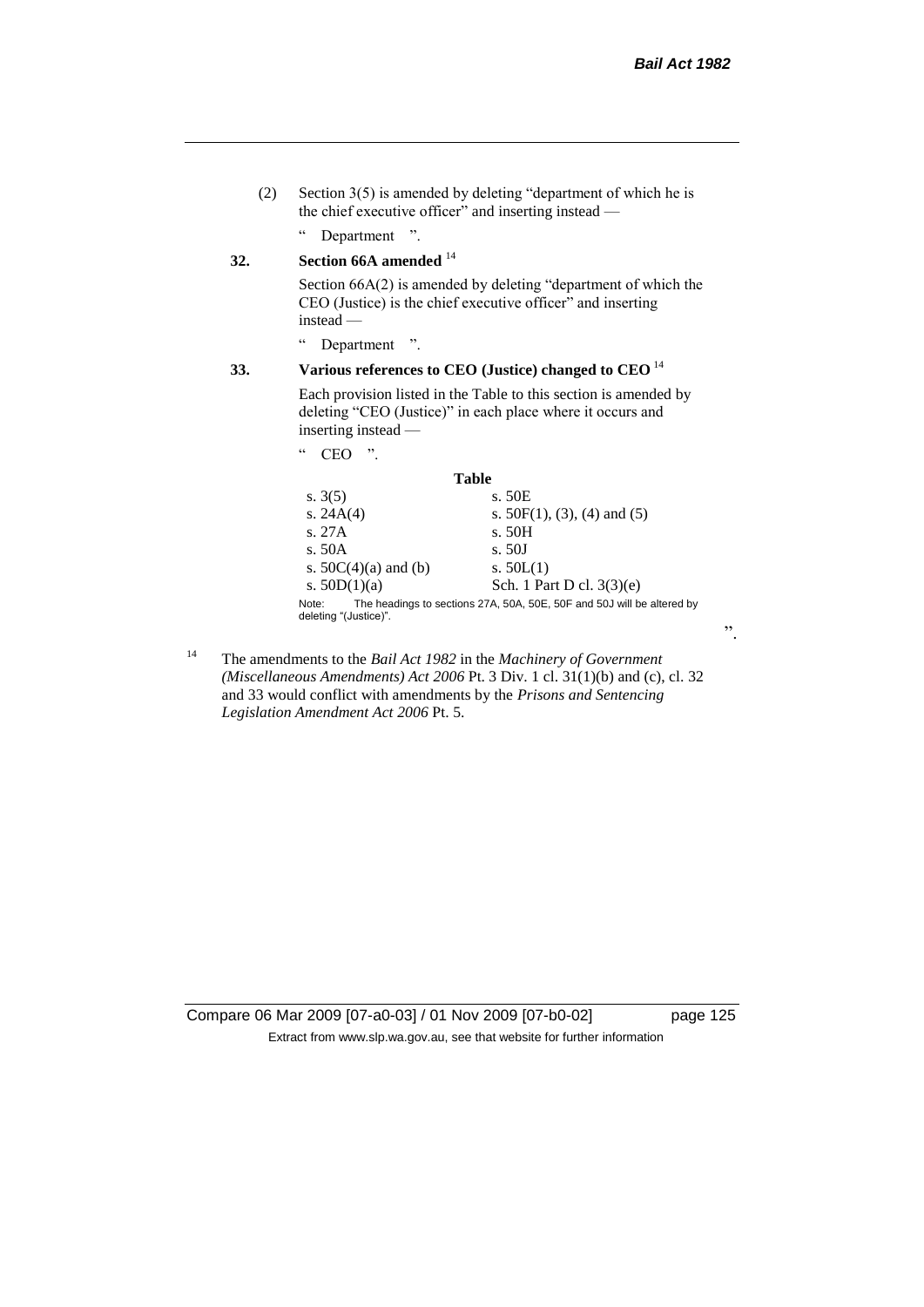(2) Section 3(5) is amended by deleting "department of which he is the chief executive officer" and inserting instead —

" Department ".

**32. Section 66A amended** [14]

Section 66A(2) is amended by deleting "department of which the CEO (Justice) is the chief executive officer" and inserting instead —

" Department ".

**33. Various references to CEO (Justice) changed to CEO** [14]

Each provision listed in the Table to this section is amended by deleting "CEO (Justice)" in each place where it occurs and inserting instead —

" CEO ".

**Table**

| | |
|---|---|
| s. 3(5) | s. 50E |
| s. 24A(4) | s. 50F(1), (3), (4) and (5) |
| s. 27A | s. 50H |
| s. 50A | s. 50J |
| s. 50C(4)(a) and (b) | s. 50L(1) |
| s. 50D(1)(a) | Sch. 1 Part D cl. 3(3)(e) |

Note: The headings to sections 27A, 50A, 50E, 50F and 50J will be altered by deleting "(Justice)".

".

[14] The amendments to the *Bail Act 1982* in the *Machinery of Government (Miscellaneous Amendments) Act 2006* Pt. 3 Div. 1 cl. 31(1)(b) and (c), cl. 32 and 33 would conflict with amendments by the *Prisons and Sentencing Legislation Amendment Act 2006* Pt. 5.